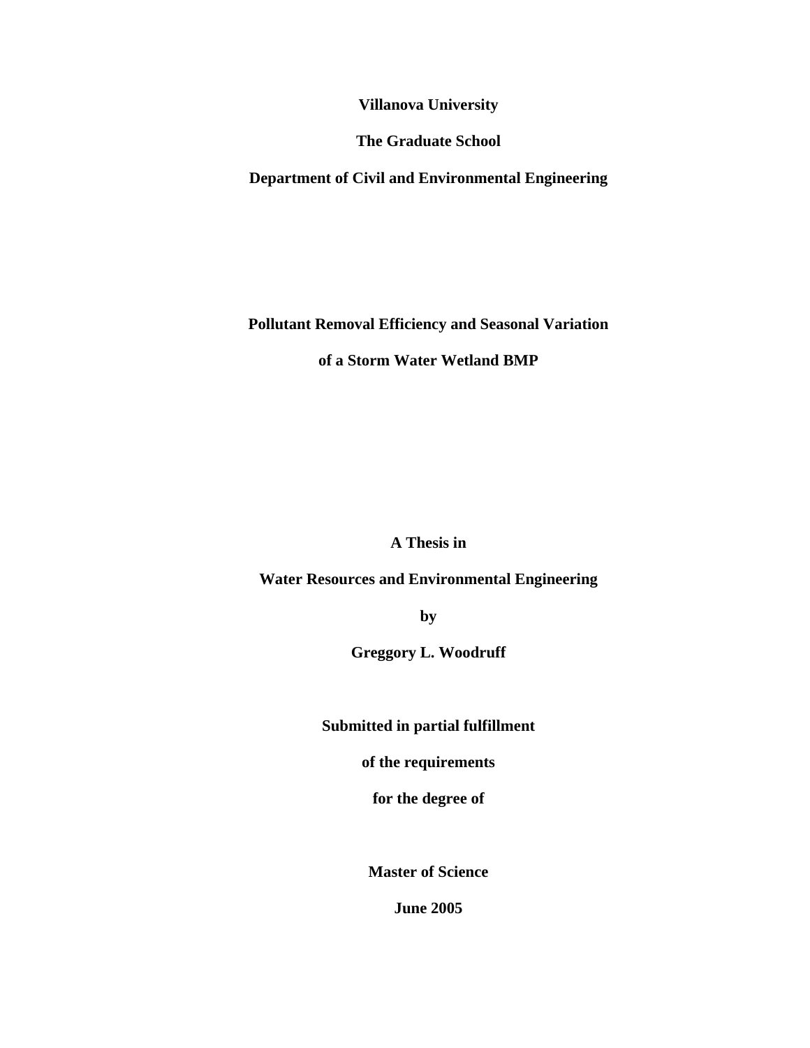**Villanova University**

**The Graduate School**

**Department of Civil and Environmental Engineering**

# Pollutant Removal Efficiency and Seasonal Variation of a Storm Water Wetland BMP

**A Thesis in**

**Water Resources and Environmental Engineering**

**by**

**Greggory L. Woodruff**

**Submitted in partial fulfillment**

**of the requirements**

**for the degree of**

**Master of Science**

**June 2005**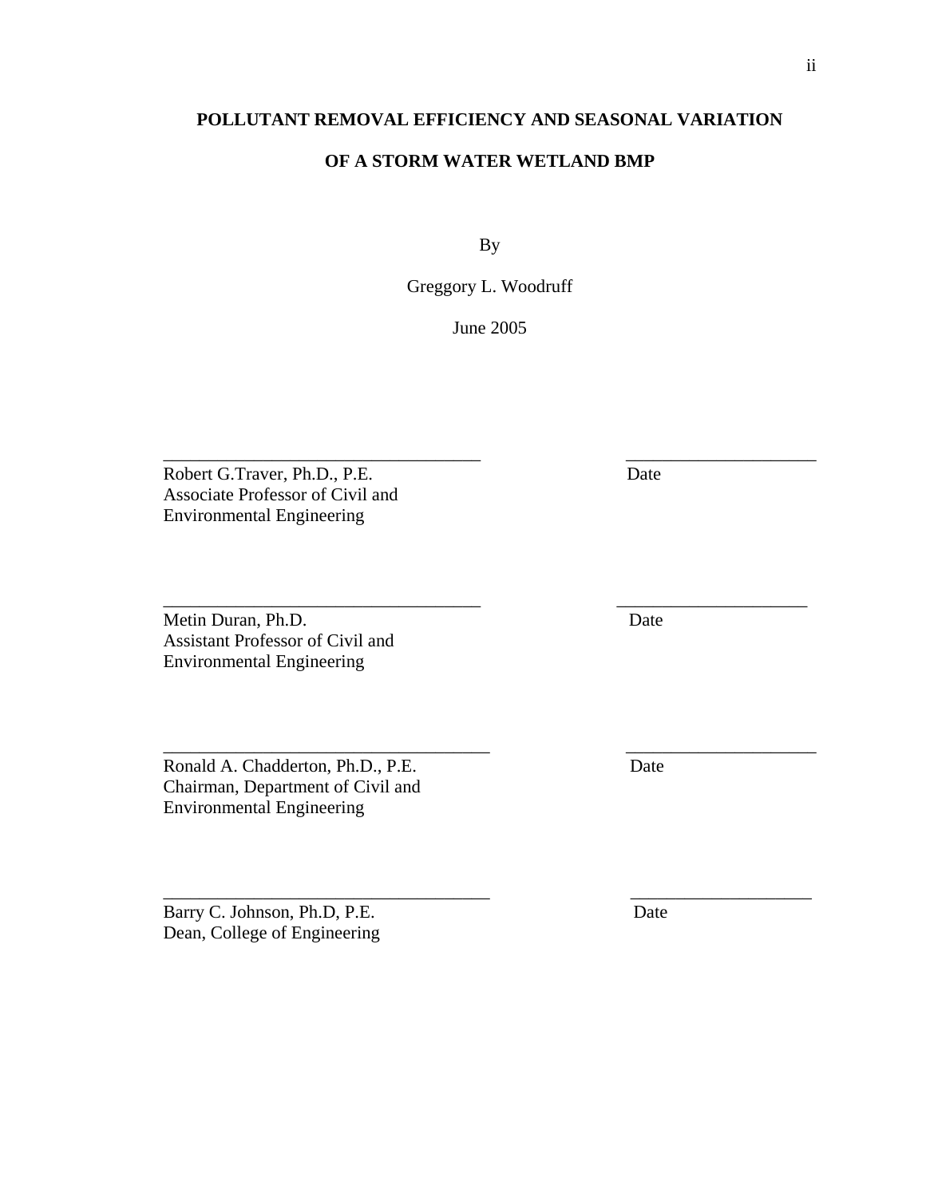**POLLUTANT REMOVAL EFFICIENCY AND SEASONAL VARIATION**

**OF A STORM WATER WETLAND BMP**

By

Greggory L. Woodruff

June 2005

\_\_\_\_\_\_\_\_\_\_\_\_\_\_\_\_\_\_\_\_\_\_\_\_\_\_\_\_\_\_\_\_\_\_\_ \_\_\_\_\_\_\_\_\_\_\_\_\_\_\_\_\_\_\_\_\_

Robert G.Traver, Ph.D., P.E. Date
Associate Professor of Civil and
Environmental Engineering

\_\_\_\_\_\_\_\_\_\_\_\_\_\_\_\_\_\_\_\_\_\_\_\_\_\_\_\_\_\_\_\_\_\_\_ \_\_\_\_\_\_\_\_\_\_\_\_\_\_\_\_\_\_\_\_\_

Metin Duran, Ph.D. Date
Assistant Professor of Civil and
Environmental Engineering

\_\_\_\_\_\_\_\_\_\_\_\_\_\_\_\_\_\_\_\_\_\_\_\_\_\_\_\_\_\_\_\_\_\_\_ \_\_\_\_\_\_\_\_\_\_\_\_\_\_\_\_\_\_\_\_\_

Ronald A. Chadderton, Ph.D., P.E. Date
Chairman, Department of Civil and
Environmental Engineering

\_\_\_\_\_\_\_\_\_\_\_\_\_\_\_\_\_\_\_\_\_\_\_\_\_\_\_\_\_\_\_\_\_\_\_ \_\_\_\_\_\_\_\_\_\_\_\_\_\_\_\_\_\_\_\_\_

Barry C. Johnson, Ph.D, P.E. Date
Dean, College of Engineering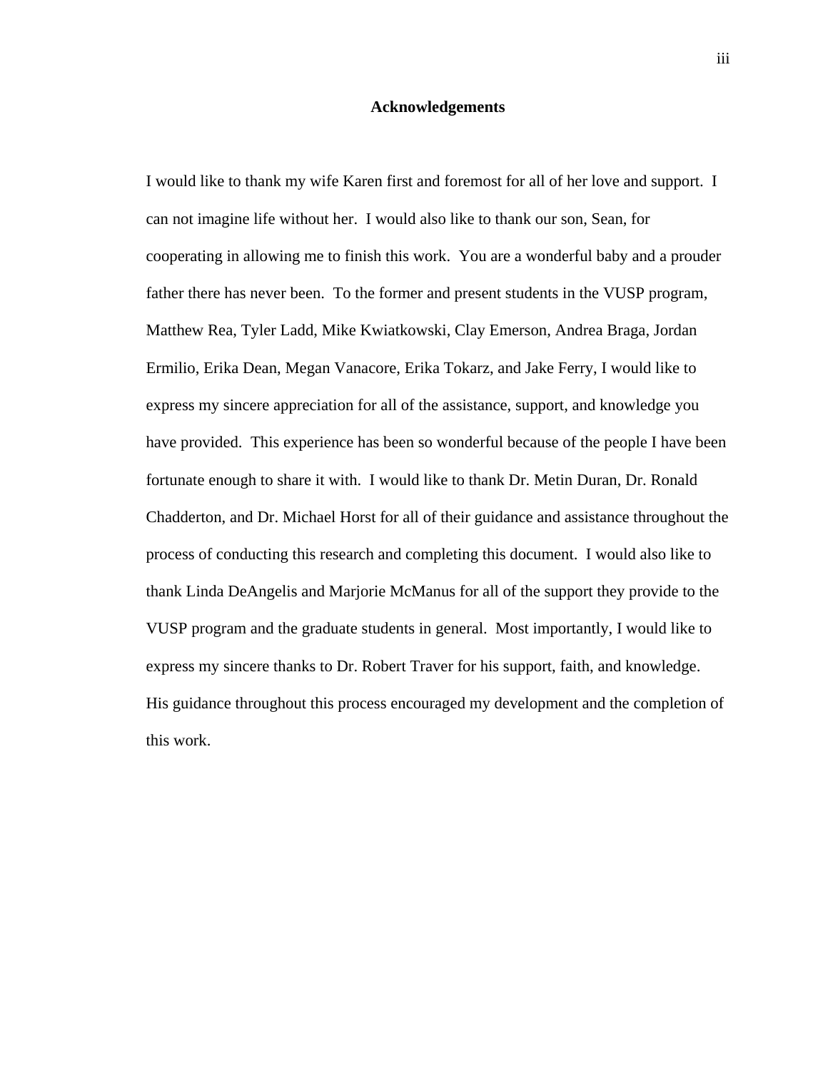# Acknowledgements

I would like to thank my wife Karen first and foremost for all of her love and support. I can not imagine life without her. I would also like to thank our son, Sean, for cooperating in allowing me to finish this work. You are a wonderful baby and a prouder father there has never been. To the former and present students in the VUSP program, Matthew Rea, Tyler Ladd, Mike Kwiatkowski, Clay Emerson, Andrea Braga, Jordan Ermilio, Erika Dean, Megan Vanacore, Erika Tokarz, and Jake Ferry, I would like to express my sincere appreciation for all of the assistance, support, and knowledge you have provided. This experience has been so wonderful because of the people I have been fortunate enough to share it with. I would like to thank Dr. Metin Duran, Dr. Ronald Chadderton, and Dr. Michael Horst for all of their guidance and assistance throughout the process of conducting this research and completing this document. I would also like to thank Linda DeAngelis and Marjorie McManus for all of the support they provide to the VUSP program and the graduate students in general. Most importantly, I would like to express my sincere thanks to Dr. Robert Traver for his support, faith, and knowledge. His guidance throughout this process encouraged my development and the completion of this work.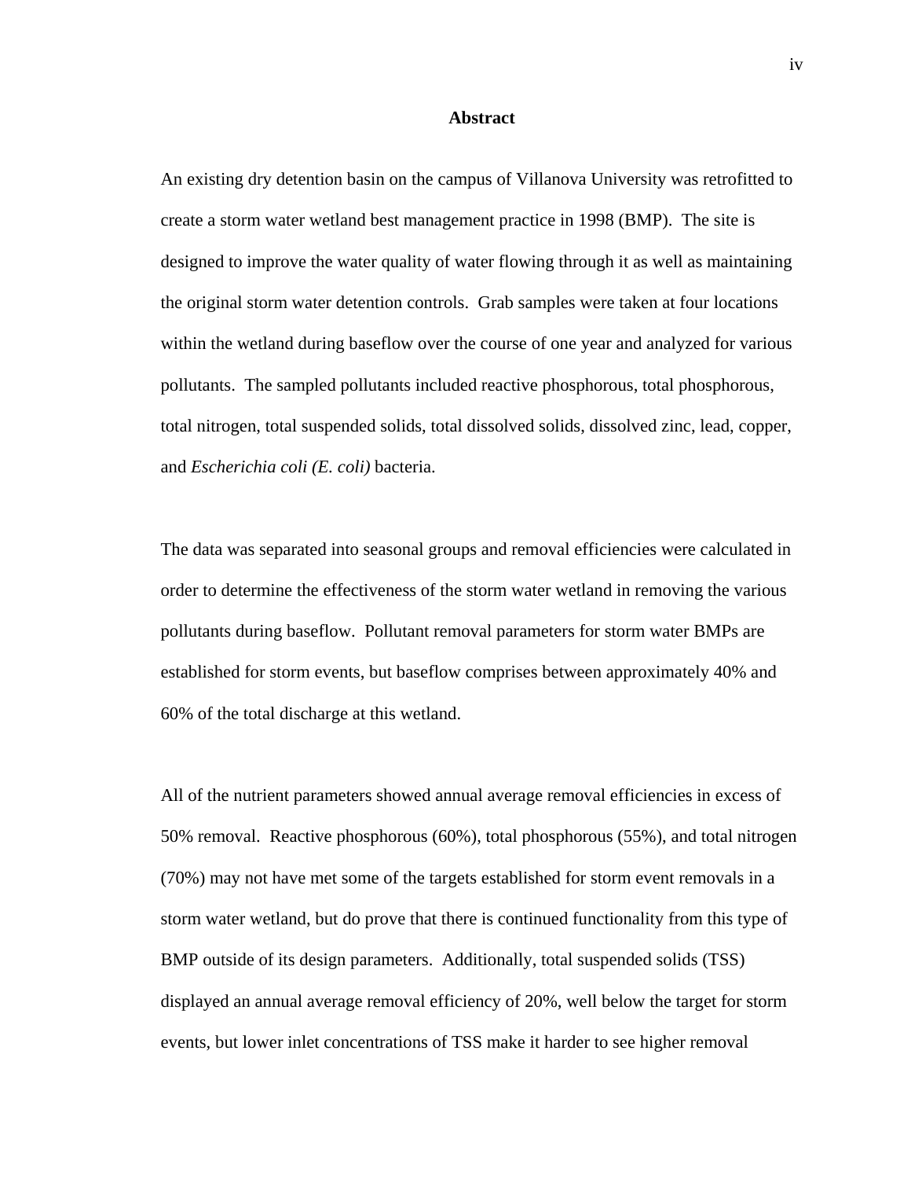## Abstract

An existing dry detention basin on the campus of Villanova University was retrofitted to create a storm water wetland best management practice in 1998 (BMP). The site is designed to improve the water quality of water flowing through it as well as maintaining the original storm water detention controls. Grab samples were taken at four locations within the wetland during baseflow over the course of one year and analyzed for various pollutants. The sampled pollutants included reactive phosphorous, total phosphorous, total nitrogen, total suspended solids, total dissolved solids, dissolved zinc, lead, copper, and *Escherichia coli (E. coli)* bacteria.

The data was separated into seasonal groups and removal efficiencies were calculated in order to determine the effectiveness of the storm water wetland in removing the various pollutants during baseflow. Pollutant removal parameters for storm water BMPs are established for storm events, but baseflow comprises between approximately 40% and 60% of the total discharge at this wetland.

All of the nutrient parameters showed annual average removal efficiencies in excess of 50% removal. Reactive phosphorous (60%), total phosphorous (55%), and total nitrogen (70%) may not have met some of the targets established for storm event removals in a storm water wetland, but do prove that there is continued functionality from this type of BMP outside of its design parameters. Additionally, total suspended solids (TSS) displayed an annual average removal efficiency of 20%, well below the target for storm events, but lower inlet concentrations of TSS make it harder to see higher removal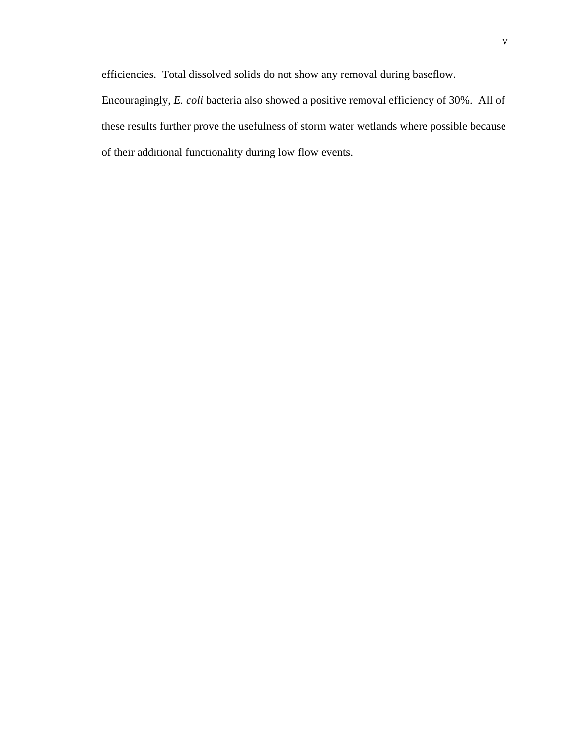efficiencies.  Total dissolved solids do not show any removal during baseflow. Encouragingly, *E. coli* bacteria also showed a positive removal efficiency of 30%.  All of these results further prove the usefulness of storm water wetlands where possible because of their additional functionality during low flow events.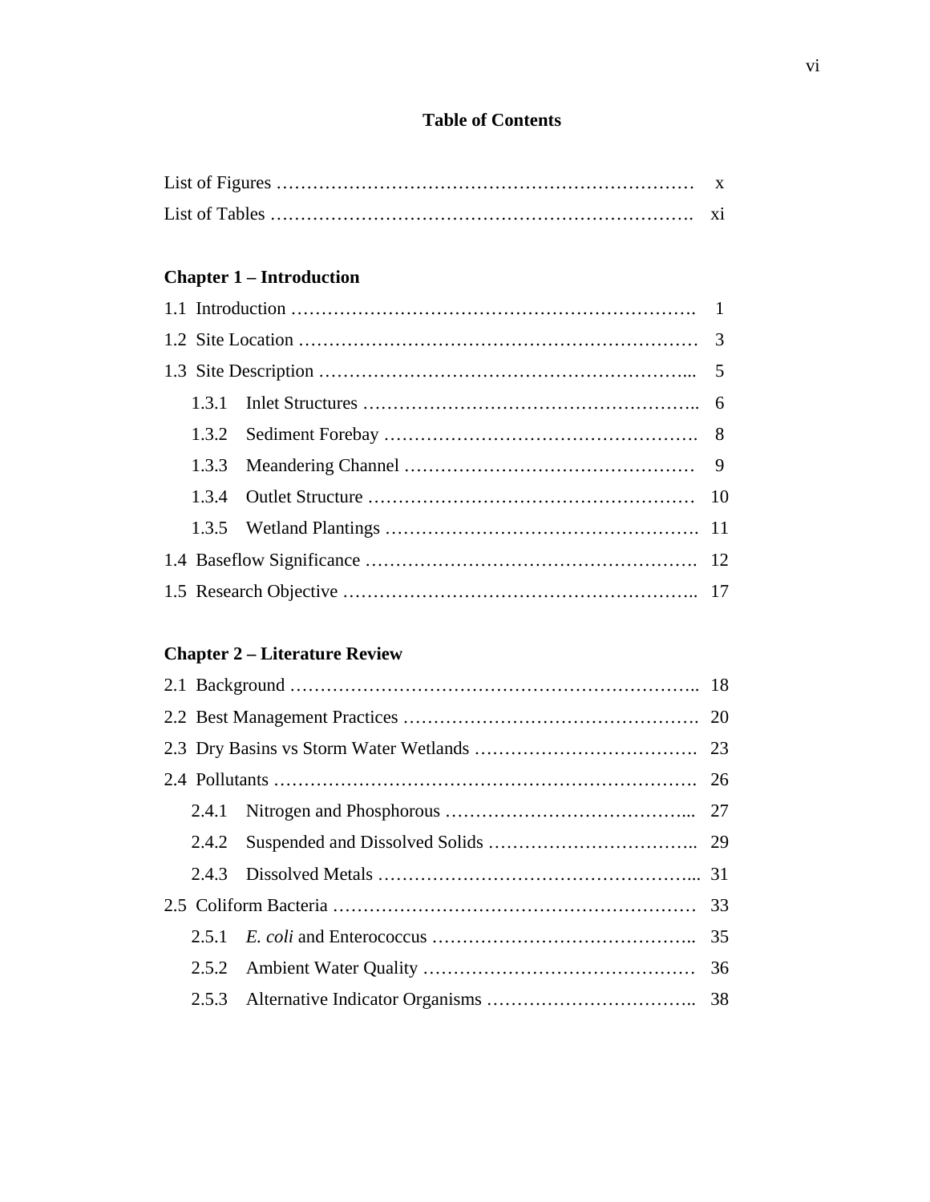# Table of Contents

List of Figures …………………………………………………………… x

List of Tables ……………………………………………………………. xi

## Chapter 1 – Introduction

1.1 Introduction …………………………………………………………. 1

1.2 Site Location ………………………………………………………… 3

1.3 Site Description ……………………………………………………... 5

- 1.3.1 Inlet Structures ……………………………………………….. 6
- 1.3.2 Sediment Forebay ……………………………………………. 8
- 1.3.3 Meandering Channel ………………………………………… 9
- 1.3.4 Outlet Structure ……………………………………………… 10
- 1.3.5 Wetland Plantings ……………………………………………. 11

1.4 Baseflow Significance ………………………………………………. 12

1.5 Research Objective ………………………………………………….. 17

## Chapter 2 – Literature Review

2.1 Background ………………………………………………………….. 18

2.2 Best Management Practices …………………………………………. 20

2.3 Dry Basins vs Storm Water Wetlands ………………………………. 23

2.4 Pollutants ……………………………………………………………. 26

- 2.4.1 Nitrogen and Phosphorous …………………………………... 27
- 2.4.2 Suspended and Dissolved Solids …………………………….. 29
- 2.4.3 Dissolved Metals ……………………………………………... 31

2.5 Coliform Bacteria …………………………………………………… 33

- 2.5.1 *E. coli* and Enterococcus …………………………………….. 35
- 2.5.2 Ambient Water Quality ……………………………………… 36
- 2.5.3 Alternative Indicator Organisms …………………………….. 38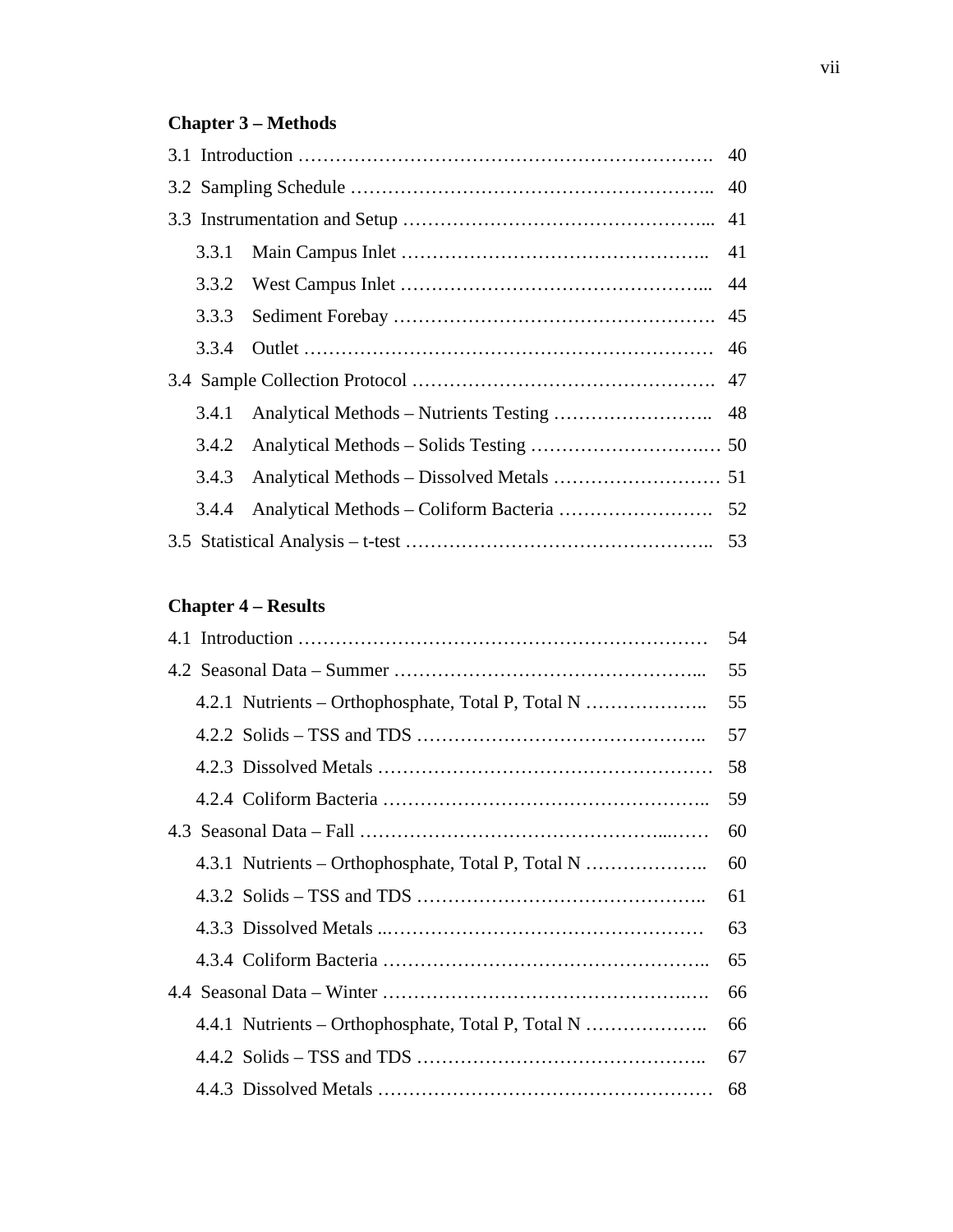**Chapter 3 – Methods**

3.1 Introduction ……………………………………………………………. 40

3.2 Sampling Schedule ………………………………………………….. 40

3.3 Instrumentation and Setup ………………………………………... 41

  3.3.1 Main Campus Inlet ………………………………………….. 41

  3.3.2 West Campus Inlet ………………………………………... 44

  3.3.3 Sediment Forebay ……………………………………………. 45

  3.3.4 Outlet ……………………………………………………… 46

3.4 Sample Collection Protocol ………………………………………. 47

  3.4.1 Analytical Methods – Nutrients Testing …………………….. 48

  3.4.2 Analytical Methods – Solids Testing ……………………..… 50

  3.4.3 Analytical Methods – Dissolved Metals ……………………… 51

  3.4.4 Analytical Methods – Coliform Bacteria ……………………. 52

3.5 Statistical Analysis – t-test ………………………………………….. 53

**Chapter 4 – Results**

4.1 Introduction ……………………………………………………… 54

4.2 Seasonal Data – Summer ………………………………………... 55

  4.2.1 Nutrients – Orthophosphate, Total P, Total N ……………….. 55

  4.2.2 Solids – TSS and TDS ……………………………………….. 57

  4.2.3 Dissolved Metals …………………………………………… 58

  4.2.4 Coliform Bacteria …………………………………………….. 59

4.3 Seasonal Data – Fall ……………………………………...…… 60

  4.3.1 Nutrients – Orthophosphate, Total P, Total N ……………….. 60

  4.3.2 Solids – TSS and TDS ……………………………………….. 61

  4.3.3 Dissolved Metals ..…………………………………………… 63

  4.3.4 Coliform Bacteria …………………………………………….. 65

4.4 Seasonal Data – Winter ……………………………………….…. 66

  4.4.1 Nutrients – Orthophosphate, Total P, Total N ……………….. 66

  4.4.2 Solids – TSS and TDS ……………………………………….. 67

  4.4.3 Dissolved Metals …………………………………………… 68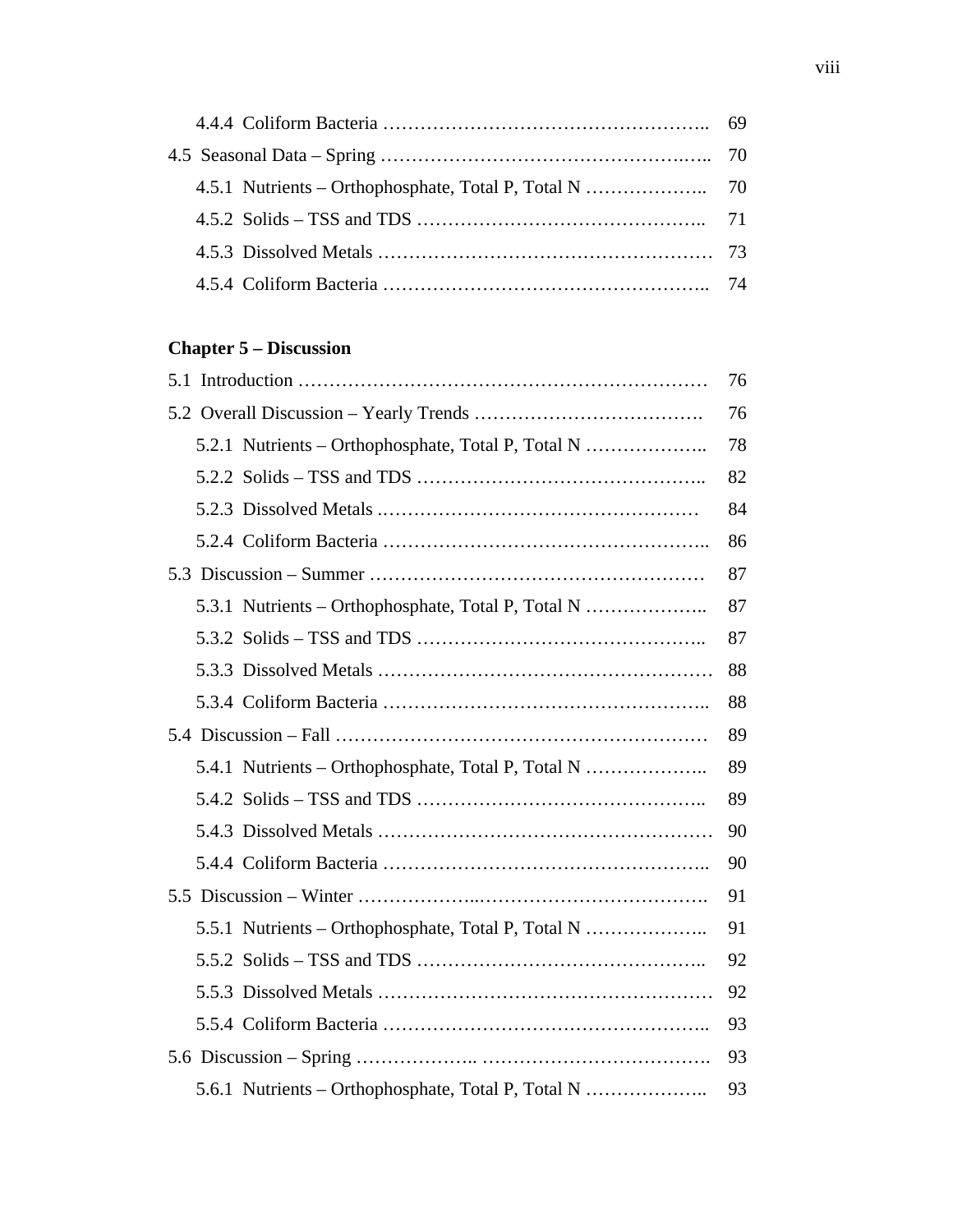4.4.4 Coliform Bacteria …………………………………………….. 69

4.5 Seasonal Data – Spring …………………………………………….. 70

4.5.1 Nutrients – Orthophosphate, Total P, Total N ……………….. 70

4.5.2 Solids – TSS and TDS ……………………………………….. 71

4.5.3 Dissolved Metals ……………………………………………… 73

4.5.4 Coliform Bacteria …………………………………………….. 74

**Chapter 5 – Discussion**

5.1 Introduction ………………………………………………………… 76

5.2 Overall Discussion – Yearly Trends ………………………………. 76

5.2.1 Nutrients – Orthophosphate, Total P, Total N ……………….. 78

5.2.2 Solids – TSS and TDS ……………………………………….. 82

5.2.3 Dissolved Metals …………………………………………… 84

5.2.4 Coliform Bacteria …………………………………………….. 86

5.3 Discussion – Summer ……………………………………………… 87

5.3.1 Nutrients – Orthophosphate, Total P, Total N ……………….. 87

5.3.2 Solids – TSS and TDS ……………………………………….. 87

5.3.3 Dissolved Metals ……………………………………………… 88

5.3.4 Coliform Bacteria …………………………………………….. 88

5.4 Discussion – Fall …………………………………………………… 89

5.4.1 Nutrients – Orthophosphate, Total P, Total N ……………….. 89

5.4.2 Solids – TSS and TDS ……………………………………….. 89

5.4.3 Dissolved Metals ……………………………………………… 90

5.4.4 Coliform Bacteria …………………………………………….. 90

5.5 Discussion – Winter ………………..……………………………. 91

5.5.1 Nutrients – Orthophosphate, Total P, Total N ……………….. 91

5.5.2 Solids – TSS and TDS ……………………………………….. 92

5.5.3 Dissolved Metals ……………………………………………… 92

5.5.4 Coliform Bacteria …………………………………………….. 93

5.6 Discussion – Spring ……………….. ……………………………. 93

5.6.1 Nutrients – Orthophosphate, Total P, Total N ……………….. 93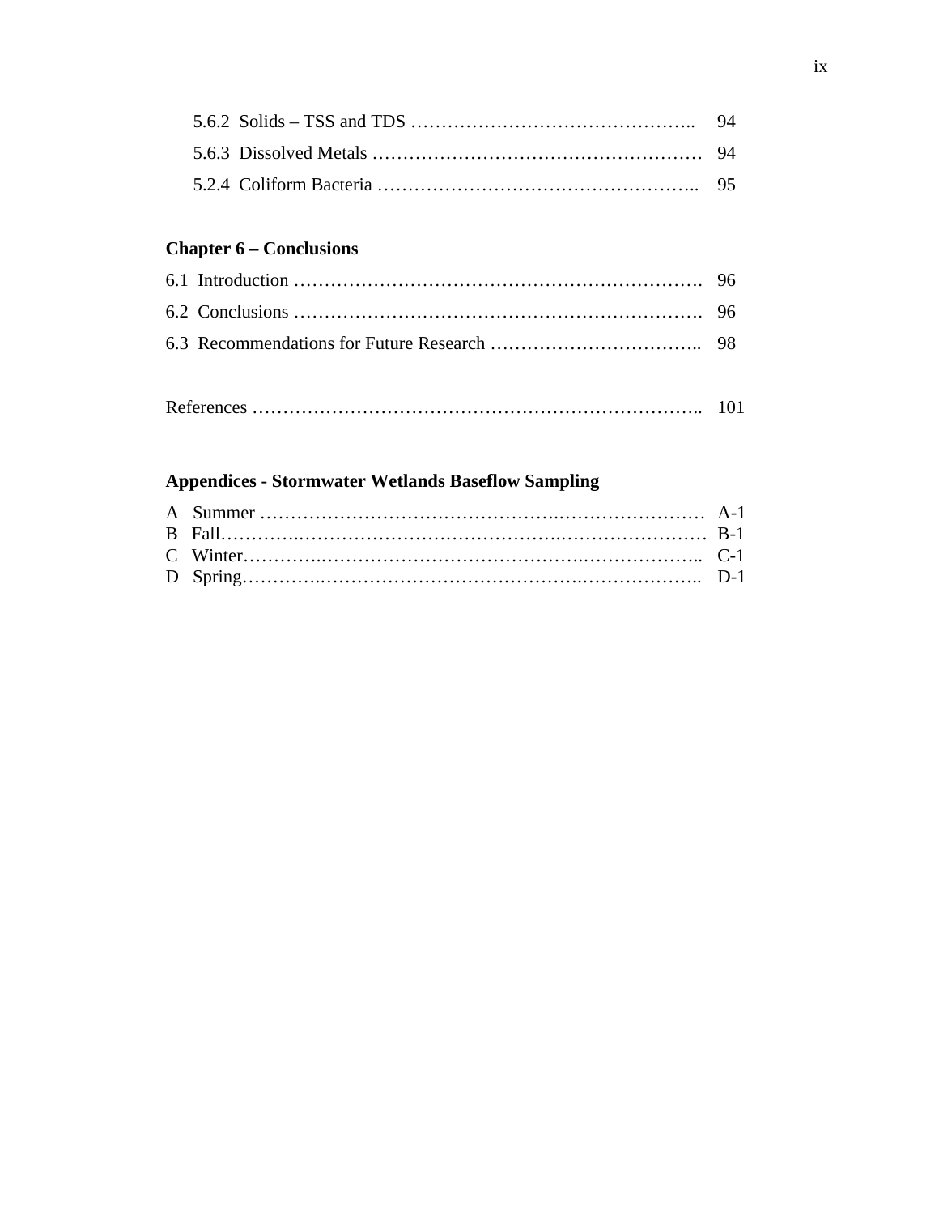5.6.2 Solids – TSS and TDS ........................................ 94

5.6.3 Dissolved Metals ................................................ 94

5.2.4 Coliform Bacteria ............................................... 95

**Chapter 6 – Conclusions**

6.1 Introduction ........................................................... 96

6.2 Conclusions ............................................................ 96

6.3 Recommendations for Future Research ........................ 98

References ................................................................. 101

**Appendices - Stormwater Wetlands Baseflow Sampling**

A Summer ............................................................... A-1

B Fall.................................................................... B-1

C Winter................................................................. C-1

D Spring................................................................. D-1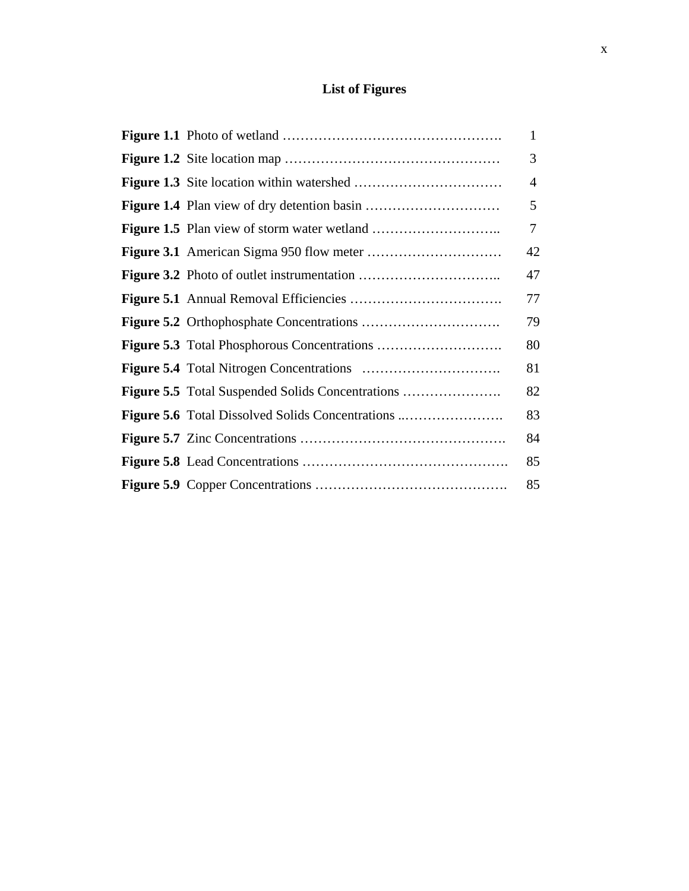# List of Figures

| | | |
|---|---|---|
| **Figure 1.1** | Photo of wetland ………………………………………… | 1 |
| **Figure 1.2** | Site location map ………………………………………… | 3 |
| **Figure 1.3** | Site location within watershed …………………………… | 4 |
| **Figure 1.4** | Plan view of dry detention basin ………………………… | 5 |
| **Figure 1.5** | Plan view of storm water wetland ……………………….. | 7 |
| **Figure 3.1** | American Sigma 950 flow meter ………………………… | 42 |
| **Figure 3.2** | Photo of outlet instrumentation ………………………….. | 47 |
| **Figure 5.1** | Annual Removal Efficiencies ……………………………. | 77 |
| **Figure 5.2** | Orthophosphate Concentrations …………………………. | 79 |
| **Figure 5.3** | Total Phosphorous Concentrations ………………………. | 80 |
| **Figure 5.4** | Total Nitrogen Concentrations …………………………. | 81 |
| **Figure 5.5** | Total Suspended Solids Concentrations …………………. | 82 |
| **Figure 5.6** | Total Dissolved Solids Concentrations ..…………………. | 83 |
| **Figure 5.7** | Zinc Concentrations ………………………………………. | 84 |
| **Figure 5.8** | Lead Concentrations ………………………………………. | 85 |
| **Figure 5.9** | Copper Concentrations ……………………………………. | 85 |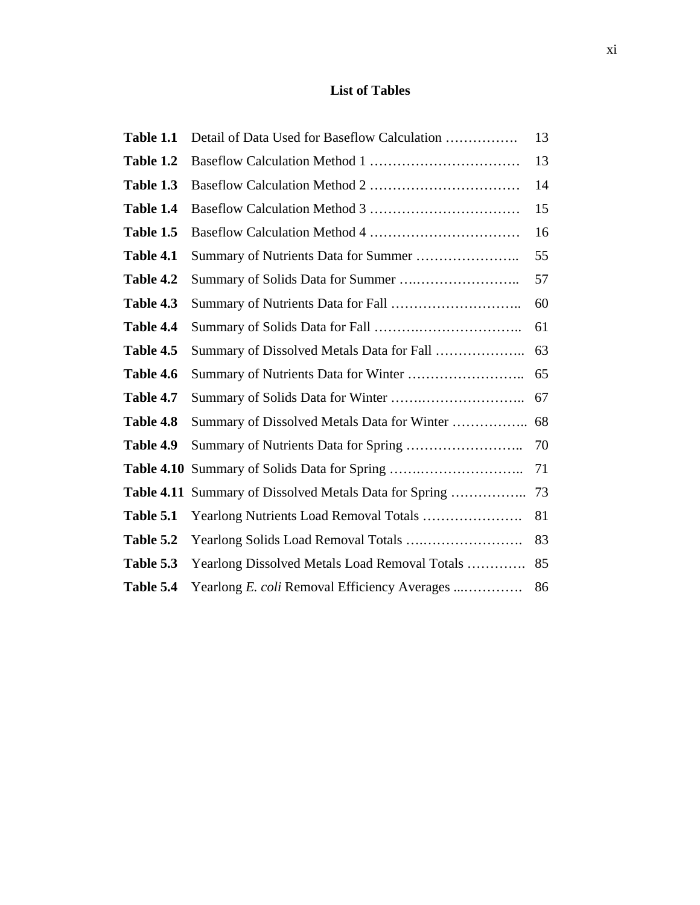# List of Tables

| | | |
|---|---|---|
| **Table 1.1** | Detail of Data Used for Baseflow Calculation ……………. | 13 |
| **Table 1.2** | Baseflow Calculation Method 1 …………………………… | 13 |
| **Table 1.3** | Baseflow Calculation Method 2 …………………………… | 14 |
| **Table 1.4** | Baseflow Calculation Method 3 …………………………… | 15 |
| **Table 1.5** | Baseflow Calculation Method 4 …………………………… | 16 |
| **Table 4.1** | Summary of Nutrients Data for Summer ………………….. | 55 |
| **Table 4.2** | Summary of Solids Data for Summer ….………………….. | 57 |
| **Table 4.3** | Summary of Nutrients Data for Fall ……………………….. | 60 |
| **Table 4.4** | Summary of Solids Data for Fall ……….………………….. | 61 |
| **Table 4.5** | Summary of Dissolved Metals Data for Fall ……………….. | 63 |
| **Table 4.6** | Summary of Nutrients Data for Winter …………………….. | 65 |
| **Table 4.7** | Summary of Solids Data for Winter …….………………….. | 67 |
| **Table 4.8** | Summary of Dissolved Metals Data for Winter …………….. | 68 |
| **Table 4.9** | Summary of Nutrients Data for Spring …………………….. | 70 |
| **Table 4.10** | Summary of Solids Data for Spring …….………………….. | 71 |
| **Table 4.11** | Summary of Dissolved Metals Data for Spring …………….. | 73 |
| **Table 5.1** | Yearlong Nutrients Load Removal Totals …………………. | 81 |
| **Table 5.2** | Yearlong Solids Load Removal Totals ….…………………. | 83 |
| **Table 5.3** | Yearlong Dissolved Metals Load Removal Totals …………. | 85 |
| **Table 5.4** | Yearlong *E. coli* Removal Efficiency Averages ...…………. | 86 |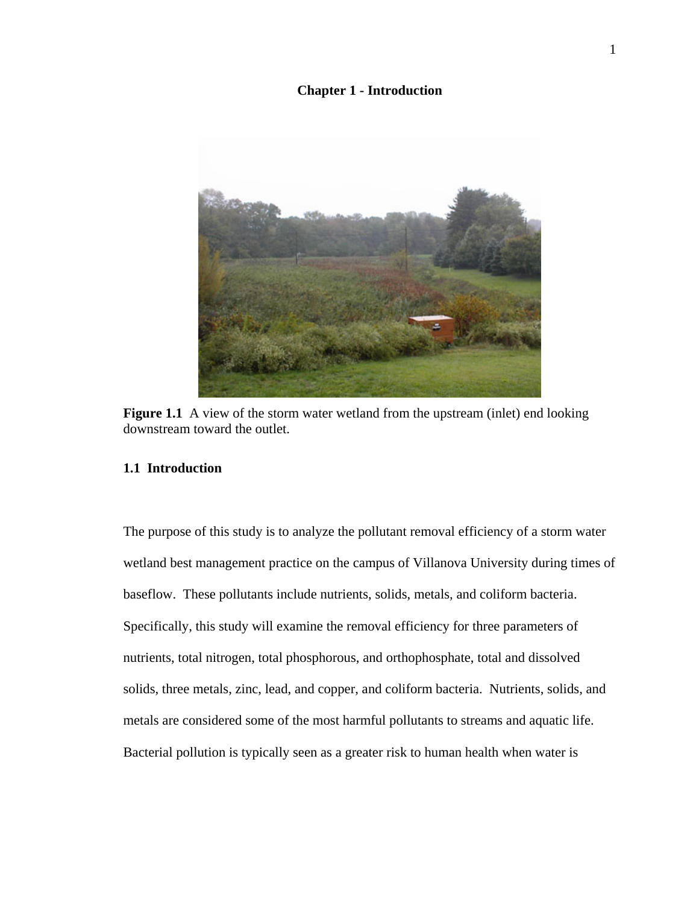# Chapter 1 - Introduction

**Figure 1.1** A view of the storm water wetland from the upstream (inlet) end looking downstream toward the outlet.

## 1.1 Introduction

The purpose of this study is to analyze the pollutant removal efficiency of a storm water wetland best management practice on the campus of Villanova University during times of baseflow. These pollutants include nutrients, solids, metals, and coliform bacteria. Specifically, this study will examine the removal efficiency for three parameters of nutrients, total nitrogen, total phosphorous, and orthophosphate, total and dissolved solids, three metals, zinc, lead, and copper, and coliform bacteria. Nutrients, solids, and metals are considered some of the most harmful pollutants to streams and aquatic life. Bacterial pollution is typically seen as a greater risk to human health when water is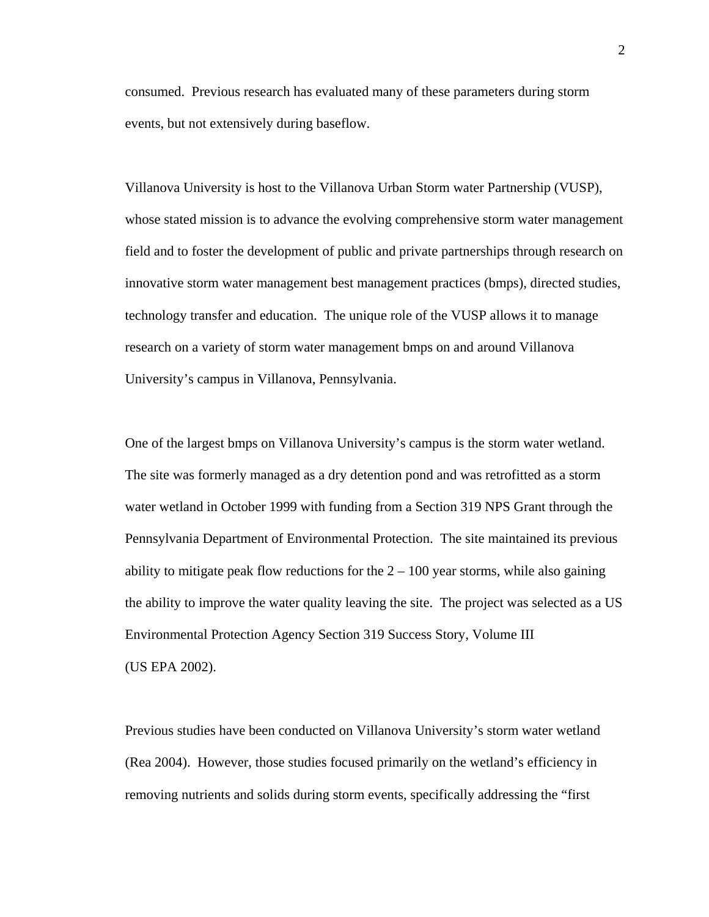consumed. Previous research has evaluated many of these parameters during storm events, but not extensively during baseflow.

Villanova University is host to the Villanova Urban Storm water Partnership (VUSP), whose stated mission is to advance the evolving comprehensive storm water management field and to foster the development of public and private partnerships through research on innovative storm water management best management practices (bmps), directed studies, technology transfer and education. The unique role of the VUSP allows it to manage research on a variety of storm water management bmps on and around Villanova University's campus in Villanova, Pennsylvania.

One of the largest bmps on Villanova University's campus is the storm water wetland. The site was formerly managed as a dry detention pond and was retrofitted as a storm water wetland in October 1999 with funding from a Section 319 NPS Grant through the Pennsylvania Department of Environmental Protection. The site maintained its previous ability to mitigate peak flow reductions for the 2 – 100 year storms, while also gaining the ability to improve the water quality leaving the site. The project was selected as a US Environmental Protection Agency Section 319 Success Story, Volume III (US EPA 2002).

Previous studies have been conducted on Villanova University's storm water wetland (Rea 2004). However, those studies focused primarily on the wetland's efficiency in removing nutrients and solids during storm events, specifically addressing the "first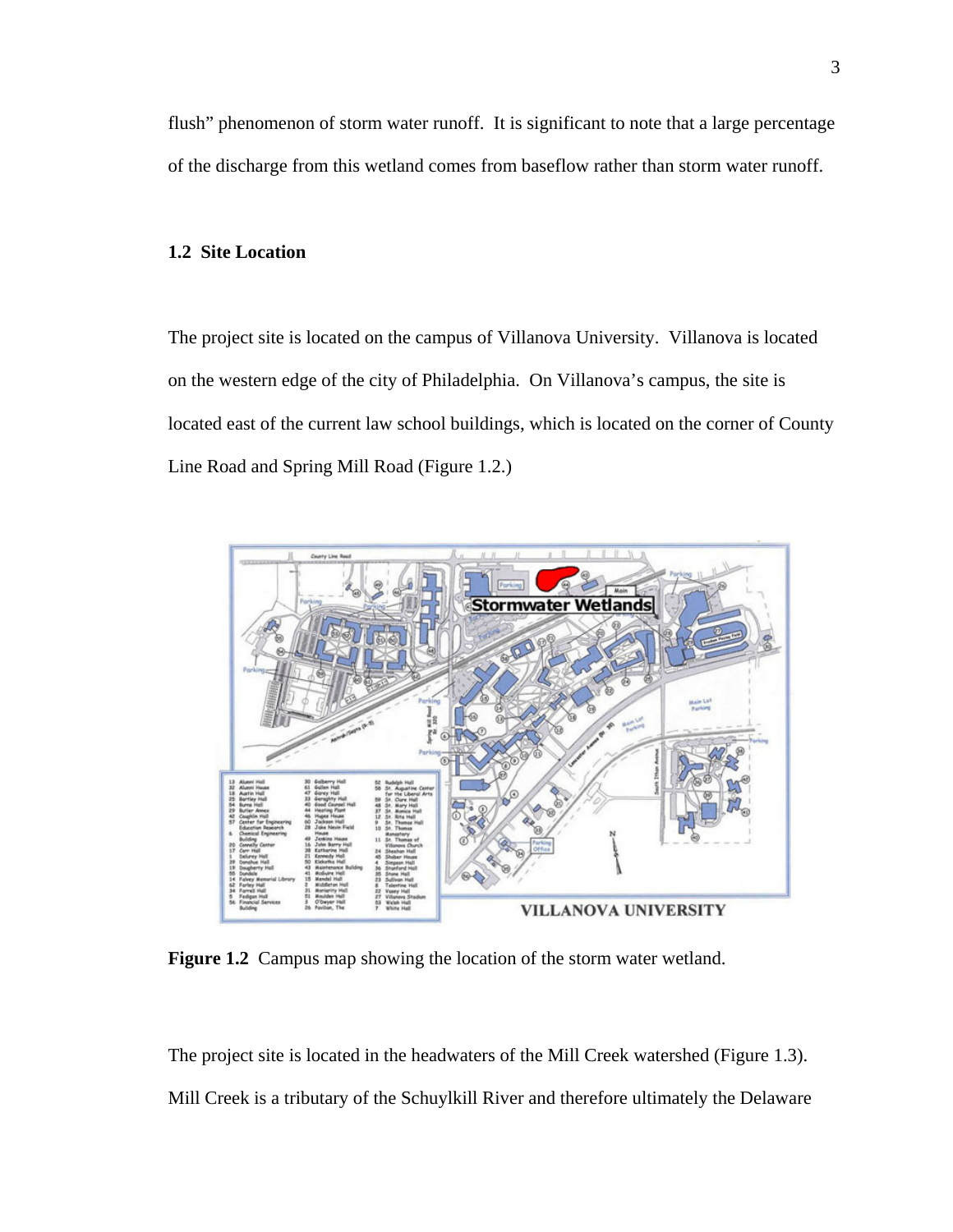flush" phenomenon of storm water runoff.  It is significant to note that a large percentage of the discharge from this wetland comes from baseflow rather than storm water runoff.

### 1.2 Site Location

The project site is located on the campus of Villanova University.  Villanova is located on the western edge of the city of Philadelphia.  On Villanova's campus, the site is located east of the current law school buildings, which is located on the corner of County Line Road and Spring Mill Road (Figure 1.2.)

**Figure 1.2** Campus map showing the location of the storm water wetland.

The project site is located in the headwaters of the Mill Creek watershed (Figure 1.3). Mill Creek is a tributary of the Schuylkill River and therefore ultimately the Delaware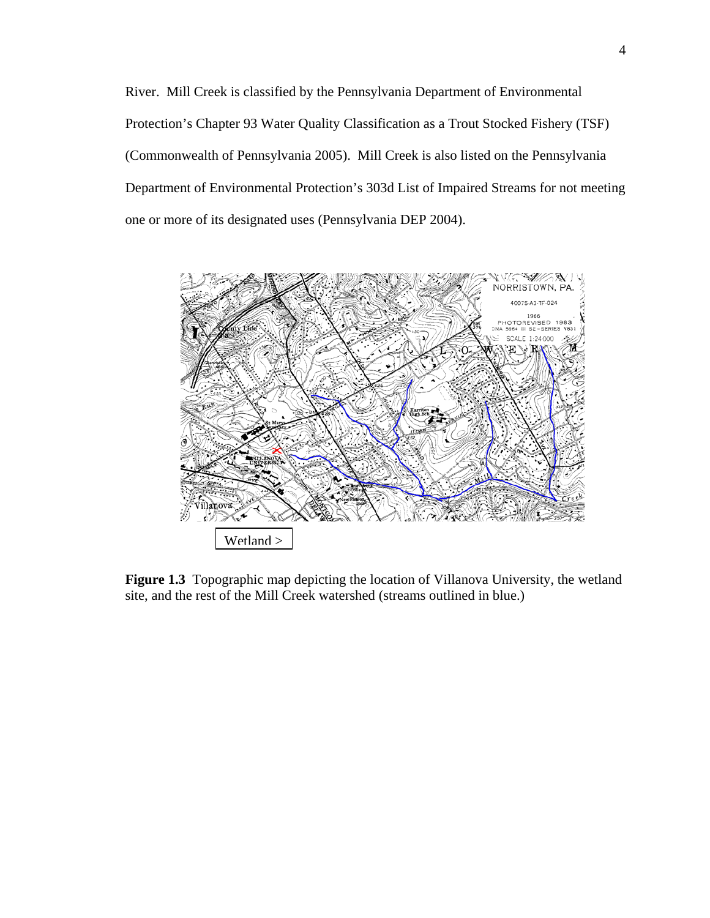River. Mill Creek is classified by the Pennsylvania Department of Environmental Protection's Chapter 93 Water Quality Classification as a Trout Stocked Fishery (TSF) (Commonwealth of Pennsylvania 2005). Mill Creek is also listed on the Pennsylvania Department of Environmental Protection's 303d List of Impaired Streams for not meeting one or more of its designated uses (Pennsylvania DEP 2004).

Wetland >

**Figure 1.3** Topographic map depicting the location of Villanova University, the wetland site, and the rest of the Mill Creek watershed (streams outlined in blue.)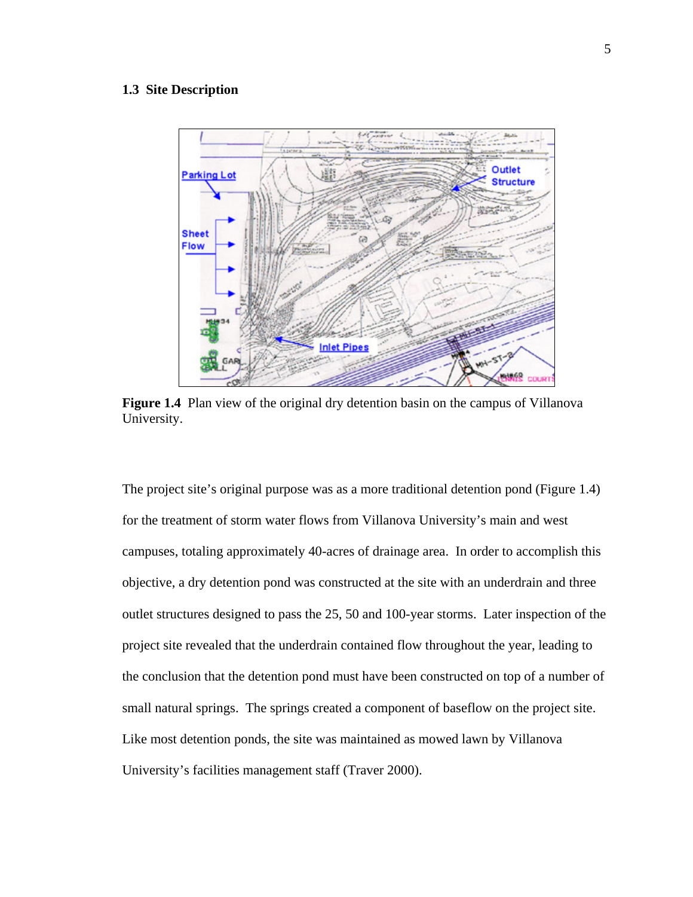### 1.3 Site Description

**Figure 1.4** Plan view of the original dry detention basin on the campus of Villanova University.

The project site's original purpose was as a more traditional detention pond (Figure 1.4) for the treatment of storm water flows from Villanova University's main and west campuses, totaling approximately 40-acres of drainage area. In order to accomplish this objective, a dry detention pond was constructed at the site with an underdrain and three outlet structures designed to pass the 25, 50 and 100-year storms. Later inspection of the project site revealed that the underdrain contained flow throughout the year, leading to the conclusion that the detention pond must have been constructed on top of a number of small natural springs. The springs created a component of baseflow on the project site. Like most detention ponds, the site was maintained as mowed lawn by Villanova University's facilities management staff (Traver 2000).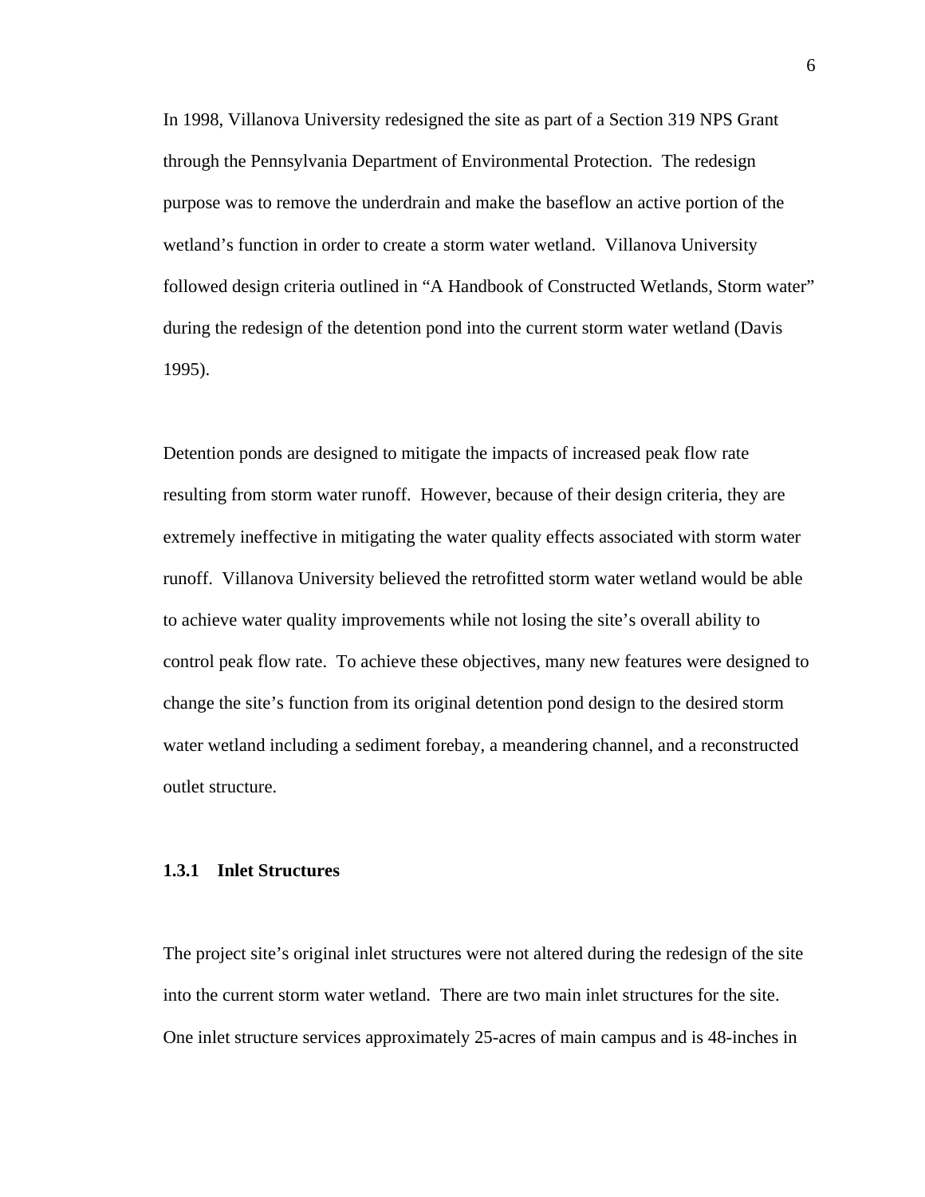In 1998, Villanova University redesigned the site as part of a Section 319 NPS Grant through the Pennsylvania Department of Environmental Protection. The redesign purpose was to remove the underdrain and make the baseflow an active portion of the wetland's function in order to create a storm water wetland. Villanova University followed design criteria outlined in "A Handbook of Constructed Wetlands, Storm water" during the redesign of the detention pond into the current storm water wetland (Davis 1995).

Detention ponds are designed to mitigate the impacts of increased peak flow rate resulting from storm water runoff. However, because of their design criteria, they are extremely ineffective in mitigating the water quality effects associated with storm water runoff. Villanova University believed the retrofitted storm water wetland would be able to achieve water quality improvements while not losing the site's overall ability to control peak flow rate. To achieve these objectives, many new features were designed to change the site's function from its original detention pond design to the desired storm water wetland including a sediment forebay, a meandering channel, and a reconstructed outlet structure.

### 1.3.1 Inlet Structures

The project site's original inlet structures were not altered during the redesign of the site into the current storm water wetland. There are two main inlet structures for the site. One inlet structure services approximately 25-acres of main campus and is 48-inches in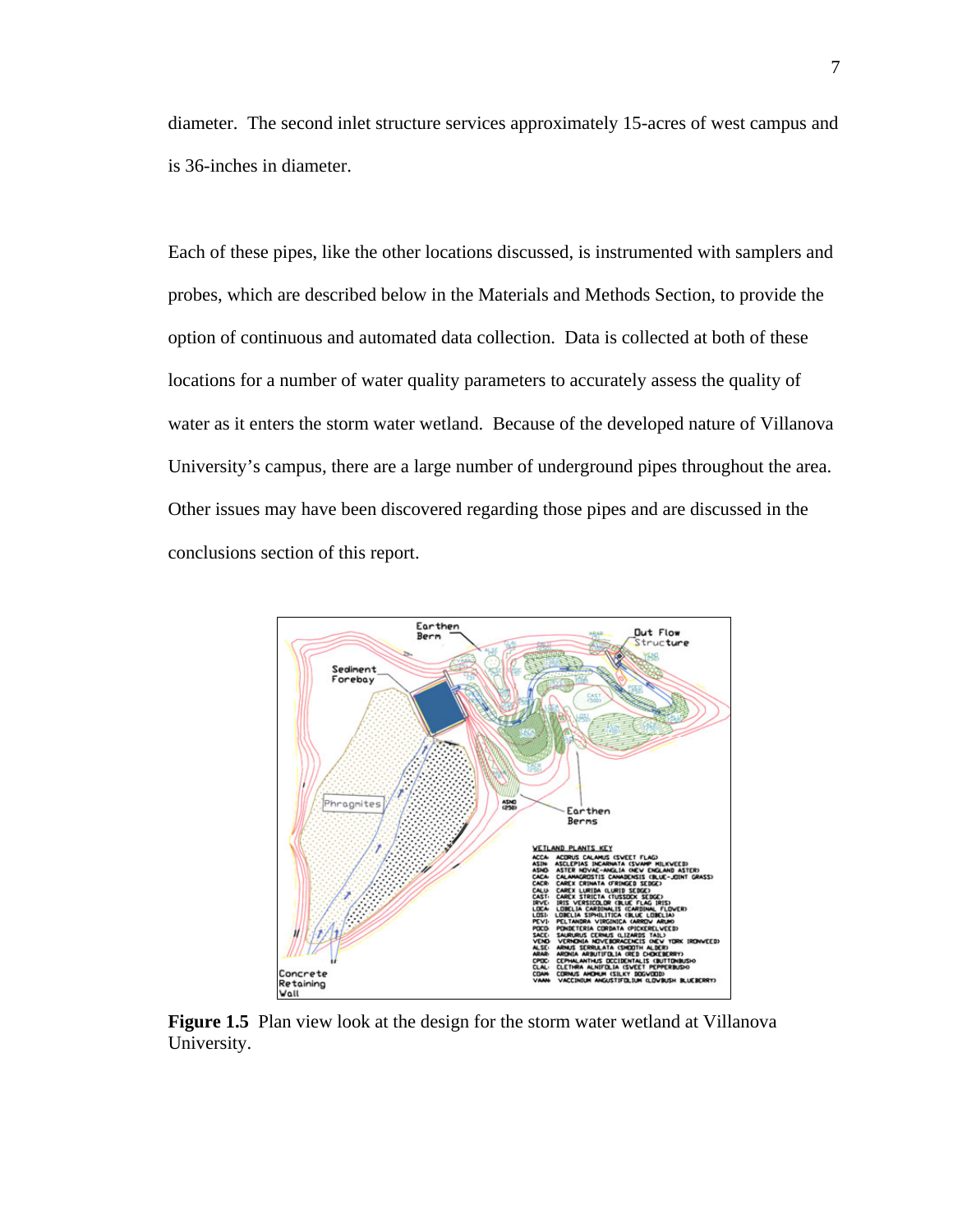diameter. The second inlet structure services approximately 15-acres of west campus and is 36-inches in diameter.

Each of these pipes, like the other locations discussed, is instrumented with samplers and probes, which are described below in the Materials and Methods Section, to provide the option of continuous and automated data collection. Data is collected at both of these locations for a number of water quality parameters to accurately assess the quality of water as it enters the storm water wetland. Because of the developed nature of Villanova University's campus, there are a large number of underground pipes throughout the area. Other issues may have been discovered regarding those pipes and are discussed in the conclusions section of this report.

**Figure 1.5** Plan view look at the design for the storm water wetland at Villanova University.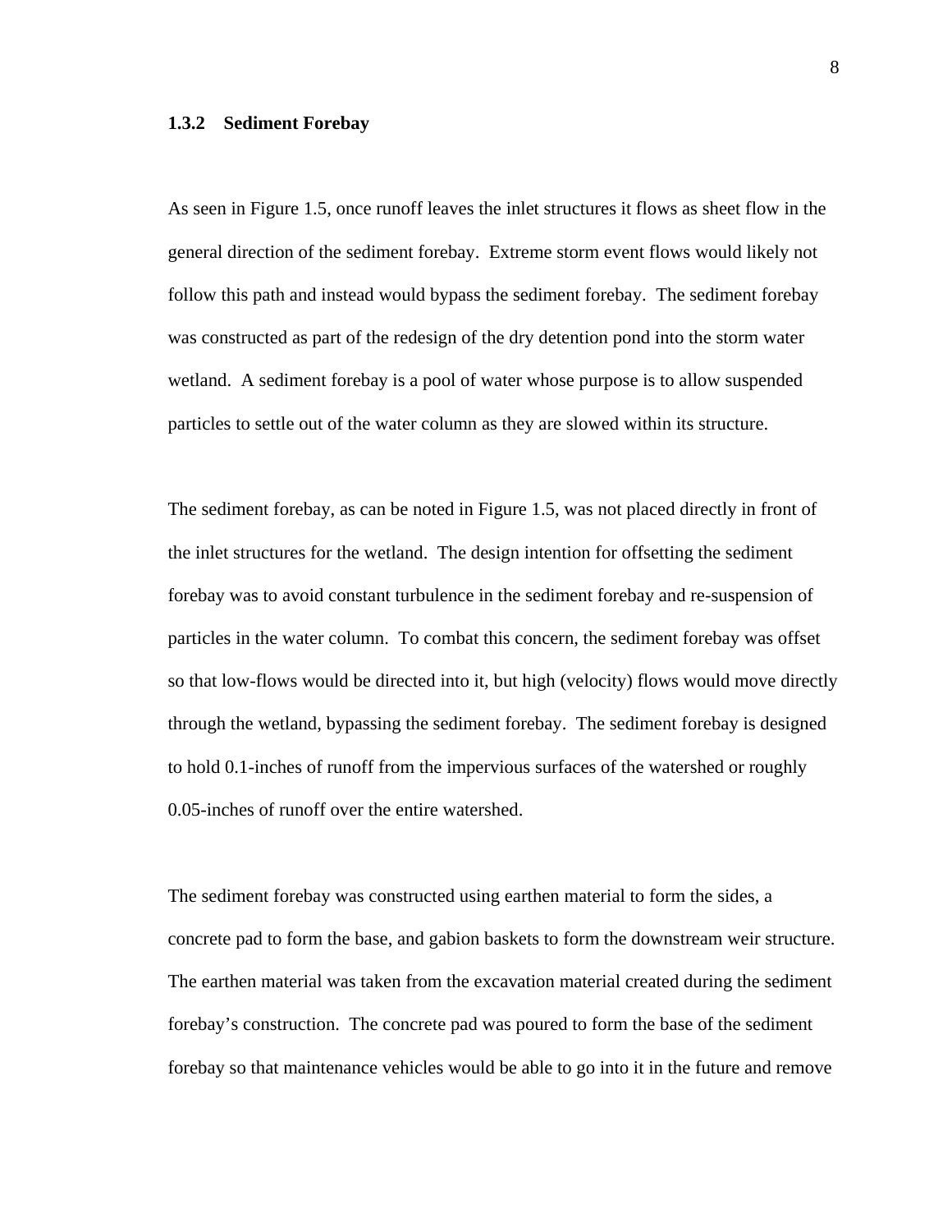### 1.3.2 Sediment Forebay

As seen in Figure 1.5, once runoff leaves the inlet structures it flows as sheet flow in the general direction of the sediment forebay. Extreme storm event flows would likely not follow this path and instead would bypass the sediment forebay. The sediment forebay was constructed as part of the redesign of the dry detention pond into the storm water wetland. A sediment forebay is a pool of water whose purpose is to allow suspended particles to settle out of the water column as they are slowed within its structure.

The sediment forebay, as can be noted in Figure 1.5, was not placed directly in front of the inlet structures for the wetland. The design intention for offsetting the sediment forebay was to avoid constant turbulence in the sediment forebay and re-suspension of particles in the water column. To combat this concern, the sediment forebay was offset so that low-flows would be directed into it, but high (velocity) flows would move directly through the wetland, bypassing the sediment forebay. The sediment forebay is designed to hold 0.1-inches of runoff from the impervious surfaces of the watershed or roughly 0.05-inches of runoff over the entire watershed.

The sediment forebay was constructed using earthen material to form the sides, a concrete pad to form the base, and gabion baskets to form the downstream weir structure. The earthen material was taken from the excavation material created during the sediment forebay's construction. The concrete pad was poured to form the base of the sediment forebay so that maintenance vehicles would be able to go into it in the future and remove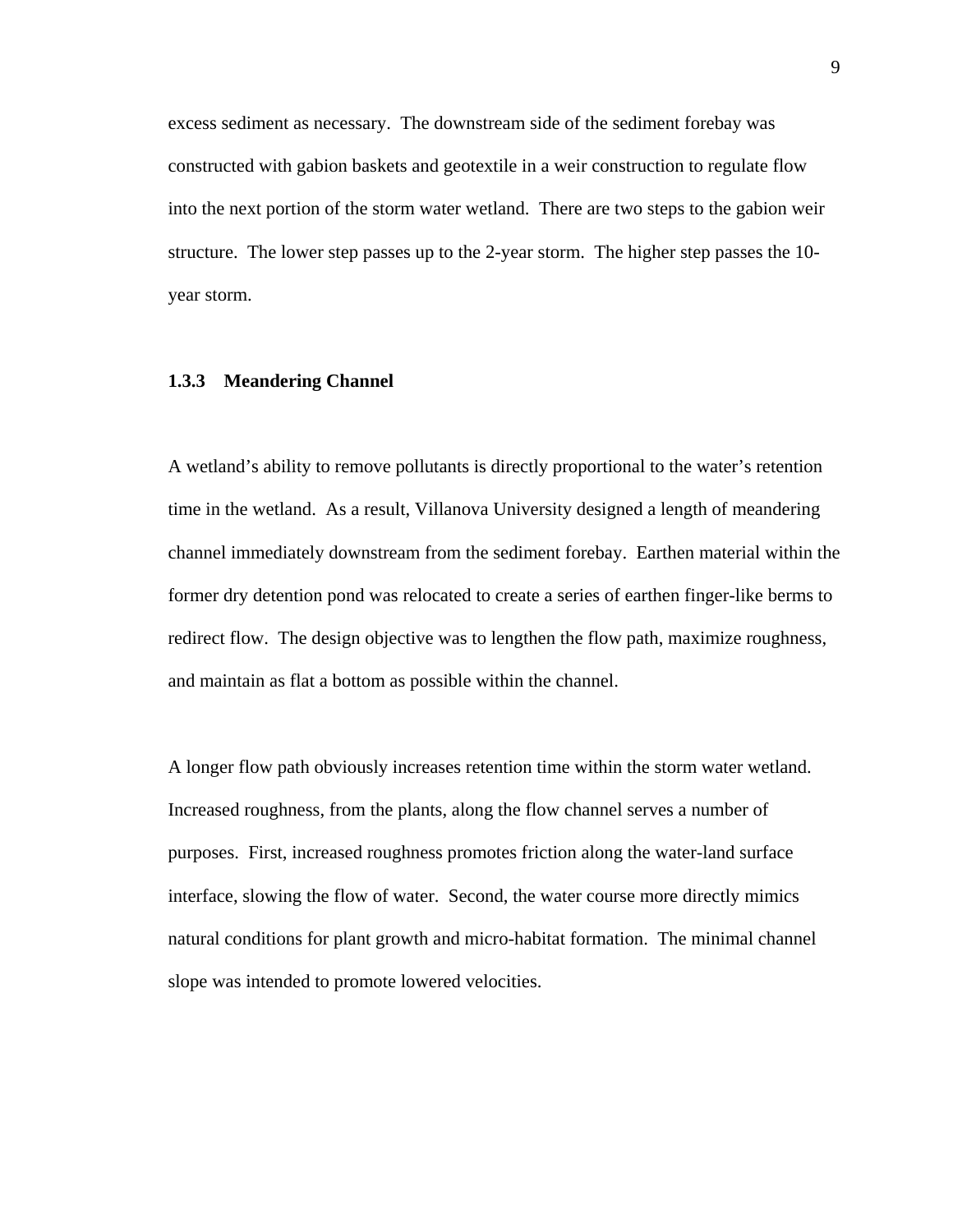excess sediment as necessary. The downstream side of the sediment forebay was constructed with gabion baskets and geotextile in a weir construction to regulate flow into the next portion of the storm water wetland. There are two steps to the gabion weir structure. The lower step passes up to the 2-year storm. The higher step passes the 10-year storm.

### 1.3.3 Meandering Channel

A wetland's ability to remove pollutants is directly proportional to the water's retention time in the wetland. As a result, Villanova University designed a length of meandering channel immediately downstream from the sediment forebay. Earthen material within the former dry detention pond was relocated to create a series of earthen finger-like berms to redirect flow. The design objective was to lengthen the flow path, maximize roughness, and maintain as flat a bottom as possible within the channel.

A longer flow path obviously increases retention time within the storm water wetland. Increased roughness, from the plants, along the flow channel serves a number of purposes. First, increased roughness promotes friction along the water-land surface interface, slowing the flow of water. Second, the water course more directly mimics natural conditions for plant growth and micro-habitat formation. The minimal channel slope was intended to promote lowered velocities.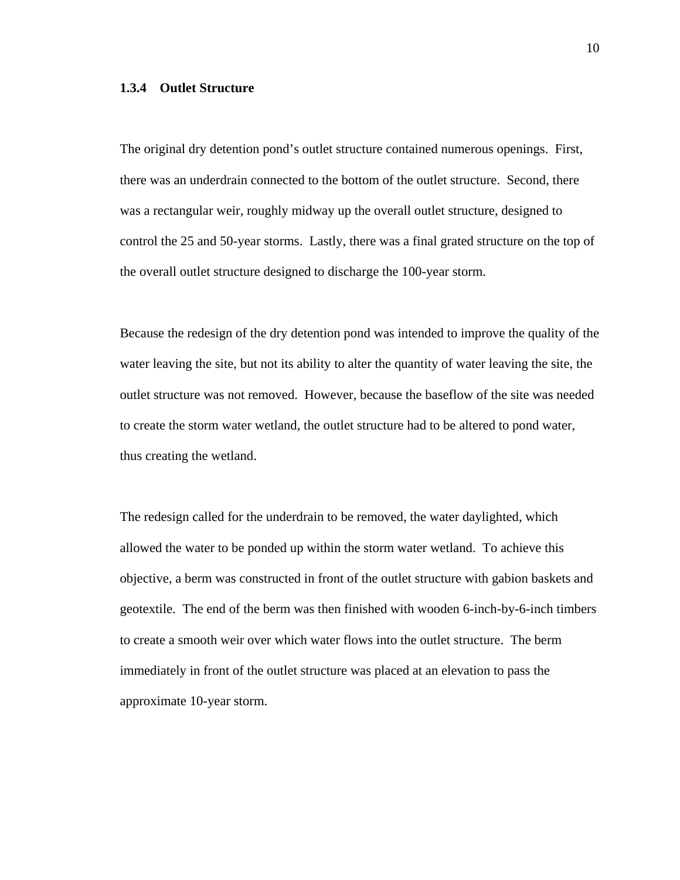### 1.3.4 Outlet Structure

The original dry detention pond's outlet structure contained numerous openings. First, there was an underdrain connected to the bottom of the outlet structure. Second, there was a rectangular weir, roughly midway up the overall outlet structure, designed to control the 25 and 50-year storms. Lastly, there was a final grated structure on the top of the overall outlet structure designed to discharge the 100-year storm.

Because the redesign of the dry detention pond was intended to improve the quality of the water leaving the site, but not its ability to alter the quantity of water leaving the site, the outlet structure was not removed. However, because the baseflow of the site was needed to create the storm water wetland, the outlet structure had to be altered to pond water, thus creating the wetland.

The redesign called for the underdrain to be removed, the water daylighted, which allowed the water to be ponded up within the storm water wetland. To achieve this objective, a berm was constructed in front of the outlet structure with gabion baskets and geotextile. The end of the berm was then finished with wooden 6-inch-by-6-inch timbers to create a smooth weir over which water flows into the outlet structure. The berm immediately in front of the outlet structure was placed at an elevation to pass the approximate 10-year storm.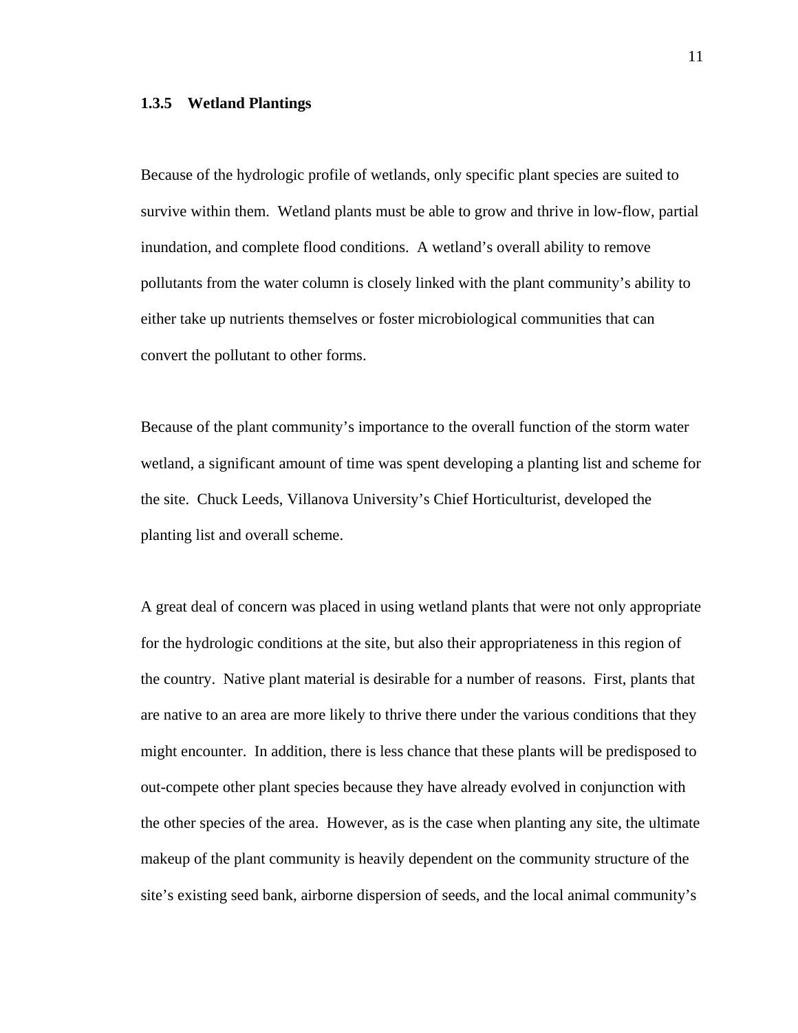### 1.3.5 Wetland Plantings

Because of the hydrologic profile of wetlands, only specific plant species are suited to survive within them. Wetland plants must be able to grow and thrive in low-flow, partial inundation, and complete flood conditions. A wetland's overall ability to remove pollutants from the water column is closely linked with the plant community's ability to either take up nutrients themselves or foster microbiological communities that can convert the pollutant to other forms.

Because of the plant community's importance to the overall function of the storm water wetland, a significant amount of time was spent developing a planting list and scheme for the site. Chuck Leeds, Villanova University's Chief Horticulturist, developed the planting list and overall scheme.

A great deal of concern was placed in using wetland plants that were not only appropriate for the hydrologic conditions at the site, but also their appropriateness in this region of the country. Native plant material is desirable for a number of reasons. First, plants that are native to an area are more likely to thrive there under the various conditions that they might encounter. In addition, there is less chance that these plants will be predisposed to out-compete other plant species because they have already evolved in conjunction with the other species of the area. However, as is the case when planting any site, the ultimate makeup of the plant community is heavily dependent on the community structure of the site's existing seed bank, airborne dispersion of seeds, and the local animal community's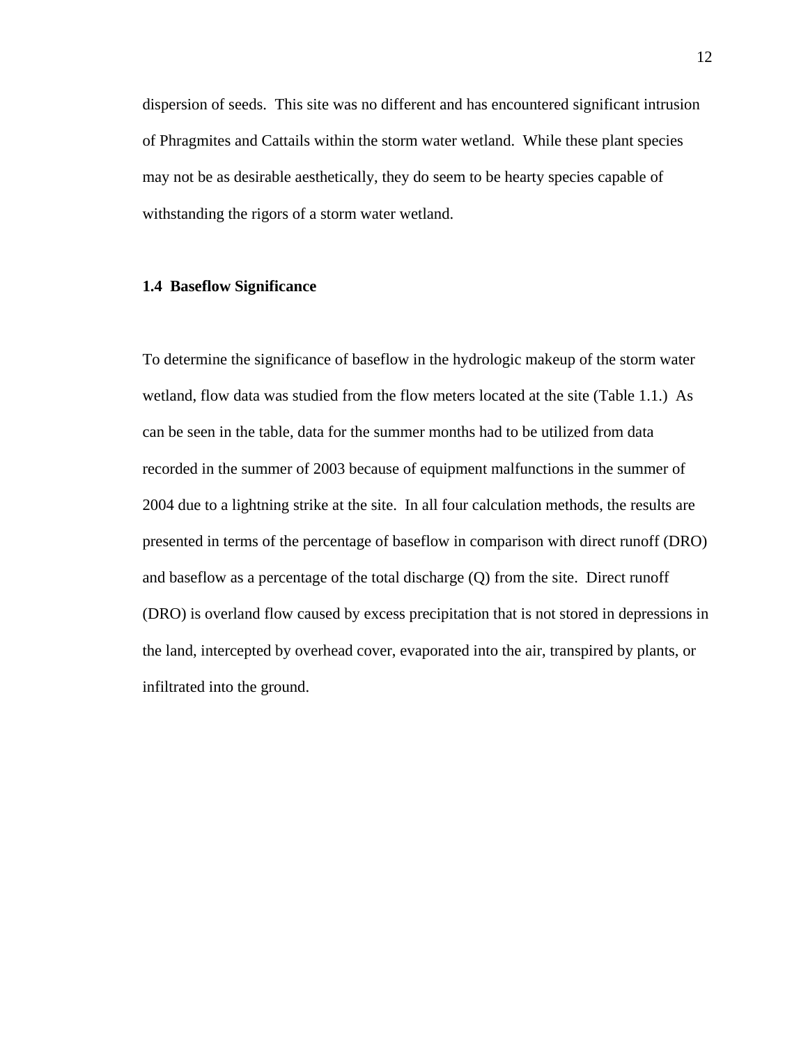dispersion of seeds. This site was no different and has encountered significant intrusion of Phragmites and Cattails within the storm water wetland. While these plant species may not be as desirable aesthetically, they do seem to be hearty species capable of withstanding the rigors of a storm water wetland.

### 1.4 Baseflow Significance

To determine the significance of baseflow in the hydrologic makeup of the storm water wetland, flow data was studied from the flow meters located at the site (Table 1.1.) As can be seen in the table, data for the summer months had to be utilized from data recorded in the summer of 2003 because of equipment malfunctions in the summer of 2004 due to a lightning strike at the site. In all four calculation methods, the results are presented in terms of the percentage of baseflow in comparison with direct runoff (DRO) and baseflow as a percentage of the total discharge (Q) from the site. Direct runoff (DRO) is overland flow caused by excess precipitation that is not stored in depressions in the land, intercepted by overhead cover, evaporated into the air, transpired by plants, or infiltrated into the ground.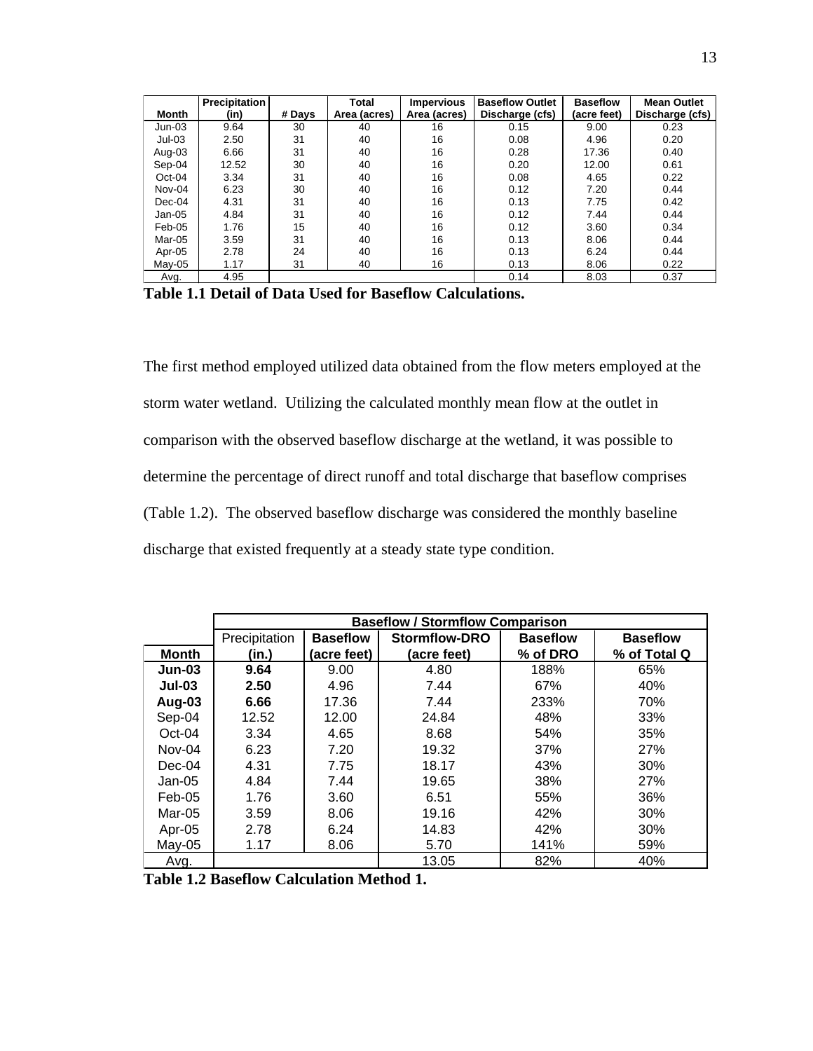| Month | Precipitation (in) | # Days | Total Area (acres) | Impervious Area (acres) | Baseflow Outlet Discharge (cfs) | Baseflow (acre feet) | Mean Outlet Discharge (cfs) |
|---|---|---|---|---|---|---|---|
| Jun-03 | 9.64 | 30 | 40 | 16 | 0.15 | 9.00 | 0.23 |
| Jul-03 | 2.50 | 31 | 40 | 16 | 0.08 | 4.96 | 0.20 |
| Aug-03 | 6.66 | 31 | 40 | 16 | 0.28 | 17.36 | 0.40 |
| Sep-04 | 12.52 | 30 | 40 | 16 | 0.20 | 12.00 | 0.61 |
| Oct-04 | 3.34 | 31 | 40 | 16 | 0.08 | 4.65 | 0.22 |
| Nov-04 | 6.23 | 30 | 40 | 16 | 0.12 | 7.20 | 0.44 |
| Dec-04 | 4.31 | 31 | 40 | 16 | 0.13 | 7.75 | 0.42 |
| Jan-05 | 4.84 | 31 | 40 | 16 | 0.12 | 7.44 | 0.44 |
| Feb-05 | 1.76 | 15 | 40 | 16 | 0.12 | 3.60 | 0.34 |
| Mar-05 | 3.59 | 31 | 40 | 16 | 0.13 | 8.06 | 0.44 |
| Apr-05 | 2.78 | 24 | 40 | 16 | 0.13 | 6.24 | 0.44 |
| May-05 | 1.17 | 31 | 40 | 16 | 0.13 | 8.06 | 0.22 |
| Avg. | 4.95 | | | | 0.14 | 8.03 | 0.37 |

**Table 1.1 Detail of Data Used for Baseflow Calculations.**

The first method employed utilized data obtained from the flow meters employed at the storm water wetland. Utilizing the calculated monthly mean flow at the outlet in comparison with the observed baseflow discharge at the wetland, it was possible to determine the percentage of direct runoff and total discharge that baseflow comprises (Table 1.2). The observed baseflow discharge was considered the monthly baseline discharge that existed frequently at a steady state type condition.

| | **Baseflow / Stormflow Comparison** | | | | |
|---|---|---|---|---|---|
| **Month** | Precipitation (in.) | **Baseflow (acre feet)** | **Stormflow-DRO (acre feet)** | **Baseflow % of DRO** | **Baseflow % of Total Q** |
| **Jun-03** | **9.64** | 9.00 | 4.80 | 188% | 65% |
| **Jul-03** | **2.50** | 4.96 | 7.44 | 67% | 40% |
| **Aug-03** | **6.66** | 17.36 | 7.44 | 233% | 70% |
| Sep-04 | 12.52 | 12.00 | 24.84 | 48% | 33% |
| Oct-04 | 3.34 | 4.65 | 8.68 | 54% | 35% |
| Nov-04 | 6.23 | 7.20 | 19.32 | 37% | 27% |
| Dec-04 | 4.31 | 7.75 | 18.17 | 43% | 30% |
| Jan-05 | 4.84 | 7.44 | 19.65 | 38% | 27% |
| Feb-05 | 1.76 | 3.60 | 6.51 | 55% | 36% |
| Mar-05 | 3.59 | 8.06 | 19.16 | 42% | 30% |
| Apr-05 | 2.78 | 6.24 | 14.83 | 42% | 30% |
| May-05 | 1.17 | 8.06 | 5.70 | 141% | 59% |
| Avg. | | | 13.05 | 82% | 40% |

**Table 1.2 Baseflow Calculation Method 1.**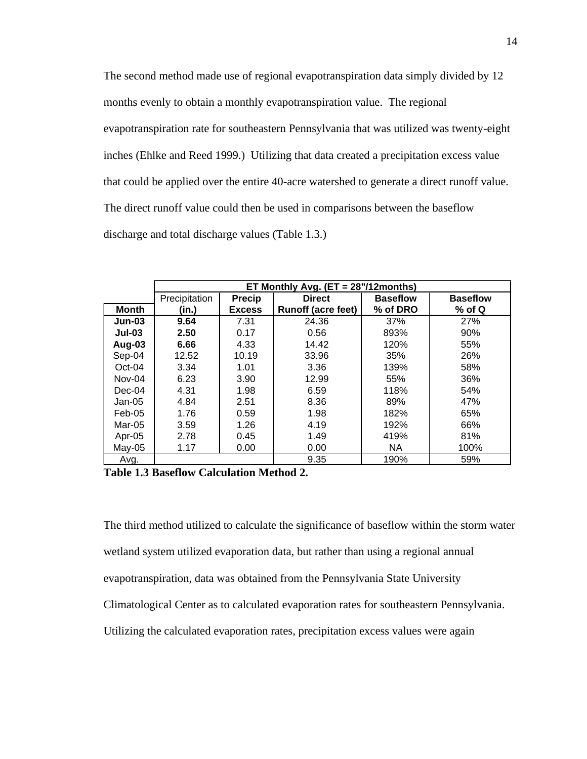The second method made use of regional evapotranspiration data simply divided by 12 months evenly to obtain a monthly evapotranspiration value. The regional evapotranspiration rate for southeastern Pennsylvania that was utilized was twenty-eight inches (Ehlke and Reed 1999.) Utilizing that data created a precipitation excess value that could be applied over the entire 40-acre watershed to generate a direct runoff value. The direct runoff value could then be used in comparisons between the baseflow discharge and total discharge values (Table 1.3.)

| | ET Monthly Avg. (ET = 28"/12months) | | | | |
|---|---|---|---|---|---|
| **Month** | Precipitation (in.) | **Precip Excess** | **Direct Runoff (acre feet)** | **Baseflow % of DRO** | **Baseflow % of Q** |
| **Jun-03** | **9.64** | 7.31 | 24.36 | 37% | 27% |
| **Jul-03** | **2.50** | 0.17 | 0.56 | 893% | 90% |
| **Aug-03** | **6.66** | 4.33 | 14.42 | 120% | 55% |
| Sep-04 | 12.52 | 10.19 | 33.96 | 35% | 26% |
| Oct-04 | 3.34 | 1.01 | 3.36 | 139% | 58% |
| Nov-04 | 6.23 | 3.90 | 12.99 | 55% | 36% |
| Dec-04 | 4.31 | 1.98 | 6.59 | 118% | 54% |
| Jan-05 | 4.84 | 2.51 | 8.36 | 89% | 47% |
| Feb-05 | 1.76 | 0.59 | 1.98 | 182% | 65% |
| Mar-05 | 3.59 | 1.26 | 4.19 | 192% | 66% |
| Apr-05 | 2.78 | 0.45 | 1.49 | 419% | 81% |
| May-05 | 1.17 | 0.00 | 0.00 | NA | 100% |
| Avg. | | | 9.35 | 190% | 59% |

**Table 1.3 Baseflow Calculation Method 2.**

The third method utilized to calculate the significance of baseflow within the storm water wetland system utilized evaporation data, but rather than using a regional annual evapotranspiration, data was obtained from the Pennsylvania State University Climatological Center as to calculated evaporation rates for southeastern Pennsylvania. Utilizing the calculated evaporation rates, precipitation excess values were again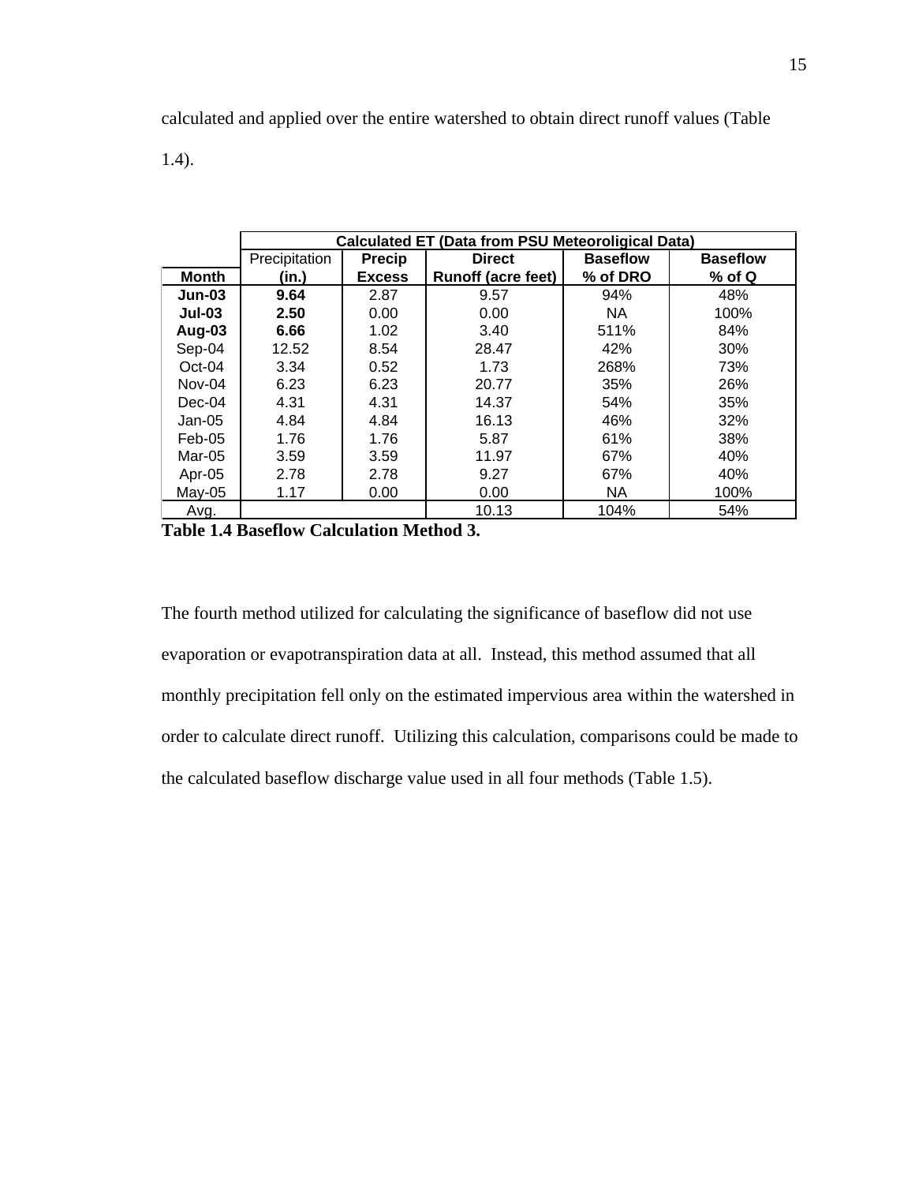calculated and applied over the entire watershed to obtain direct runoff values (Table 1.4).

| | Calculated ET (Data from PSU Meteoroligical Data) | | | | |
|---|---|---|---|---|---|
| **Month** | Precipitation (in.) | **Precip Excess** | **Direct Runoff (acre feet)** | **Baseflow % of DRO** | **Baseflow % of Q** |
| **Jun-03** | **9.64** | 2.87 | 9.57 | 94% | 48% |
| **Jul-03** | **2.50** | 0.00 | 0.00 | NA | 100% |
| **Aug-03** | **6.66** | 1.02 | 3.40 | 511% | 84% |
| Sep-04 | 12.52 | 8.54 | 28.47 | 42% | 30% |
| Oct-04 | 3.34 | 0.52 | 1.73 | 268% | 73% |
| Nov-04 | 6.23 | 6.23 | 20.77 | 35% | 26% |
| Dec-04 | 4.31 | 4.31 | 14.37 | 54% | 35% |
| Jan-05 | 4.84 | 4.84 | 16.13 | 46% | 32% |
| Feb-05 | 1.76 | 1.76 | 5.87 | 61% | 38% |
| Mar-05 | 3.59 | 3.59 | 11.97 | 67% | 40% |
| Apr-05 | 2.78 | 2.78 | 9.27 | 67% | 40% |
| May-05 | 1.17 | 0.00 | 0.00 | NA | 100% |
| Avg. | | | 10.13 | 104% | 54% |

**Table 1.4 Baseflow Calculation Method 3.**

The fourth method utilized for calculating the significance of baseflow did not use evaporation or evapotranspiration data at all. Instead, this method assumed that all monthly precipitation fell only on the estimated impervious area within the watershed in order to calculate direct runoff. Utilizing this calculation, comparisons could be made to the calculated baseflow discharge value used in all four methods (Table 1.5).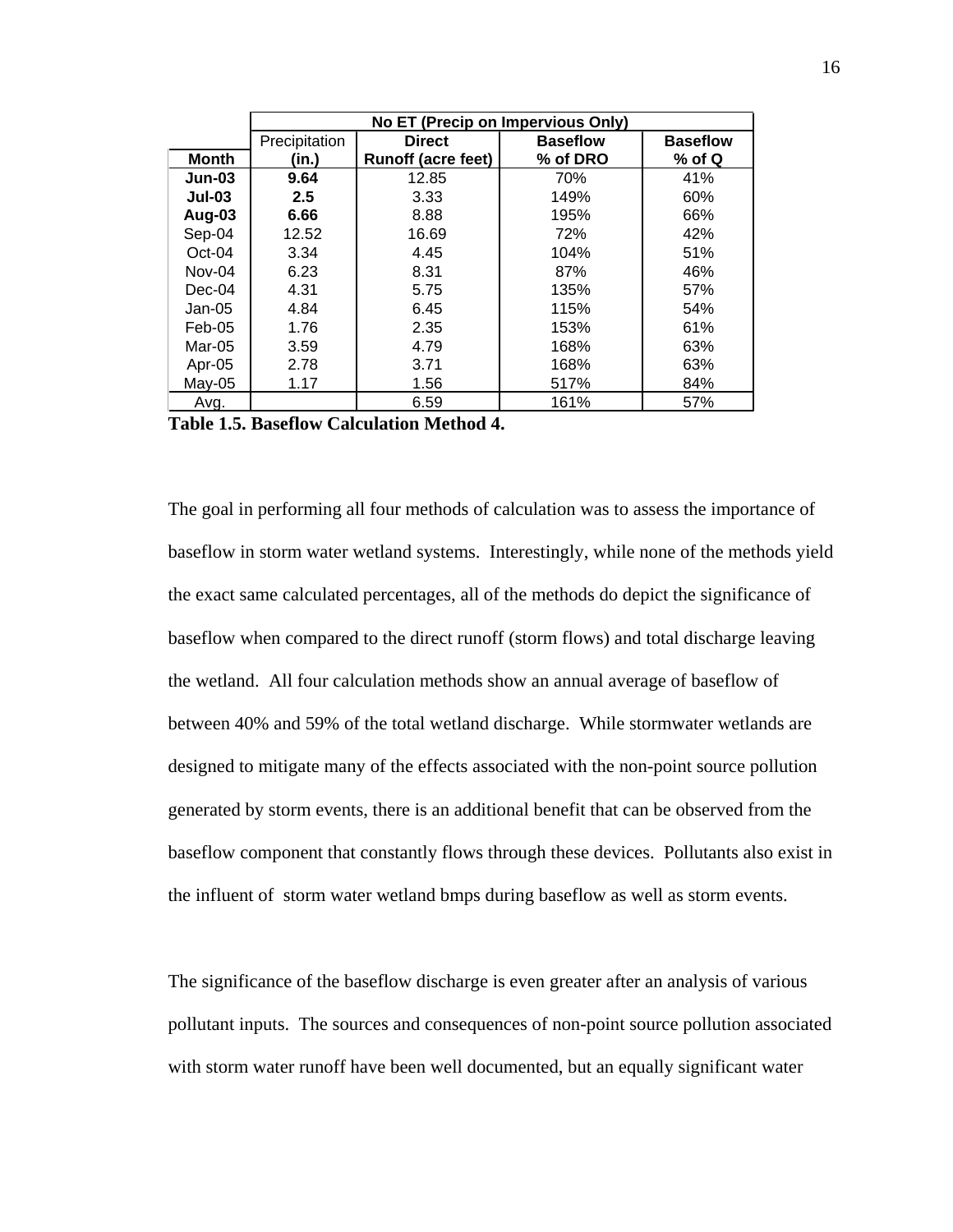| | No ET (Precip on Impervious Only) | | | |
|---|---|---|---|---|
| **Month** | Precipitation (in.) | **Direct Runoff (acre feet)** | **Baseflow % of DRO** | **Baseflow % of Q** |
| **Jun-03** | **9.64** | 12.85 | 70% | 41% |
| **Jul-03** | **2.5** | 3.33 | 149% | 60% |
| **Aug-03** | **6.66** | 8.88 | 195% | 66% |
| Sep-04 | 12.52 | 16.69 | 72% | 42% |
| Oct-04 | 3.34 | 4.45 | 104% | 51% |
| Nov-04 | 6.23 | 8.31 | 87% | 46% |
| Dec-04 | 4.31 | 5.75 | 135% | 57% |
| Jan-05 | 4.84 | 6.45 | 115% | 54% |
| Feb-05 | 1.76 | 2.35 | 153% | 61% |
| Mar-05 | 3.59 | 4.79 | 168% | 63% |
| Apr-05 | 2.78 | 3.71 | 168% | 63% |
| May-05 | 1.17 | 1.56 | 517% | 84% |
| Avg. | | 6.59 | 161% | 57% |

**Table 1.5. Baseflow Calculation Method 4.**

The goal in performing all four methods of calculation was to assess the importance of baseflow in storm water wetland systems. Interestingly, while none of the methods yield the exact same calculated percentages, all of the methods do depict the significance of baseflow when compared to the direct runoff (storm flows) and total discharge leaving the wetland. All four calculation methods show an annual average of baseflow of between 40% and 59% of the total wetland discharge. While stormwater wetlands are designed to mitigate many of the effects associated with the non-point source pollution generated by storm events, there is an additional benefit that can be observed from the baseflow component that constantly flows through these devices. Pollutants also exist in the influent of storm water wetland bmps during baseflow as well as storm events.

The significance of the baseflow discharge is even greater after an analysis of various pollutant inputs. The sources and consequences of non-point source pollution associated with storm water runoff have been well documented, but an equally significant water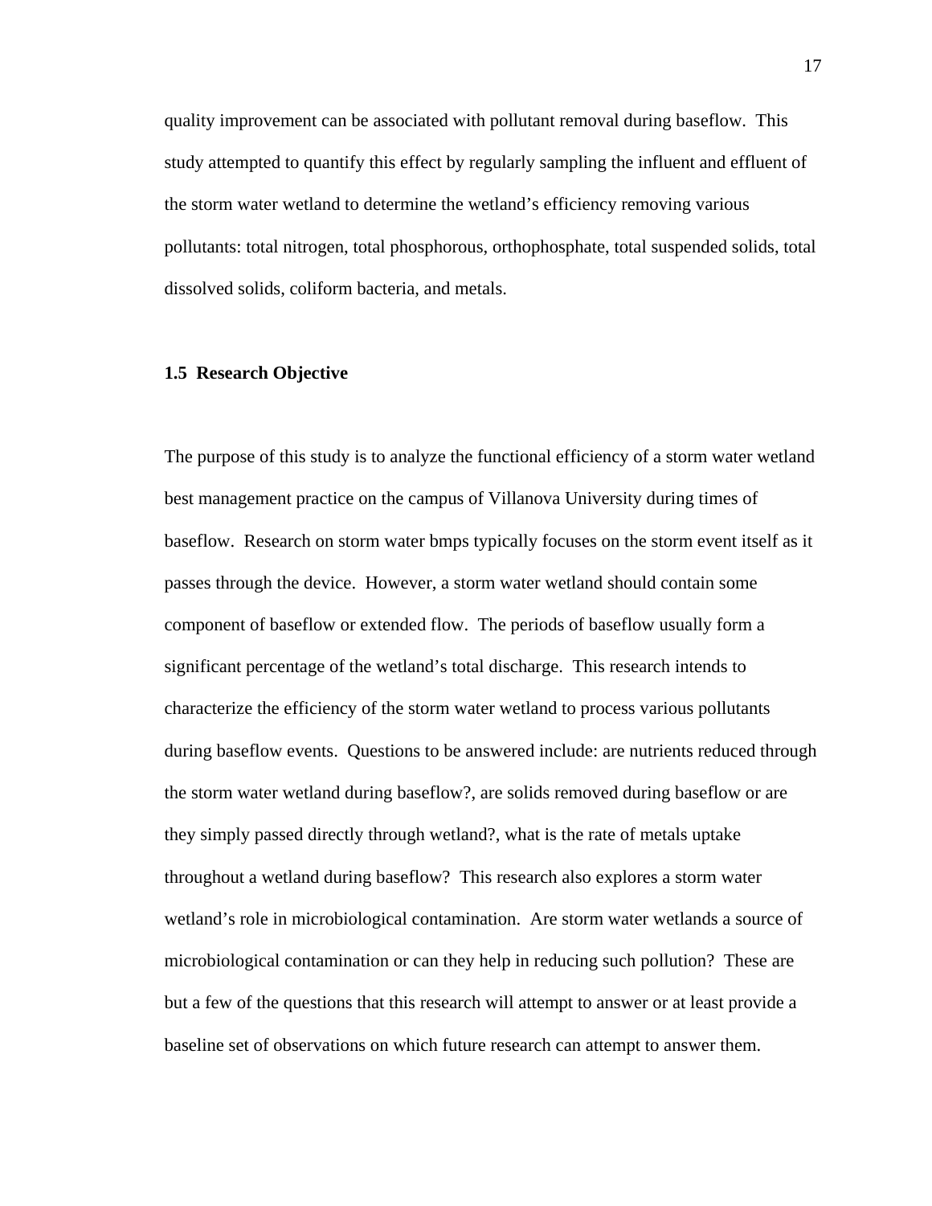quality improvement can be associated with pollutant removal during baseflow. This study attempted to quantify this effect by regularly sampling the influent and effluent of the storm water wetland to determine the wetland's efficiency removing various pollutants: total nitrogen, total phosphorous, orthophosphate, total suspended solids, total dissolved solids, coliform bacteria, and metals.

### 1.5 Research Objective

The purpose of this study is to analyze the functional efficiency of a storm water wetland best management practice on the campus of Villanova University during times of baseflow. Research on storm water bmps typically focuses on the storm event itself as it passes through the device. However, a storm water wetland should contain some component of baseflow or extended flow. The periods of baseflow usually form a significant percentage of the wetland's total discharge. This research intends to characterize the efficiency of the storm water wetland to process various pollutants during baseflow events. Questions to be answered include: are nutrients reduced through the storm water wetland during baseflow?, are solids removed during baseflow or are they simply passed directly through wetland?, what is the rate of metals uptake throughout a wetland during baseflow? This research also explores a storm water wetland's role in microbiological contamination. Are storm water wetlands a source of microbiological contamination or can they help in reducing such pollution? These are but a few of the questions that this research will attempt to answer or at least provide a baseline set of observations on which future research can attempt to answer them.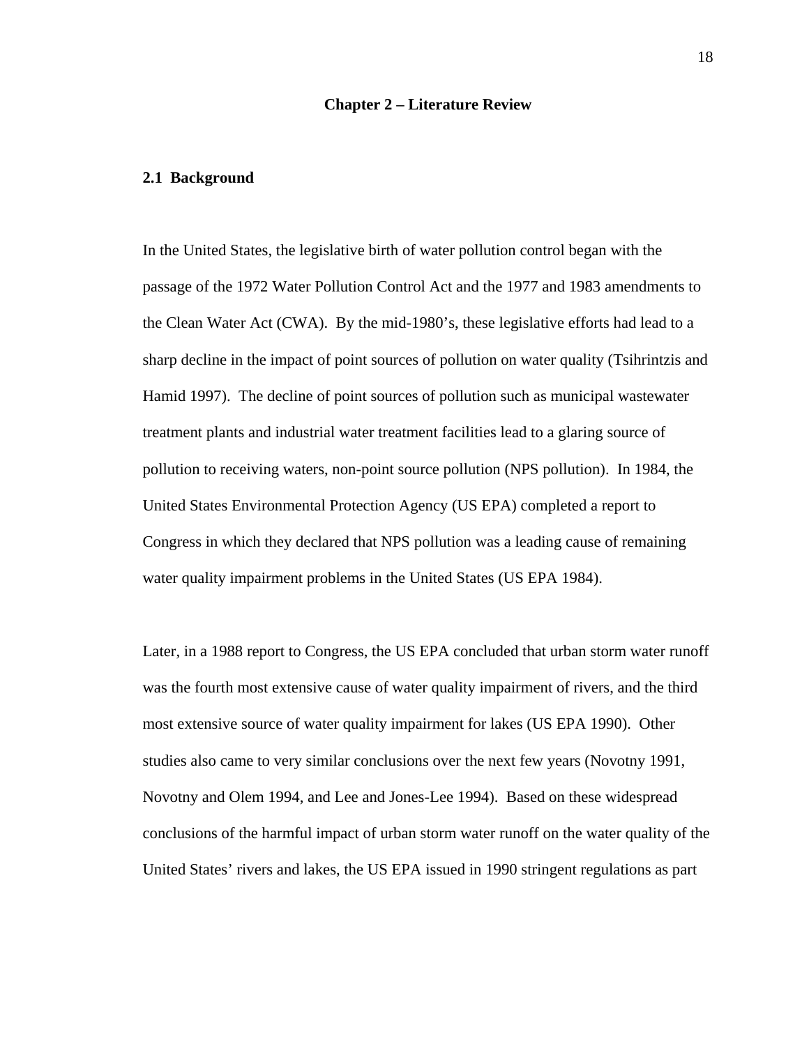# Chapter 2 – Literature Review

## 2.1 Background

In the United States, the legislative birth of water pollution control began with the passage of the 1972 Water Pollution Control Act and the 1977 and 1983 amendments to the Clean Water Act (CWA). By the mid-1980's, these legislative efforts had lead to a sharp decline in the impact of point sources of pollution on water quality (Tsihrintzis and Hamid 1997). The decline of point sources of pollution such as municipal wastewater treatment plants and industrial water treatment facilities lead to a glaring source of pollution to receiving waters, non-point source pollution (NPS pollution). In 1984, the United States Environmental Protection Agency (US EPA) completed a report to Congress in which they declared that NPS pollution was a leading cause of remaining water quality impairment problems in the United States (US EPA 1984).

Later, in a 1988 report to Congress, the US EPA concluded that urban storm water runoff was the fourth most extensive cause of water quality impairment of rivers, and the third most extensive source of water quality impairment for lakes (US EPA 1990). Other studies also came to very similar conclusions over the next few years (Novotny 1991, Novotny and Olem 1994, and Lee and Jones-Lee 1994). Based on these widespread conclusions of the harmful impact of urban storm water runoff on the water quality of the United States' rivers and lakes, the US EPA issued in 1990 stringent regulations as part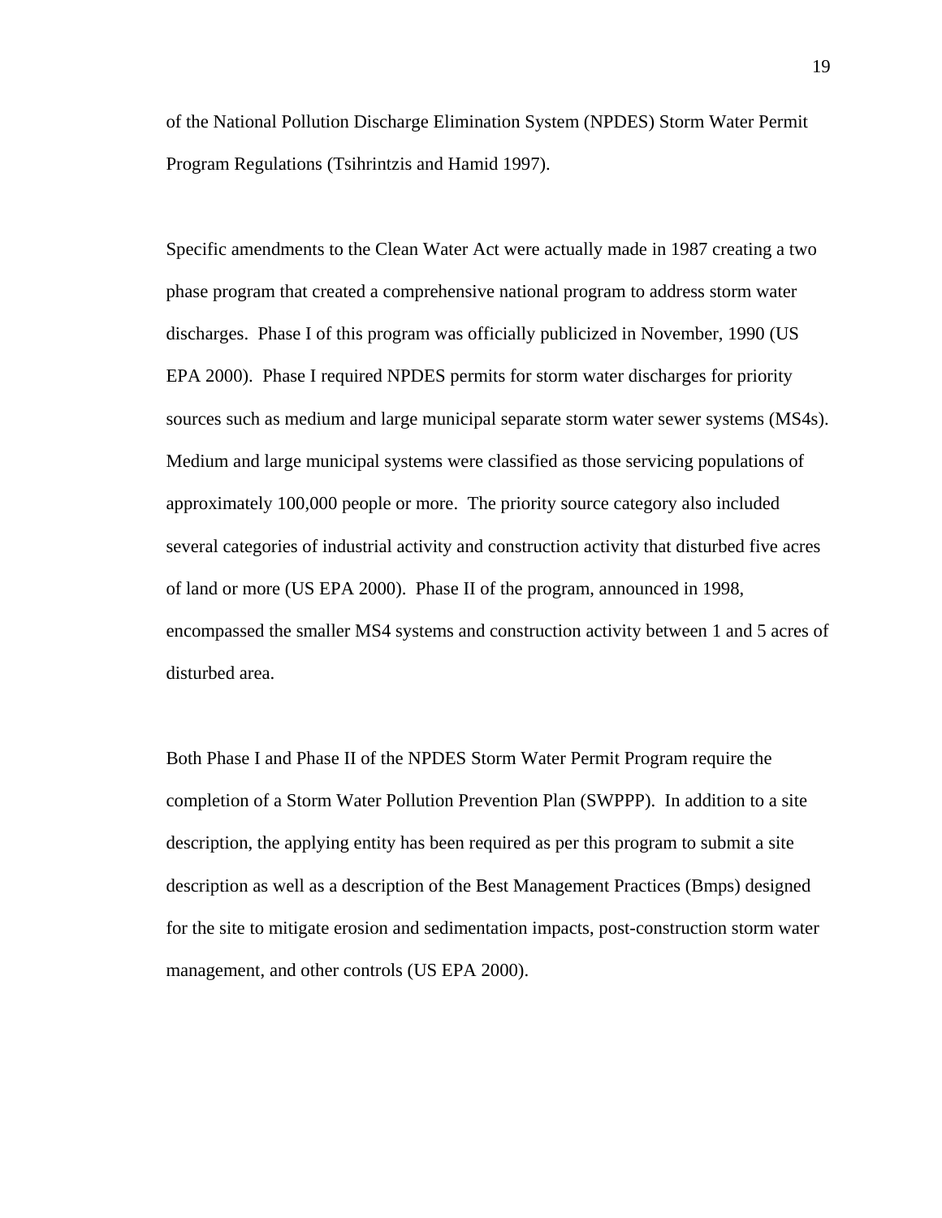of the National Pollution Discharge Elimination System (NPDES) Storm Water Permit Program Regulations (Tsihrintzis and Hamid 1997).

Specific amendments to the Clean Water Act were actually made in 1987 creating a two phase program that created a comprehensive national program to address storm water discharges. Phase I of this program was officially publicized in November, 1990 (US EPA 2000). Phase I required NPDES permits for storm water discharges for priority sources such as medium and large municipal separate storm water sewer systems (MS4s). Medium and large municipal systems were classified as those servicing populations of approximately 100,000 people or more. The priority source category also included several categories of industrial activity and construction activity that disturbed five acres of land or more (US EPA 2000). Phase II of the program, announced in 1998, encompassed the smaller MS4 systems and construction activity between 1 and 5 acres of disturbed area.

Both Phase I and Phase II of the NPDES Storm Water Permit Program require the completion of a Storm Water Pollution Prevention Plan (SWPPP). In addition to a site description, the applying entity has been required as per this program to submit a site description as well as a description of the Best Management Practices (Bmps) designed for the site to mitigate erosion and sedimentation impacts, post-construction storm water management, and other controls (US EPA 2000).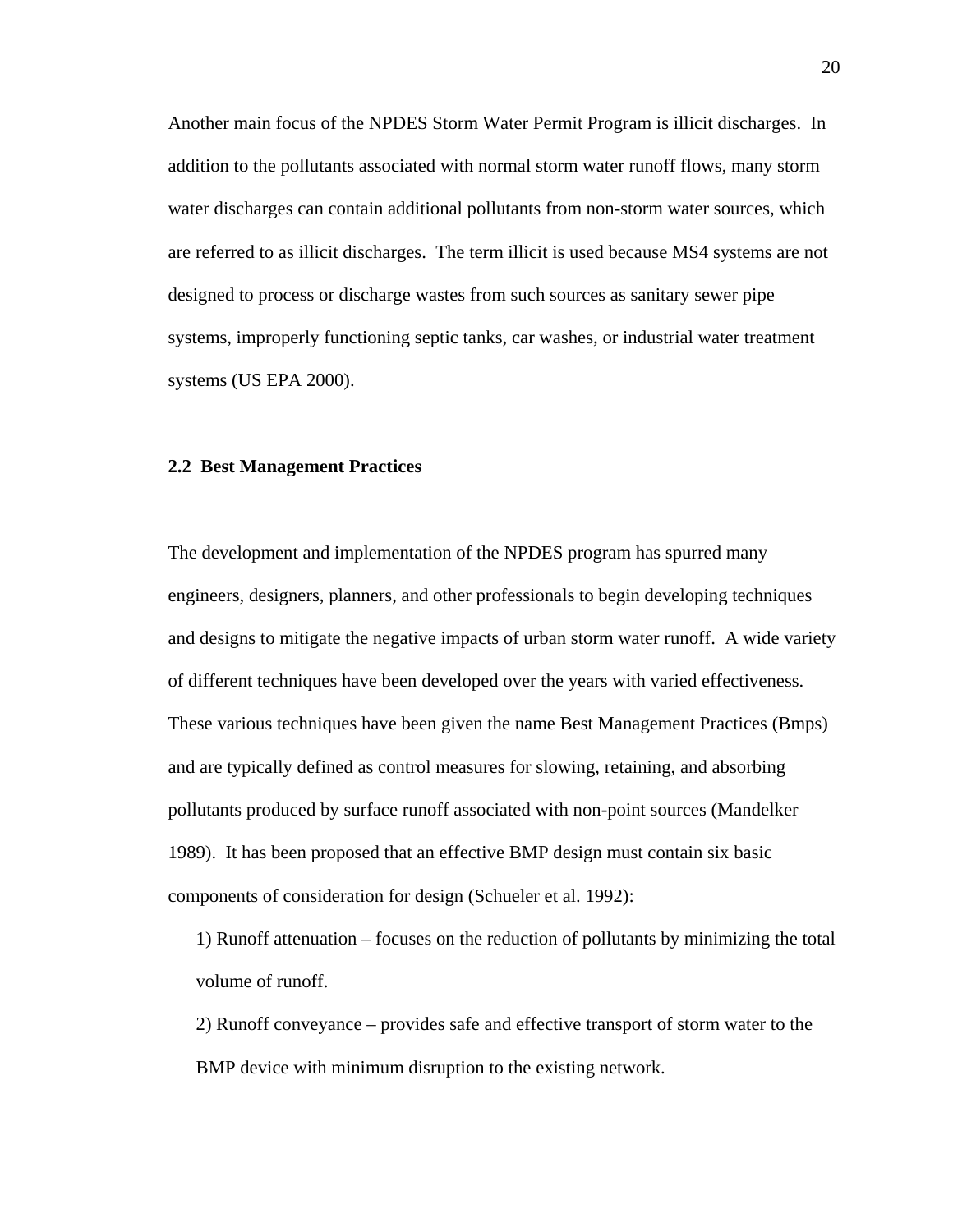Another main focus of the NPDES Storm Water Permit Program is illicit discharges. In addition to the pollutants associated with normal storm water runoff flows, many storm water discharges can contain additional pollutants from non-storm water sources, which are referred to as illicit discharges. The term illicit is used because MS4 systems are not designed to process or discharge wastes from such sources as sanitary sewer pipe systems, improperly functioning septic tanks, car washes, or industrial water treatment systems (US EPA 2000).

### 2.2 Best Management Practices

The development and implementation of the NPDES program has spurred many engineers, designers, planners, and other professionals to begin developing techniques and designs to mitigate the negative impacts of urban storm water runoff. A wide variety of different techniques have been developed over the years with varied effectiveness. These various techniques have been given the name Best Management Practices (Bmps) and are typically defined as control measures for slowing, retaining, and absorbing pollutants produced by surface runoff associated with non-point sources (Mandelker 1989). It has been proposed that an effective BMP design must contain six basic components of consideration for design (Schueler et al. 1992):

1) Runoff attenuation – focuses on the reduction of pollutants by minimizing the total volume of runoff.

2) Runoff conveyance – provides safe and effective transport of storm water to the BMP device with minimum disruption to the existing network.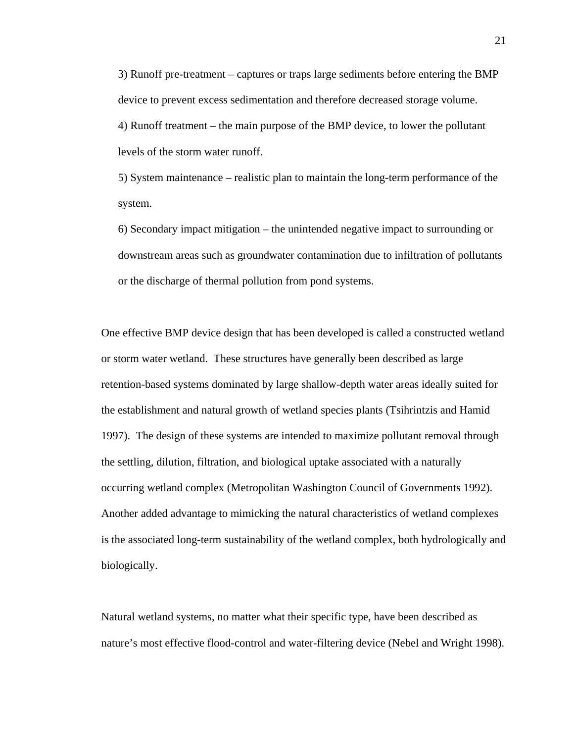3) Runoff pre-treatment – captures or traps large sediments before entering the BMP device to prevent excess sedimentation and therefore decreased storage volume.

4) Runoff treatment – the main purpose of the BMP device, to lower the pollutant levels of the storm water runoff.

5) System maintenance – realistic plan to maintain the long-term performance of the system.

6) Secondary impact mitigation – the unintended negative impact to surrounding or downstream areas such as groundwater contamination due to infiltration of pollutants or the discharge of thermal pollution from pond systems.

One effective BMP device design that has been developed is called a constructed wetland or storm water wetland. These structures have generally been described as large retention-based systems dominated by large shallow-depth water areas ideally suited for the establishment and natural growth of wetland species plants (Tsihrintzis and Hamid 1997). The design of these systems are intended to maximize pollutant removal through the settling, dilution, filtration, and biological uptake associated with a naturally occurring wetland complex (Metropolitan Washington Council of Governments 1992). Another added advantage to mimicking the natural characteristics of wetland complexes is the associated long-term sustainability of the wetland complex, both hydrologically and biologically.

Natural wetland systems, no matter what their specific type, have been described as nature's most effective flood-control and water-filtering device (Nebel and Wright 1998).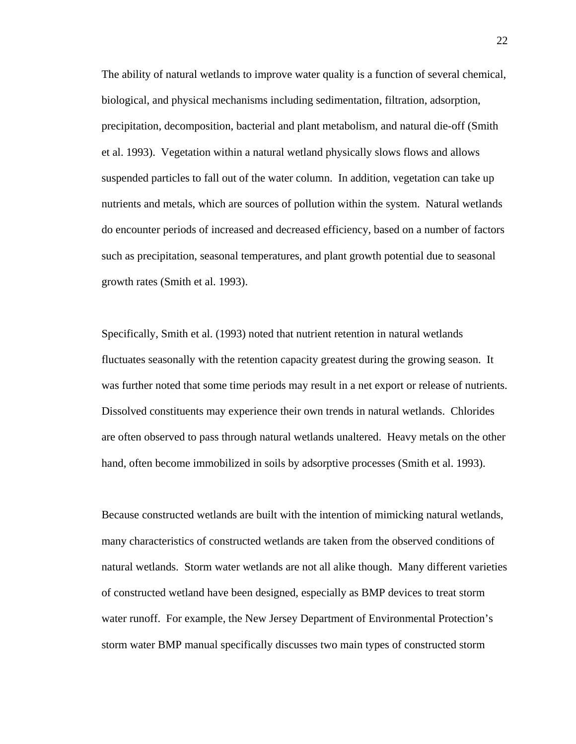The ability of natural wetlands to improve water quality is a function of several chemical, biological, and physical mechanisms including sedimentation, filtration, adsorption, precipitation, decomposition, bacterial and plant metabolism, and natural die-off (Smith et al. 1993). Vegetation within a natural wetland physically slows flows and allows suspended particles to fall out of the water column. In addition, vegetation can take up nutrients and metals, which are sources of pollution within the system. Natural wetlands do encounter periods of increased and decreased efficiency, based on a number of factors such as precipitation, seasonal temperatures, and plant growth potential due to seasonal growth rates (Smith et al. 1993).

Specifically, Smith et al. (1993) noted that nutrient retention in natural wetlands fluctuates seasonally with the retention capacity greatest during the growing season. It was further noted that some time periods may result in a net export or release of nutrients. Dissolved constituents may experience their own trends in natural wetlands. Chlorides are often observed to pass through natural wetlands unaltered. Heavy metals on the other hand, often become immobilized in soils by adsorptive processes (Smith et al. 1993).

Because constructed wetlands are built with the intention of mimicking natural wetlands, many characteristics of constructed wetlands are taken from the observed conditions of natural wetlands. Storm water wetlands are not all alike though. Many different varieties of constructed wetland have been designed, especially as BMP devices to treat storm water runoff. For example, the New Jersey Department of Environmental Protection's storm water BMP manual specifically discusses two main types of constructed storm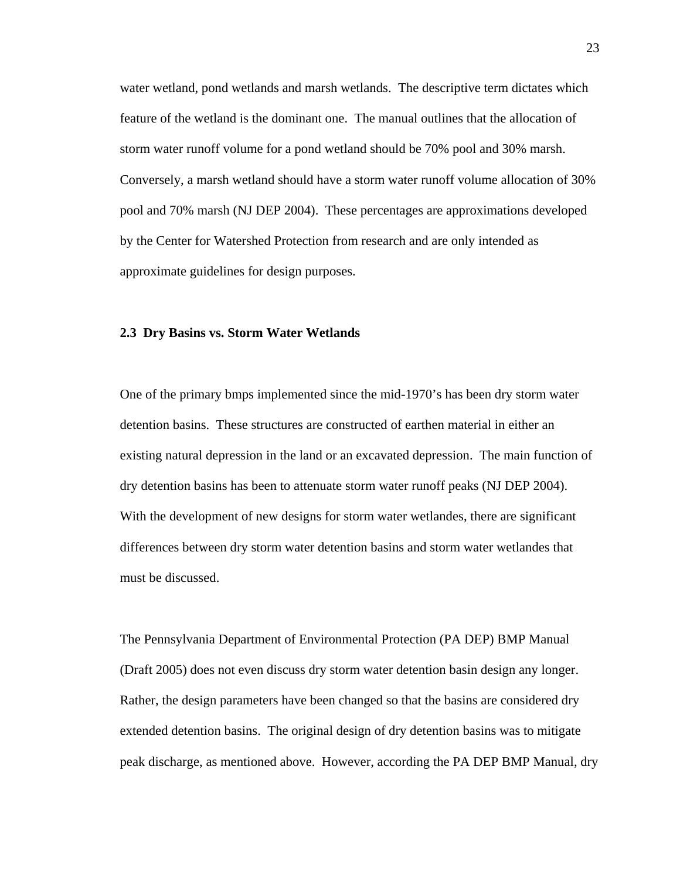water wetland, pond wetlands and marsh wetlands. The descriptive term dictates which feature of the wetland is the dominant one. The manual outlines that the allocation of storm water runoff volume for a pond wetland should be 70% pool and 30% marsh. Conversely, a marsh wetland should have a storm water runoff volume allocation of 30% pool and 70% marsh (NJ DEP 2004). These percentages are approximations developed by the Center for Watershed Protection from research and are only intended as approximate guidelines for design purposes.

### 2.3 Dry Basins vs. Storm Water Wetlands

One of the primary bmps implemented since the mid-1970's has been dry storm water detention basins. These structures are constructed of earthen material in either an existing natural depression in the land or an excavated depression. The main function of dry detention basins has been to attenuate storm water runoff peaks (NJ DEP 2004). With the development of new designs for storm water wetlandes, there are significant differences between dry storm water detention basins and storm water wetlandes that must be discussed.

The Pennsylvania Department of Environmental Protection (PA DEP) BMP Manual (Draft 2005) does not even discuss dry storm water detention basin design any longer. Rather, the design parameters have been changed so that the basins are considered dry extended detention basins. The original design of dry detention basins was to mitigate peak discharge, as mentioned above. However, according the PA DEP BMP Manual, dry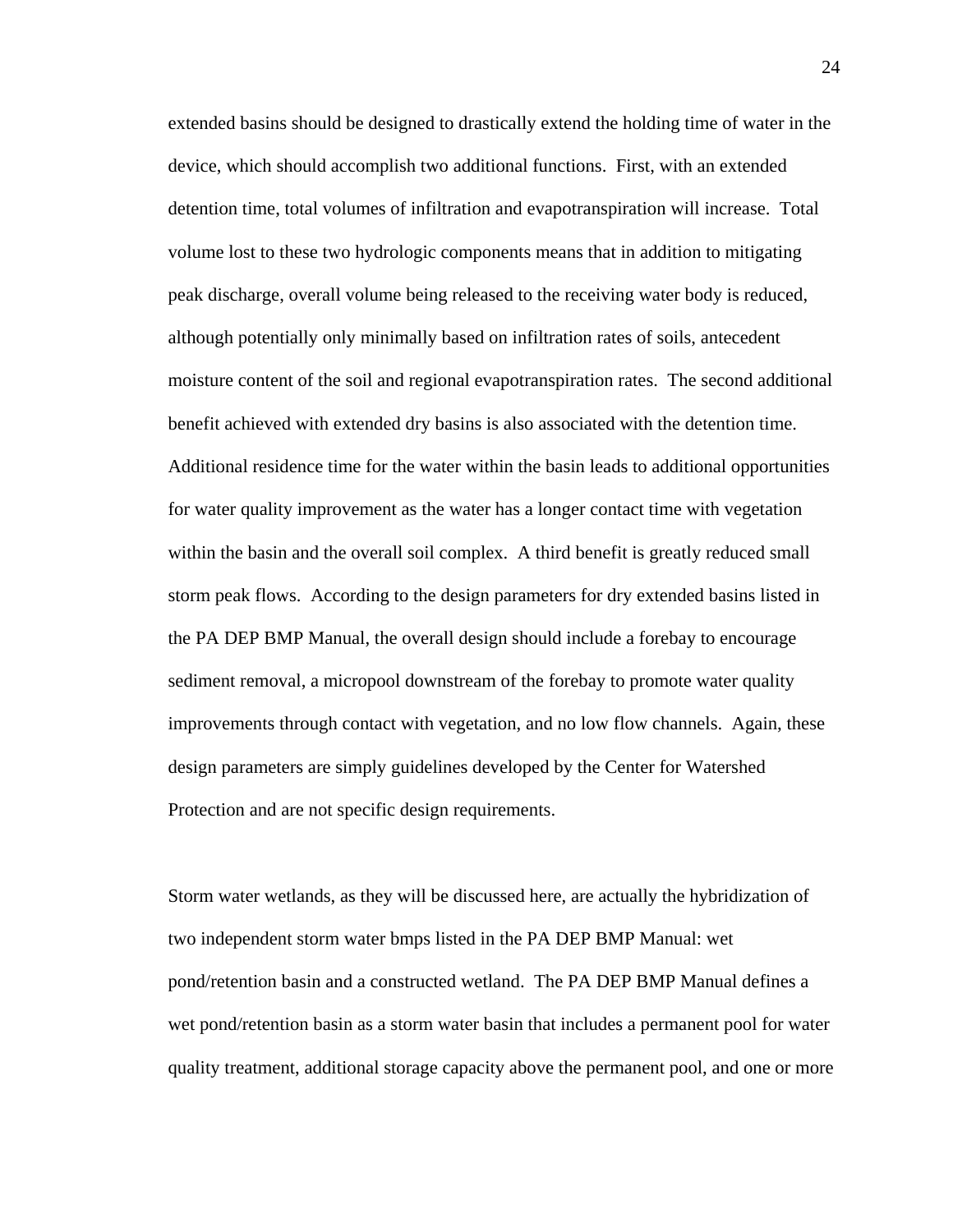extended basins should be designed to drastically extend the holding time of water in the device, which should accomplish two additional functions. First, with an extended detention time, total volumes of infiltration and evapotranspiration will increase. Total volume lost to these two hydrologic components means that in addition to mitigating peak discharge, overall volume being released to the receiving water body is reduced, although potentially only minimally based on infiltration rates of soils, antecedent moisture content of the soil and regional evapotranspiration rates. The second additional benefit achieved with extended dry basins is also associated with the detention time. Additional residence time for the water within the basin leads to additional opportunities for water quality improvement as the water has a longer contact time with vegetation within the basin and the overall soil complex. A third benefit is greatly reduced small storm peak flows. According to the design parameters for dry extended basins listed in the PA DEP BMP Manual, the overall design should include a forebay to encourage sediment removal, a micropool downstream of the forebay to promote water quality improvements through contact with vegetation, and no low flow channels. Again, these design parameters are simply guidelines developed by the Center for Watershed Protection and are not specific design requirements.

Storm water wetlands, as they will be discussed here, are actually the hybridization of two independent storm water bmps listed in the PA DEP BMP Manual: wet pond/retention basin and a constructed wetland. The PA DEP BMP Manual defines a wet pond/retention basin as a storm water basin that includes a permanent pool for water quality treatment, additional storage capacity above the permanent pool, and one or more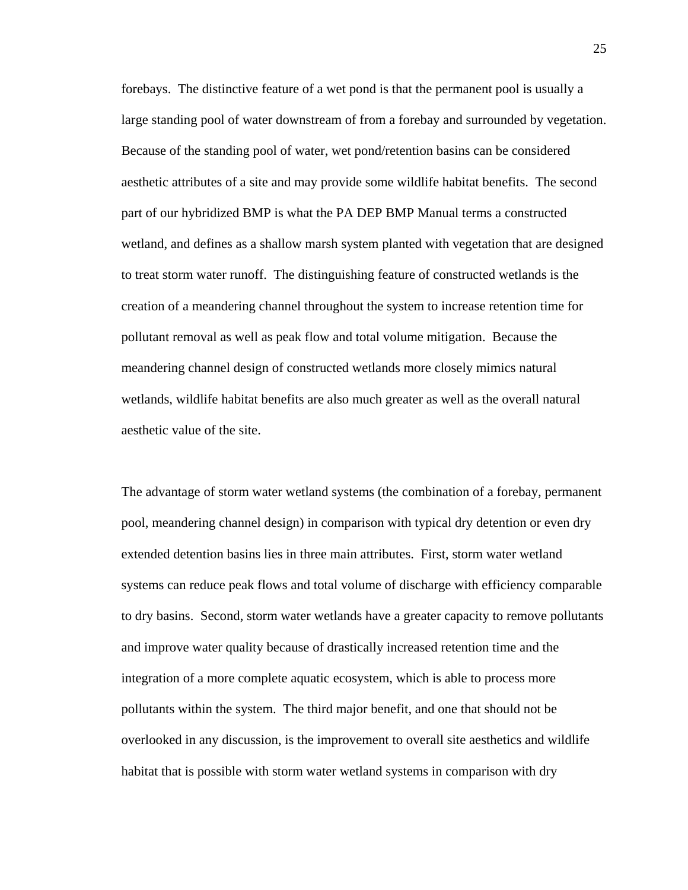forebays. The distinctive feature of a wet pond is that the permanent pool is usually a large standing pool of water downstream of from a forebay and surrounded by vegetation. Because of the standing pool of water, wet pond/retention basins can be considered aesthetic attributes of a site and may provide some wildlife habitat benefits. The second part of our hybridized BMP is what the PA DEP BMP Manual terms a constructed wetland, and defines as a shallow marsh system planted with vegetation that are designed to treat storm water runoff. The distinguishing feature of constructed wetlands is the creation of a meandering channel throughout the system to increase retention time for pollutant removal as well as peak flow and total volume mitigation. Because the meandering channel design of constructed wetlands more closely mimics natural wetlands, wildlife habitat benefits are also much greater as well as the overall natural aesthetic value of the site.

The advantage of storm water wetland systems (the combination of a forebay, permanent pool, meandering channel design) in comparison with typical dry detention or even dry extended detention basins lies in three main attributes. First, storm water wetland systems can reduce peak flows and total volume of discharge with efficiency comparable to dry basins. Second, storm water wetlands have a greater capacity to remove pollutants and improve water quality because of drastically increased retention time and the integration of a more complete aquatic ecosystem, which is able to process more pollutants within the system. The third major benefit, and one that should not be overlooked in any discussion, is the improvement to overall site aesthetics and wildlife habitat that is possible with storm water wetland systems in comparison with dry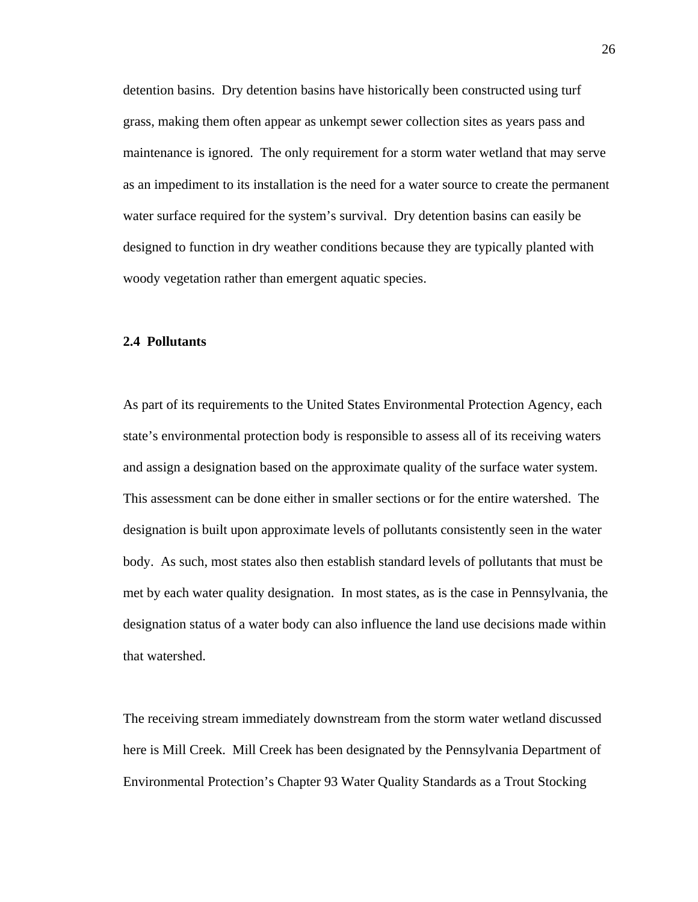detention basins. Dry detention basins have historically been constructed using turf grass, making them often appear as unkempt sewer collection sites as years pass and maintenance is ignored. The only requirement for a storm water wetland that may serve as an impediment to its installation is the need for a water source to create the permanent water surface required for the system's survival. Dry detention basins can easily be designed to function in dry weather conditions because they are typically planted with woody vegetation rather than emergent aquatic species.

### 2.4 Pollutants

As part of its requirements to the United States Environmental Protection Agency, each state's environmental protection body is responsible to assess all of its receiving waters and assign a designation based on the approximate quality of the surface water system. This assessment can be done either in smaller sections or for the entire watershed. The designation is built upon approximate levels of pollutants consistently seen in the water body. As such, most states also then establish standard levels of pollutants that must be met by each water quality designation. In most states, as is the case in Pennsylvania, the designation status of a water body can also influence the land use decisions made within that watershed.

The receiving stream immediately downstream from the storm water wetland discussed here is Mill Creek. Mill Creek has been designated by the Pennsylvania Department of Environmental Protection's Chapter 93 Water Quality Standards as a Trout Stocking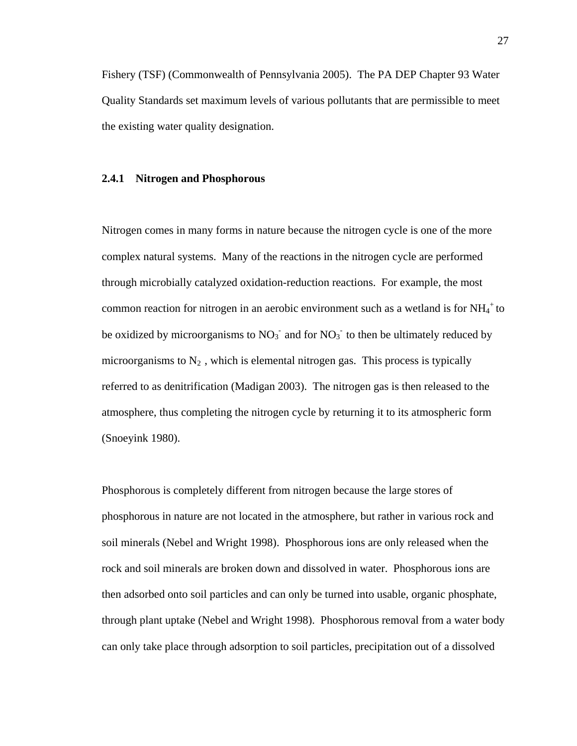Fishery (TSF) (Commonwealth of Pennsylvania 2005). The PA DEP Chapter 93 Water Quality Standards set maximum levels of various pollutants that are permissible to meet the existing water quality designation.

### 2.4.1 Nitrogen and Phosphorous

Nitrogen comes in many forms in nature because the nitrogen cycle is one of the more complex natural systems. Many of the reactions in the nitrogen cycle are performed through microbially catalyzed oxidation-reduction reactions. For example, the most common reaction for nitrogen in an aerobic environment such as a wetland is for $NH_4^+$ to be oxidized by microorganisms to $NO_3^-$ and for $NO_3^-$ to then be ultimately reduced by microorganisms to $N_2$ , which is elemental nitrogen gas. This process is typically referred to as denitrification (Madigan 2003). The nitrogen gas is then released to the atmosphere, thus completing the nitrogen cycle by returning it to its atmospheric form (Snoeyink 1980).

Phosphorous is completely different from nitrogen because the large stores of phosphorous in nature are not located in the atmosphere, but rather in various rock and soil minerals (Nebel and Wright 1998). Phosphorous ions are only released when the rock and soil minerals are broken down and dissolved in water. Phosphorous ions are then adsorbed onto soil particles and can only be turned into usable, organic phosphate, through plant uptake (Nebel and Wright 1998). Phosphorous removal from a water body can only take place through adsorption to soil particles, precipitation out of a dissolved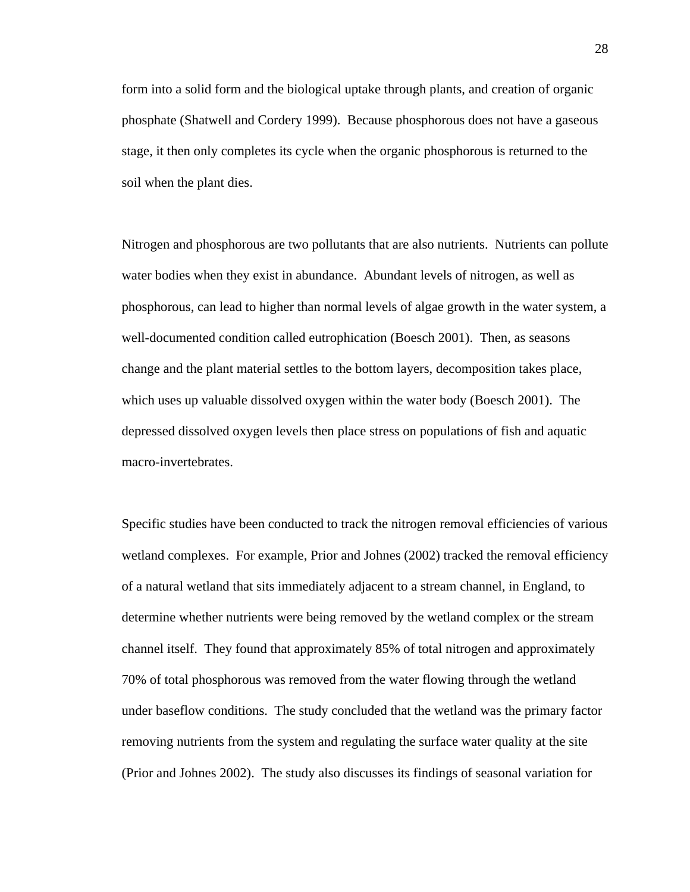form into a solid form and the biological uptake through plants, and creation of organic phosphate (Shatwell and Cordery 1999). Because phosphorous does not have a gaseous stage, it then only completes its cycle when the organic phosphorous is returned to the soil when the plant dies.

Nitrogen and phosphorous are two pollutants that are also nutrients. Nutrients can pollute water bodies when they exist in abundance. Abundant levels of nitrogen, as well as phosphorous, can lead to higher than normal levels of algae growth in the water system, a well-documented condition called eutrophication (Boesch 2001). Then, as seasons change and the plant material settles to the bottom layers, decomposition takes place, which uses up valuable dissolved oxygen within the water body (Boesch 2001). The depressed dissolved oxygen levels then place stress on populations of fish and aquatic macro-invertebrates.

Specific studies have been conducted to track the nitrogen removal efficiencies of various wetland complexes. For example, Prior and Johnes (2002) tracked the removal efficiency of a natural wetland that sits immediately adjacent to a stream channel, in England, to determine whether nutrients were being removed by the wetland complex or the stream channel itself. They found that approximately 85% of total nitrogen and approximately 70% of total phosphorous was removed from the water flowing through the wetland under baseflow conditions. The study concluded that the wetland was the primary factor removing nutrients from the system and regulating the surface water quality at the site (Prior and Johnes 2002). The study also discusses its findings of seasonal variation for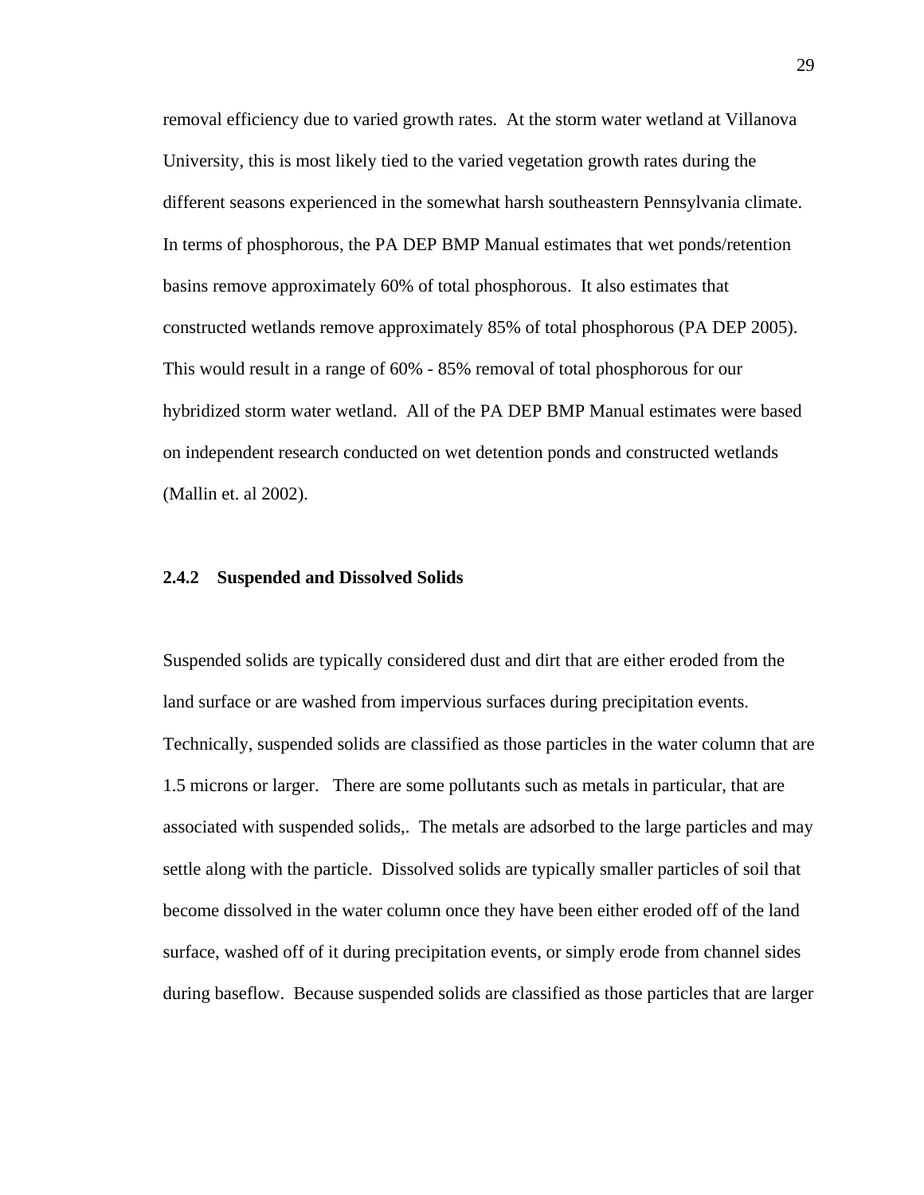removal efficiency due to varied growth rates. At the storm water wetland at Villanova University, this is most likely tied to the varied vegetation growth rates during the different seasons experienced in the somewhat harsh southeastern Pennsylvania climate. In terms of phosphorous, the PA DEP BMP Manual estimates that wet ponds/retention basins remove approximately 60% of total phosphorous. It also estimates that constructed wetlands remove approximately 85% of total phosphorous (PA DEP 2005). This would result in a range of 60% - 85% removal of total phosphorous for our hybridized storm water wetland. All of the PA DEP BMP Manual estimates were based on independent research conducted on wet detention ponds and constructed wetlands (Mallin et. al 2002).

### 2.4.2 Suspended and Dissolved Solids

Suspended solids are typically considered dust and dirt that are either eroded from the land surface or are washed from impervious surfaces during precipitation events. Technically, suspended solids are classified as those particles in the water column that are 1.5 microns or larger. There are some pollutants such as metals in particular, that are associated with suspended solids,. The metals are adsorbed to the large particles and may settle along with the particle. Dissolved solids are typically smaller particles of soil that become dissolved in the water column once they have been either eroded off of the land surface, washed off of it during precipitation events, or simply erode from channel sides during baseflow. Because suspended solids are classified as those particles that are larger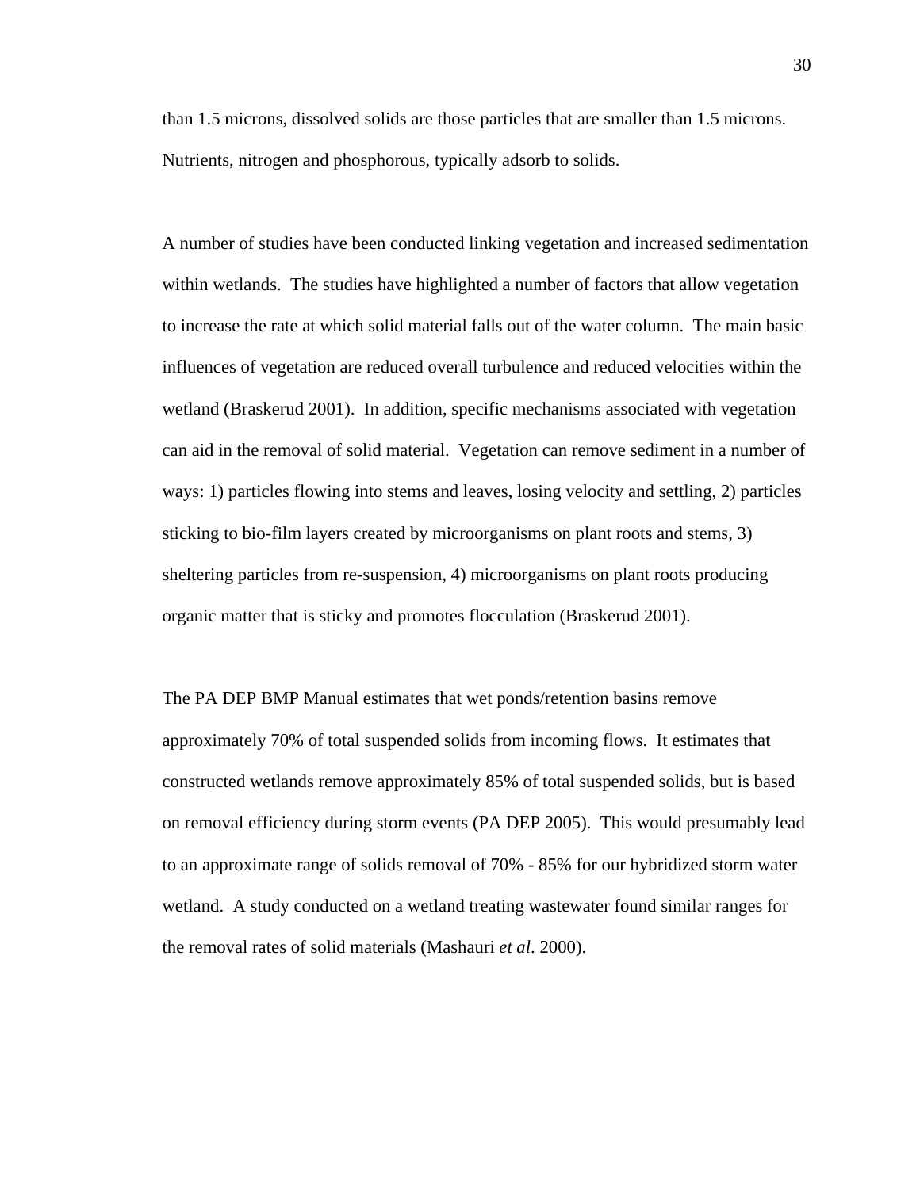than 1.5 microns, dissolved solids are those particles that are smaller than 1.5 microns. Nutrients, nitrogen and phosphorous, typically adsorb to solids.

A number of studies have been conducted linking vegetation and increased sedimentation within wetlands. The studies have highlighted a number of factors that allow vegetation to increase the rate at which solid material falls out of the water column. The main basic influences of vegetation are reduced overall turbulence and reduced velocities within the wetland (Braskerud 2001). In addition, specific mechanisms associated with vegetation can aid in the removal of solid material. Vegetation can remove sediment in a number of ways: 1) particles flowing into stems and leaves, losing velocity and settling, 2) particles sticking to bio-film layers created by microorganisms on plant roots and stems, 3) sheltering particles from re-suspension, 4) microorganisms on plant roots producing organic matter that is sticky and promotes flocculation (Braskerud 2001).

The PA DEP BMP Manual estimates that wet ponds/retention basins remove approximately 70% of total suspended solids from incoming flows. It estimates that constructed wetlands remove approximately 85% of total suspended solids, but is based on removal efficiency during storm events (PA DEP 2005). This would presumably lead to an approximate range of solids removal of 70% - 85% for our hybridized storm water wetland. A study conducted on a wetland treating wastewater found similar ranges for the removal rates of solid materials (Mashauri *et al*. 2000).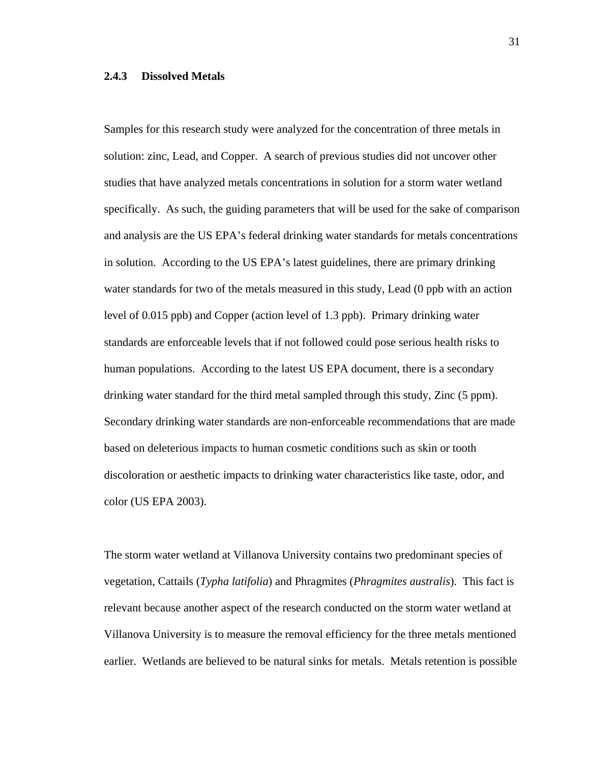### 2.4.3 Dissolved Metals

Samples for this research study were analyzed for the concentration of three metals in solution: zinc, Lead, and Copper. A search of previous studies did not uncover other studies that have analyzed metals concentrations in solution for a storm water wetland specifically. As such, the guiding parameters that will be used for the sake of comparison and analysis are the US EPA's federal drinking water standards for metals concentrations in solution. According to the US EPA's latest guidelines, there are primary drinking water standards for two of the metals measured in this study, Lead (0 ppb with an action level of 0.015 ppb) and Copper (action level of 1.3 ppb). Primary drinking water standards are enforceable levels that if not followed could pose serious health risks to human populations. According to the latest US EPA document, there is a secondary drinking water standard for the third metal sampled through this study, Zinc (5 ppm). Secondary drinking water standards are non-enforceable recommendations that are made based on deleterious impacts to human cosmetic conditions such as skin or tooth discoloration or aesthetic impacts to drinking water characteristics like taste, odor, and color (US EPA 2003).

The storm water wetland at Villanova University contains two predominant species of vegetation, Cattails (*Typha latifolia*) and Phragmites (*Phragmites australis*). This fact is relevant because another aspect of the research conducted on the storm water wetland at Villanova University is to measure the removal efficiency for the three metals mentioned earlier. Wetlands are believed to be natural sinks for metals. Metals retention is possible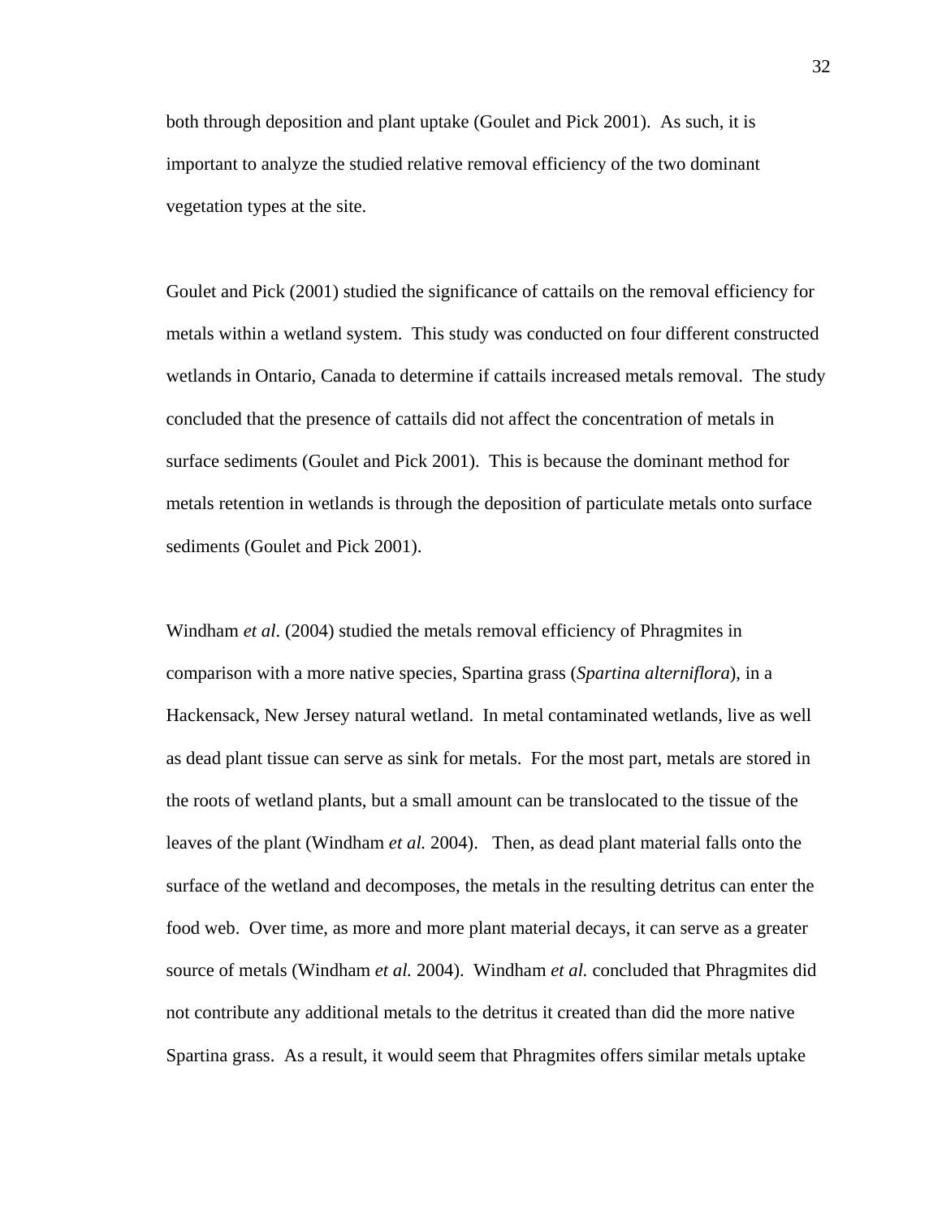both through deposition and plant uptake (Goulet and Pick 2001). As such, it is important to analyze the studied relative removal efficiency of the two dominant vegetation types at the site.

Goulet and Pick (2001) studied the significance of cattails on the removal efficiency for metals within a wetland system. This study was conducted on four different constructed wetlands in Ontario, Canada to determine if cattails increased metals removal. The study concluded that the presence of cattails did not affect the concentration of metals in surface sediments (Goulet and Pick 2001). This is because the dominant method for metals retention in wetlands is through the deposition of particulate metals onto surface sediments (Goulet and Pick 2001).

Windham *et al.* (2004) studied the metals removal efficiency of Phragmites in comparison with a more native species, Spartina grass (*Spartina alterniflora*), in a Hackensack, New Jersey natural wetland. In metal contaminated wetlands, live as well as dead plant tissue can serve as sink for metals. For the most part, metals are stored in the roots of wetland plants, but a small amount can be translocated to the tissue of the leaves of the plant (Windham *et al.* 2004). Then, as dead plant material falls onto the surface of the wetland and decomposes, the metals in the resulting detritus can enter the food web. Over time, as more and more plant material decays, it can serve as a greater source of metals (Windham *et al.* 2004). Windham *et al.* concluded that Phragmites did not contribute any additional metals to the detritus it created than did the more native Spartina grass. As a result, it would seem that Phragmites offers similar metals uptake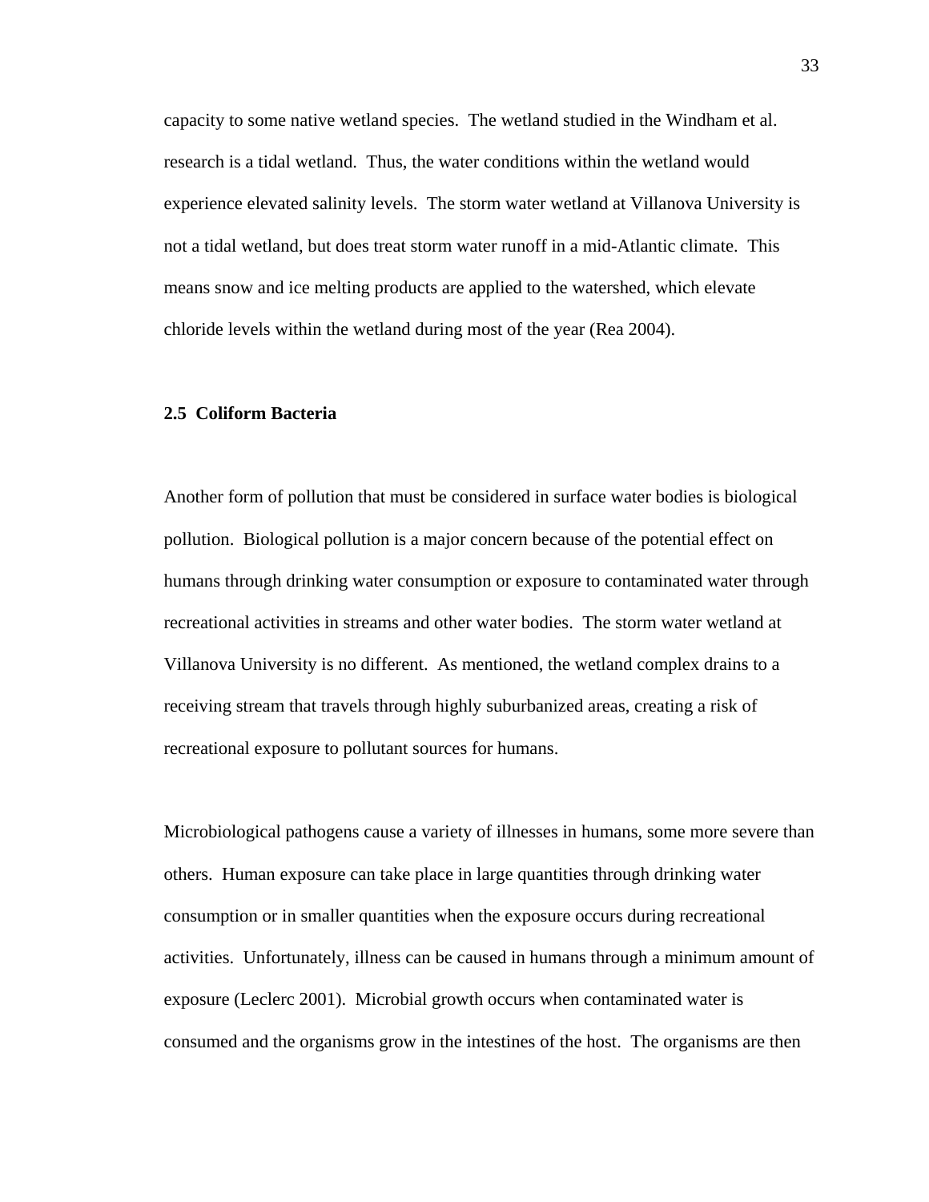capacity to some native wetland species. The wetland studied in the Windham et al. research is a tidal wetland. Thus, the water conditions within the wetland would experience elevated salinity levels. The storm water wetland at Villanova University is not a tidal wetland, but does treat storm water runoff in a mid-Atlantic climate. This means snow and ice melting products are applied to the watershed, which elevate chloride levels within the wetland during most of the year (Rea 2004).

### 2.5 Coliform Bacteria

Another form of pollution that must be considered in surface water bodies is biological pollution. Biological pollution is a major concern because of the potential effect on humans through drinking water consumption or exposure to contaminated water through recreational activities in streams and other water bodies. The storm water wetland at Villanova University is no different. As mentioned, the wetland complex drains to a receiving stream that travels through highly suburbanized areas, creating a risk of recreational exposure to pollutant sources for humans.

Microbiological pathogens cause a variety of illnesses in humans, some more severe than others. Human exposure can take place in large quantities through drinking water consumption or in smaller quantities when the exposure occurs during recreational activities. Unfortunately, illness can be caused in humans through a minimum amount of exposure (Leclerc 2001). Microbial growth occurs when contaminated water is consumed and the organisms grow in the intestines of the host. The organisms are then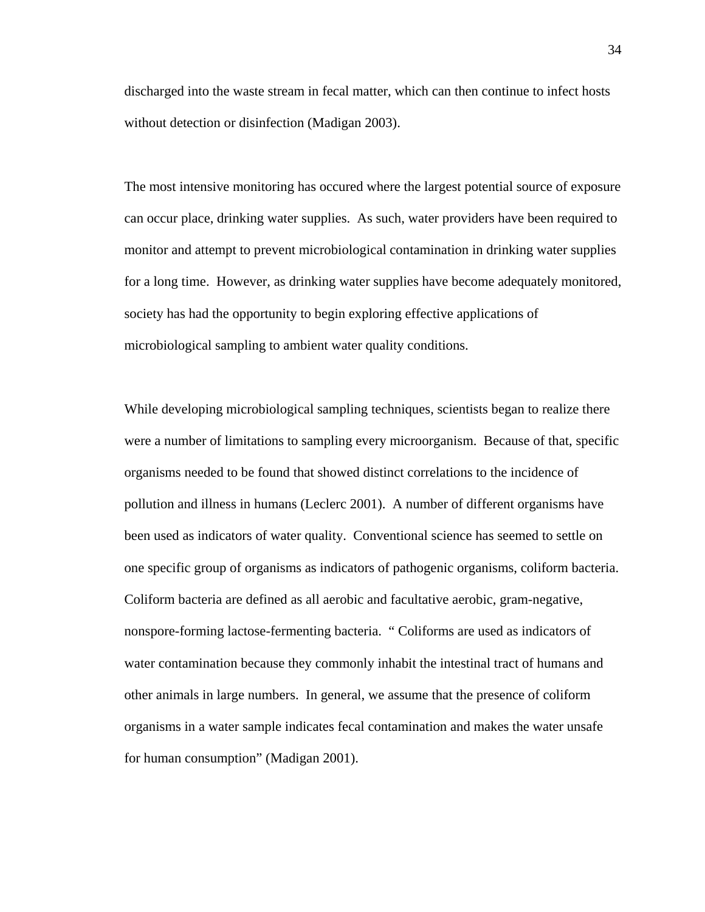discharged into the waste stream in fecal matter, which can then continue to infect hosts without detection or disinfection (Madigan 2003).

The most intensive monitoring has occured where the largest potential source of exposure can occur place, drinking water supplies. As such, water providers have been required to monitor and attempt to prevent microbiological contamination in drinking water supplies for a long time. However, as drinking water supplies have become adequately monitored, society has had the opportunity to begin exploring effective applications of microbiological sampling to ambient water quality conditions.

While developing microbiological sampling techniques, scientists began to realize there were a number of limitations to sampling every microorganism. Because of that, specific organisms needed to be found that showed distinct correlations to the incidence of pollution and illness in humans (Leclerc 2001). A number of different organisms have been used as indicators of water quality. Conventional science has seemed to settle on one specific group of organisms as indicators of pathogenic organisms, coliform bacteria. Coliform bacteria are defined as all aerobic and facultative aerobic, gram-negative, nonspore-forming lactose-fermenting bacteria. " Coliforms are used as indicators of water contamination because they commonly inhabit the intestinal tract of humans and other animals in large numbers. In general, we assume that the presence of coliform organisms in a water sample indicates fecal contamination and makes the water unsafe for human consumption" (Madigan 2001).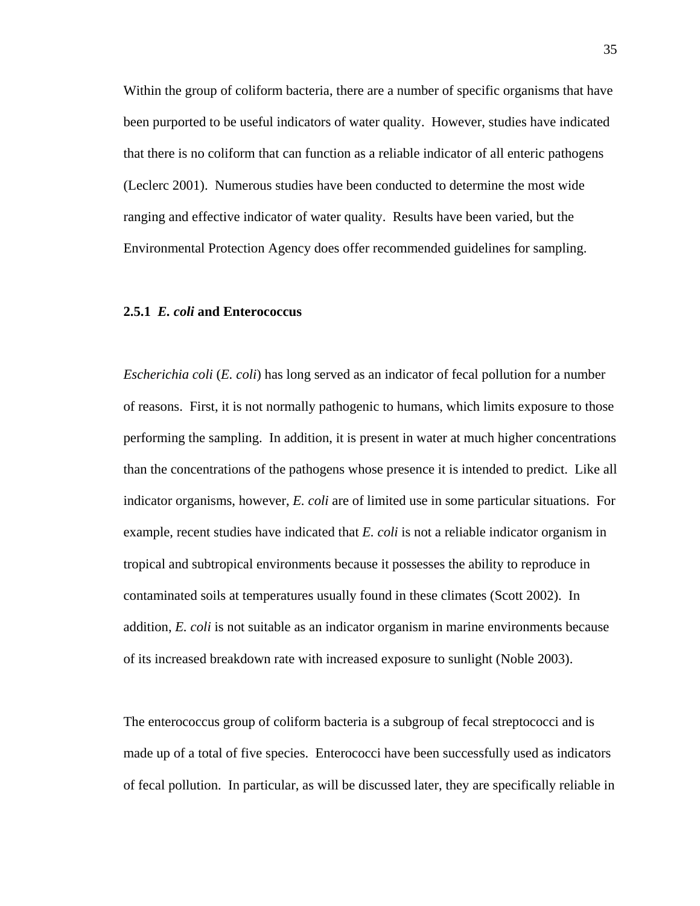Within the group of coliform bacteria, there are a number of specific organisms that have been purported to be useful indicators of water quality. However, studies have indicated that there is no coliform that can function as a reliable indicator of all enteric pathogens (Leclerc 2001). Numerous studies have been conducted to determine the most wide ranging and effective indicator of water quality. Results have been varied, but the Environmental Protection Agency does offer recommended guidelines for sampling.

### 2.5.1 *E. coli* and Enterococcus

*Escherichia coli* (*E. coli*) has long served as an indicator of fecal pollution for a number of reasons. First, it is not normally pathogenic to humans, which limits exposure to those performing the sampling. In addition, it is present in water at much higher concentrations than the concentrations of the pathogens whose presence it is intended to predict. Like all indicator organisms, however, *E. coli* are of limited use in some particular situations. For example, recent studies have indicated that *E. coli* is not a reliable indicator organism in tropical and subtropical environments because it possesses the ability to reproduce in contaminated soils at temperatures usually found in these climates (Scott 2002). In addition, *E. coli* is not suitable as an indicator organism in marine environments because of its increased breakdown rate with increased exposure to sunlight (Noble 2003).

The enterococcus group of coliform bacteria is a subgroup of fecal streptococci and is made up of a total of five species. Enterococci have been successfully used as indicators of fecal pollution. In particular, as will be discussed later, they are specifically reliable in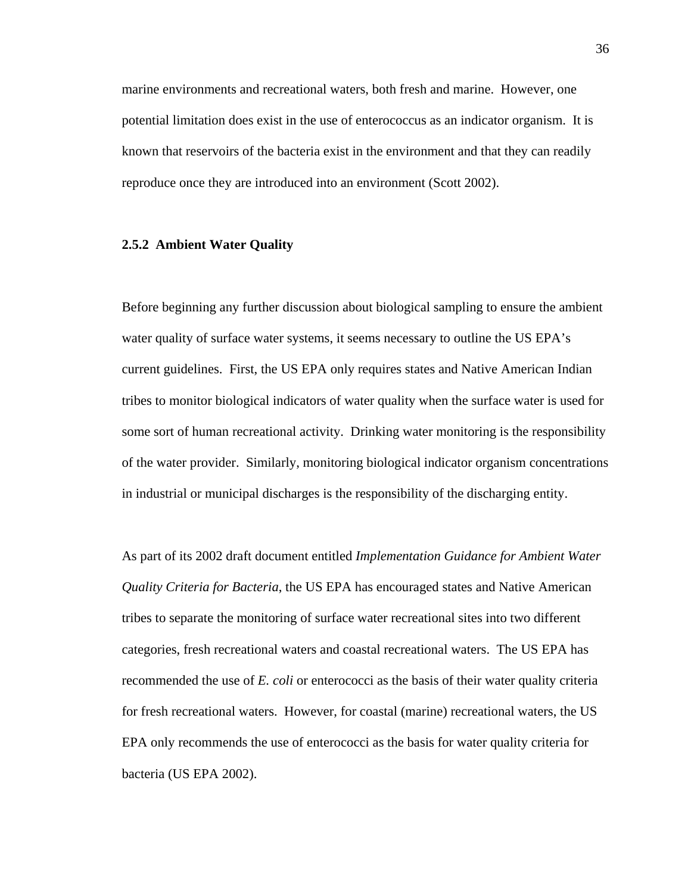marine environments and recreational waters, both fresh and marine. However, one potential limitation does exist in the use of enterococcus as an indicator organism. It is known that reservoirs of the bacteria exist in the environment and that they can readily reproduce once they are introduced into an environment (Scott 2002).

### 2.5.2 Ambient Water Quality

Before beginning any further discussion about biological sampling to ensure the ambient water quality of surface water systems, it seems necessary to outline the US EPA's current guidelines. First, the US EPA only requires states and Native American Indian tribes to monitor biological indicators of water quality when the surface water is used for some sort of human recreational activity. Drinking water monitoring is the responsibility of the water provider. Similarly, monitoring biological indicator organism concentrations in industrial or municipal discharges is the responsibility of the discharging entity.

As part of its 2002 draft document entitled *Implementation Guidance for Ambient Water Quality Criteria for Bacteria*, the US EPA has encouraged states and Native American tribes to separate the monitoring of surface water recreational sites into two different categories, fresh recreational waters and coastal recreational waters. The US EPA has recommended the use of *E. coli* or enterococci as the basis of their water quality criteria for fresh recreational waters. However, for coastal (marine) recreational waters, the US EPA only recommends the use of enterococci as the basis for water quality criteria for bacteria (US EPA 2002).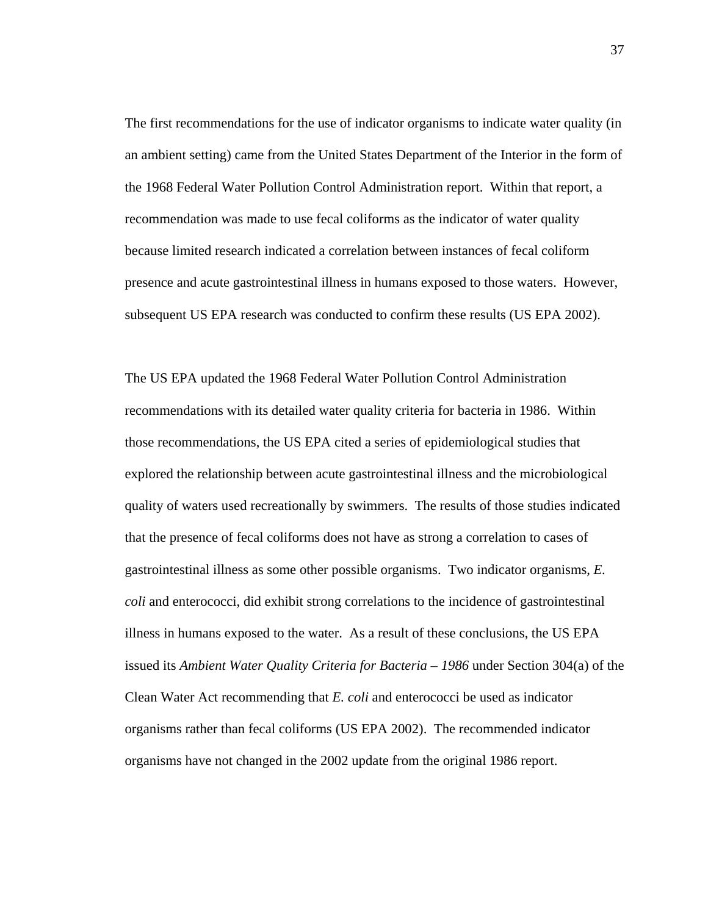The first recommendations for the use of indicator organisms to indicate water quality (in an ambient setting) came from the United States Department of the Interior in the form of the 1968 Federal Water Pollution Control Administration report. Within that report, a recommendation was made to use fecal coliforms as the indicator of water quality because limited research indicated a correlation between instances of fecal coliform presence and acute gastrointestinal illness in humans exposed to those waters. However, subsequent US EPA research was conducted to confirm these results (US EPA 2002).

The US EPA updated the 1968 Federal Water Pollution Control Administration recommendations with its detailed water quality criteria for bacteria in 1986. Within those recommendations, the US EPA cited a series of epidemiological studies that explored the relationship between acute gastrointestinal illness and the microbiological quality of waters used recreationally by swimmers. The results of those studies indicated that the presence of fecal coliforms does not have as strong a correlation to cases of gastrointestinal illness as some other possible organisms. Two indicator organisms, *E. coli* and enterococci, did exhibit strong correlations to the incidence of gastrointestinal illness in humans exposed to the water. As a result of these conclusions, the US EPA issued its *Ambient Water Quality Criteria for Bacteria – 1986* under Section 304(a) of the Clean Water Act recommending that *E. coli* and enterococci be used as indicator organisms rather than fecal coliforms (US EPA 2002). The recommended indicator organisms have not changed in the 2002 update from the original 1986 report.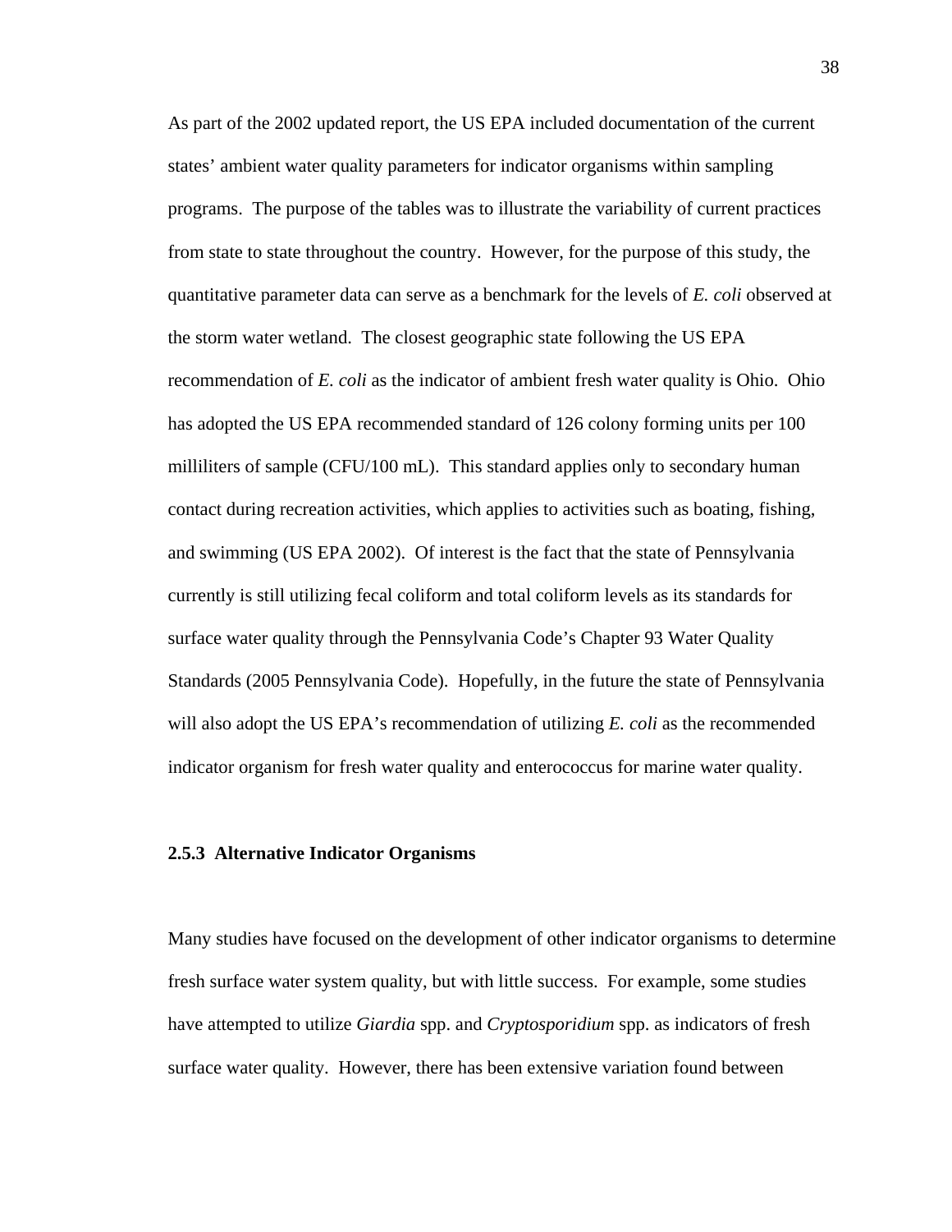As part of the 2002 updated report, the US EPA included documentation of the current states' ambient water quality parameters for indicator organisms within sampling programs. The purpose of the tables was to illustrate the variability of current practices from state to state throughout the country. However, for the purpose of this study, the quantitative parameter data can serve as a benchmark for the levels of *E. coli* observed at the storm water wetland. The closest geographic state following the US EPA recommendation of *E. coli* as the indicator of ambient fresh water quality is Ohio. Ohio has adopted the US EPA recommended standard of 126 colony forming units per 100 milliliters of sample (CFU/100 mL). This standard applies only to secondary human contact during recreation activities, which applies to activities such as boating, fishing, and swimming (US EPA 2002). Of interest is the fact that the state of Pennsylvania currently is still utilizing fecal coliform and total coliform levels as its standards for surface water quality through the Pennsylvania Code's Chapter 93 Water Quality Standards (2005 Pennsylvania Code). Hopefully, in the future the state of Pennsylvania will also adopt the US EPA's recommendation of utilizing *E. coli* as the recommended indicator organism for fresh water quality and enterococcus for marine water quality.

### 2.5.3 Alternative Indicator Organisms

Many studies have focused on the development of other indicator organisms to determine fresh surface water system quality, but with little success. For example, some studies have attempted to utilize *Giardia* spp. and *Cryptosporidium* spp. as indicators of fresh surface water quality. However, there has been extensive variation found between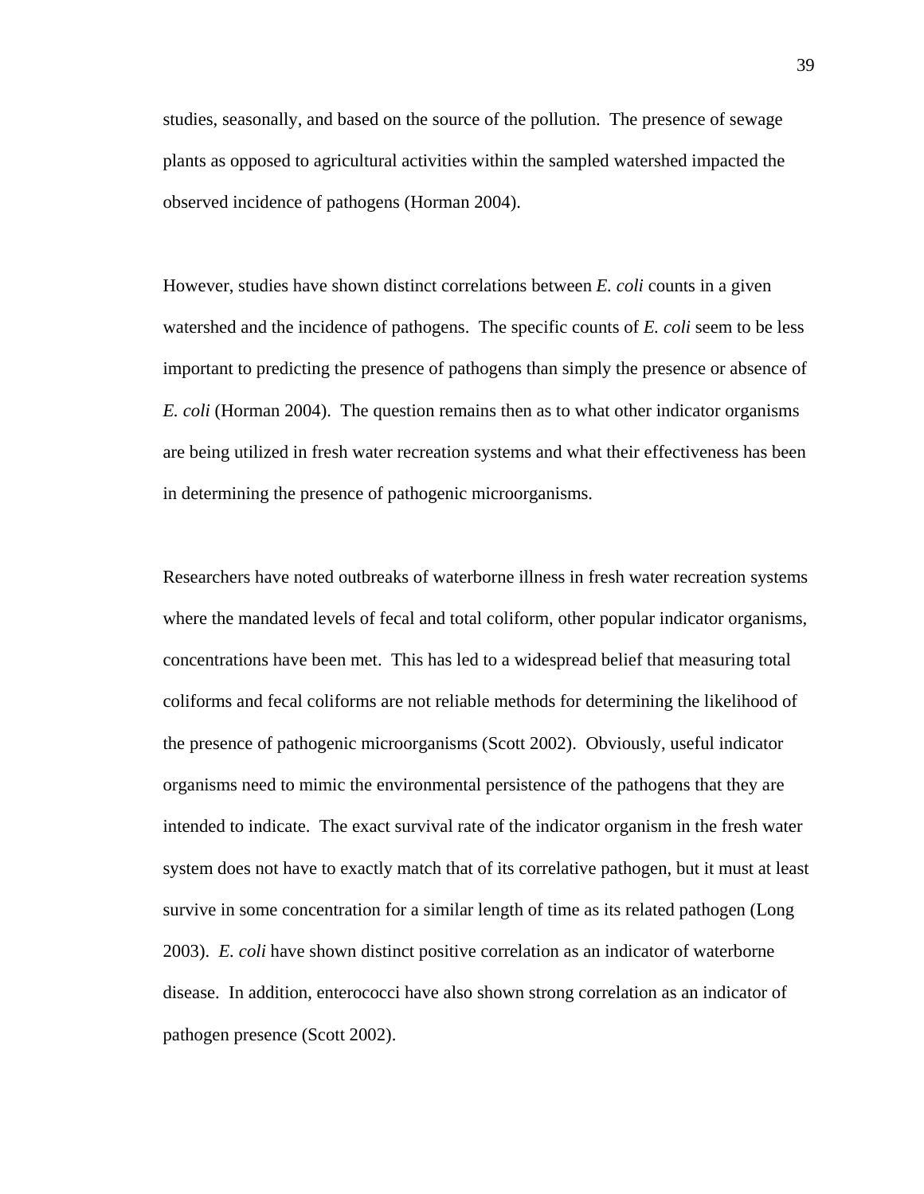studies, seasonally, and based on the source of the pollution. The presence of sewage plants as opposed to agricultural activities within the sampled watershed impacted the observed incidence of pathogens (Horman 2004).

However, studies have shown distinct correlations between *E. coli* counts in a given watershed and the incidence of pathogens. The specific counts of *E. coli* seem to be less important to predicting the presence of pathogens than simply the presence or absence of *E. coli* (Horman 2004). The question remains then as to what other indicator organisms are being utilized in fresh water recreation systems and what their effectiveness has been in determining the presence of pathogenic microorganisms.

Researchers have noted outbreaks of waterborne illness in fresh water recreation systems where the mandated levels of fecal and total coliform, other popular indicator organisms, concentrations have been met. This has led to a widespread belief that measuring total coliforms and fecal coliforms are not reliable methods for determining the likelihood of the presence of pathogenic microorganisms (Scott 2002). Obviously, useful indicator organisms need to mimic the environmental persistence of the pathogens that they are intended to indicate. The exact survival rate of the indicator organism in the fresh water system does not have to exactly match that of its correlative pathogen, but it must at least survive in some concentration for a similar length of time as its related pathogen (Long 2003). *E. coli* have shown distinct positive correlation as an indicator of waterborne disease. In addition, enterococci have also shown strong correlation as an indicator of pathogen presence (Scott 2002).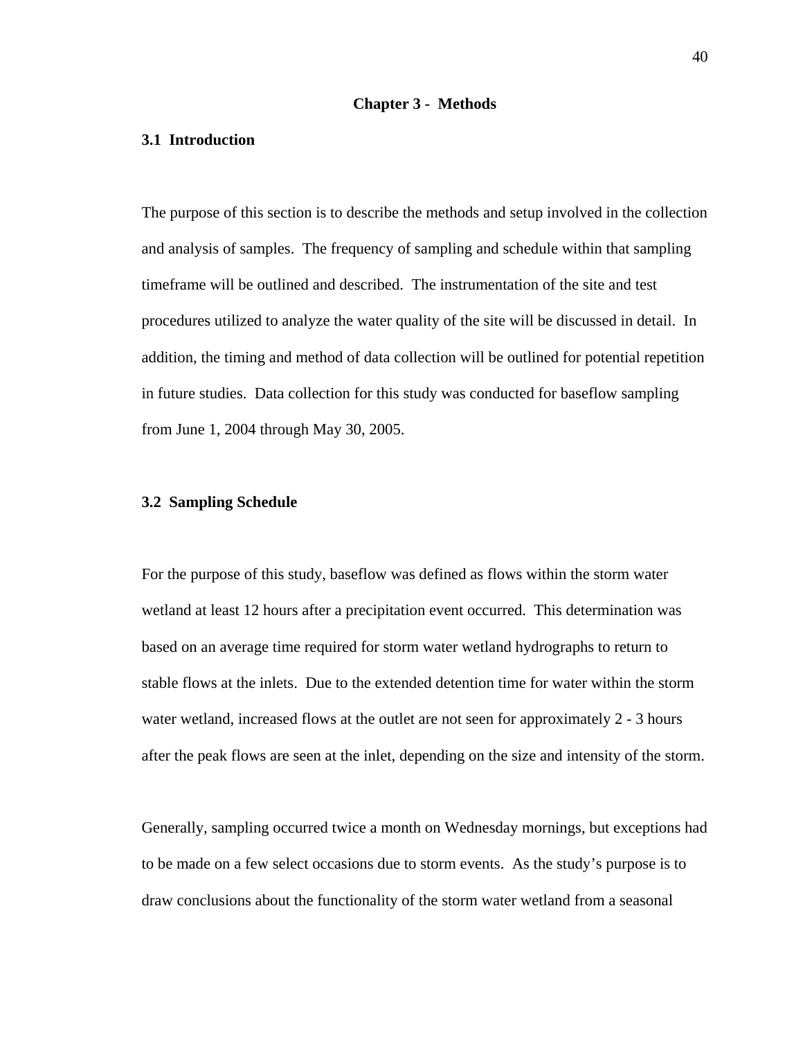# Chapter 3 - Methods

## 3.1 Introduction

The purpose of this section is to describe the methods and setup involved in the collection and analysis of samples. The frequency of sampling and schedule within that sampling timeframe will be outlined and described. The instrumentation of the site and test procedures utilized to analyze the water quality of the site will be discussed in detail. In addition, the timing and method of data collection will be outlined for potential repetition in future studies. Data collection for this study was conducted for baseflow sampling from June 1, 2004 through May 30, 2005.

## 3.2 Sampling Schedule

For the purpose of this study, baseflow was defined as flows within the storm water wetland at least 12 hours after a precipitation event occurred. This determination was based on an average time required for storm water wetland hydrographs to return to stable flows at the inlets. Due to the extended detention time for water within the storm water wetland, increased flows at the outlet are not seen for approximately 2 - 3 hours after the peak flows are seen at the inlet, depending on the size and intensity of the storm.

Generally, sampling occurred twice a month on Wednesday mornings, but exceptions had to be made on a few select occasions due to storm events. As the study's purpose is to draw conclusions about the functionality of the storm water wetland from a seasonal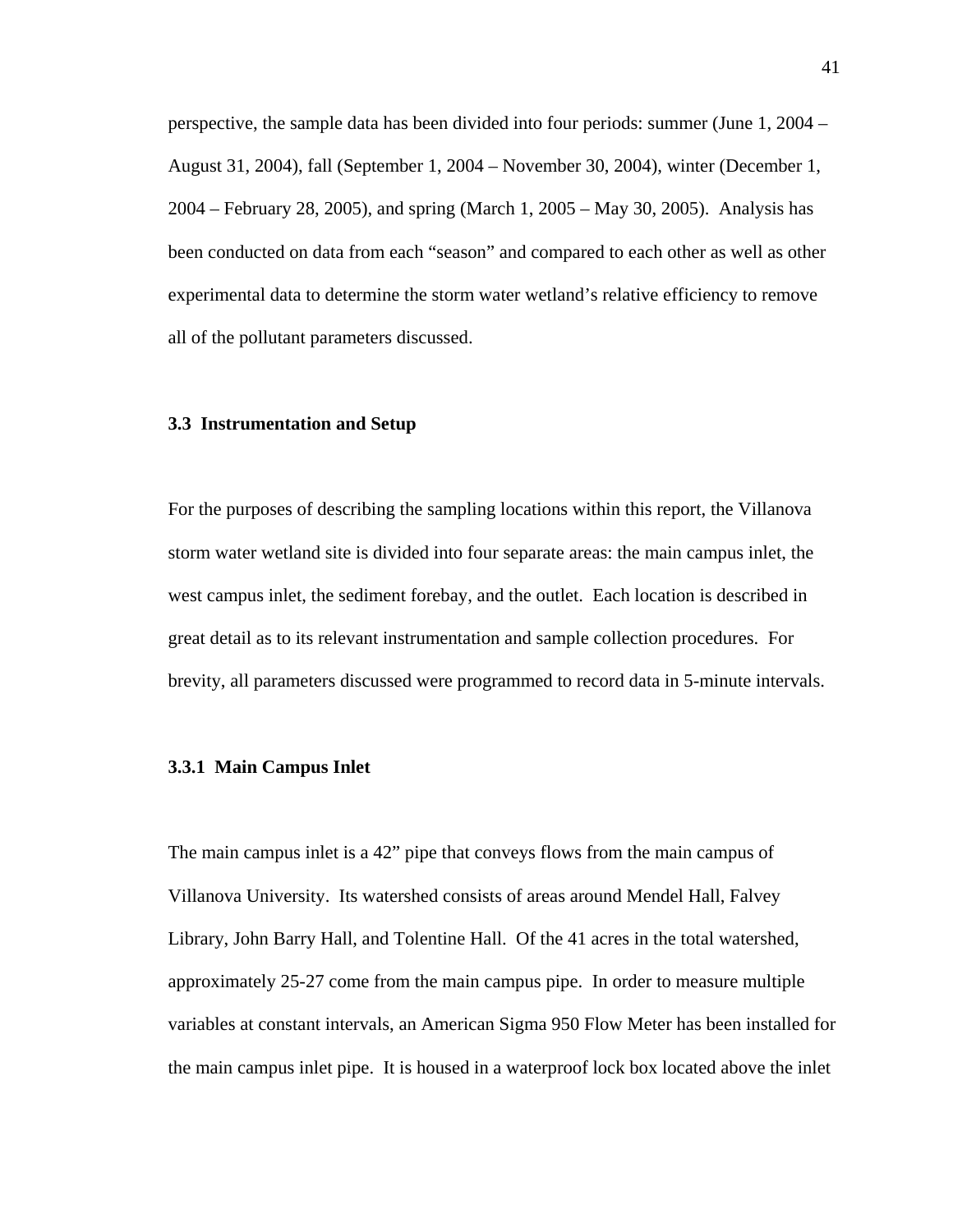perspective, the sample data has been divided into four periods: summer (June 1, 2004 – August 31, 2004), fall (September 1, 2004 – November 30, 2004), winter (December 1, 2004 – February 28, 2005), and spring (March 1, 2005 – May 30, 2005). Analysis has been conducted on data from each "season" and compared to each other as well as other experimental data to determine the storm water wetland's relative efficiency to remove all of the pollutant parameters discussed.

### 3.3 Instrumentation and Setup

For the purposes of describing the sampling locations within this report, the Villanova storm water wetland site is divided into four separate areas: the main campus inlet, the west campus inlet, the sediment forebay, and the outlet. Each location is described in great detail as to its relevant instrumentation and sample collection procedures. For brevity, all parameters discussed were programmed to record data in 5-minute intervals.

#### 3.3.1 Main Campus Inlet

The main campus inlet is a 42" pipe that conveys flows from the main campus of Villanova University. Its watershed consists of areas around Mendel Hall, Falvey Library, John Barry Hall, and Tolentine Hall. Of the 41 acres in the total watershed, approximately 25-27 come from the main campus pipe. In order to measure multiple variables at constant intervals, an American Sigma 950 Flow Meter has been installed for the main campus inlet pipe. It is housed in a waterproof lock box located above the inlet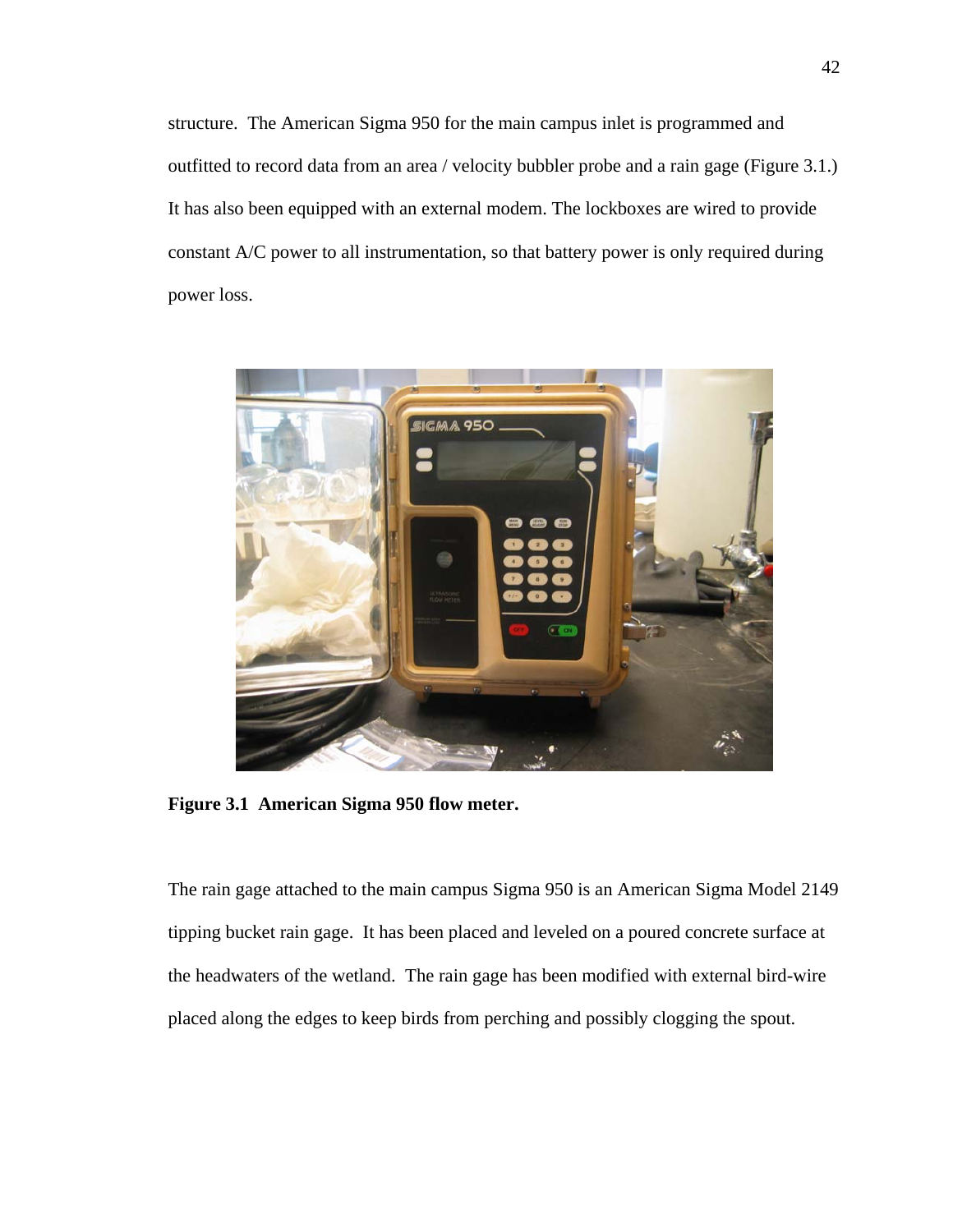structure. The American Sigma 950 for the main campus inlet is programmed and outfitted to record data from an area / velocity bubbler probe and a rain gage (Figure 3.1.) It has also been equipped with an external modem. The lockboxes are wired to provide constant A/C power to all instrumentation, so that battery power is only required during power loss.

**Figure 3.1 American Sigma 950 flow meter.**

The rain gage attached to the main campus Sigma 950 is an American Sigma Model 2149 tipping bucket rain gage. It has been placed and leveled on a poured concrete surface at the headwaters of the wetland. The rain gage has been modified with external bird-wire placed along the edges to keep birds from perching and possibly clogging the spout.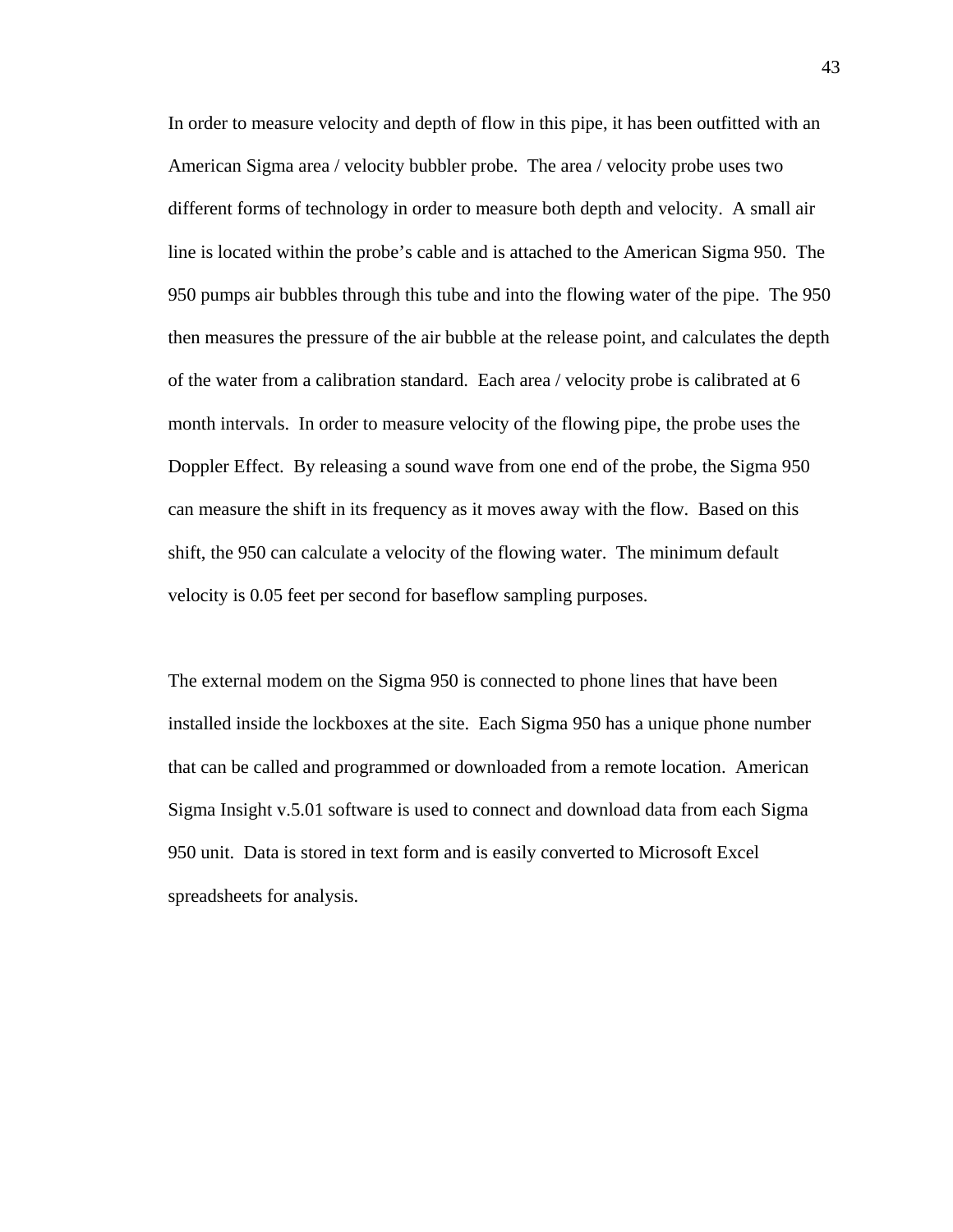In order to measure velocity and depth of flow in this pipe, it has been outfitted with an American Sigma area / velocity bubbler probe. The area / velocity probe uses two different forms of technology in order to measure both depth and velocity. A small air line is located within the probe's cable and is attached to the American Sigma 950. The 950 pumps air bubbles through this tube and into the flowing water of the pipe. The 950 then measures the pressure of the air bubble at the release point, and calculates the depth of the water from a calibration standard. Each area / velocity probe is calibrated at 6 month intervals. In order to measure velocity of the flowing pipe, the probe uses the Doppler Effect. By releasing a sound wave from one end of the probe, the Sigma 950 can measure the shift in its frequency as it moves away with the flow. Based on this shift, the 950 can calculate a velocity of the flowing water. The minimum default velocity is 0.05 feet per second for baseflow sampling purposes.

The external modem on the Sigma 950 is connected to phone lines that have been installed inside the lockboxes at the site. Each Sigma 950 has a unique phone number that can be called and programmed or downloaded from a remote location. American Sigma Insight v.5.01 software is used to connect and download data from each Sigma 950 unit. Data is stored in text form and is easily converted to Microsoft Excel spreadsheets for analysis.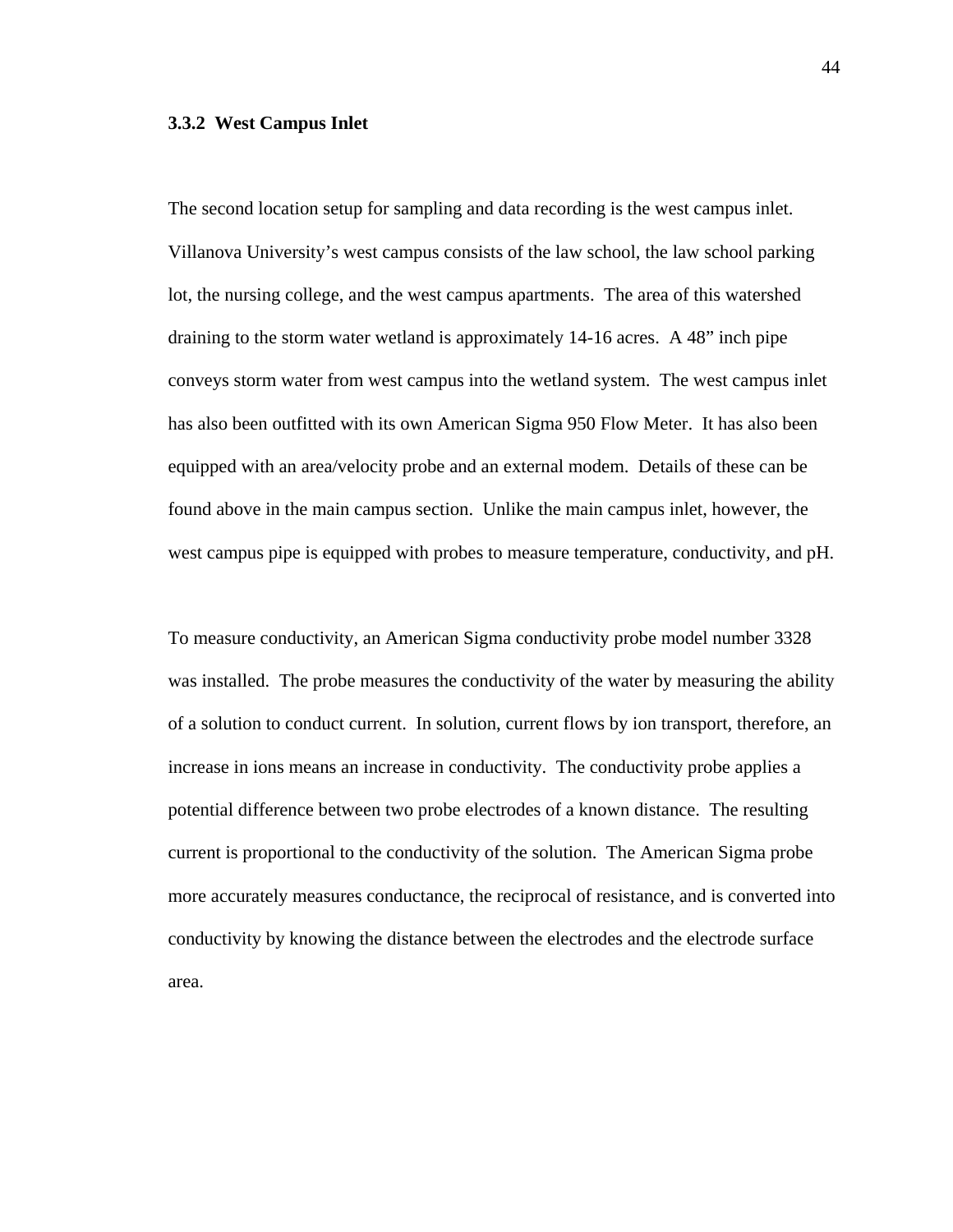### 3.3.2 West Campus Inlet

The second location setup for sampling and data recording is the west campus inlet. Villanova University's west campus consists of the law school, the law school parking lot, the nursing college, and the west campus apartments. The area of this watershed draining to the storm water wetland is approximately 14-16 acres. A 48" inch pipe conveys storm water from west campus into the wetland system. The west campus inlet has also been outfitted with its own American Sigma 950 Flow Meter. It has also been equipped with an area/velocity probe and an external modem. Details of these can be found above in the main campus section. Unlike the main campus inlet, however, the west campus pipe is equipped with probes to measure temperature, conductivity, and pH.

To measure conductivity, an American Sigma conductivity probe model number 3328 was installed. The probe measures the conductivity of the water by measuring the ability of a solution to conduct current. In solution, current flows by ion transport, therefore, an increase in ions means an increase in conductivity. The conductivity probe applies a potential difference between two probe electrodes of a known distance. The resulting current is proportional to the conductivity of the solution. The American Sigma probe more accurately measures conductance, the reciprocal of resistance, and is converted into conductivity by knowing the distance between the electrodes and the electrode surface area.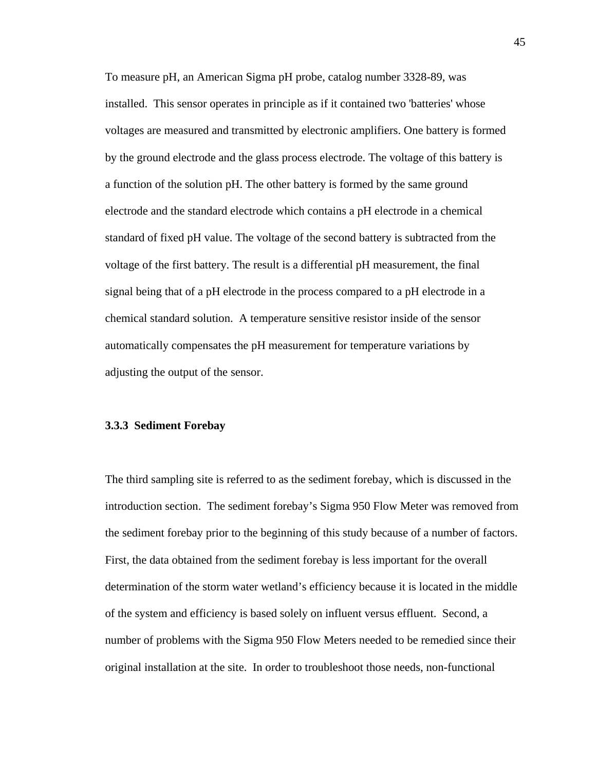To measure pH, an American Sigma pH probe, catalog number 3328-89, was installed. This sensor operates in principle as if it contained two 'batteries' whose voltages are measured and transmitted by electronic amplifiers. One battery is formed by the ground electrode and the glass process electrode. The voltage of this battery is a function of the solution pH. The other battery is formed by the same ground electrode and the standard electrode which contains a pH electrode in a chemical standard of fixed pH value. The voltage of the second battery is subtracted from the voltage of the first battery. The result is a differential pH measurement, the final signal being that of a pH electrode in the process compared to a pH electrode in a chemical standard solution. A temperature sensitive resistor inside of the sensor automatically compensates the pH measurement for temperature variations by adjusting the output of the sensor.

### 3.3.3 Sediment Forebay

The third sampling site is referred to as the sediment forebay, which is discussed in the introduction section. The sediment forebay's Sigma 950 Flow Meter was removed from the sediment forebay prior to the beginning of this study because of a number of factors. First, the data obtained from the sediment forebay is less important for the overall determination of the storm water wetland's efficiency because it is located in the middle of the system and efficiency is based solely on influent versus effluent. Second, a number of problems with the Sigma 950 Flow Meters needed to be remedied since their original installation at the site. In order to troubleshoot those needs, non-functional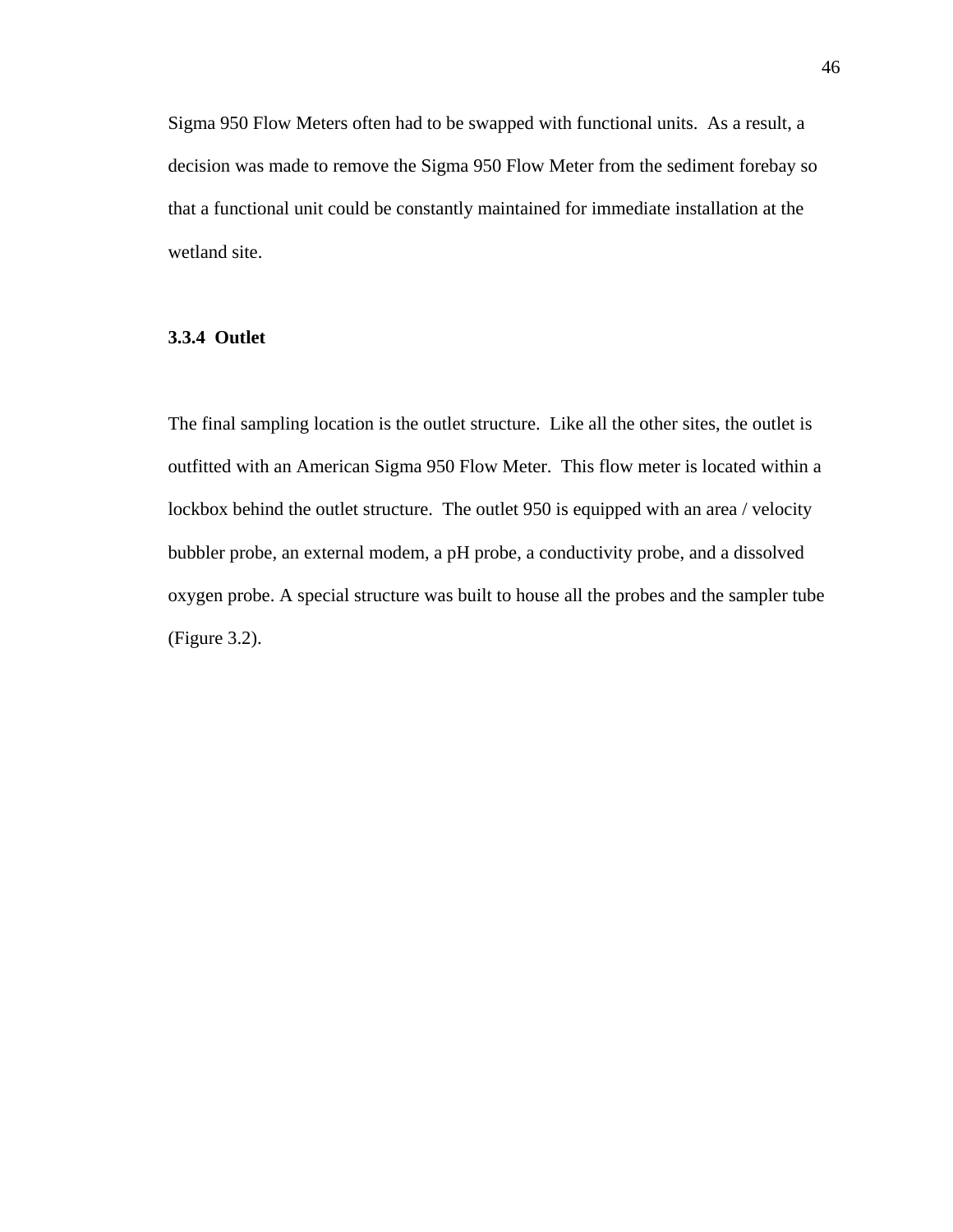Sigma 950 Flow Meters often had to be swapped with functional units. As a result, a decision was made to remove the Sigma 950 Flow Meter from the sediment forebay so that a functional unit could be constantly maintained for immediate installation at the wetland site.

### 3.3.4 Outlet

The final sampling location is the outlet structure. Like all the other sites, the outlet is outfitted with an American Sigma 950 Flow Meter. This flow meter is located within a lockbox behind the outlet structure. The outlet 950 is equipped with an area / velocity bubbler probe, an external modem, a pH probe, a conductivity probe, and a dissolved oxygen probe. A special structure was built to house all the probes and the sampler tube (Figure 3.2).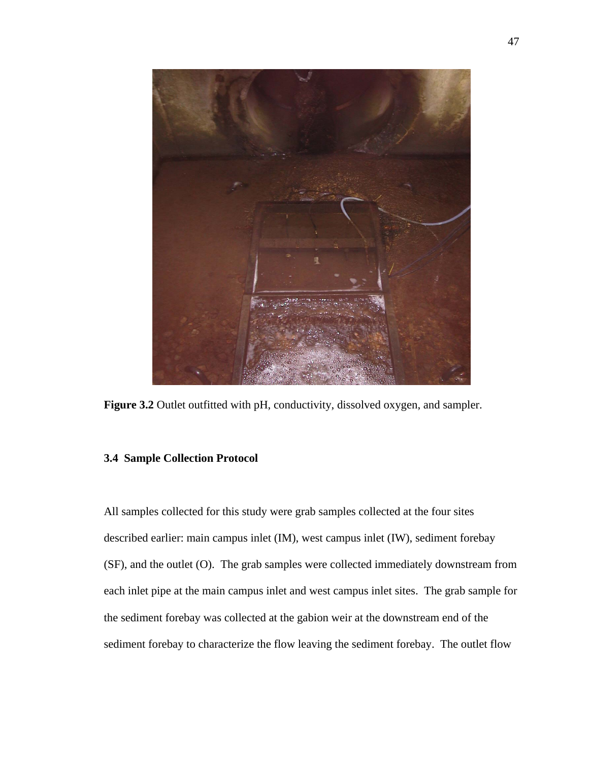**Figure 3.2** Outlet outfitted with pH, conductivity, dissolved oxygen, and sampler.

### 3.4 Sample Collection Protocol

All samples collected for this study were grab samples collected at the four sites described earlier: main campus inlet (IM), west campus inlet (IW), sediment forebay (SF), and the outlet (O). The grab samples were collected immediately downstream from each inlet pipe at the main campus inlet and west campus inlet sites. The grab sample for the sediment forebay was collected at the gabion weir at the downstream end of the sediment forebay to characterize the flow leaving the sediment forebay. The outlet flow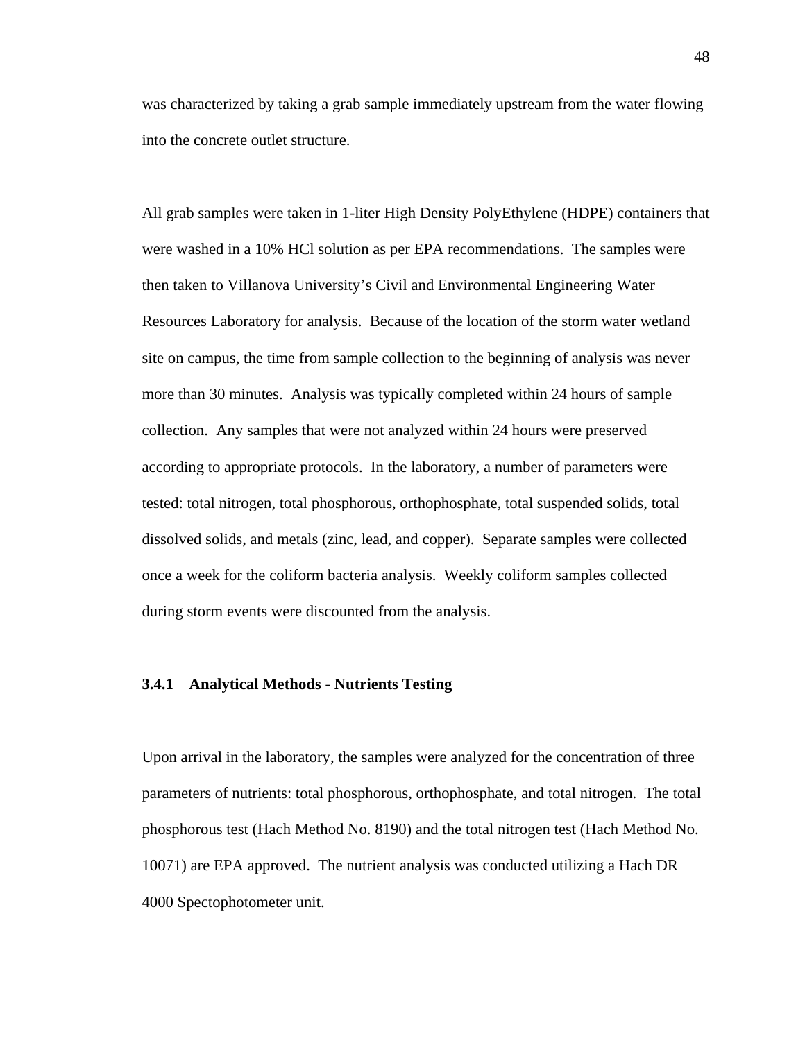was characterized by taking a grab sample immediately upstream from the water flowing into the concrete outlet structure.

All grab samples were taken in 1-liter High Density PolyEthylene (HDPE) containers that were washed in a 10% HCl solution as per EPA recommendations. The samples were then taken to Villanova University's Civil and Environmental Engineering Water Resources Laboratory for analysis. Because of the location of the storm water wetland site on campus, the time from sample collection to the beginning of analysis was never more than 30 minutes. Analysis was typically completed within 24 hours of sample collection. Any samples that were not analyzed within 24 hours were preserved according to appropriate protocols. In the laboratory, a number of parameters were tested: total nitrogen, total phosphorous, orthophosphate, total suspended solids, total dissolved solids, and metals (zinc, lead, and copper). Separate samples were collected once a week for the coliform bacteria analysis. Weekly coliform samples collected during storm events were discounted from the analysis.

### 3.4.1 Analytical Methods - Nutrients Testing

Upon arrival in the laboratory, the samples were analyzed for the concentration of three parameters of nutrients: total phosphorous, orthophosphate, and total nitrogen. The total phosphorous test (Hach Method No. 8190) and the total nitrogen test (Hach Method No. 10071) are EPA approved. The nutrient analysis was conducted utilizing a Hach DR 4000 Spectophotometer unit.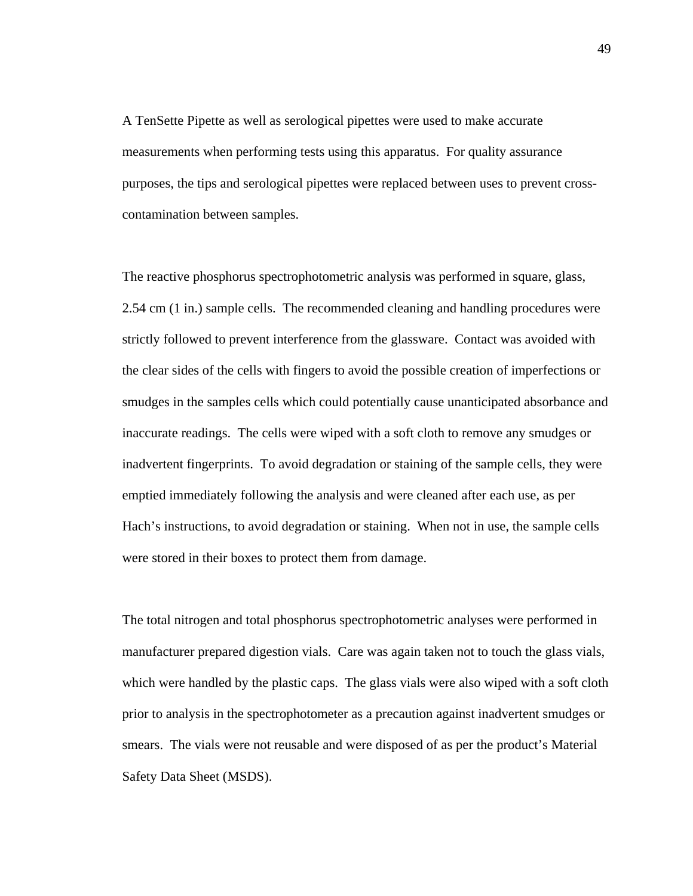A TenSette Pipette as well as serological pipettes were used to make accurate measurements when performing tests using this apparatus. For quality assurance purposes, the tips and serological pipettes were replaced between uses to prevent cross-contamination between samples.

The reactive phosphorus spectrophotometric analysis was performed in square, glass, 2.54 cm (1 in.) sample cells. The recommended cleaning and handling procedures were strictly followed to prevent interference from the glassware. Contact was avoided with the clear sides of the cells with fingers to avoid the possible creation of imperfections or smudges in the samples cells which could potentially cause unanticipated absorbance and inaccurate readings. The cells were wiped with a soft cloth to remove any smudges or inadvertent fingerprints. To avoid degradation or staining of the sample cells, they were emptied immediately following the analysis and were cleaned after each use, as per Hach's instructions, to avoid degradation or staining. When not in use, the sample cells were stored in their boxes to protect them from damage.

The total nitrogen and total phosphorus spectrophotometric analyses were performed in manufacturer prepared digestion vials. Care was again taken not to touch the glass vials, which were handled by the plastic caps. The glass vials were also wiped with a soft cloth prior to analysis in the spectrophotometer as a precaution against inadvertent smudges or smears. The vials were not reusable and were disposed of as per the product's Material Safety Data Sheet (MSDS).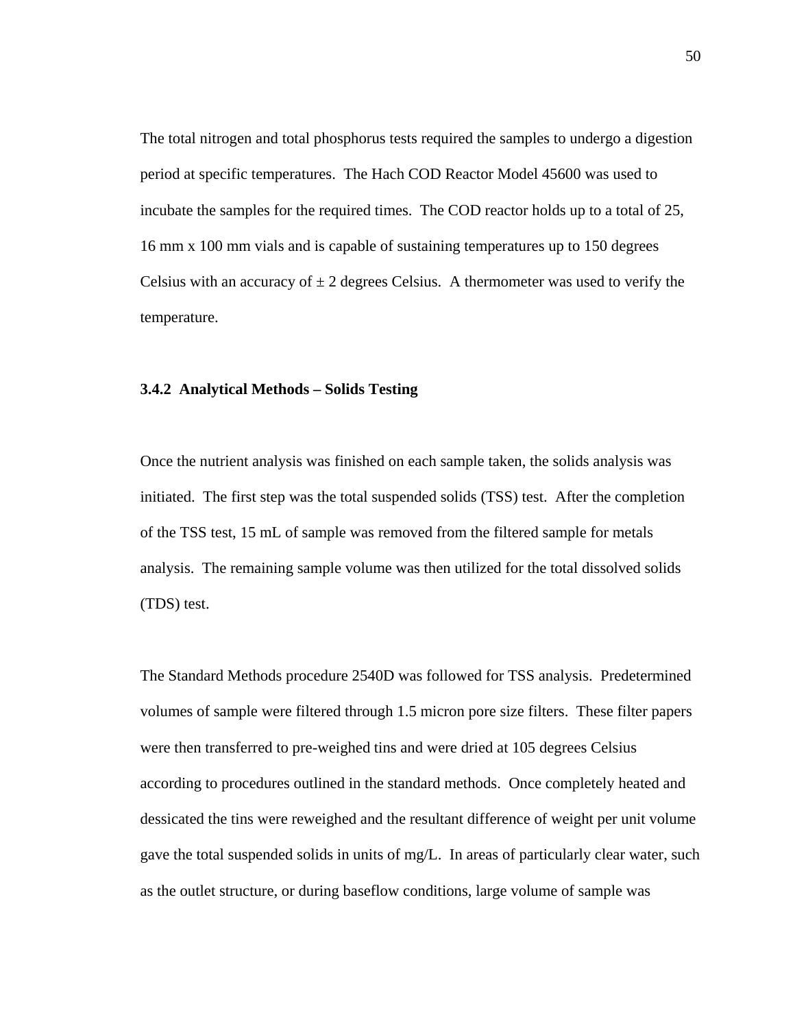The total nitrogen and total phosphorus tests required the samples to undergo a digestion period at specific temperatures. The Hach COD Reactor Model 45600 was used to incubate the samples for the required times. The COD reactor holds up to a total of 25, 16 mm x 100 mm vials and is capable of sustaining temperatures up to 150 degrees Celsius with an accuracy of ± 2 degrees Celsius. A thermometer was used to verify the temperature.

### 3.4.2 Analytical Methods – Solids Testing

Once the nutrient analysis was finished on each sample taken, the solids analysis was initiated. The first step was the total suspended solids (TSS) test. After the completion of the TSS test, 15 mL of sample was removed from the filtered sample for metals analysis. The remaining sample volume was then utilized for the total dissolved solids (TDS) test.

The Standard Methods procedure 2540D was followed for TSS analysis. Predetermined volumes of sample were filtered through 1.5 micron pore size filters. These filter papers were then transferred to pre-weighed tins and were dried at 105 degrees Celsius according to procedures outlined in the standard methods. Once completely heated and dessicated the tins were reweighed and the resultant difference of weight per unit volume gave the total suspended solids in units of mg/L. In areas of particularly clear water, such as the outlet structure, or during baseflow conditions, large volume of sample was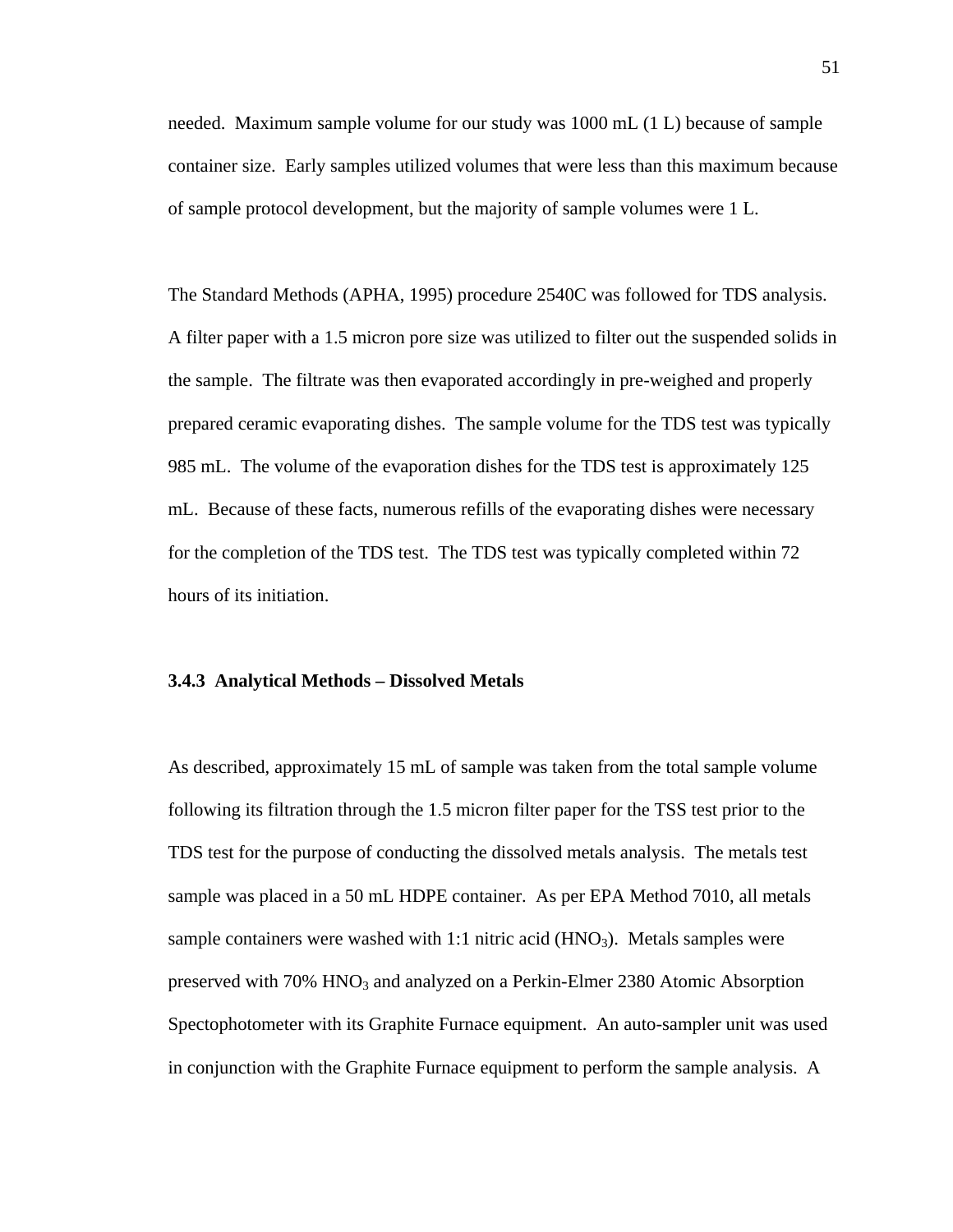needed. Maximum sample volume for our study was 1000 mL (1 L) because of sample container size. Early samples utilized volumes that were less than this maximum because of sample protocol development, but the majority of sample volumes were 1 L.

The Standard Methods (APHA, 1995) procedure 2540C was followed for TDS analysis. A filter paper with a 1.5 micron pore size was utilized to filter out the suspended solids in the sample. The filtrate was then evaporated accordingly in pre-weighed and properly prepared ceramic evaporating dishes. The sample volume for the TDS test was typically 985 mL. The volume of the evaporation dishes for the TDS test is approximately 125 mL. Because of these facts, numerous refills of the evaporating dishes were necessary for the completion of the TDS test. The TDS test was typically completed within 72 hours of its initiation.

### 3.4.3 Analytical Methods – Dissolved Metals

As described, approximately 15 mL of sample was taken from the total sample volume following its filtration through the 1.5 micron filter paper for the TSS test prior to the TDS test for the purpose of conducting the dissolved metals analysis. The metals test sample was placed in a 50 mL HDPE container. As per EPA Method 7010, all metals sample containers were washed with 1:1 nitric acid ($HNO_3$). Metals samples were preserved with 70% $HNO_3$ and analyzed on a Perkin-Elmer 2380 Atomic Absorption Spectophotometer with its Graphite Furnace equipment. An auto-sampler unit was used in conjunction with the Graphite Furnace equipment to perform the sample analysis. A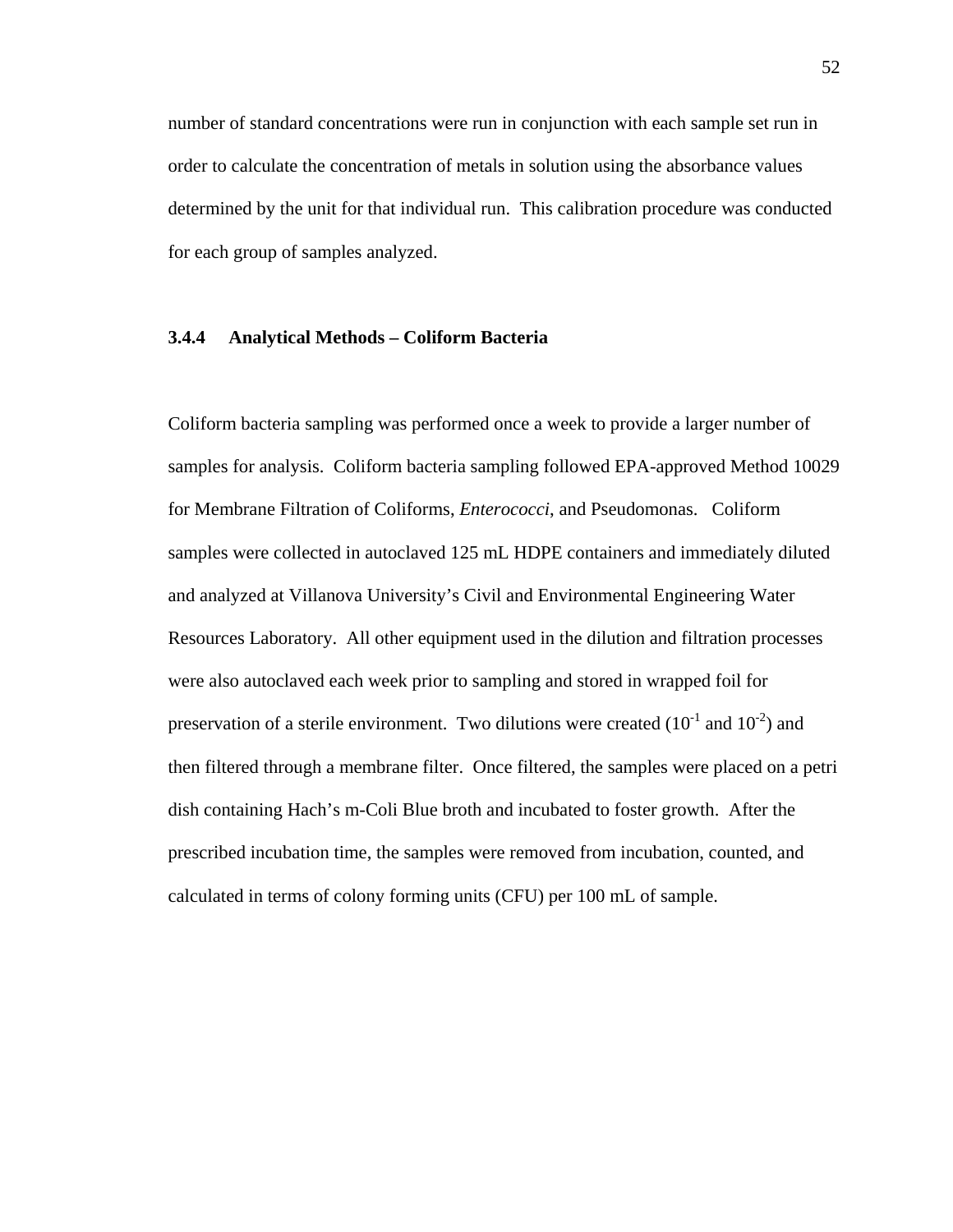number of standard concentrations were run in conjunction with each sample set run in order to calculate the concentration of metals in solution using the absorbance values determined by the unit for that individual run. This calibration procedure was conducted for each group of samples analyzed.

### 3.4.4 Analytical Methods – Coliform Bacteria

Coliform bacteria sampling was performed once a week to provide a larger number of samples for analysis. Coliform bacteria sampling followed EPA-approved Method 10029 for Membrane Filtration of Coliforms, *Enterococci,* and Pseudomonas. Coliform samples were collected in autoclaved 125 mL HDPE containers and immediately diluted and analyzed at Villanova University's Civil and Environmental Engineering Water Resources Laboratory. All other equipment used in the dilution and filtration processes were also autoclaved each week prior to sampling and stored in wrapped foil for preservation of a sterile environment. Two dilutions were created ($10^{-1}$ and $10^{-2}$) and then filtered through a membrane filter. Once filtered, the samples were placed on a petri dish containing Hach's m-Coli Blue broth and incubated to foster growth. After the prescribed incubation time, the samples were removed from incubation, counted, and calculated in terms of colony forming units (CFU) per 100 mL of sample.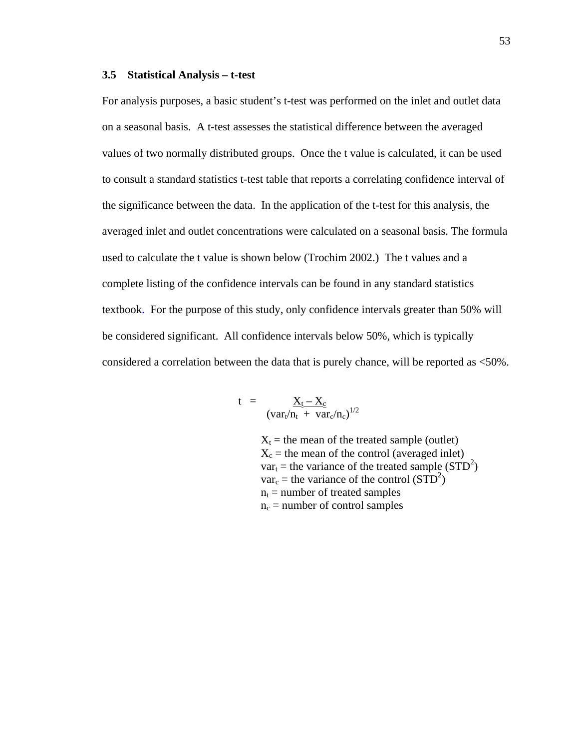### 3.5 Statistical Analysis – t-test

For analysis purposes, a basic student's t-test was performed on the inlet and outlet data on a seasonal basis. A t-test assesses the statistical difference between the averaged values of two normally distributed groups. Once the t value is calculated, it can be used to consult a standard statistics t-test table that reports a correlating confidence interval of the significance between the data. In the application of the t-test for this analysis, the averaged inlet and outlet concentrations were calculated on a seasonal basis. The formula used to calculate the t value is shown below (Trochim 2002.) The t values and a complete listing of the confidence intervals can be found in any standard statistics textbook. For the purpose of this study, only confidence intervals greater than 50% will be considered significant. All confidence intervals below 50%, which is typically considered a correlation between the data that is purely chance, will be reported as <50%.

$$t = \frac{X_t - X_c}{(var_t/n_t + var_c/n_c)^{1/2}}$$

$X_t$ = the mean of the treated sample (outlet)
$X_c$ = the mean of the control (averaged inlet)
$var_t$ = the variance of the treated sample ($STD^2$)
$var_c$ = the variance of the control ($STD^2$)
$n_t$ = number of treated samples
$n_c$ = number of control samples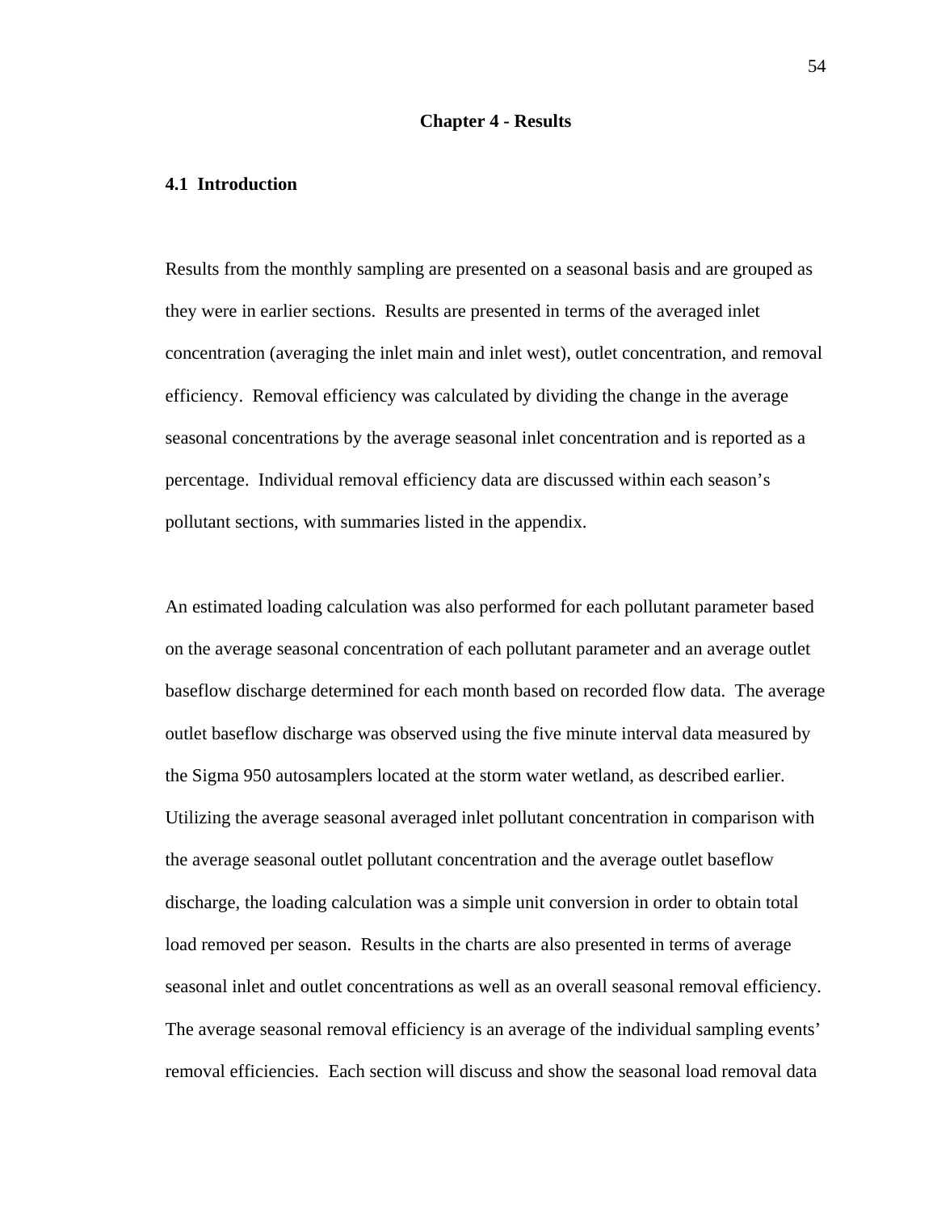# Chapter 4 - Results

## 4.1 Introduction

Results from the monthly sampling are presented on a seasonal basis and are grouped as they were in earlier sections. Results are presented in terms of the averaged inlet concentration (averaging the inlet main and inlet west), outlet concentration, and removal efficiency. Removal efficiency was calculated by dividing the change in the average seasonal concentrations by the average seasonal inlet concentration and is reported as a percentage. Individual removal efficiency data are discussed within each season's pollutant sections, with summaries listed in the appendix.

An estimated loading calculation was also performed for each pollutant parameter based on the average seasonal concentration of each pollutant parameter and an average outlet baseflow discharge determined for each month based on recorded flow data. The average outlet baseflow discharge was observed using the five minute interval data measured by the Sigma 950 autosamplers located at the storm water wetland, as described earlier. Utilizing the average seasonal averaged inlet pollutant concentration in comparison with the average seasonal outlet pollutant concentration and the average outlet baseflow discharge, the loading calculation was a simple unit conversion in order to obtain total load removed per season. Results in the charts are also presented in terms of average seasonal inlet and outlet concentrations as well as an overall seasonal removal efficiency. The average seasonal removal efficiency is an average of the individual sampling events' removal efficiencies. Each section will discuss and show the seasonal load removal data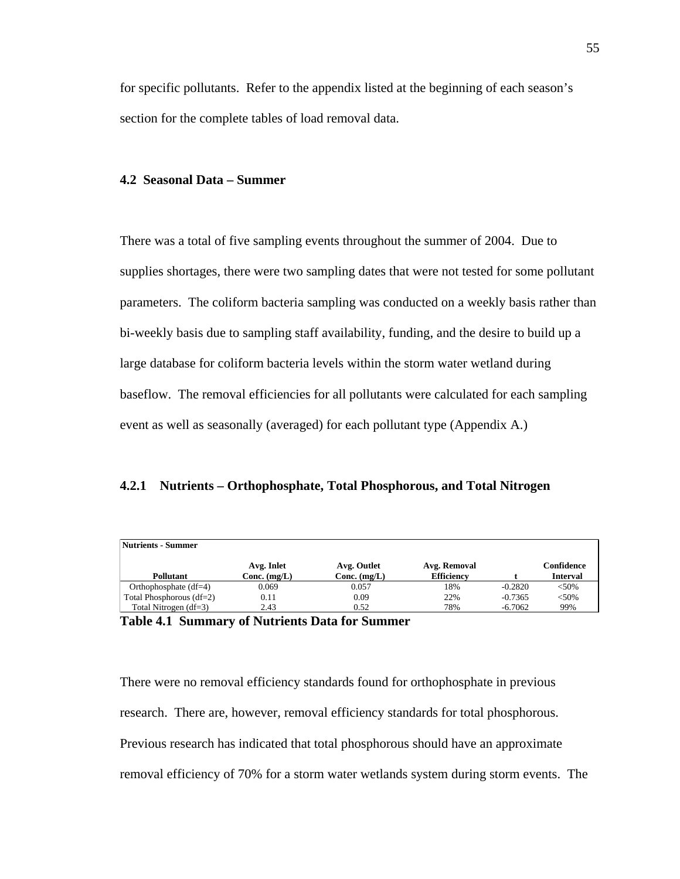for specific pollutants. Refer to the appendix listed at the beginning of each season's section for the complete tables of load removal data.

### 4.2 Seasonal Data – Summer

There was a total of five sampling events throughout the summer of 2004. Due to supplies shortages, there were two sampling dates that were not tested for some pollutant parameters. The coliform bacteria sampling was conducted on a weekly basis rather than bi-weekly basis due to sampling staff availability, funding, and the desire to build up a large database for coliform bacteria levels within the storm water wetland during baseflow. The removal efficiencies for all pollutants were calculated for each sampling event as well as seasonally (averaged) for each pollutant type (Appendix A.)

#### 4.2.1 Nutrients – Orthophosphate, Total Phosphorous, and Total Nitrogen

**Nutrients - Summer**

| Pollutant | Avg. Inlet Conc. (mg/L) | Avg. Outlet Conc. (mg/L) | Avg. Removal Efficiency | t | Confidence Interval |
|---|---|---|---|---|---|
| Orthophosphate (df=4) | 0.069 | 0.057 | 18% | -0.2820 | <50% |
| Total Phosphorous (df=2) | 0.11 | 0.09 | 22% | -0.7365 | <50% |
| Total Nitrogen (df=3) | 2.43 | 0.52 | 78% | -6.7062 | 99% |

**Table 4.1 Summary of Nutrients Data for Summer**

There were no removal efficiency standards found for orthophosphate in previous research. There are, however, removal efficiency standards for total phosphorous. Previous research has indicated that total phosphorous should have an approximate removal efficiency of 70% for a storm water wetlands system during storm events. The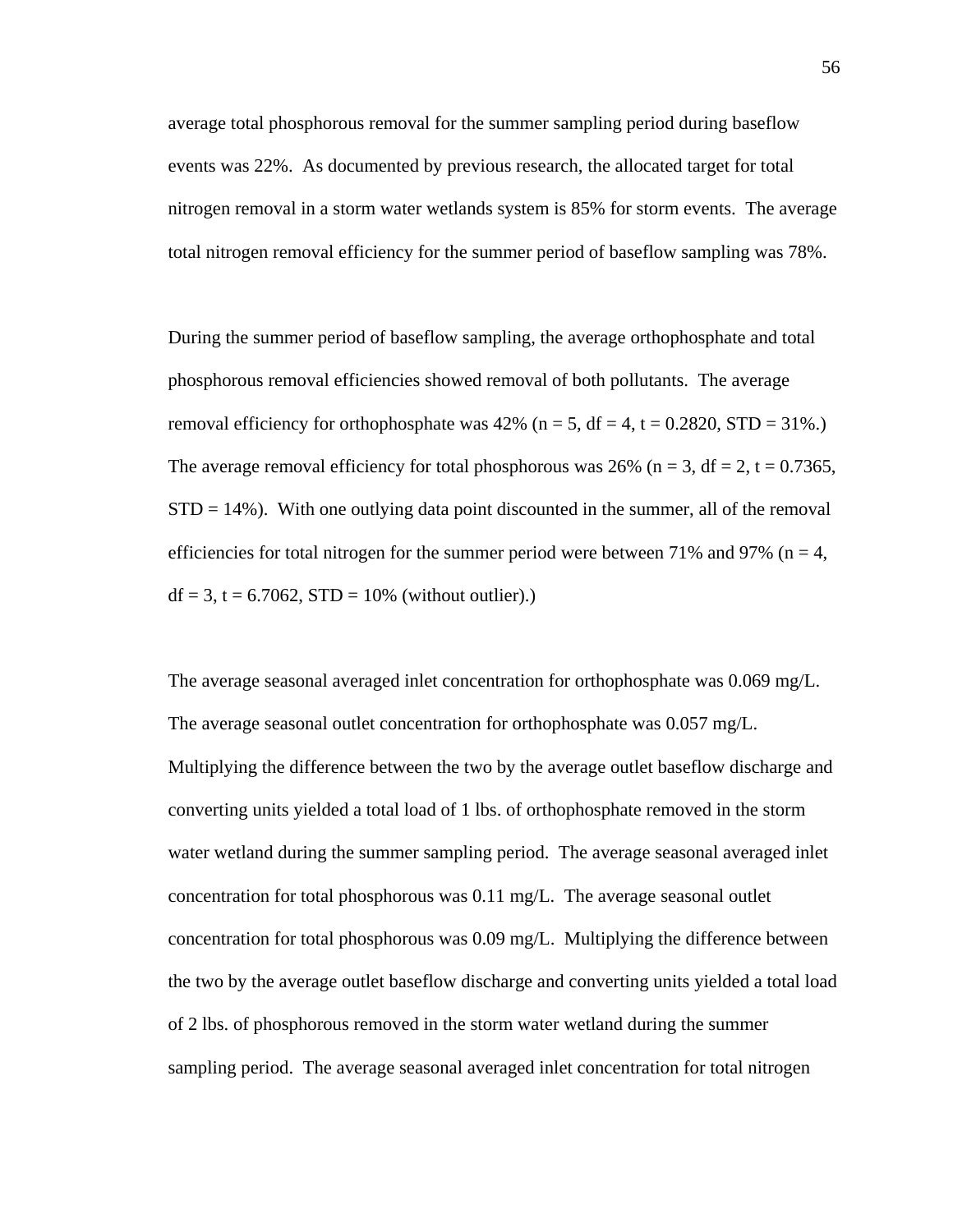average total phosphorous removal for the summer sampling period during baseflow events was 22%. As documented by previous research, the allocated target for total nitrogen removal in a storm water wetlands system is 85% for storm events. The average total nitrogen removal efficiency for the summer period of baseflow sampling was 78%.

During the summer period of baseflow sampling, the average orthophosphate and total phosphorous removal efficiencies showed removal of both pollutants. The average removal efficiency for orthophosphate was 42% ($n = 5$, $df = 4$, $t = 0.2820$, $STD = 31\%$.) The average removal efficiency for total phosphorous was 26% ($n = 3$, $df = 2$, $t = 0.7365$, $STD = 14\%$). With one outlying data point discounted in the summer, all of the removal efficiencies for total nitrogen for the summer period were between 71% and 97% ($n = 4$, $df = 3$, $t = 6.7062$, $STD = 10\%$ (without outlier).)

The average seasonal averaged inlet concentration for orthophosphate was 0.069 mg/L. The average seasonal outlet concentration for orthophosphate was 0.057 mg/L. Multiplying the difference between the two by the average outlet baseflow discharge and converting units yielded a total load of 1 lbs. of orthophosphate removed in the storm water wetland during the summer sampling period. The average seasonal averaged inlet concentration for total phosphorous was 0.11 mg/L. The average seasonal outlet concentration for total phosphorous was 0.09 mg/L. Multiplying the difference between the two by the average outlet baseflow discharge and converting units yielded a total load of 2 lbs. of phosphorous removed in the storm water wetland during the summer sampling period. The average seasonal averaged inlet concentration for total nitrogen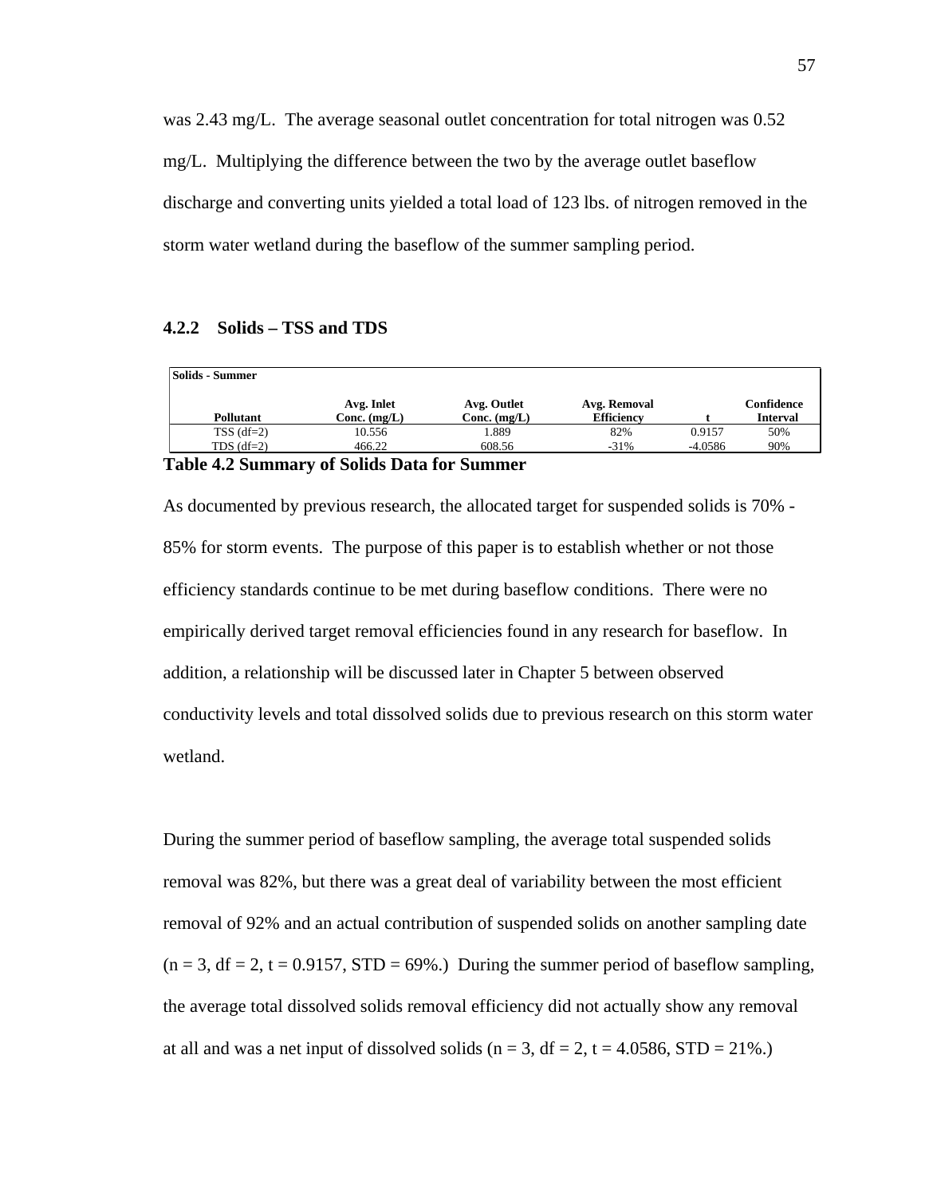was 2.43 mg/L. The average seasonal outlet concentration for total nitrogen was 0.52 mg/L. Multiplying the difference between the two by the average outlet baseflow discharge and converting units yielded a total load of 123 lbs. of nitrogen removed in the storm water wetland during the baseflow of the summer sampling period.

### 4.2.2 Solids – TSS and TDS

| Solids - Summer | | | | | |
|---|---|---|---|---|---|
| Pollutant | Avg. Inlet Conc. (mg/L) | Avg. Outlet Conc. (mg/L) | Avg. Removal Efficiency | t | Confidence Interval |
| TSS (df=2) | 10.556 | 1.889 | 82% | 0.9157 | 50% |
| TDS (df=2) | 466.22 | 608.56 | -31% | -4.0586 | 90% |

**Table 4.2 Summary of Solids Data for Summer**

As documented by previous research, the allocated target for suspended solids is 70% - 85% for storm events. The purpose of this paper is to establish whether or not those efficiency standards continue to be met during baseflow conditions. There were no empirically derived target removal efficiencies found in any research for baseflow. In addition, a relationship will be discussed later in Chapter 5 between observed conductivity levels and total dissolved solids due to previous research on this storm water wetland.

During the summer period of baseflow sampling, the average total suspended solids removal was 82%, but there was a great deal of variability between the most efficient removal of 92% and an actual contribution of suspended solids on another sampling date ($n = 3$, $df = 2$, $t = 0.9157$, STD = 69%.) During the summer period of baseflow sampling, the average total dissolved solids removal efficiency did not actually show any removal at all and was a net input of dissolved solids ($n = 3$, $df = 2$, $t = 4.0586$, STD = 21%.)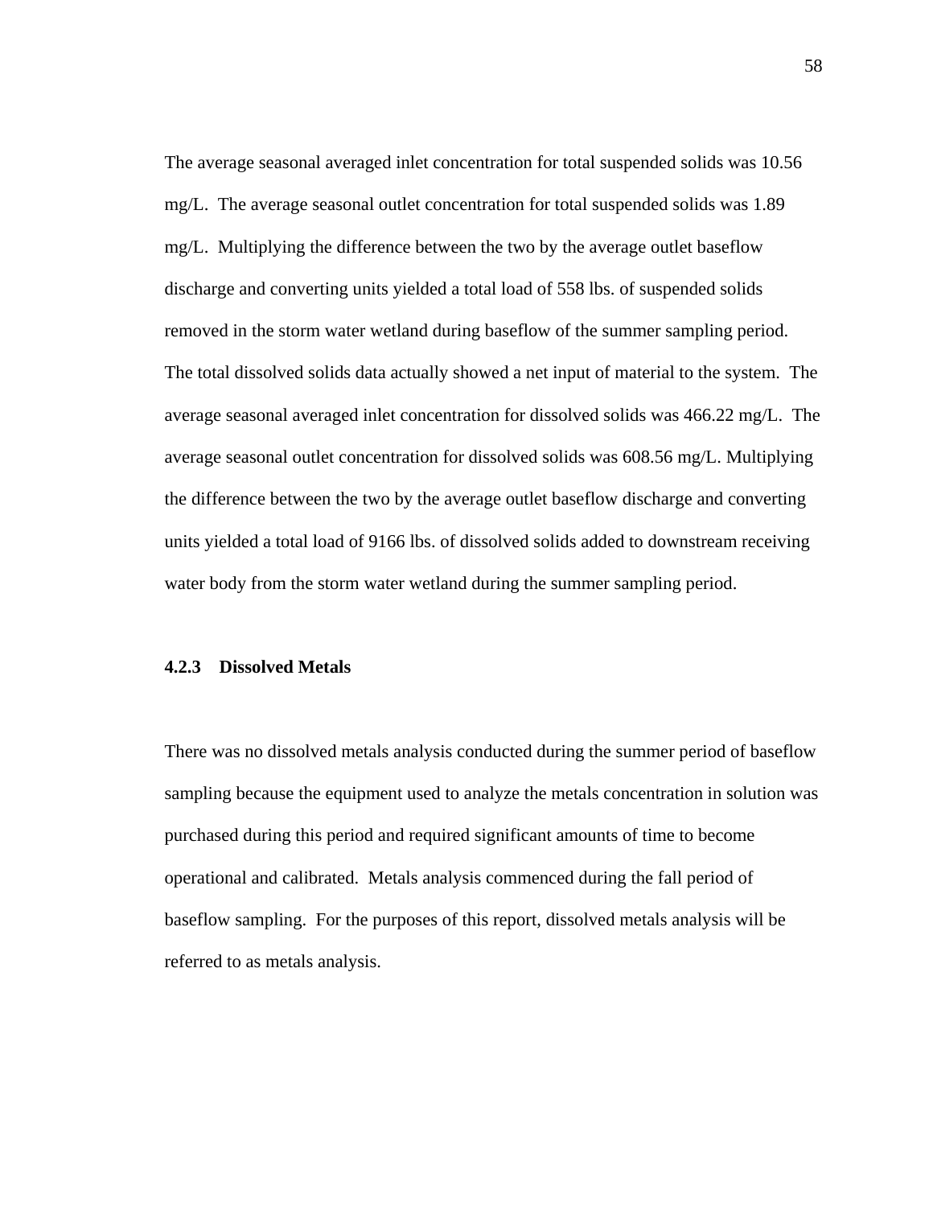The average seasonal averaged inlet concentration for total suspended solids was 10.56 mg/L. The average seasonal outlet concentration for total suspended solids was 1.89 mg/L. Multiplying the difference between the two by the average outlet baseflow discharge and converting units yielded a total load of 558 lbs. of suspended solids removed in the storm water wetland during baseflow of the summer sampling period. The total dissolved solids data actually showed a net input of material to the system. The average seasonal averaged inlet concentration for dissolved solids was 466.22 mg/L. The average seasonal outlet concentration for dissolved solids was 608.56 mg/L. Multiplying the difference between the two by the average outlet baseflow discharge and converting units yielded a total load of 9166 lbs. of dissolved solids added to downstream receiving water body from the storm water wetland during the summer sampling period.

### 4.2.3 Dissolved Metals

There was no dissolved metals analysis conducted during the summer period of baseflow sampling because the equipment used to analyze the metals concentration in solution was purchased during this period and required significant amounts of time to become operational and calibrated. Metals analysis commenced during the fall period of baseflow sampling. For the purposes of this report, dissolved metals analysis will be referred to as metals analysis.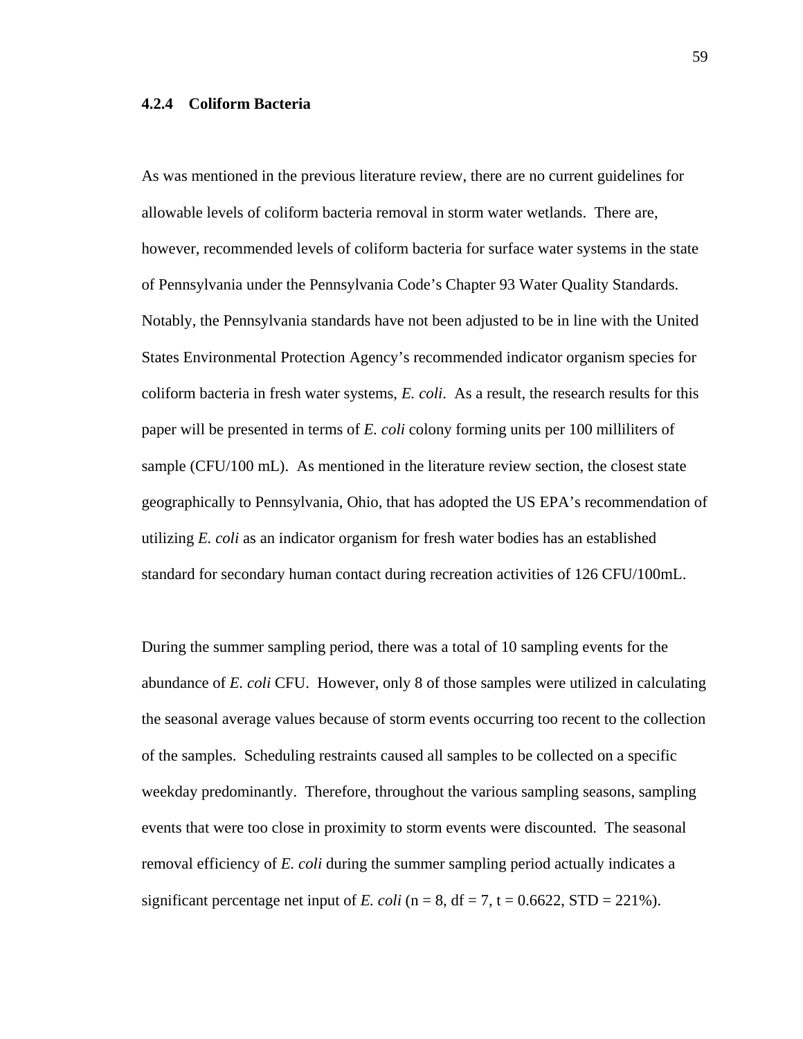### 4.2.4 Coliform Bacteria

As was mentioned in the previous literature review, there are no current guidelines for allowable levels of coliform bacteria removal in storm water wetlands. There are, however, recommended levels of coliform bacteria for surface water systems in the state of Pennsylvania under the Pennsylvania Code's Chapter 93 Water Quality Standards. Notably, the Pennsylvania standards have not been adjusted to be in line with the United States Environmental Protection Agency's recommended indicator organism species for coliform bacteria in fresh water systems, *E. coli*. As a result, the research results for this paper will be presented in terms of *E. coli* colony forming units per 100 milliliters of sample (CFU/100 mL). As mentioned in the literature review section, the closest state geographically to Pennsylvania, Ohio, that has adopted the US EPA's recommendation of utilizing *E. coli* as an indicator organism for fresh water bodies has an established standard for secondary human contact during recreation activities of 126 CFU/100mL.

During the summer sampling period, there was a total of 10 sampling events for the abundance of *E. coli* CFU. However, only 8 of those samples were utilized in calculating the seasonal average values because of storm events occurring too recent to the collection of the samples. Scheduling restraints caused all samples to be collected on a specific weekday predominantly. Therefore, throughout the various sampling seasons, sampling events that were too close in proximity to storm events were discounted. The seasonal removal efficiency of *E. coli* during the summer sampling period actually indicates a significant percentage net input of *E. coli* ($n = 8$, $df = 7$, $t = 0.6622$, STD = 221%).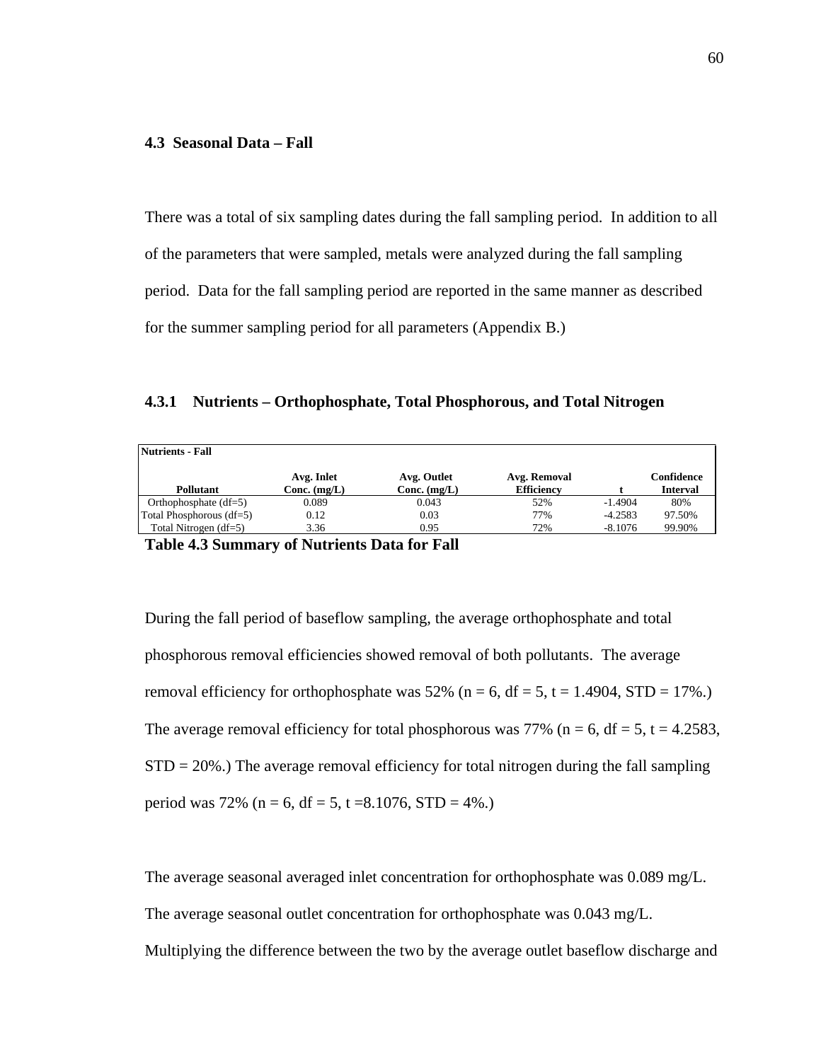### 4.3 Seasonal Data – Fall

There was a total of six sampling dates during the fall sampling period. In addition to all of the parameters that were sampled, metals were analyzed during the fall sampling period. Data for the fall sampling period are reported in the same manner as described for the summer sampling period for all parameters (Appendix B.)

#### 4.3.1 Nutrients – Orthophosphate, Total Phosphorous, and Total Nitrogen

| **Nutrients - Fall** | | | | | |
|---|---|---|---|---|---|
| **Pollutant** | **Avg. Inlet Conc. (mg/L)** | **Avg. Outlet Conc. (mg/L)** | **Avg. Removal Efficiency** | **t** | **Confidence Interval** |
| Orthophosphate (df=5) | 0.089 | 0.043 | 52% | -1.4904 | 80% |
| Total Phosphorous (df=5) | 0.12 | 0.03 | 77% | -4.2583 | 97.50% |
| Total Nitrogen (df=5) | 3.36 | 0.95 | 72% | -8.1076 | 99.90% |

**Table 4.3 Summary of Nutrients Data for Fall**

During the fall period of baseflow sampling, the average orthophosphate and total phosphorous removal efficiencies showed removal of both pollutants. The average removal efficiency for orthophosphate was 52% ($n = 6$, $df = 5$, $t = 1.4904$, STD = 17%.) The average removal efficiency for total phosphorous was 77% ($n = 6$, $df = 5$, $t = 4.2583$, STD = 20%.) The average removal efficiency for total nitrogen during the fall sampling period was 72% ($n = 6$, $df = 5$, $t = 8.1076$, STD = 4%.)

The average seasonal averaged inlet concentration for orthophosphate was 0.089 mg/L. The average seasonal outlet concentration for orthophosphate was 0.043 mg/L. Multiplying the difference between the two by the average outlet baseflow discharge and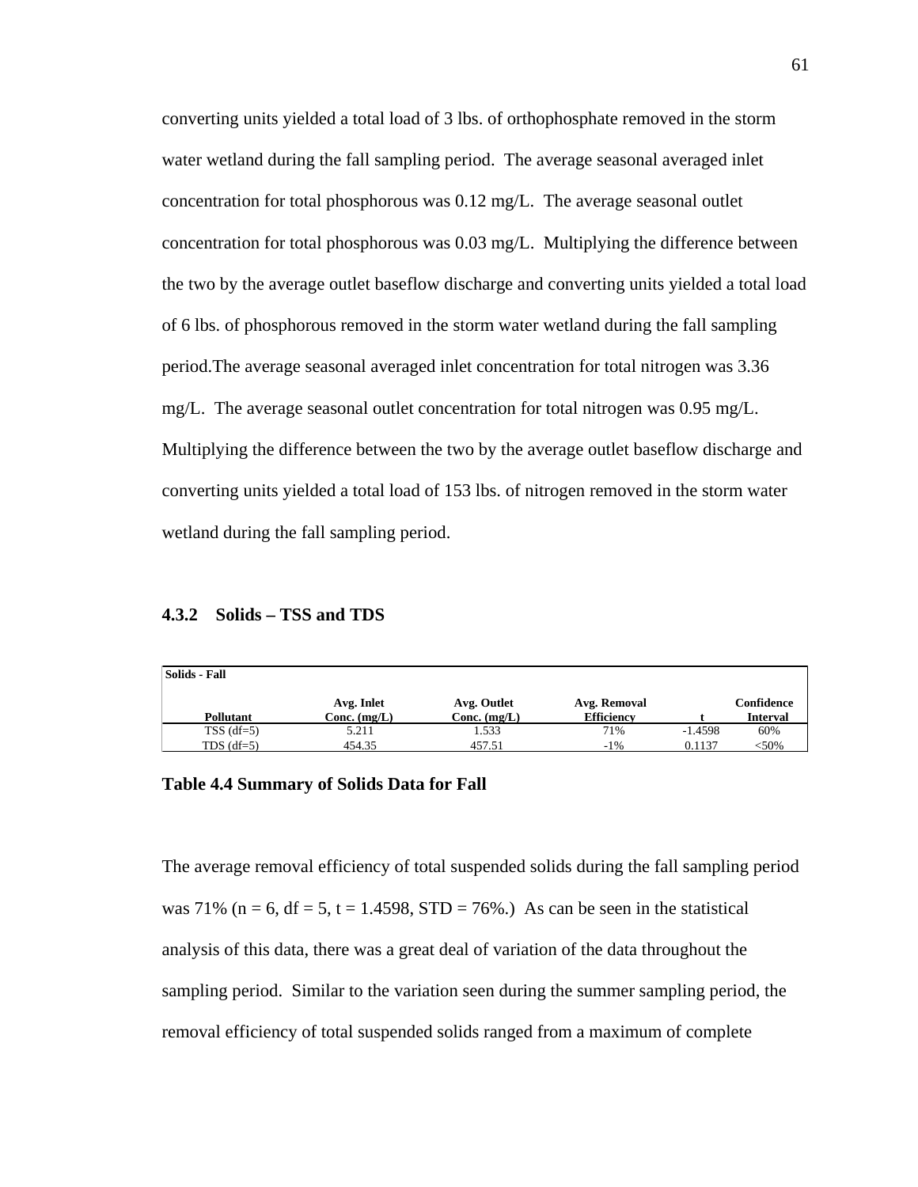converting units yielded a total load of 3 lbs. of orthophosphate removed in the storm water wetland during the fall sampling period. The average seasonal averaged inlet concentration for total phosphorous was 0.12 mg/L. The average seasonal outlet concentration for total phosphorous was 0.03 mg/L. Multiplying the difference between the two by the average outlet baseflow discharge and converting units yielded a total load of 6 lbs. of phosphorous removed in the storm water wetland during the fall sampling period.The average seasonal averaged inlet concentration for total nitrogen was 3.36 mg/L. The average seasonal outlet concentration for total nitrogen was 0.95 mg/L. Multiplying the difference between the two by the average outlet baseflow discharge and converting units yielded a total load of 153 lbs. of nitrogen removed in the storm water wetland during the fall sampling period.

### 4.3.2 Solids – TSS and TDS

| Solids - Fall | | | | | |
|---|---|---|---|---|---|
| **Pollutant** | **Avg. Inlet Conc. (mg/L)** | **Avg. Outlet Conc. (mg/L)** | **Avg. Removal Efficiency** | **t** | **Confidence Interval** |
| TSS (df=5) | 5.211 | 1.533 | 71% | -1.4598 | 60% |
| TDS (df=5) | 454.35 | 457.51 | -1% | 0.1137 | <50% |

**Table 4.4 Summary of Solids Data for Fall**

The average removal efficiency of total suspended solids during the fall sampling period was 71% (n = 6, df = 5, t = 1.4598, STD = 76%.) As can be seen in the statistical analysis of this data, there was a great deal of variation of the data throughout the sampling period. Similar to the variation seen during the summer sampling period, the removal efficiency of total suspended solids ranged from a maximum of complete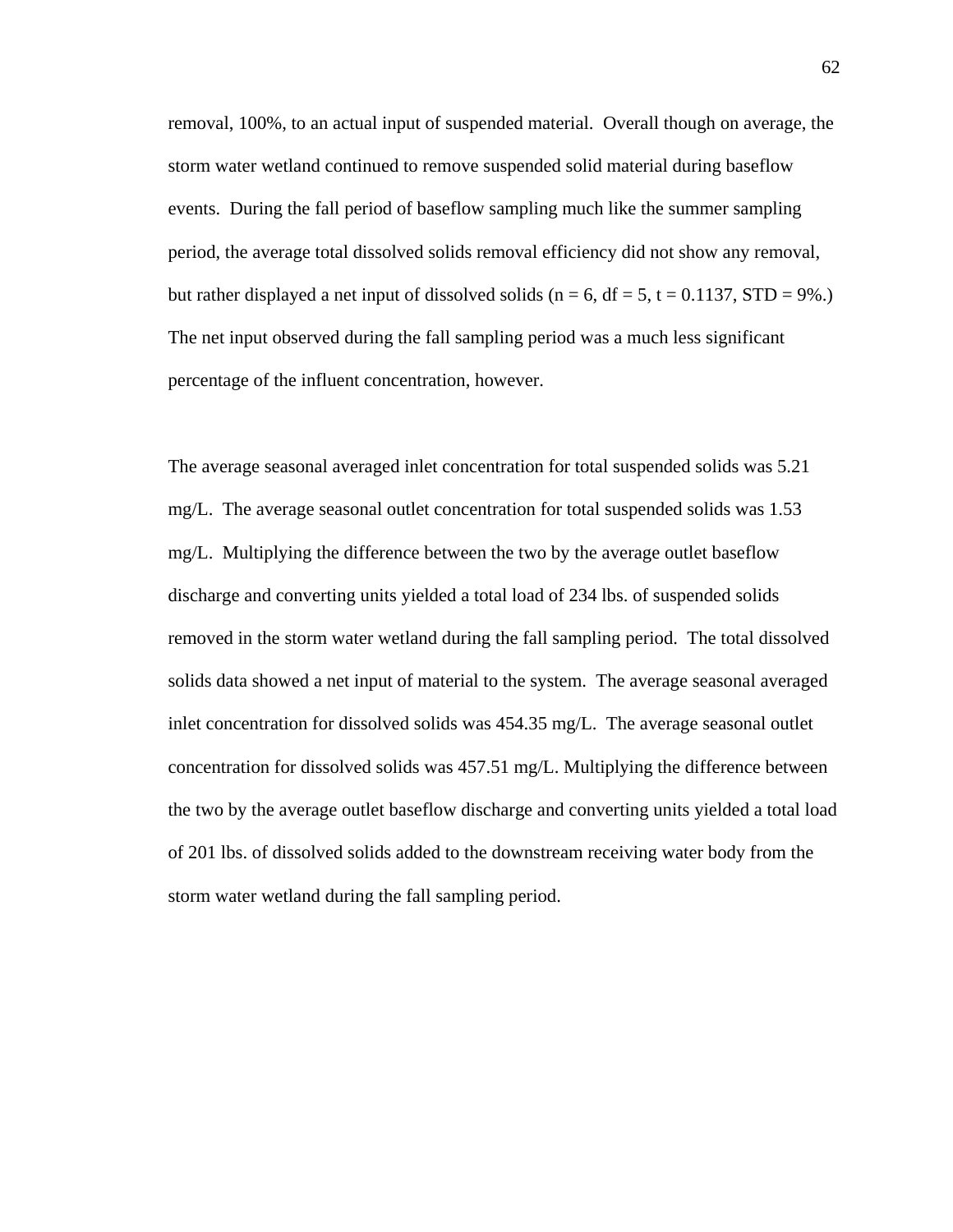removal, 100%, to an actual input of suspended material. Overall though on average, the storm water wetland continued to remove suspended solid material during baseflow events. During the fall period of baseflow sampling much like the summer sampling period, the average total dissolved solids removal efficiency did not show any removal, but rather displayed a net input of dissolved solids ($n = 6$, $df = 5$, $t = 0.1137$, $STD = 9\%$.) The net input observed during the fall sampling period was a much less significant percentage of the influent concentration, however.

The average seasonal averaged inlet concentration for total suspended solids was 5.21 mg/L. The average seasonal outlet concentration for total suspended solids was 1.53 mg/L. Multiplying the difference between the two by the average outlet baseflow discharge and converting units yielded a total load of 234 lbs. of suspended solids removed in the storm water wetland during the fall sampling period. The total dissolved solids data showed a net input of material to the system. The average seasonal averaged inlet concentration for dissolved solids was 454.35 mg/L. The average seasonal outlet concentration for dissolved solids was 457.51 mg/L. Multiplying the difference between the two by the average outlet baseflow discharge and converting units yielded a total load of 201 lbs. of dissolved solids added to the downstream receiving water body from the storm water wetland during the fall sampling period.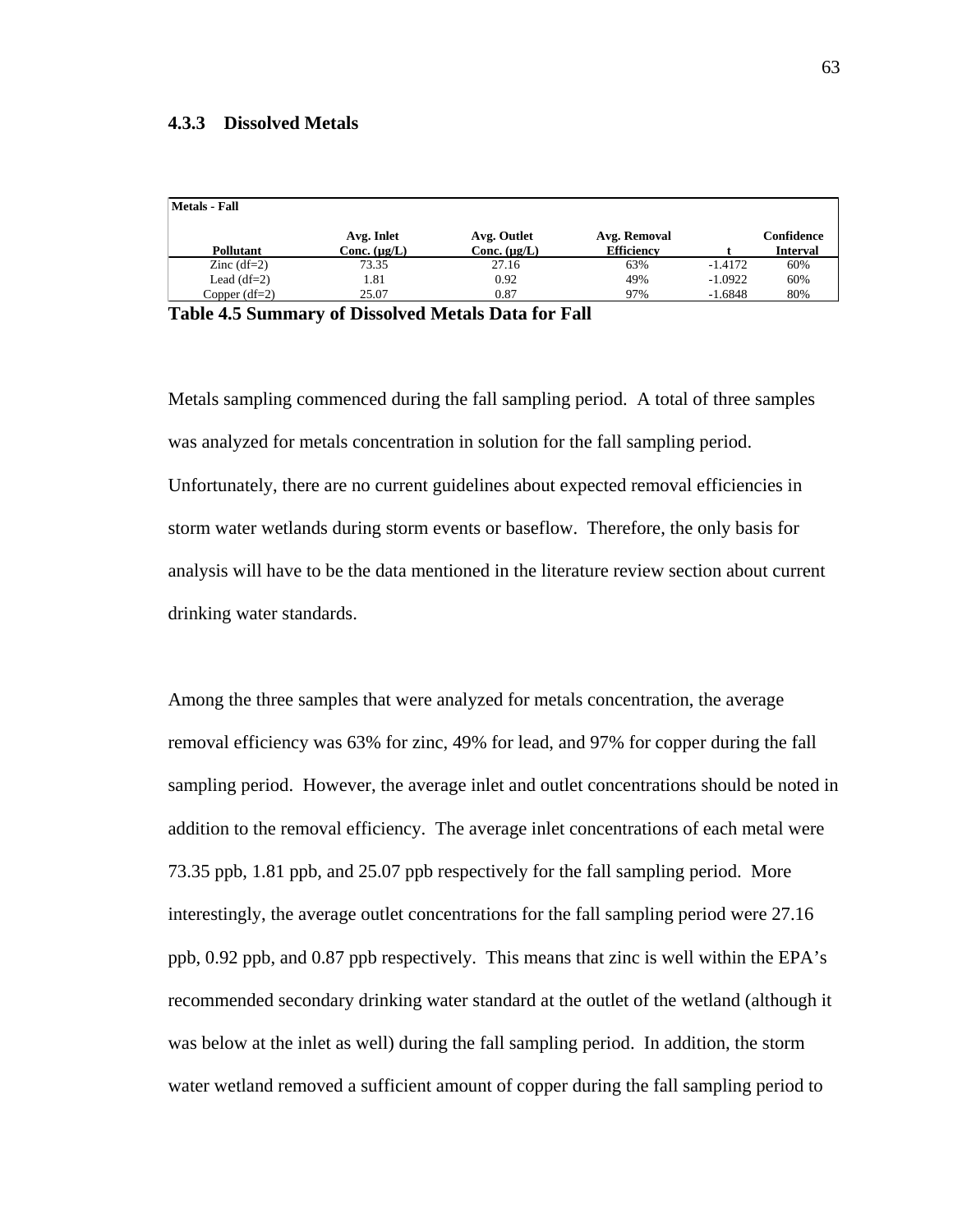### 4.3.3 Dissolved Metals

| Metals - Fall | | | | | |
|---|---|---|---|---|---|
| **Pollutant** | **Avg. Inlet Conc. (μg/L)** | **Avg. Outlet Conc. (μg/L)** | **Avg. Removal Efficiency** | **t** | **Confidence Interval** |
| Zinc (df=2) | 73.35 | 27.16 | 63% | -1.4172 | 60% |
| Lead (df=2) | 1.81 | 0.92 | 49% | -1.0922 | 60% |
| Copper (df=2) | 25.07 | 0.87 | 97% | -1.6848 | 80% |

**Table 4.5 Summary of Dissolved Metals Data for Fall**

Metals sampling commenced during the fall sampling period. A total of three samples was analyzed for metals concentration in solution for the fall sampling period. Unfortunately, there are no current guidelines about expected removal efficiencies in storm water wetlands during storm events or baseflow. Therefore, the only basis for analysis will have to be the data mentioned in the literature review section about current drinking water standards.

Among the three samples that were analyzed for metals concentration, the average removal efficiency was 63% for zinc, 49% for lead, and 97% for copper during the fall sampling period. However, the average inlet and outlet concentrations should be noted in addition to the removal efficiency. The average inlet concentrations of each metal were 73.35 ppb, 1.81 ppb, and 25.07 ppb respectively for the fall sampling period. More interestingly, the average outlet concentrations for the fall sampling period were 27.16 ppb, 0.92 ppb, and 0.87 ppb respectively. This means that zinc is well within the EPA's recommended secondary drinking water standard at the outlet of the wetland (although it was below at the inlet as well) during the fall sampling period. In addition, the storm water wetland removed a sufficient amount of copper during the fall sampling period to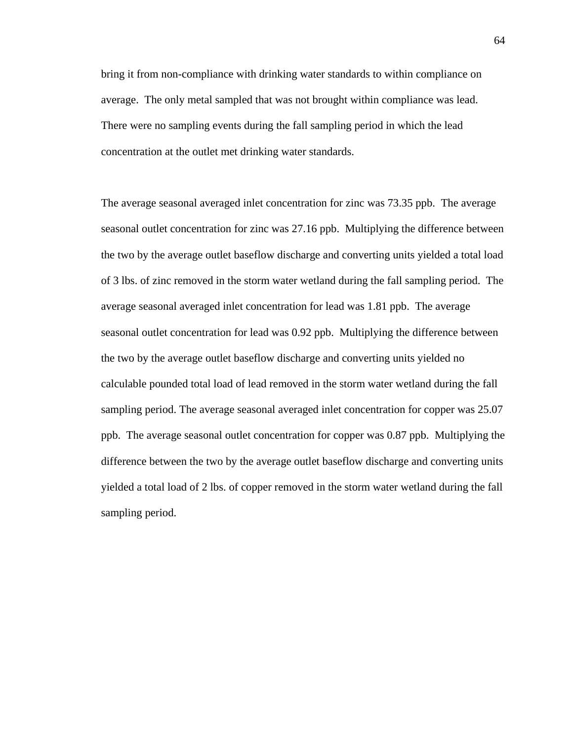bring it from non-compliance with drinking water standards to within compliance on average. The only metal sampled that was not brought within compliance was lead. There were no sampling events during the fall sampling period in which the lead concentration at the outlet met drinking water standards.

The average seasonal averaged inlet concentration for zinc was 73.35 ppb. The average seasonal outlet concentration for zinc was 27.16 ppb. Multiplying the difference between the two by the average outlet baseflow discharge and converting units yielded a total load of 3 lbs. of zinc removed in the storm water wetland during the fall sampling period. The average seasonal averaged inlet concentration for lead was 1.81 ppb. The average seasonal outlet concentration for lead was 0.92 ppb. Multiplying the difference between the two by the average outlet baseflow discharge and converting units yielded no calculable pounded total load of lead removed in the storm water wetland during the fall sampling period. The average seasonal averaged inlet concentration for copper was 25.07 ppb. The average seasonal outlet concentration for copper was 0.87 ppb. Multiplying the difference between the two by the average outlet baseflow discharge and converting units yielded a total load of 2 lbs. of copper removed in the storm water wetland during the fall sampling period.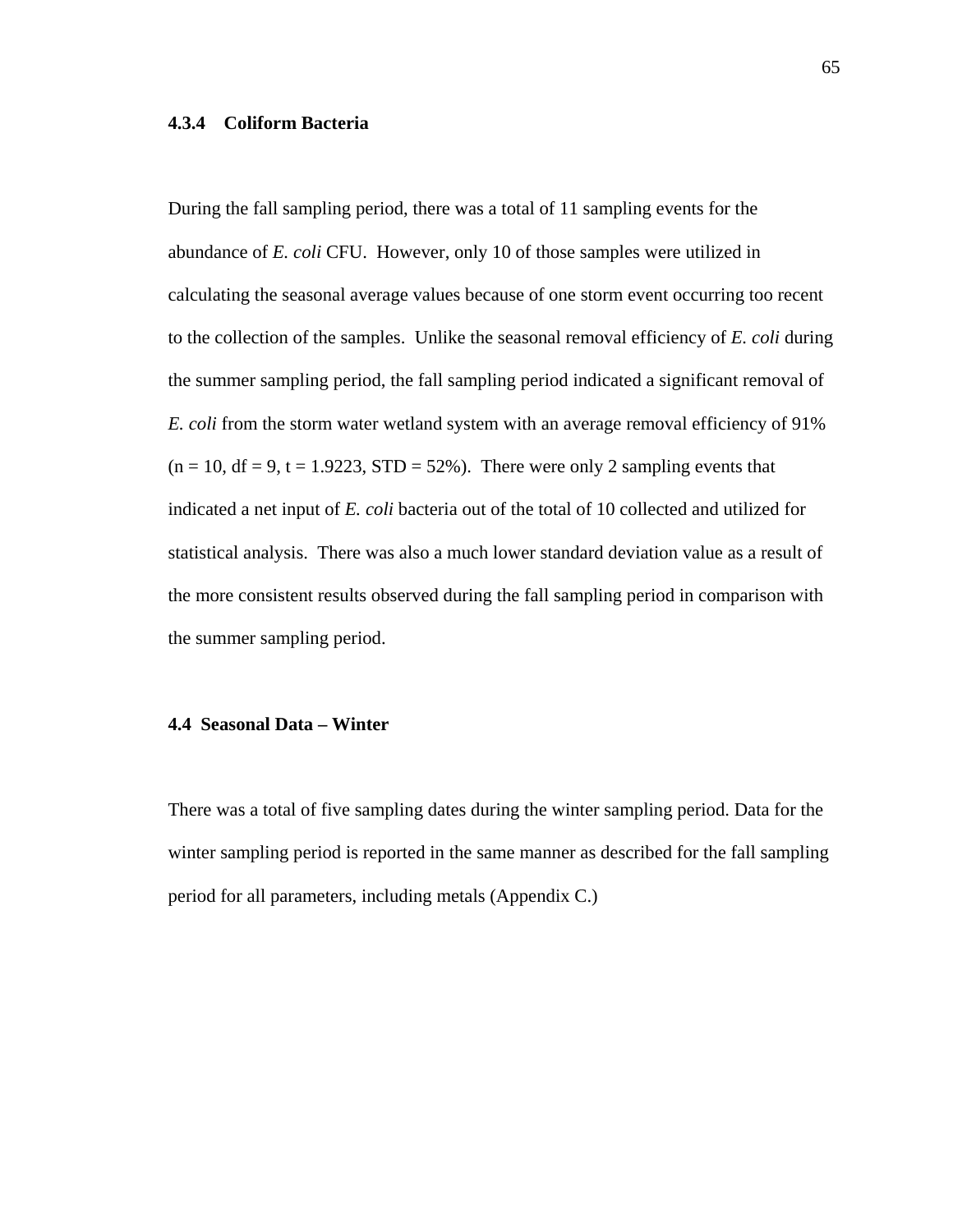### 4.3.4 Coliform Bacteria

During the fall sampling period, there was a total of 11 sampling events for the abundance of *E. coli* CFU. However, only 10 of those samples were utilized in calculating the seasonal average values because of one storm event occurring too recent to the collection of the samples. Unlike the seasonal removal efficiency of *E. coli* during the summer sampling period, the fall sampling period indicated a significant removal of *E. coli* from the storm water wetland system with an average removal efficiency of 91% ($n = 10$, $df = 9$, $t = 1.9223$, STD = 52%). There were only 2 sampling events that indicated a net input of *E. coli* bacteria out of the total of 10 collected and utilized for statistical analysis. There was also a much lower standard deviation value as a result of the more consistent results observed during the fall sampling period in comparison with the summer sampling period.

## 4.4 Seasonal Data – Winter

There was a total of five sampling dates during the winter sampling period. Data for the winter sampling period is reported in the same manner as described for the fall sampling period for all parameters, including metals (Appendix C.)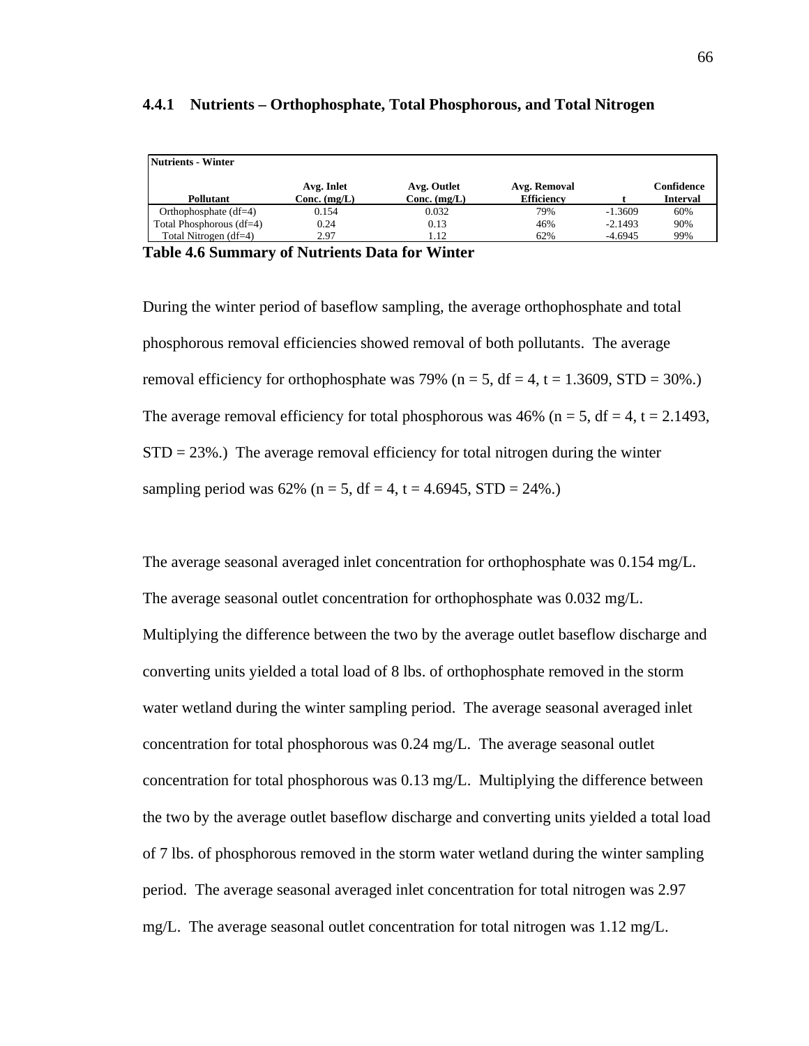### 4.4.1 Nutrients – Orthophosphate, Total Phosphorous, and Total Nitrogen

| Nutrients - Winter | | | | | |
|---|---|---|---|---|---|
| **Pollutant** | **Avg. Inlet Conc. (mg/L)** | **Avg. Outlet Conc. (mg/L)** | **Avg. Removal Efficiency** | **t** | **Confidence Interval** |
| Orthophosphate (df=4) | 0.154 | 0.032 | 79% | -1.3609 | 60% |
| Total Phosphorous (df=4) | 0.24 | 0.13 | 46% | -2.1493 | 90% |
| Total Nitrogen (df=4) | 2.97 | 1.12 | 62% | -4.6945 | 99% |

**Table 4.6 Summary of Nutrients Data for Winter**

During the winter period of baseflow sampling, the average orthophosphate and total phosphorous removal efficiencies showed removal of both pollutants. The average removal efficiency for orthophosphate was 79% ($n = 5$, $df = 4$, $t = 1.3609$, STD = 30%.) The average removal efficiency for total phosphorous was 46% ($n = 5$, $df = 4$, $t = 2.1493$, STD = 23%.) The average removal efficiency for total nitrogen during the winter sampling period was 62% ($n = 5$, $df = 4$, $t = 4.6945$, STD = 24%.)

The average seasonal averaged inlet concentration for orthophosphate was 0.154 mg/L. The average seasonal outlet concentration for orthophosphate was 0.032 mg/L. Multiplying the difference between the two by the average outlet baseflow discharge and converting units yielded a total load of 8 lbs. of orthophosphate removed in the storm water wetland during the winter sampling period. The average seasonal averaged inlet concentration for total phosphorous was 0.24 mg/L. The average seasonal outlet concentration for total phosphorous was 0.13 mg/L. Multiplying the difference between the two by the average outlet baseflow discharge and converting units yielded a total load of 7 lbs. of phosphorous removed in the storm water wetland during the winter sampling period. The average seasonal averaged inlet concentration for total nitrogen was 2.97 mg/L. The average seasonal outlet concentration for total nitrogen was 1.12 mg/L.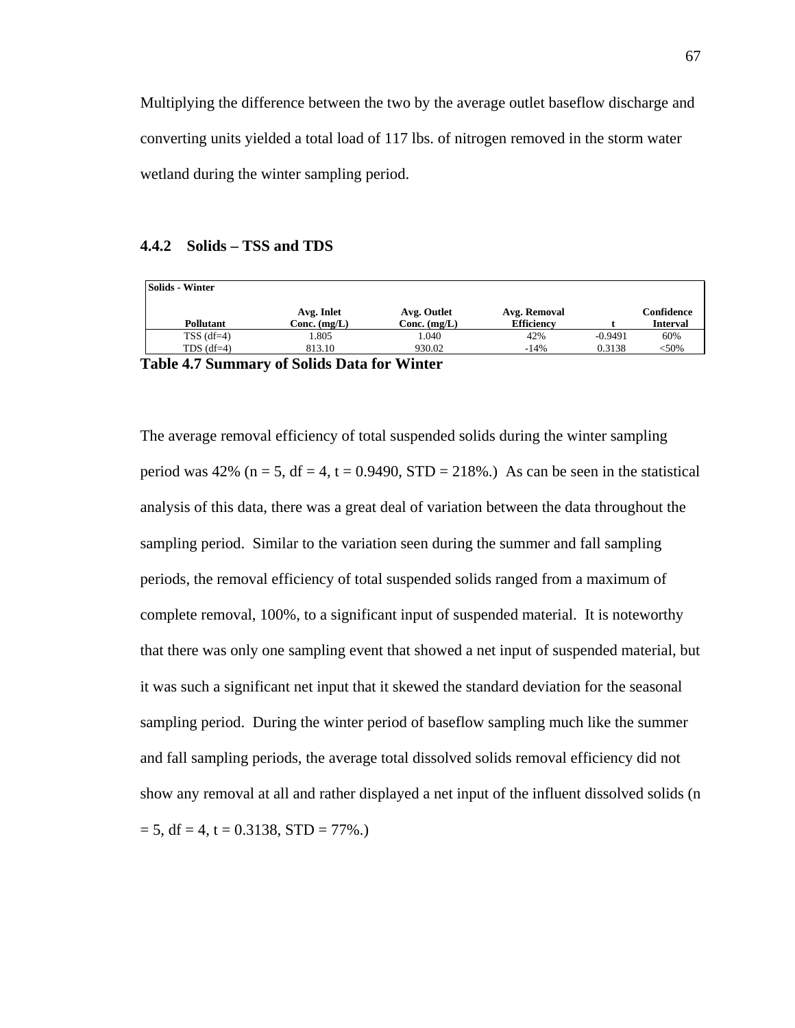Multiplying the difference between the two by the average outlet baseflow discharge and converting units yielded a total load of 117 lbs. of nitrogen removed in the storm water wetland during the winter sampling period.

### 4.4.2 Solids – TSS and TDS

| Solids - Winter | | | | | |
|---|---|---|---|---|---|
| **Pollutant** | **Avg. Inlet Conc. (mg/L)** | **Avg. Outlet Conc. (mg/L)** | **Avg. Removal Efficiency** | **t** | **Confidence Interval** |
| TSS (df=4) | 1.805 | 1.040 | 42% | -0.9491 | 60% |
| TDS (df=4) | 813.10 | 930.02 | -14% | 0.3138 | <50% |

**Table 4.7 Summary of Solids Data for Winter**

The average removal efficiency of total suspended solids during the winter sampling period was 42% (n = 5, df = 4, t = 0.9490, STD = 218%.) As can be seen in the statistical analysis of this data, there was a great deal of variation between the data throughout the sampling period. Similar to the variation seen during the summer and fall sampling periods, the removal efficiency of total suspended solids ranged from a maximum of complete removal, 100%, to a significant input of suspended material. It is noteworthy that there was only one sampling event that showed a net input of suspended material, but it was such a significant net input that it skewed the standard deviation for the seasonal sampling period. During the winter period of baseflow sampling much like the summer and fall sampling periods, the average total dissolved solids removal efficiency did not show any removal at all and rather displayed a net input of the influent dissolved solids (n = 5, df = 4, t = 0.3138, STD = 77%.)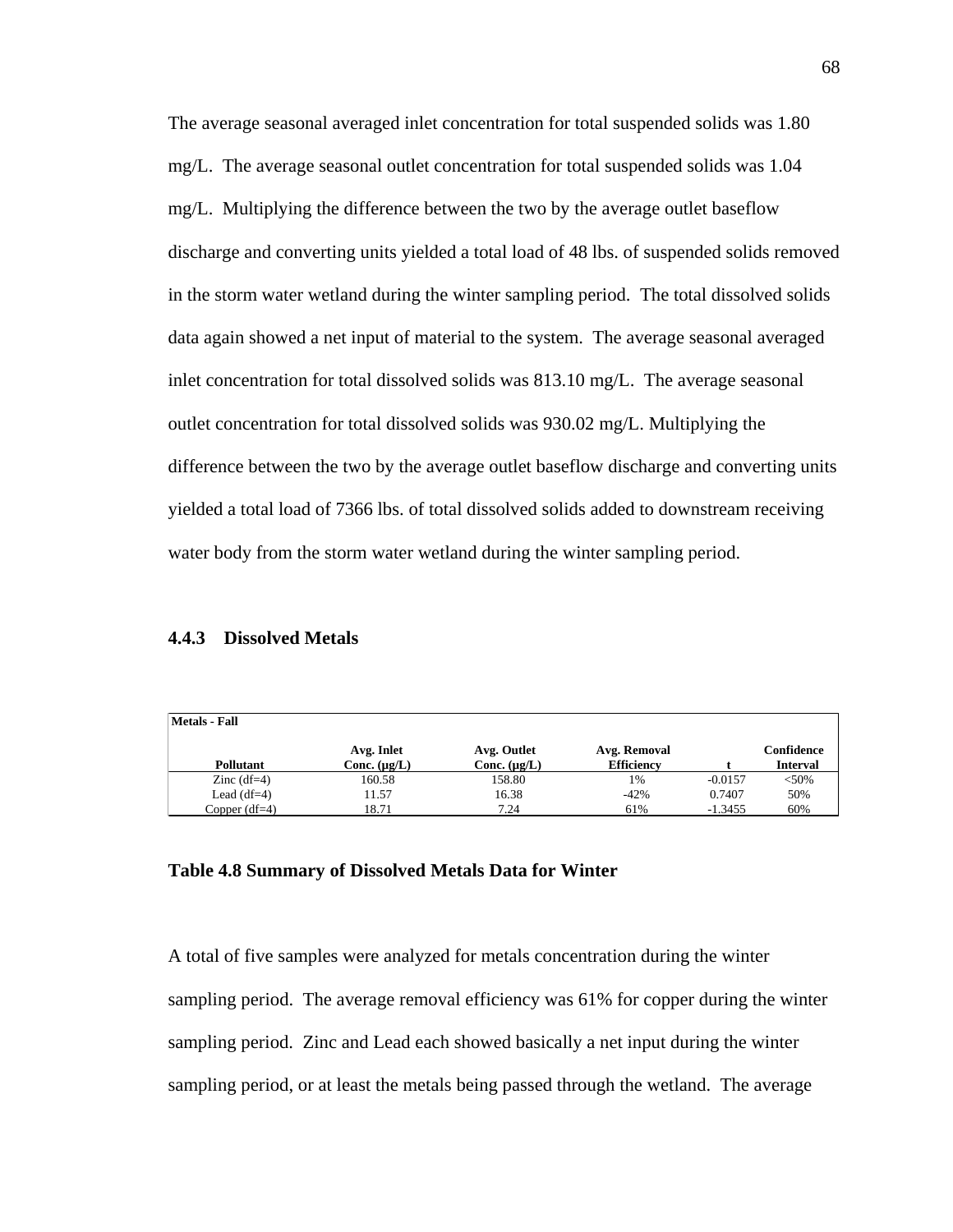The average seasonal averaged inlet concentration for total suspended solids was 1.80 mg/L. The average seasonal outlet concentration for total suspended solids was 1.04 mg/L. Multiplying the difference between the two by the average outlet baseflow discharge and converting units yielded a total load of 48 lbs. of suspended solids removed in the storm water wetland during the winter sampling period. The total dissolved solids data again showed a net input of material to the system. The average seasonal averaged inlet concentration for total dissolved solids was 813.10 mg/L. The average seasonal outlet concentration for total dissolved solids was 930.02 mg/L. Multiplying the difference between the two by the average outlet baseflow discharge and converting units yielded a total load of 7366 lbs. of total dissolved solids added to downstream receiving water body from the storm water wetland during the winter sampling period.

### 4.4.3 Dissolved Metals

| Metals - Fall | | | | | |
|---|---|---|---|---|---|
| Pollutant | Avg. Inlet Conc. (µg/L) | Avg. Outlet Conc. (µg/L) | Avg. Removal Efficiency | t | Confidence Interval |
| Zinc (df=4) | 160.58 | 158.80 | 1% | -0.0157 | <50% |
| Lead (df=4) | 11.57 | 16.38 | -42% | 0.7407 | 50% |
| Copper (df=4) | 18.71 | 7.24 | 61% | -1.3455 | 60% |

**Table 4.8 Summary of Dissolved Metals Data for Winter**

A total of five samples were analyzed for metals concentration during the winter sampling period. The average removal efficiency was 61% for copper during the winter sampling period. Zinc and Lead each showed basically a net input during the winter sampling period, or at least the metals being passed through the wetland. The average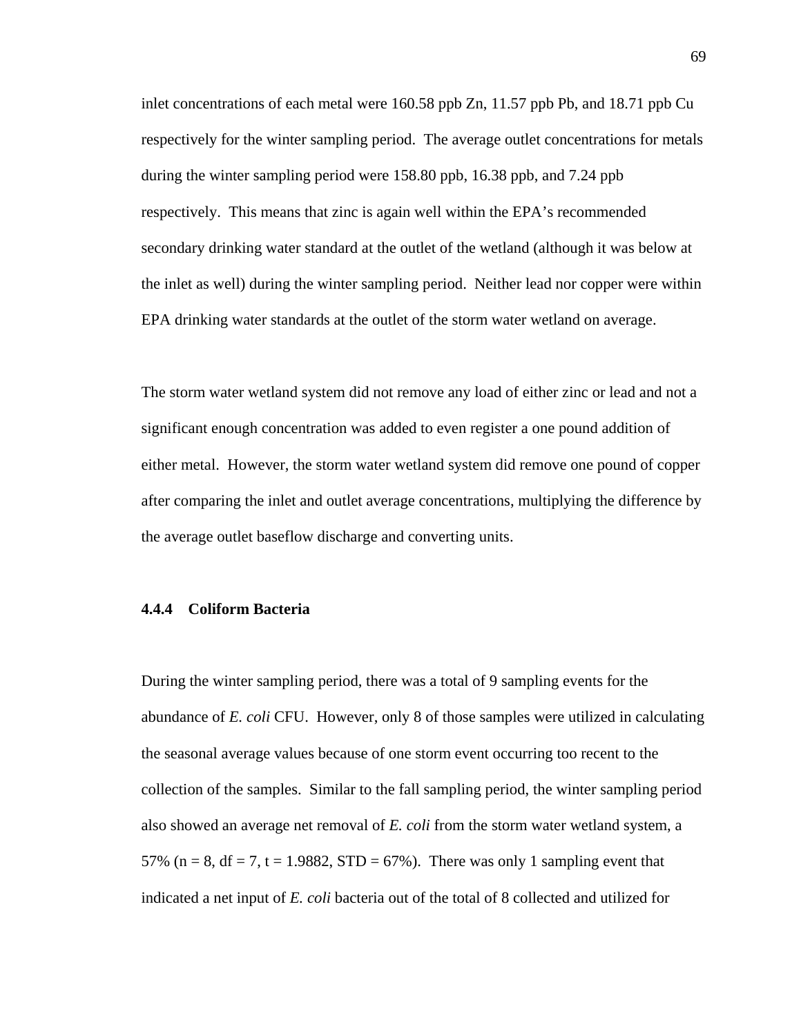inlet concentrations of each metal were 160.58 ppb Zn, 11.57 ppb Pb, and 18.71 ppb Cu respectively for the winter sampling period. The average outlet concentrations for metals during the winter sampling period were 158.80 ppb, 16.38 ppb, and 7.24 ppb respectively. This means that zinc is again well within the EPA's recommended secondary drinking water standard at the outlet of the wetland (although it was below at the inlet as well) during the winter sampling period. Neither lead nor copper were within EPA drinking water standards at the outlet of the storm water wetland on average.

The storm water wetland system did not remove any load of either zinc or lead and not a significant enough concentration was added to even register a one pound addition of either metal. However, the storm water wetland system did remove one pound of copper after comparing the inlet and outlet average concentrations, multiplying the difference by the average outlet baseflow discharge and converting units.

### 4.4.4 Coliform Bacteria

During the winter sampling period, there was a total of 9 sampling events for the abundance of *E. coli* CFU. However, only 8 of those samples were utilized in calculating the seasonal average values because of one storm event occurring too recent to the collection of the samples. Similar to the fall sampling period, the winter sampling period also showed an average net removal of *E. coli* from the storm water wetland system, a 57% ($n = 8$, $df = 7$, $t = 1.9882$, STD = 67%). There was only 1 sampling event that indicated a net input of *E. coli* bacteria out of the total of 8 collected and utilized for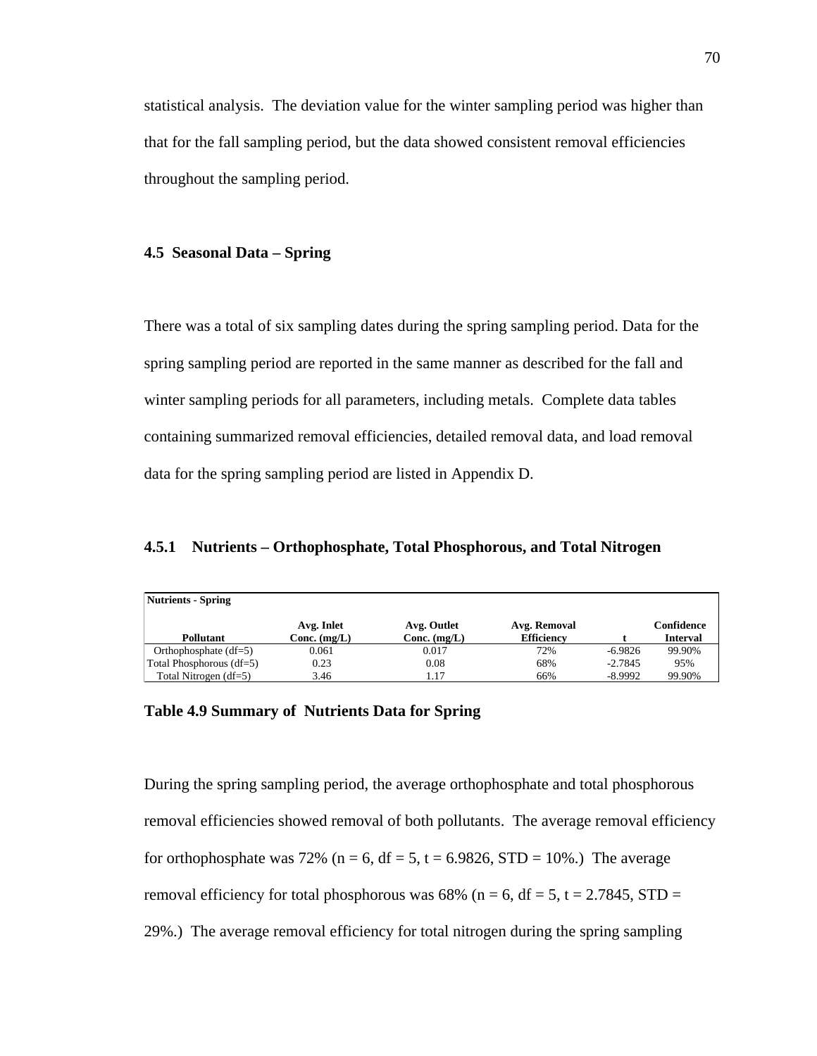statistical analysis. The deviation value for the winter sampling period was higher than that for the fall sampling period, but the data showed consistent removal efficiencies throughout the sampling period.

## 4.5 Seasonal Data – Spring

There was a total of six sampling dates during the spring sampling period. Data for the spring sampling period are reported in the same manner as described for the fall and winter sampling periods for all parameters, including metals. Complete data tables containing summarized removal efficiencies, detailed removal data, and load removal data for the spring sampling period are listed in Appendix D.

### 4.5.1 Nutrients – Orthophosphate, Total Phosphorous, and Total Nitrogen

| Nutrients - Spring | | | | | |
|---|---|---|---|---|---|
| Pollutant | Avg. Inlet Conc. (mg/L) | Avg. Outlet Conc. (mg/L) | Avg. Removal Efficiency | t | Confidence Interval |
| Orthophosphate (df=5) | 0.061 | 0.017 | 72% | -6.9826 | 99.90% |
| Total Phosphorous (df=5) | 0.23 | 0.08 | 68% | -2.7845 | 95% |
| Total Nitrogen (df=5) | 3.46 | 1.17 | 66% | -8.9992 | 99.90% |

**Table 4.9 Summary of Nutrients Data for Spring**

During the spring sampling period, the average orthophosphate and total phosphorous removal efficiencies showed removal of both pollutants. The average removal efficiency for orthophosphate was 72% ($n = 6$, $df = 5$, $t = 6.9826$, STD = 10%.) The average removal efficiency for total phosphorous was 68% ($n = 6$, $df = 5$, $t = 2.7845$, STD = 29%.) The average removal efficiency for total nitrogen during the spring sampling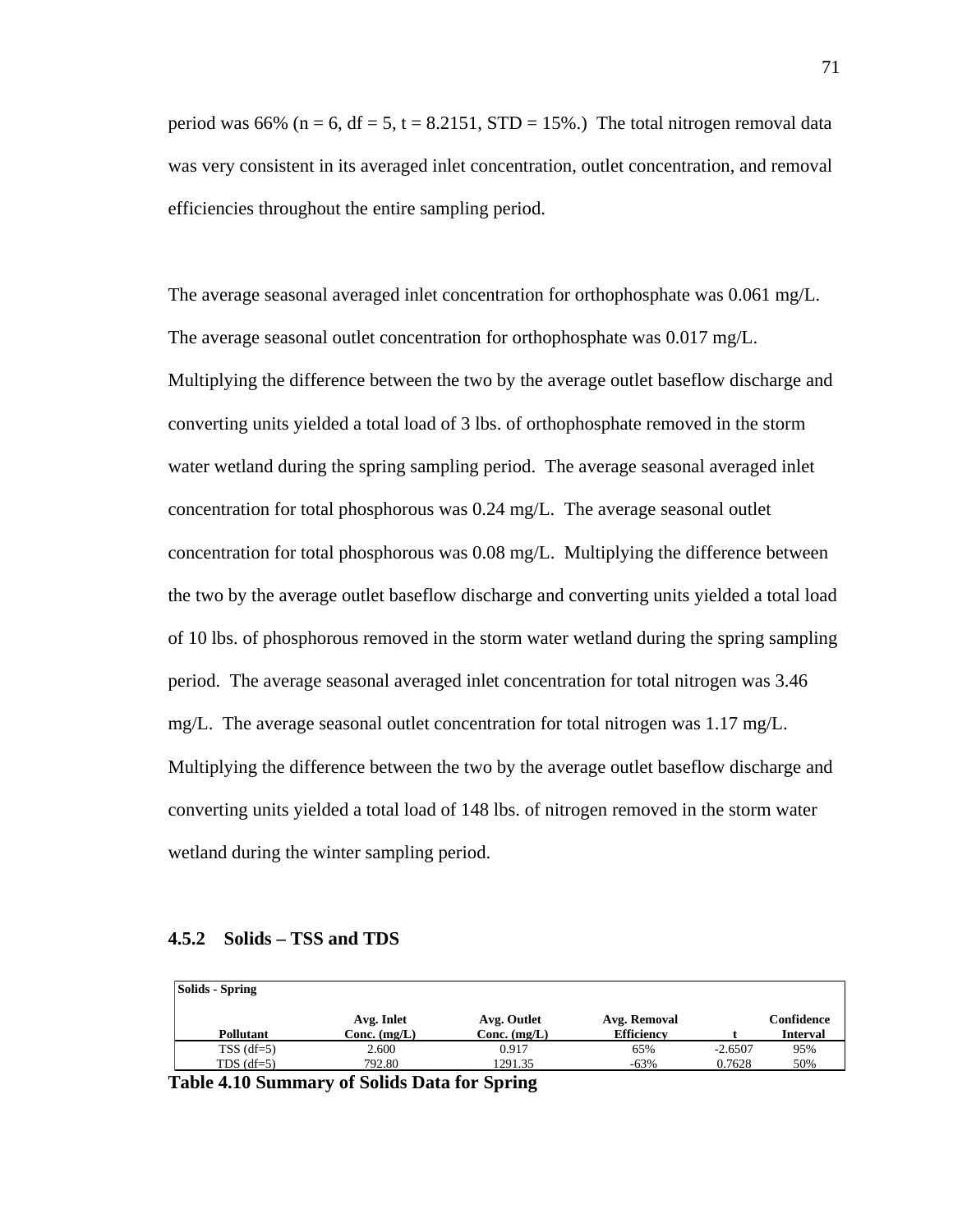period was 66% (n = 6, df = 5, t = 8.2151, STD = 15%.) The total nitrogen removal data was very consistent in its averaged inlet concentration, outlet concentration, and removal efficiencies throughout the entire sampling period.

The average seasonal averaged inlet concentration for orthophosphate was 0.061 mg/L. The average seasonal outlet concentration for orthophosphate was 0.017 mg/L. Multiplying the difference between the two by the average outlet baseflow discharge and converting units yielded a total load of 3 lbs. of orthophosphate removed in the storm water wetland during the spring sampling period. The average seasonal averaged inlet concentration for total phosphorous was 0.24 mg/L. The average seasonal outlet concentration for total phosphorous was 0.08 mg/L. Multiplying the difference between the two by the average outlet baseflow discharge and converting units yielded a total load of 10 lbs. of phosphorous removed in the storm water wetland during the spring sampling period. The average seasonal averaged inlet concentration for total nitrogen was 3.46 mg/L. The average seasonal outlet concentration for total nitrogen was 1.17 mg/L. Multiplying the difference between the two by the average outlet baseflow discharge and converting units yielded a total load of 148 lbs. of nitrogen removed in the storm water wetland during the winter sampling period.

### 4.5.2 Solids – TSS and TDS

| Solids - Spring | | | | | |
|---|---|---|---|---|---|
| **Pollutant** | **Avg. Inlet Conc. (mg/L)** | **Avg. Outlet Conc. (mg/L)** | **Avg. Removal Efficiency** | **t** | **Confidence Interval** |
| TSS (df=5) | 2.600 | 0.917 | 65% | -2.6507 | 95% |
| TDS (df=5) | 792.80 | 1291.35 | -63% | 0.7628 | 50% |

**Table 4.10 Summary of Solids Data for Spring**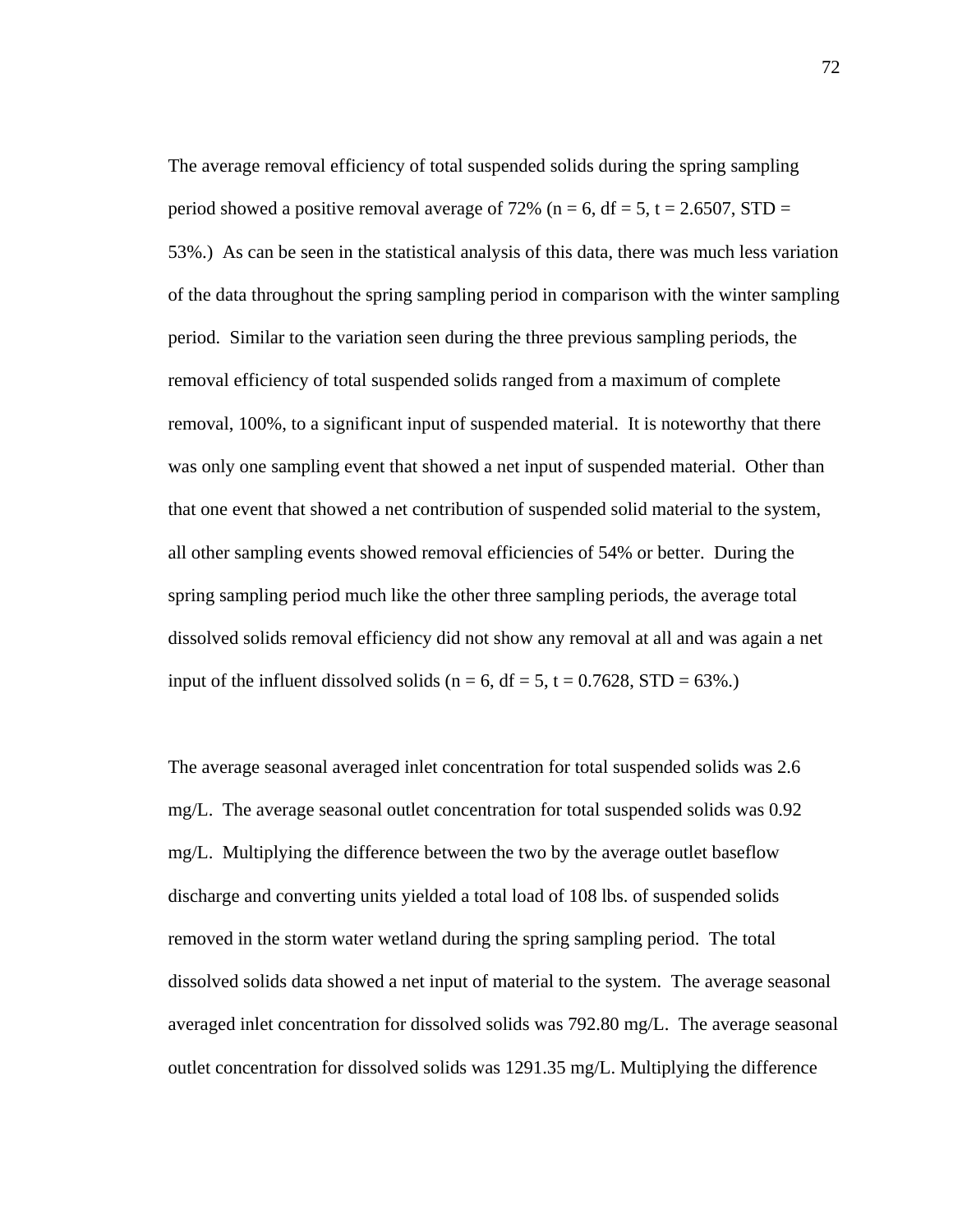The average removal efficiency of total suspended solids during the spring sampling period showed a positive removal average of 72% ($n = 6$, $df = 5$, $t = 2.6507$, STD = 53%.) As can be seen in the statistical analysis of this data, there was much less variation of the data throughout the spring sampling period in comparison with the winter sampling period. Similar to the variation seen during the three previous sampling periods, the removal efficiency of total suspended solids ranged from a maximum of complete removal, 100%, to a significant input of suspended material. It is noteworthy that there was only one sampling event that showed a net input of suspended material. Other than that one event that showed a net contribution of suspended solid material to the system, all other sampling events showed removal efficiencies of 54% or better. During the spring sampling period much like the other three sampling periods, the average total dissolved solids removal efficiency did not show any removal at all and was again a net input of the influent dissolved solids ($n = 6$, $df = 5$, $t = 0.7628$, STD = 63%.)

The average seasonal averaged inlet concentration for total suspended solids was 2.6 mg/L. The average seasonal outlet concentration for total suspended solids was 0.92 mg/L. Multiplying the difference between the two by the average outlet baseflow discharge and converting units yielded a total load of 108 lbs. of suspended solids removed in the storm water wetland during the spring sampling period. The total dissolved solids data showed a net input of material to the system. The average seasonal averaged inlet concentration for dissolved solids was 792.80 mg/L. The average seasonal outlet concentration for dissolved solids was 1291.35 mg/L. Multiplying the difference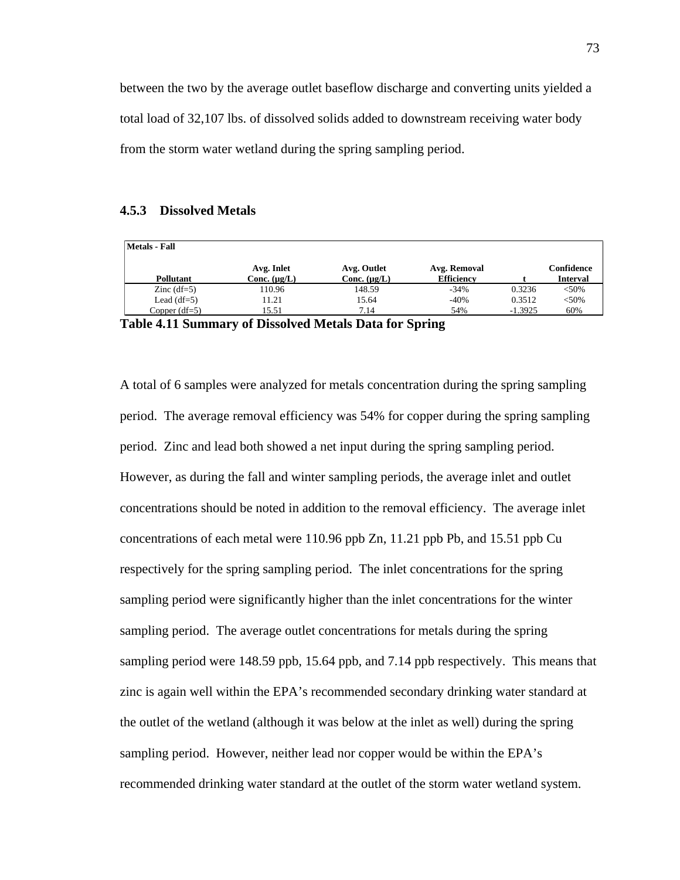between the two by the average outlet baseflow discharge and converting units yielded a total load of 32,107 lbs. of dissolved solids added to downstream receiving water body from the storm water wetland during the spring sampling period.

### 4.5.3 Dissolved Metals

| Metals - Fall | | | | | |
|---|---|---|---|---|---|
| **Pollutant** | **Avg. Inlet Conc. (μg/L)** | **Avg. Outlet Conc. (μg/L)** | **Avg. Removal Efficiency** | **t** | **Confidence Interval** |
| Zinc (df=5) | 110.96 | 148.59 | -34% | 0.3236 | <50% |
| Lead (df=5) | 11.21 | 15.64 | -40% | 0.3512 | <50% |
| Copper (df=5) | 15.51 | 7.14 | 54% | -1.3925 | 60% |

**Table 4.11 Summary of Dissolved Metals Data for Spring**

A total of 6 samples were analyzed for metals concentration during the spring sampling period. The average removal efficiency was 54% for copper during the spring sampling period. Zinc and lead both showed a net input during the spring sampling period. However, as during the fall and winter sampling periods, the average inlet and outlet concentrations should be noted in addition to the removal efficiency. The average inlet concentrations of each metal were 110.96 ppb Zn, 11.21 ppb Pb, and 15.51 ppb Cu respectively for the spring sampling period. The inlet concentrations for the spring sampling period were significantly higher than the inlet concentrations for the winter sampling period. The average outlet concentrations for metals during the spring sampling period were 148.59 ppb, 15.64 ppb, and 7.14 ppb respectively. This means that zinc is again well within the EPA's recommended secondary drinking water standard at the outlet of the wetland (although it was below at the inlet as well) during the spring sampling period. However, neither lead nor copper would be within the EPA's recommended drinking water standard at the outlet of the storm water wetland system.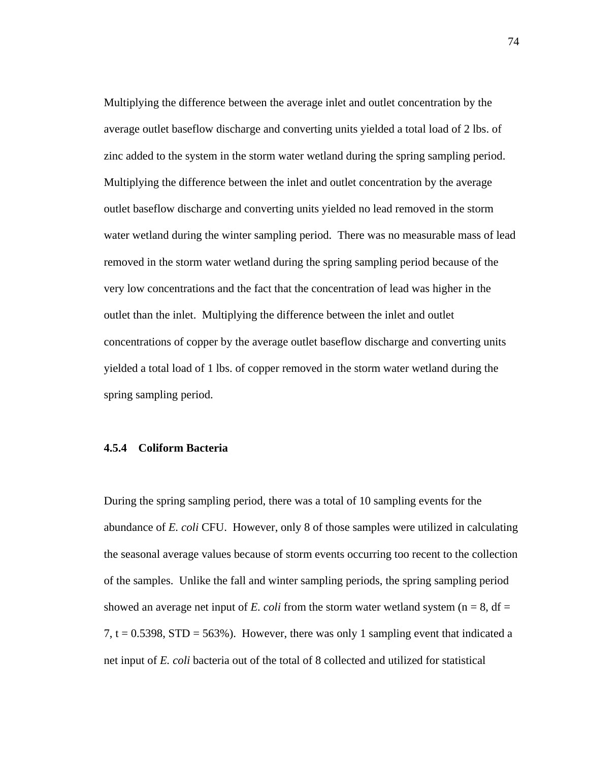Multiplying the difference between the average inlet and outlet concentration by the average outlet baseflow discharge and converting units yielded a total load of 2 lbs. of zinc added to the system in the storm water wetland during the spring sampling period. Multiplying the difference between the inlet and outlet concentration by the average outlet baseflow discharge and converting units yielded no lead removed in the storm water wetland during the winter sampling period. There was no measurable mass of lead removed in the storm water wetland during the spring sampling period because of the very low concentrations and the fact that the concentration of lead was higher in the outlet than the inlet. Multiplying the difference between the inlet and outlet concentrations of copper by the average outlet baseflow discharge and converting units yielded a total load of 1 lbs. of copper removed in the storm water wetland during the spring sampling period.

### 4.5.4 Coliform Bacteria

During the spring sampling period, there was a total of 10 sampling events for the abundance of *E. coli* CFU. However, only 8 of those samples were utilized in calculating the seasonal average values because of storm events occurring too recent to the collection of the samples. Unlike the fall and winter sampling periods, the spring sampling period showed an average net input of *E. coli* from the storm water wetland system ($n = 8$, $df = 7$, $t = 0.5398$, STD = 563%). However, there was only 1 sampling event that indicated a net input of *E. coli* bacteria out of the total of 8 collected and utilized for statistical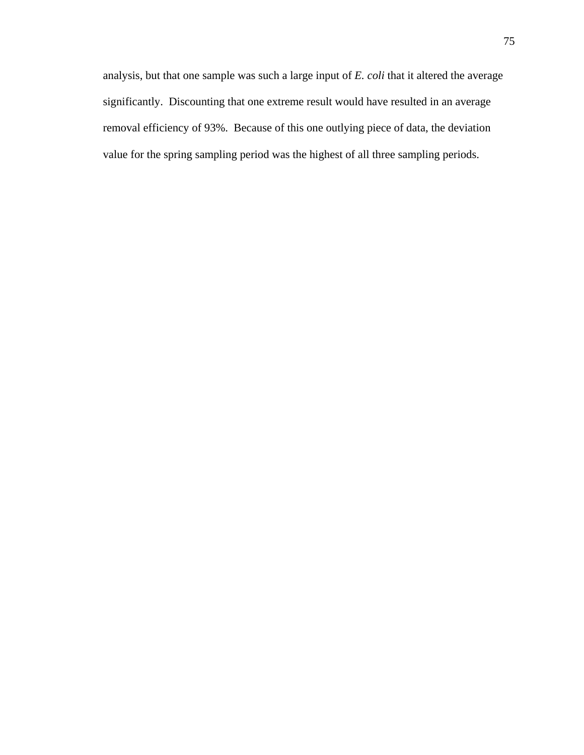analysis, but that one sample was such a large input of *E. coli* that it altered the average significantly. Discounting that one extreme result would have resulted in an average removal efficiency of 93%. Because of this one outlying piece of data, the deviation value for the spring sampling period was the highest of all three sampling periods.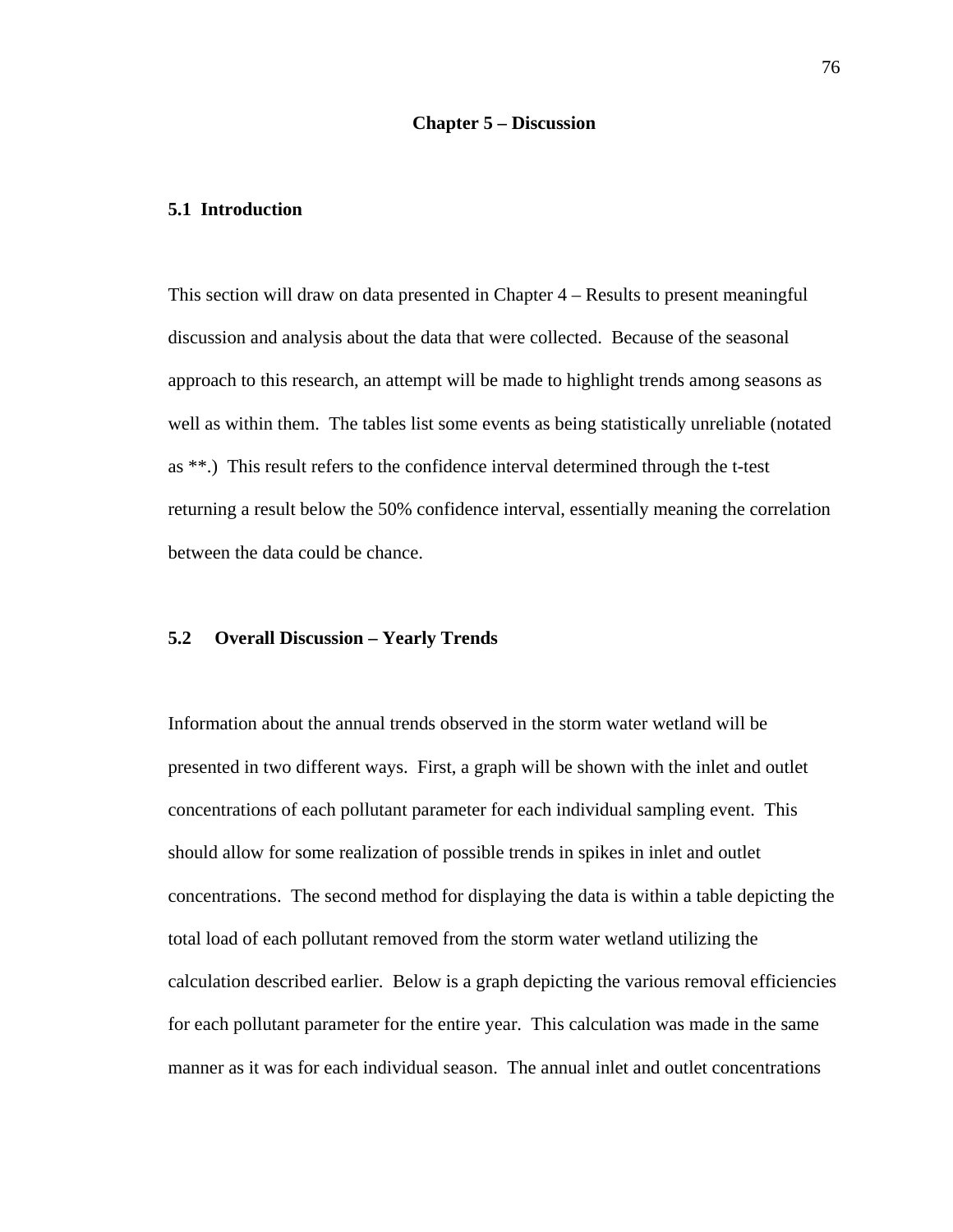# Chapter 5 – Discussion

## 5.1 Introduction

This section will draw on data presented in Chapter 4 – Results to present meaningful discussion and analysis about the data that were collected. Because of the seasonal approach to this research, an attempt will be made to highlight trends among seasons as well as within them. The tables list some events as being statistically unreliable (notated as **.) This result refers to the confidence interval determined through the t-test returning a result below the 50% confidence interval, essentially meaning the correlation between the data could be chance.

## 5.2 Overall Discussion – Yearly Trends

Information about the annual trends observed in the storm water wetland will be presented in two different ways. First, a graph will be shown with the inlet and outlet concentrations of each pollutant parameter for each individual sampling event. This should allow for some realization of possible trends in spikes in inlet and outlet concentrations. The second method for displaying the data is within a table depicting the total load of each pollutant removed from the storm water wetland utilizing the calculation described earlier. Below is a graph depicting the various removal efficiencies for each pollutant parameter for the entire year. This calculation was made in the same manner as it was for each individual season. The annual inlet and outlet concentrations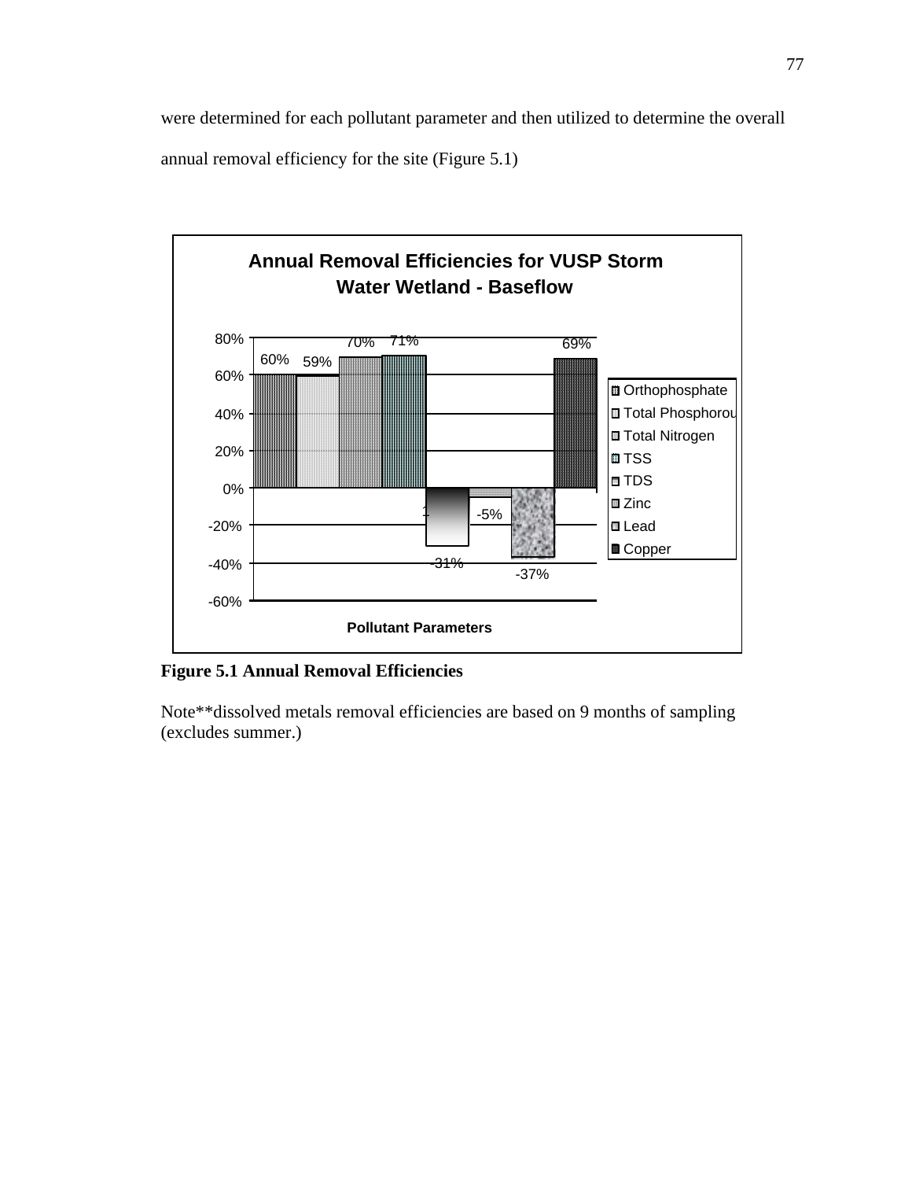were determined for each pollutant parameter and then utilized to determine the overall annual removal efficiency for the site (Figure 5.1)

**Figure 5.1 Annual Removal Efficiencies**

Note**dissolved metals removal efficiencies are based on 9 months of sampling (excludes summer.)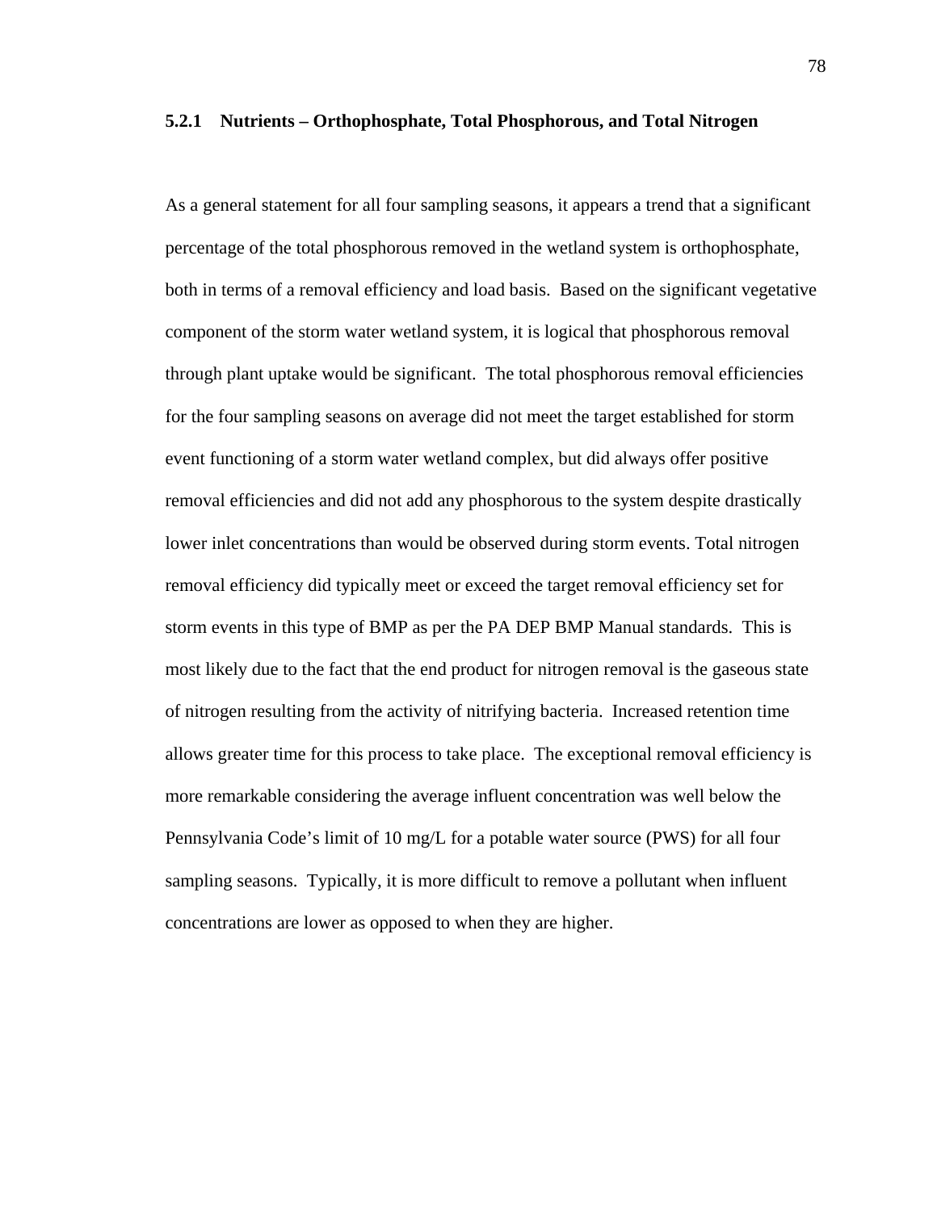### 5.2.1 Nutrients – Orthophosphate, Total Phosphorous, and Total Nitrogen

As a general statement for all four sampling seasons, it appears a trend that a significant percentage of the total phosphorous removed in the wetland system is orthophosphate, both in terms of a removal efficiency and load basis. Based on the significant vegetative component of the storm water wetland system, it is logical that phosphorous removal through plant uptake would be significant. The total phosphorous removal efficiencies for the four sampling seasons on average did not meet the target established for storm event functioning of a storm water wetland complex, but did always offer positive removal efficiencies and did not add any phosphorous to the system despite drastically lower inlet concentrations than would be observed during storm events. Total nitrogen removal efficiency did typically meet or exceed the target removal efficiency set for storm events in this type of BMP as per the PA DEP BMP Manual standards. This is most likely due to the fact that the end product for nitrogen removal is the gaseous state of nitrogen resulting from the activity of nitrifying bacteria. Increased retention time allows greater time for this process to take place. The exceptional removal efficiency is more remarkable considering the average influent concentration was well below the Pennsylvania Code's limit of 10 mg/L for a potable water source (PWS) for all four sampling seasons. Typically, it is more difficult to remove a pollutant when influent concentrations are lower as opposed to when they are higher.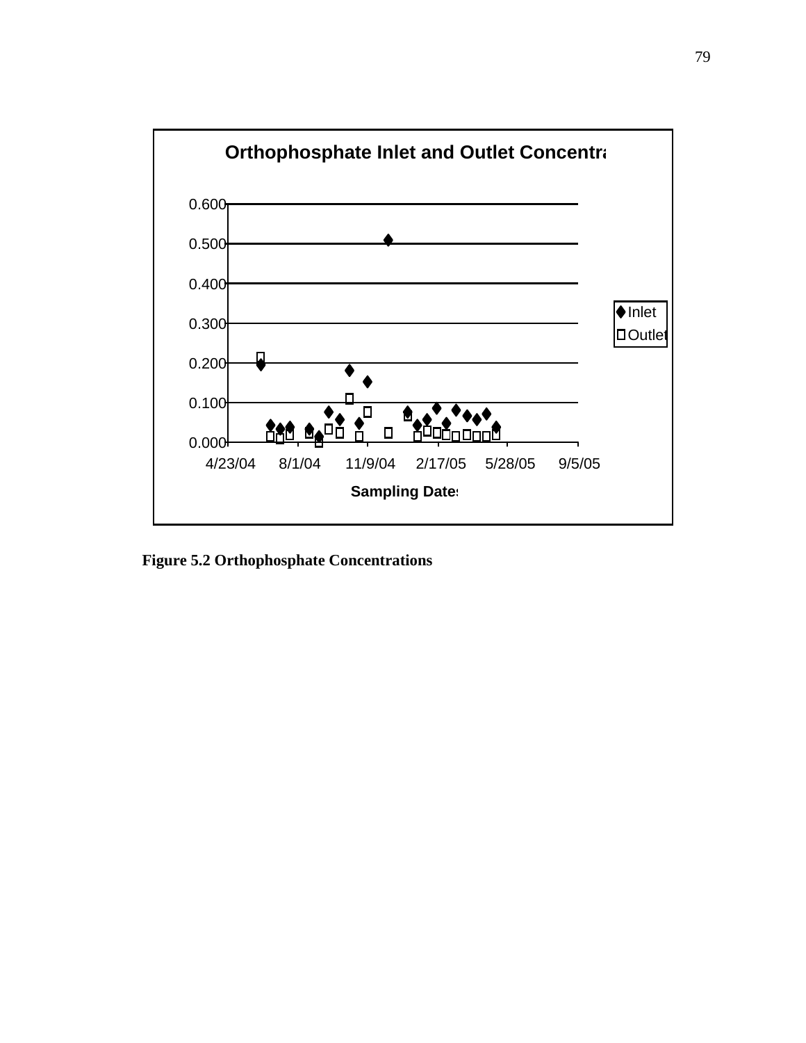**Figure 5.2 Orthophosphate Concentrations**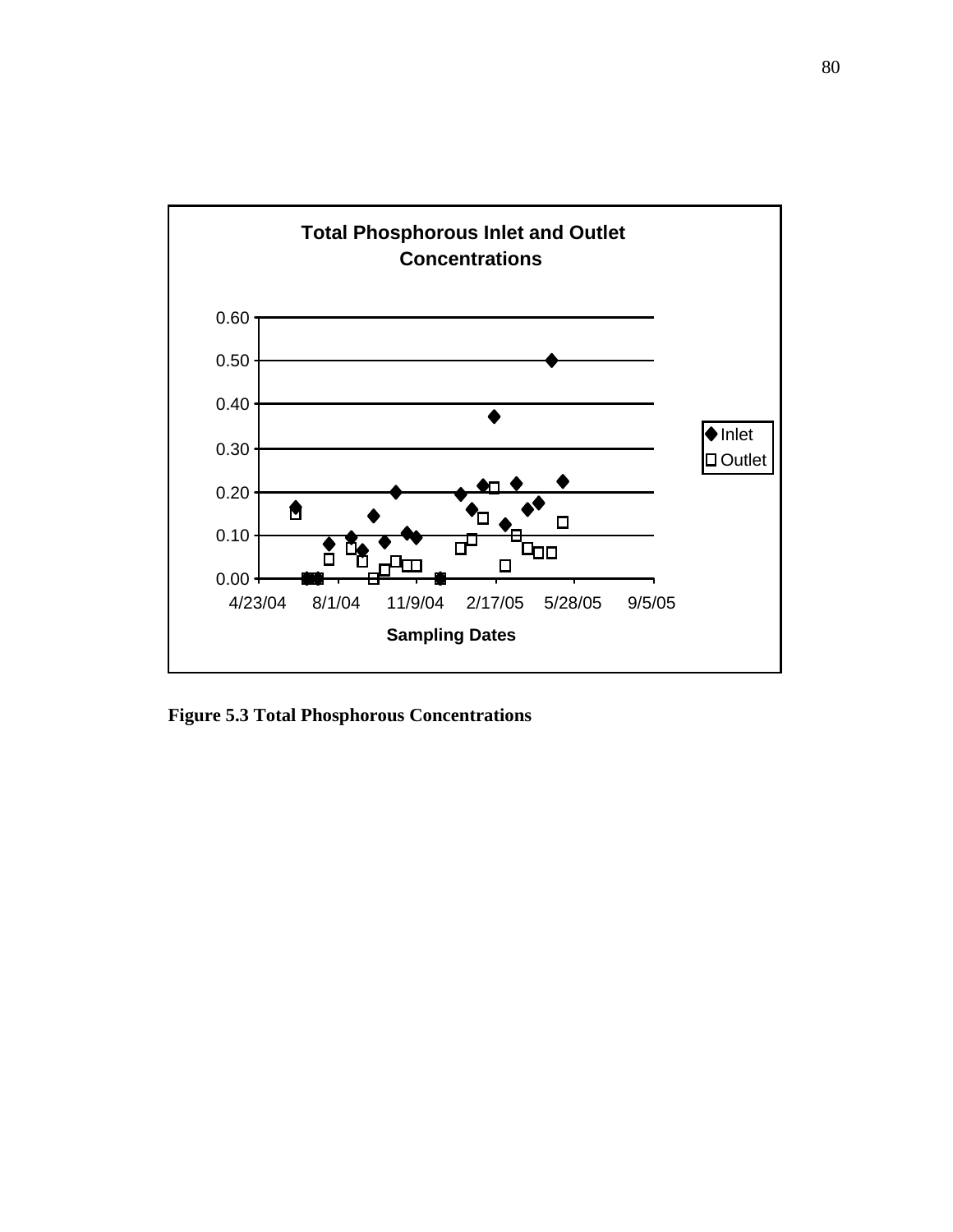Total Phosphorous Inlet and Outlet Concentrations

Figure 5.3 Total Phosphorous Concentrations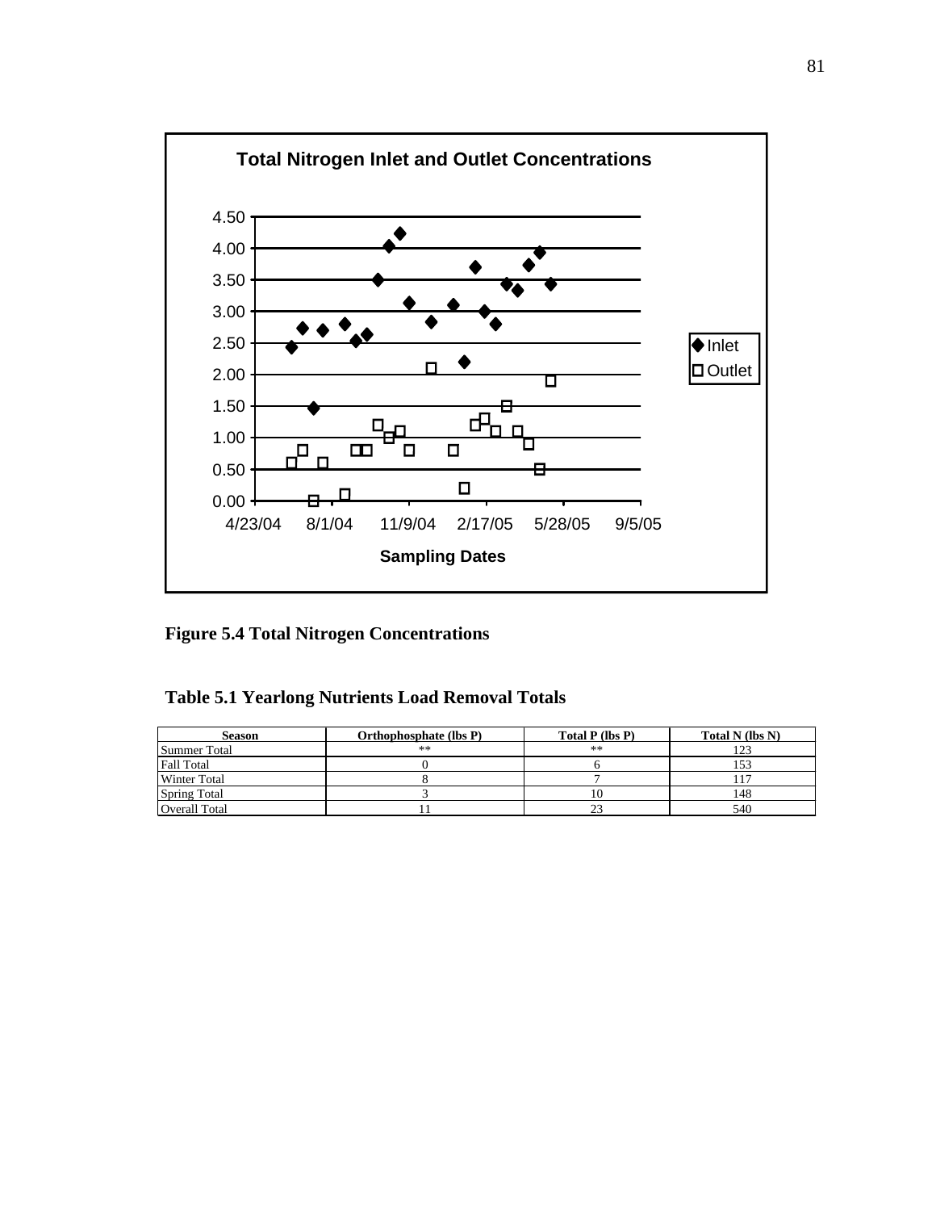**Figure 5.4 Total Nitrogen Concentrations**

**Table 5.1 Yearlong Nutrients Load Removal Totals**

| Season | Orthophosphate (lbs P) | Total P (lbs P) | Total N (lbs N) |
|---|---|---|---|
| Summer Total | ** | ** | 123 |
| Fall Total | 0 | 6 | 153 |
| Winter Total | 8 | 7 | 117 |
| Spring Total | 3 | 10 | 148 |
| Overall Total | 11 | 23 | 540 |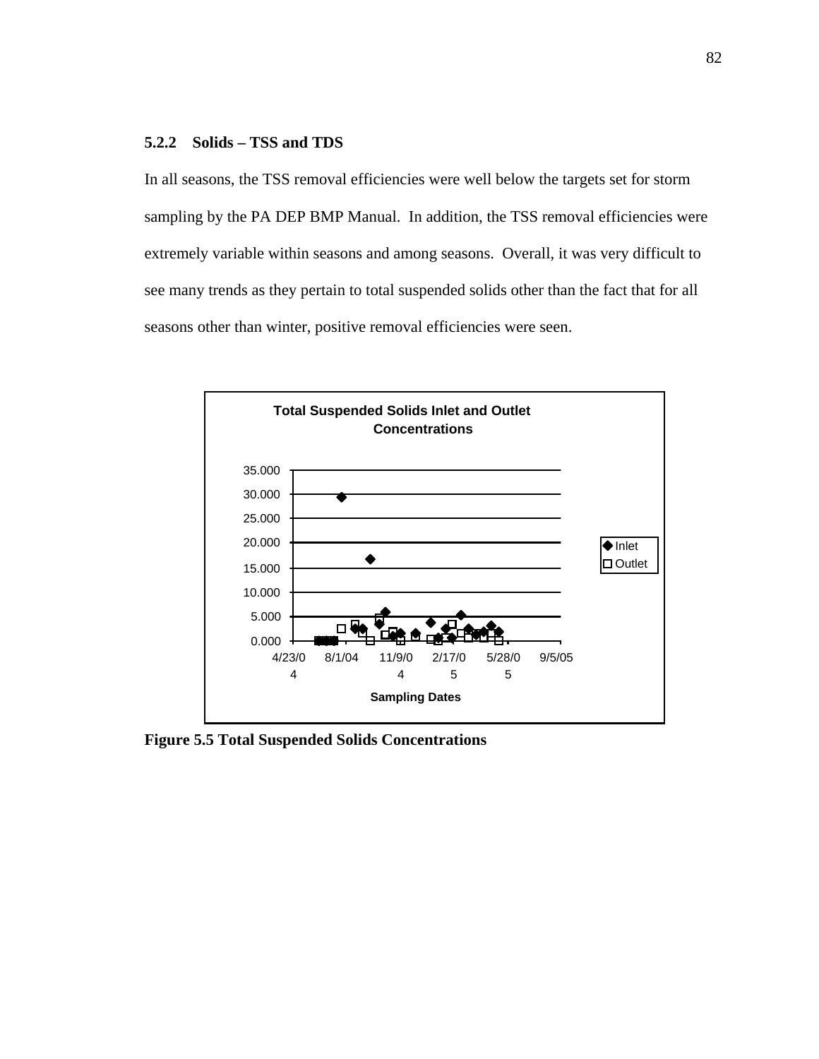### 5.2.2 Solids – TSS and TDS

In all seasons, the TSS removal efficiencies were well below the targets set for storm sampling by the PA DEP BMP Manual. In addition, the TSS removal efficiencies were extremely variable within seasons and among seasons. Overall, it was very difficult to see many trends as they pertain to total suspended solids other than the fact that for all seasons other than winter, positive removal efficiencies were seen.

**Figure 5.5 Total Suspended Solids Concentrations**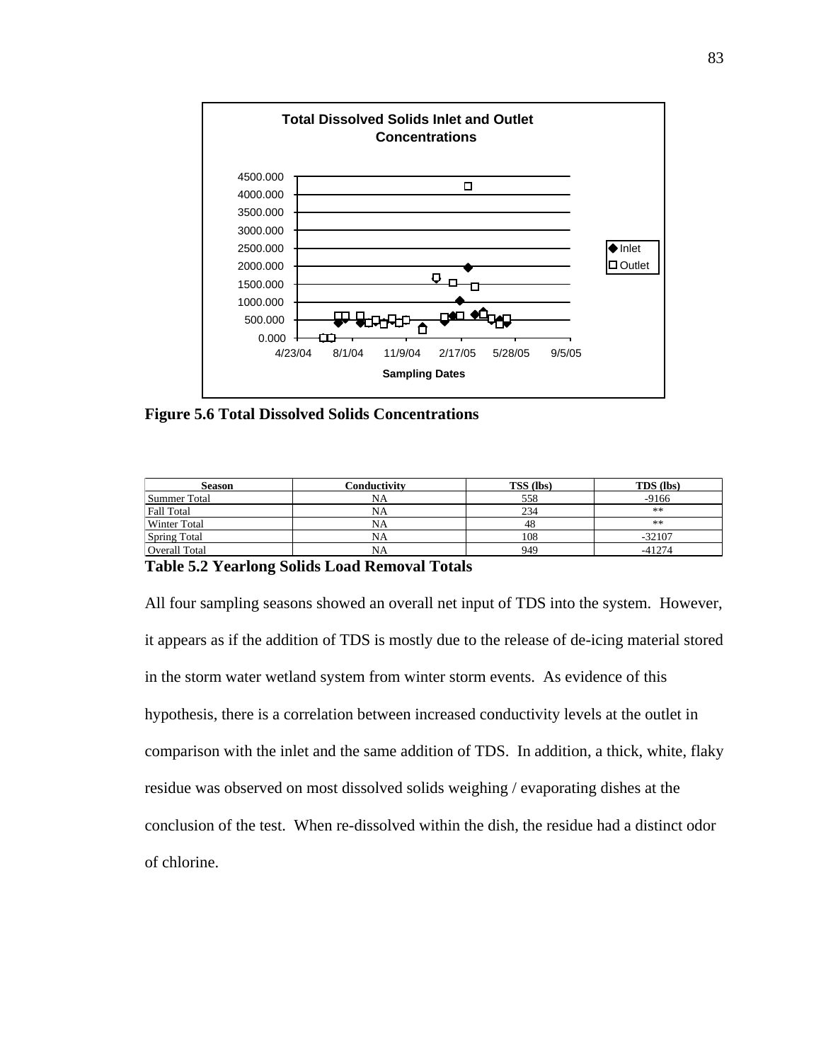Figure 5.6 Total Dissolved Solids Concentrations

| Season | Conductivity | TSS (lbs) | TDS (lbs) |
|---|---|---|---|
| Summer Total | NA | 558 | -9166 |
| Fall Total | NA | 234 | ** |
| Winter Total | NA | 48 | ** |
| Spring Total | NA | 108 | -32107 |
| Overall Total | NA | 949 | -41274 |

**Table 5.2 Yearlong Solids Load Removal Totals**

All four sampling seasons showed an overall net input of TDS into the system. However, it appears as if the addition of TDS is mostly due to the release of de-icing material stored in the storm water wetland system from winter storm events. As evidence of this hypothesis, there is a correlation between increased conductivity levels at the outlet in comparison with the inlet and the same addition of TDS. In addition, a thick, white, flaky residue was observed on most dissolved solids weighing / evaporating dishes at the conclusion of the test. When re-dissolved within the dish, the residue had a distinct odor of chlorine.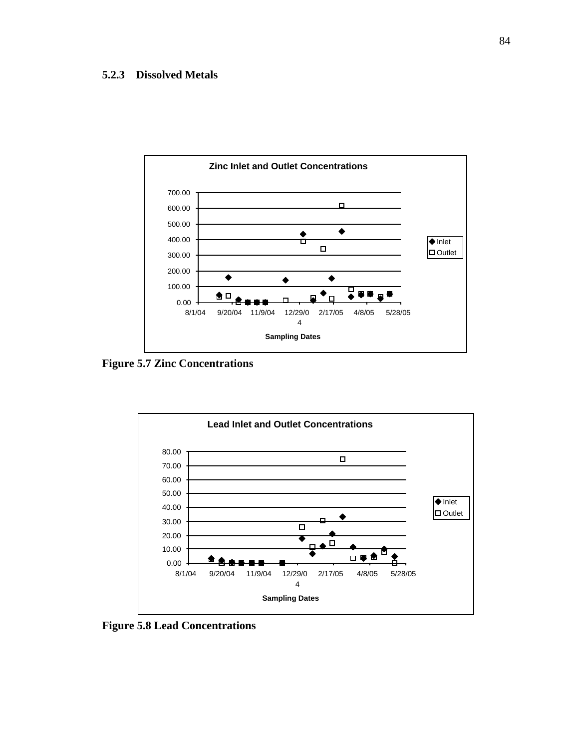### 5.2.3 Dissolved Metals

Figure 5.7 Zinc Concentrations

Figure 5.8 Lead Concentrations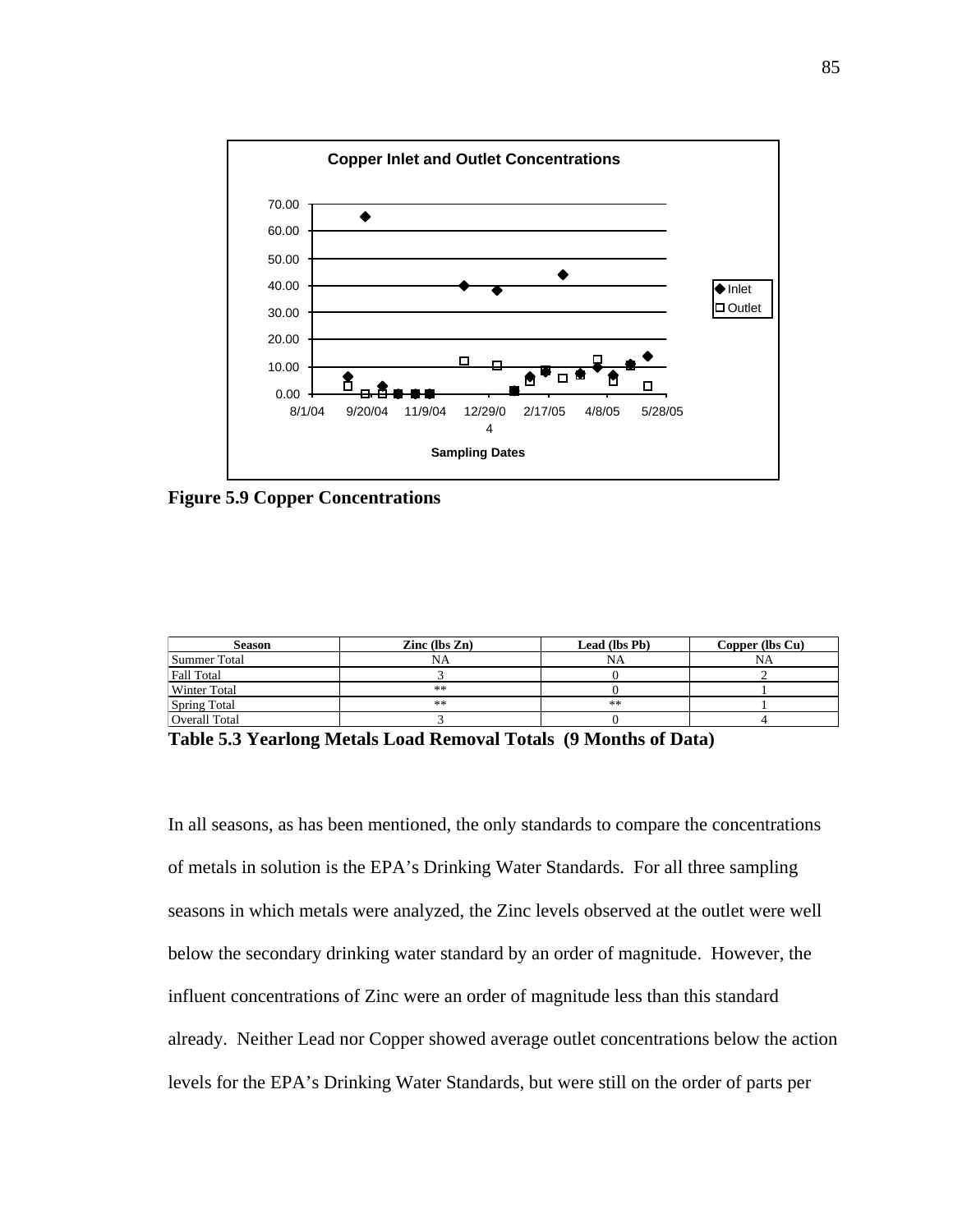**Figure 5.9 Copper Concentrations**

| Season | Zinc (lbs Zn) | Lead (lbs Pb) | Copper (lbs Cu) |
|---|---|---|---|
| Summer Total | NA | NA | NA |
| Fall Total | 3 | 0 | 2 |
| Winter Total | ** | 0 | 1 |
| Spring Total | ** | ** | 1 |
| Overall Total | 3 | 0 | 4 |

**Table 5.3 Yearlong Metals Load Removal Totals (9 Months of Data)**

In all seasons, as has been mentioned, the only standards to compare the concentrations of metals in solution is the EPA's Drinking Water Standards. For all three sampling seasons in which metals were analyzed, the Zinc levels observed at the outlet were well below the secondary drinking water standard by an order of magnitude. However, the influent concentrations of Zinc were an order of magnitude less than this standard already. Neither Lead nor Copper showed average outlet concentrations below the action levels for the EPA's Drinking Water Standards, but were still on the order of parts per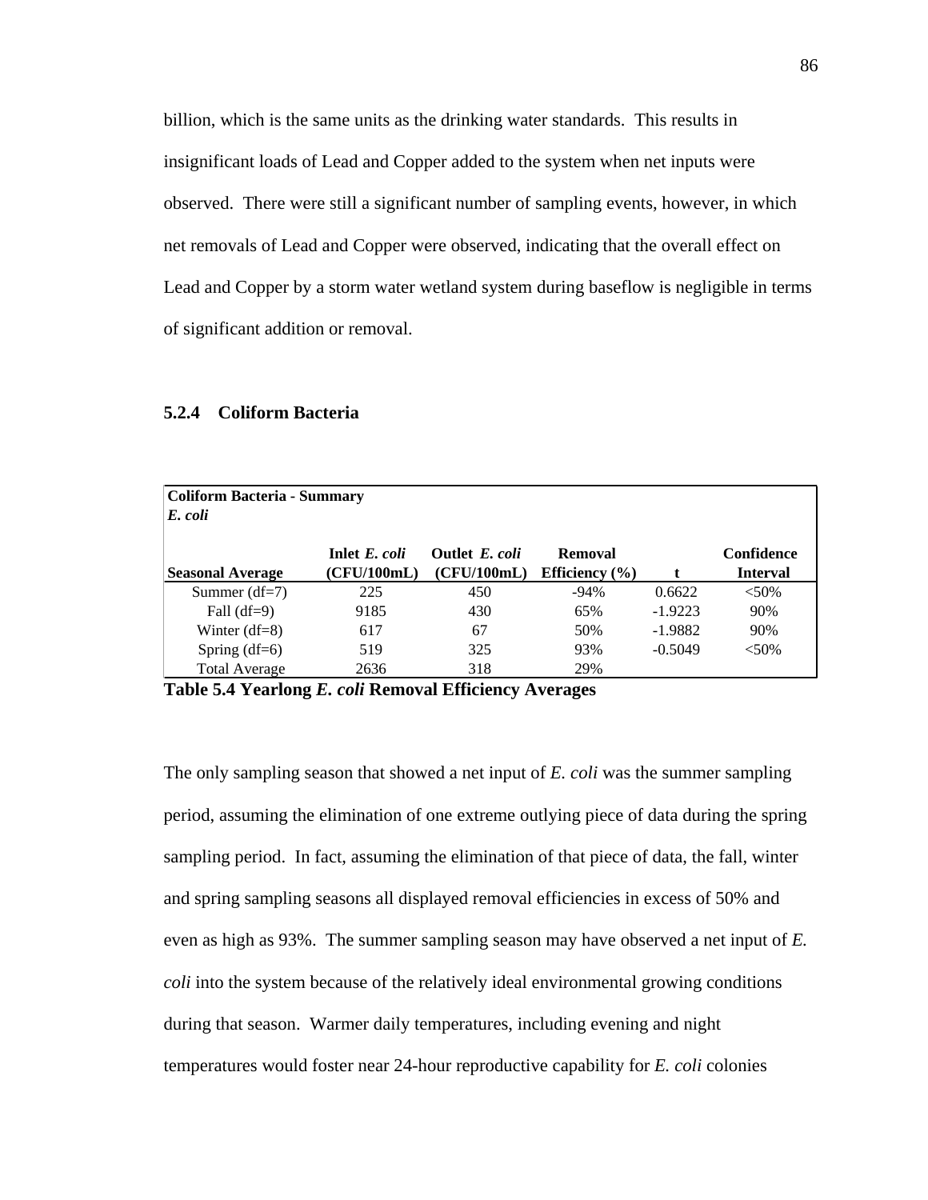billion, which is the same units as the drinking water standards. This results in insignificant loads of Lead and Copper added to the system when net inputs were observed. There were still a significant number of sampling events, however, in which net removals of Lead and Copper were observed, indicating that the overall effect on Lead and Copper by a storm water wetland system during baseflow is negligible in terms of significant addition or removal.

### 5.2.4 Coliform Bacteria

| **Coliform Bacteria - Summary** *E. coli* | | | | | |
|---|---|---|---|---|---|
| **Seasonal Average** | **Inlet *E. coli* (CFU/100mL)** | **Outlet *E. coli* (CFU/100mL)** | **Removal Efficiency (%)** | **t** | **Confidence Interval** |
| Summer (df=7) | 225 | 450 | -94% | 0.6622 | <50% |
| Fall (df=9) | 9185 | 430 | 65% | -1.9223 | 90% |
| Winter (df=8) | 617 | 67 | 50% | -1.9882 | 90% |
| Spring (df=6) | 519 | 325 | 93% | -0.5049 | <50% |
| Total Average | 2636 | 318 | 29% | | |

**Table 5.4 Yearlong *E. coli* Removal Efficiency Averages**

The only sampling season that showed a net input of *E. coli* was the summer sampling period, assuming the elimination of one extreme outlying piece of data during the spring sampling period. In fact, assuming the elimination of that piece of data, the fall, winter and spring sampling seasons all displayed removal efficiencies in excess of 50% and even as high as 93%. The summer sampling season may have observed a net input of *E. coli* into the system because of the relatively ideal environmental growing conditions during that season. Warmer daily temperatures, including evening and night temperatures would foster near 24-hour reproductive capability for *E. coli* colonies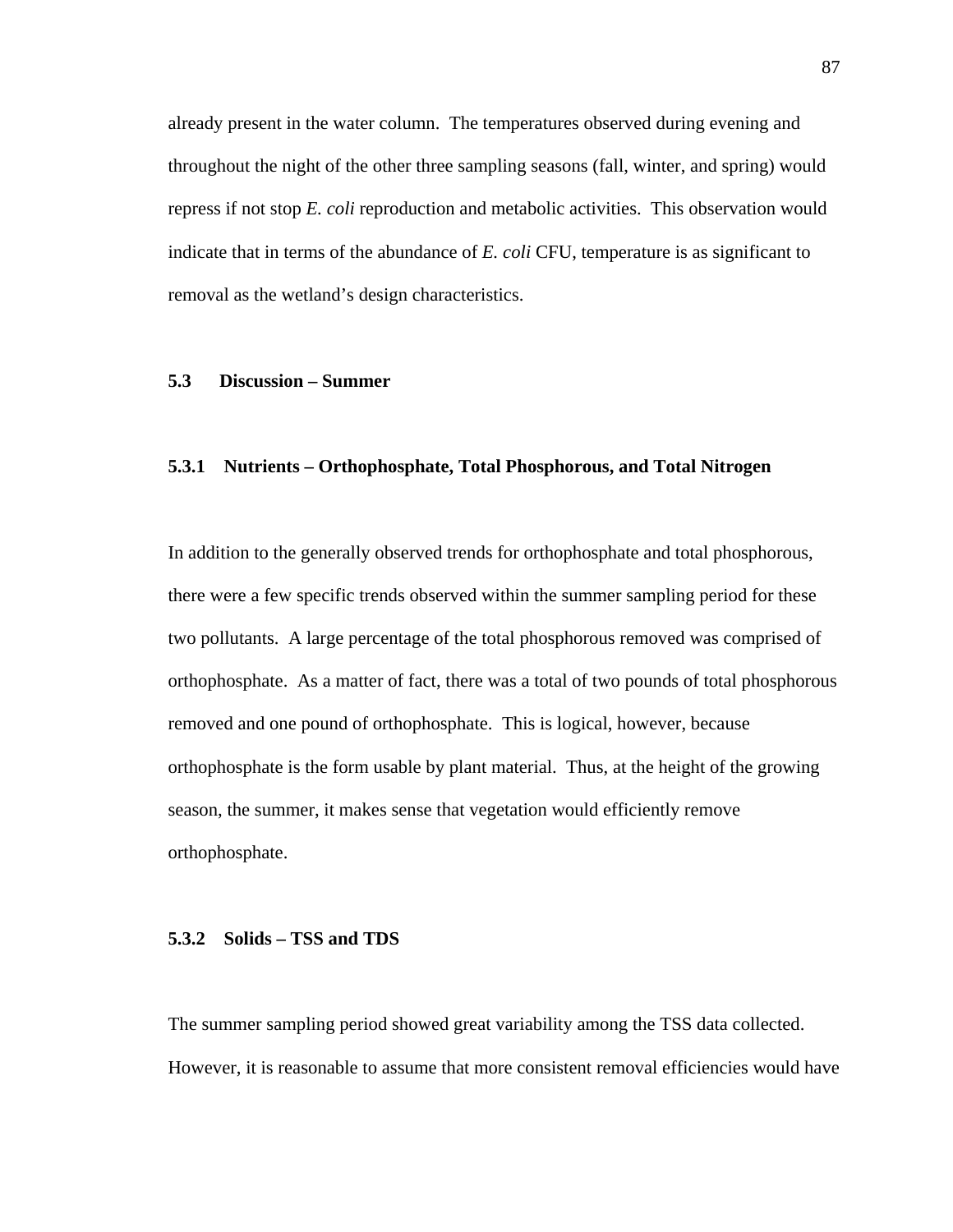already present in the water column. The temperatures observed during evening and throughout the night of the other three sampling seasons (fall, winter, and spring) would repress if not stop *E. coli* reproduction and metabolic activities. This observation would indicate that in terms of the abundance of *E. coli* CFU, temperature is as significant to removal as the wetland's design characteristics.

## 5.3 Discussion – Summer

### 5.3.1 Nutrients – Orthophosphate, Total Phosphorous, and Total Nitrogen

In addition to the generally observed trends for orthophosphate and total phosphorous, there were a few specific trends observed within the summer sampling period for these two pollutants. A large percentage of the total phosphorous removed was comprised of orthophosphate. As a matter of fact, there was a total of two pounds of total phosphorous removed and one pound of orthophosphate. This is logical, however, because orthophosphate is the form usable by plant material. Thus, at the height of the growing season, the summer, it makes sense that vegetation would efficiently remove orthophosphate.

### 5.3.2 Solids – TSS and TDS

The summer sampling period showed great variability among the TSS data collected. However, it is reasonable to assume that more consistent removal efficiencies would have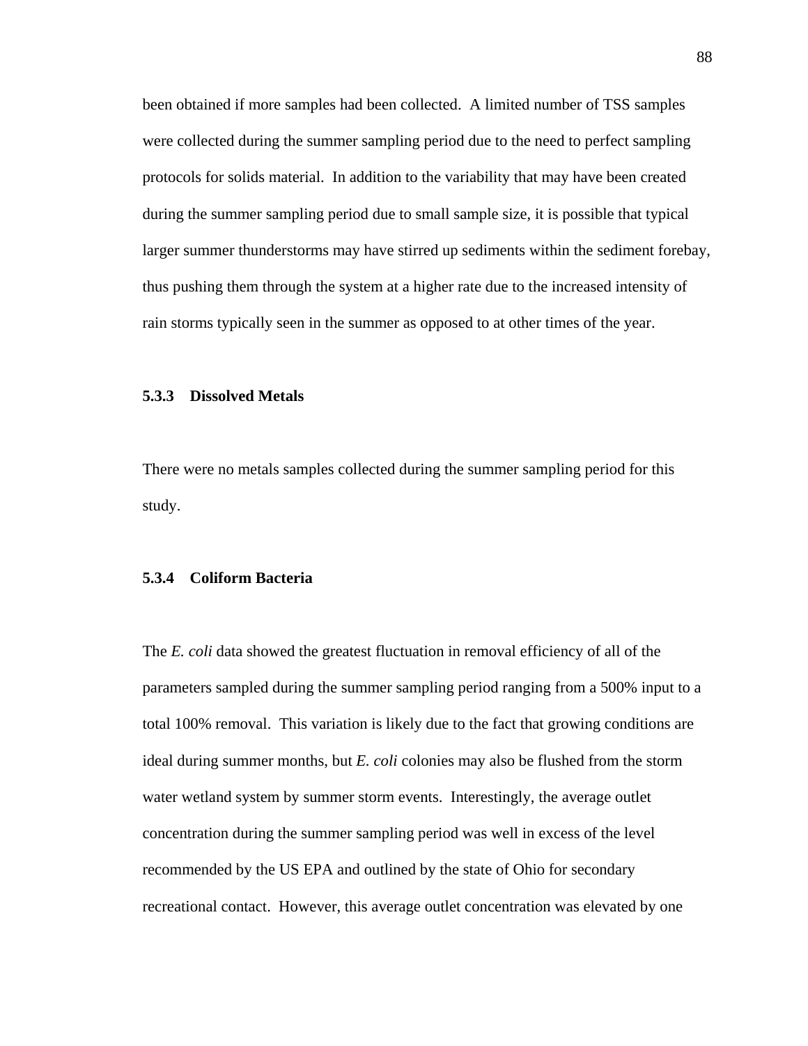been obtained if more samples had been collected. A limited number of TSS samples were collected during the summer sampling period due to the need to perfect sampling protocols for solids material. In addition to the variability that may have been created during the summer sampling period due to small sample size, it is possible that typical larger summer thunderstorms may have stirred up sediments within the sediment forebay, thus pushing them through the system at a higher rate due to the increased intensity of rain storms typically seen in the summer as opposed to at other times of the year.

### 5.3.3 Dissolved Metals

There were no metals samples collected during the summer sampling period for this study.

### 5.3.4 Coliform Bacteria

The *E. coli* data showed the greatest fluctuation in removal efficiency of all of the parameters sampled during the summer sampling period ranging from a 500% input to a total 100% removal. This variation is likely due to the fact that growing conditions are ideal during summer months, but *E. coli* colonies may also be flushed from the storm water wetland system by summer storm events. Interestingly, the average outlet concentration during the summer sampling period was well in excess of the level recommended by the US EPA and outlined by the state of Ohio for secondary recreational contact. However, this average outlet concentration was elevated by one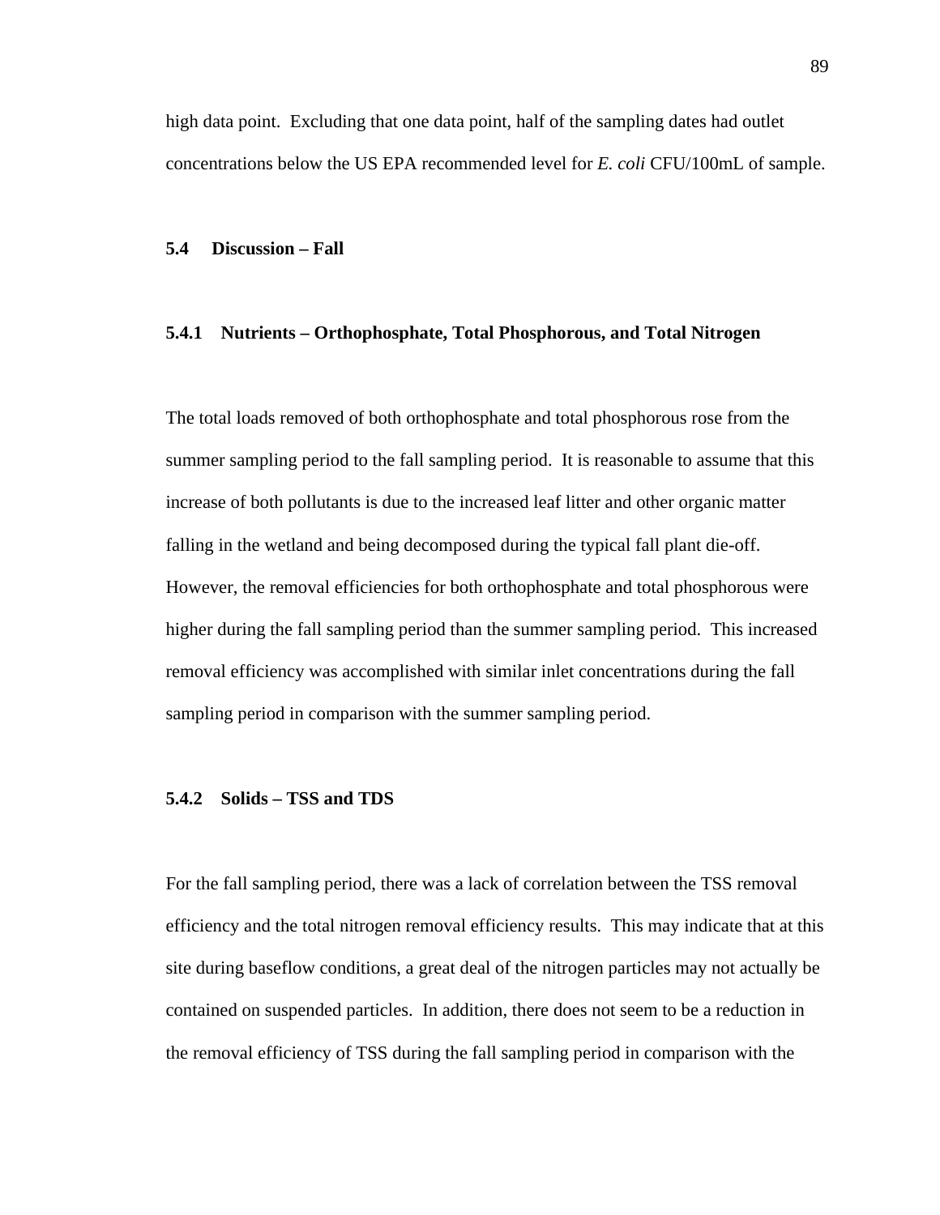high data point. Excluding that one data point, half of the sampling dates had outlet concentrations below the US EPA recommended level for *E. coli* CFU/100mL of sample.

## 5.4 Discussion – Fall

### 5.4.1 Nutrients – Orthophosphate, Total Phosphorous, and Total Nitrogen

The total loads removed of both orthophosphate and total phosphorous rose from the summer sampling period to the fall sampling period. It is reasonable to assume that this increase of both pollutants is due to the increased leaf litter and other organic matter falling in the wetland and being decomposed during the typical fall plant die-off. However, the removal efficiencies for both orthophosphate and total phosphorous were higher during the fall sampling period than the summer sampling period. This increased removal efficiency was accomplished with similar inlet concentrations during the fall sampling period in comparison with the summer sampling period.

### 5.4.2 Solids – TSS and TDS

For the fall sampling period, there was a lack of correlation between the TSS removal efficiency and the total nitrogen removal efficiency results. This may indicate that at this site during baseflow conditions, a great deal of the nitrogen particles may not actually be contained on suspended particles. In addition, there does not seem to be a reduction in the removal efficiency of TSS during the fall sampling period in comparison with the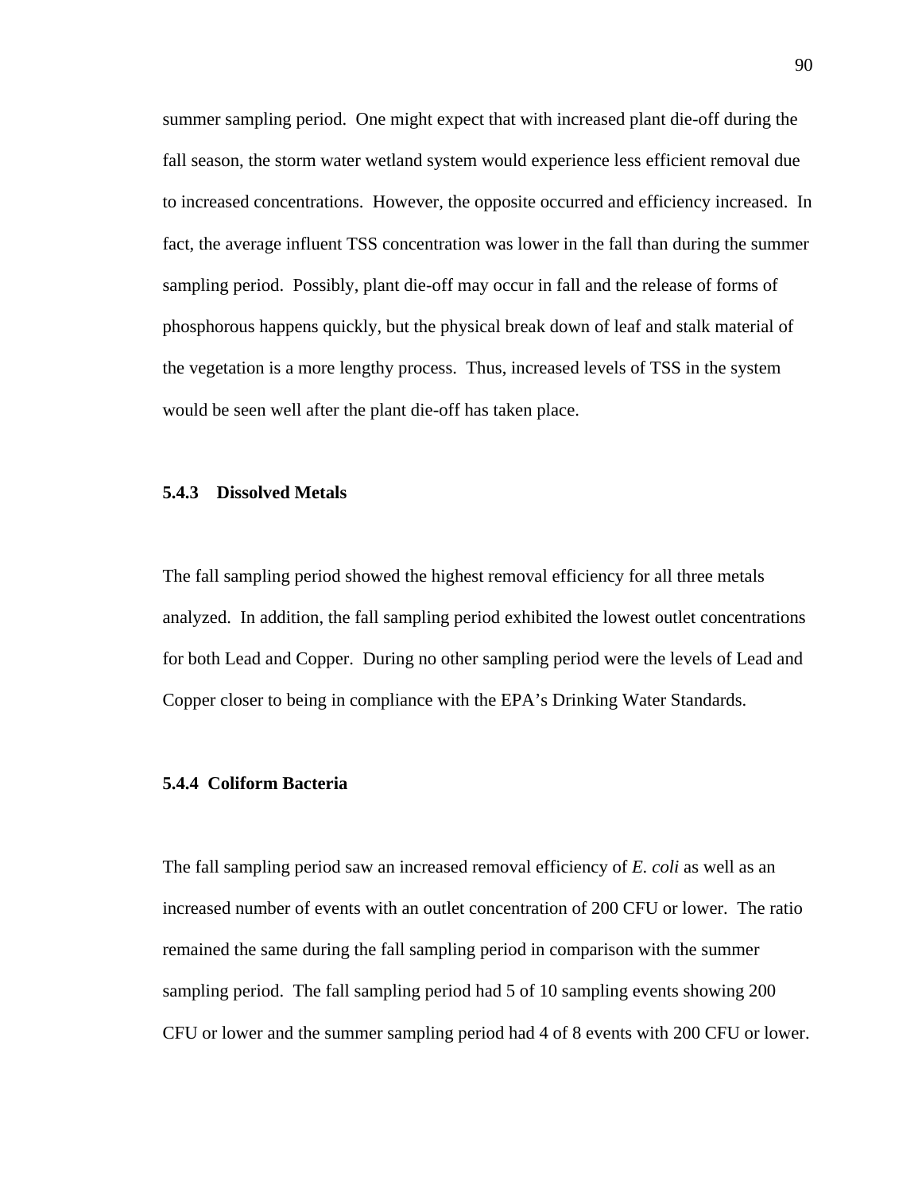summer sampling period. One might expect that with increased plant die-off during the fall season, the storm water wetland system would experience less efficient removal due to increased concentrations. However, the opposite occurred and efficiency increased. In fact, the average influent TSS concentration was lower in the fall than during the summer sampling period. Possibly, plant die-off may occur in fall and the release of forms of phosphorous happens quickly, but the physical break down of leaf and stalk material of the vegetation is a more lengthy process. Thus, increased levels of TSS in the system would be seen well after the plant die-off has taken place.

### 5.4.3 Dissolved Metals

The fall sampling period showed the highest removal efficiency for all three metals analyzed. In addition, the fall sampling period exhibited the lowest outlet concentrations for both Lead and Copper. During no other sampling period were the levels of Lead and Copper closer to being in compliance with the EPA's Drinking Water Standards.

### 5.4.4 Coliform Bacteria

The fall sampling period saw an increased removal efficiency of *E. coli* as well as an increased number of events with an outlet concentration of 200 CFU or lower. The ratio remained the same during the fall sampling period in comparison with the summer sampling period. The fall sampling period had 5 of 10 sampling events showing 200 CFU or lower and the summer sampling period had 4 of 8 events with 200 CFU or lower.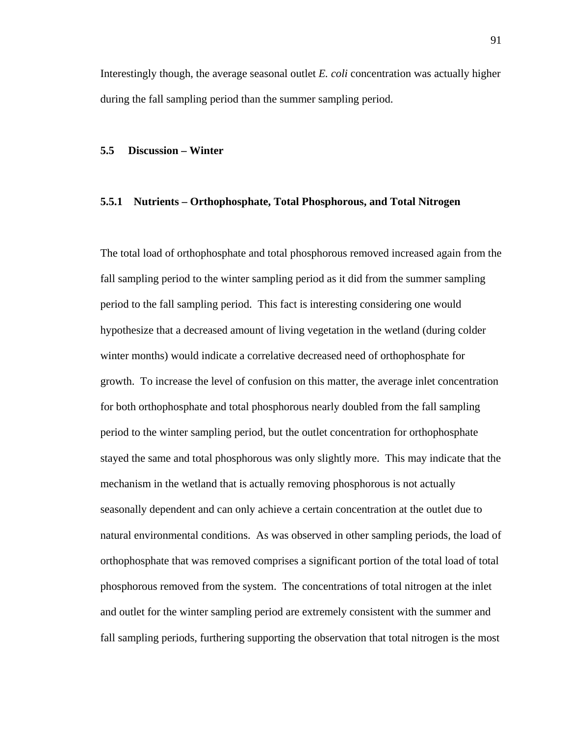Interestingly though, the average seasonal outlet *E. coli* concentration was actually higher during the fall sampling period than the summer sampling period.

## 5.5 Discussion – Winter

### 5.5.1 Nutrients – Orthophosphate, Total Phosphorous, and Total Nitrogen

The total load of orthophosphate and total phosphorous removed increased again from the fall sampling period to the winter sampling period as it did from the summer sampling period to the fall sampling period. This fact is interesting considering one would hypothesize that a decreased amount of living vegetation in the wetland (during colder winter months) would indicate a correlative decreased need of orthophosphate for growth. To increase the level of confusion on this matter, the average inlet concentration for both orthophosphate and total phosphorous nearly doubled from the fall sampling period to the winter sampling period, but the outlet concentration for orthophosphate stayed the same and total phosphorous was only slightly more. This may indicate that the mechanism in the wetland that is actually removing phosphorous is not actually seasonally dependent and can only achieve a certain concentration at the outlet due to natural environmental conditions. As was observed in other sampling periods, the load of orthophosphate that was removed comprises a significant portion of the total load of total phosphorous removed from the system. The concentrations of total nitrogen at the inlet and outlet for the winter sampling period are extremely consistent with the summer and fall sampling periods, furthering supporting the observation that total nitrogen is the most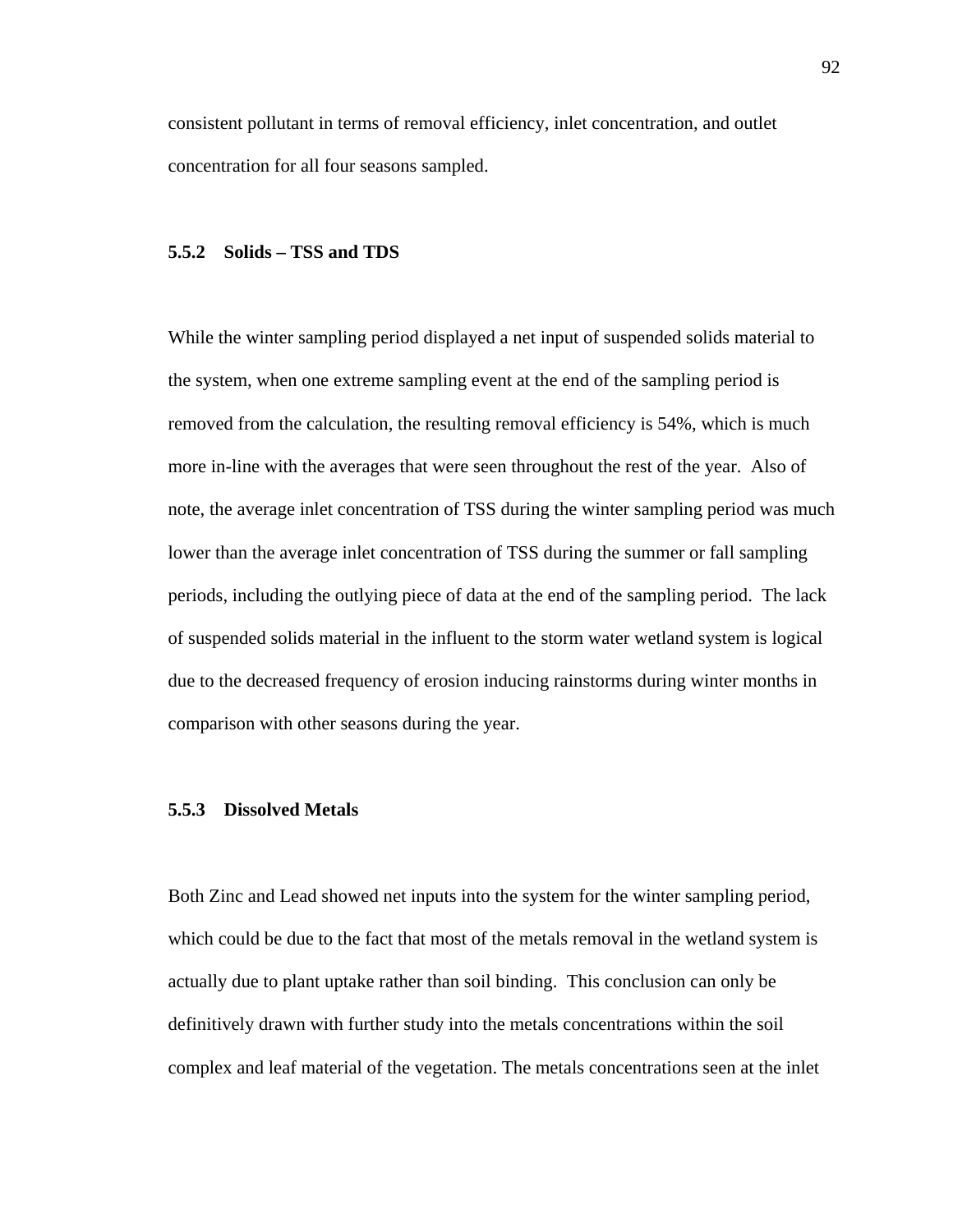consistent pollutant in terms of removal efficiency, inlet concentration, and outlet concentration for all four seasons sampled.

### 5.5.2 Solids – TSS and TDS

While the winter sampling period displayed a net input of suspended solids material to the system, when one extreme sampling event at the end of the sampling period is removed from the calculation, the resulting removal efficiency is 54%, which is much more in-line with the averages that were seen throughout the rest of the year. Also of note, the average inlet concentration of TSS during the winter sampling period was much lower than the average inlet concentration of TSS during the summer or fall sampling periods, including the outlying piece of data at the end of the sampling period. The lack of suspended solids material in the influent to the storm water wetland system is logical due to the decreased frequency of erosion inducing rainstorms during winter months in comparison with other seasons during the year.

### 5.5.3 Dissolved Metals

Both Zinc and Lead showed net inputs into the system for the winter sampling period, which could be due to the fact that most of the metals removal in the wetland system is actually due to plant uptake rather than soil binding. This conclusion can only be definitively drawn with further study into the metals concentrations within the soil complex and leaf material of the vegetation. The metals concentrations seen at the inlet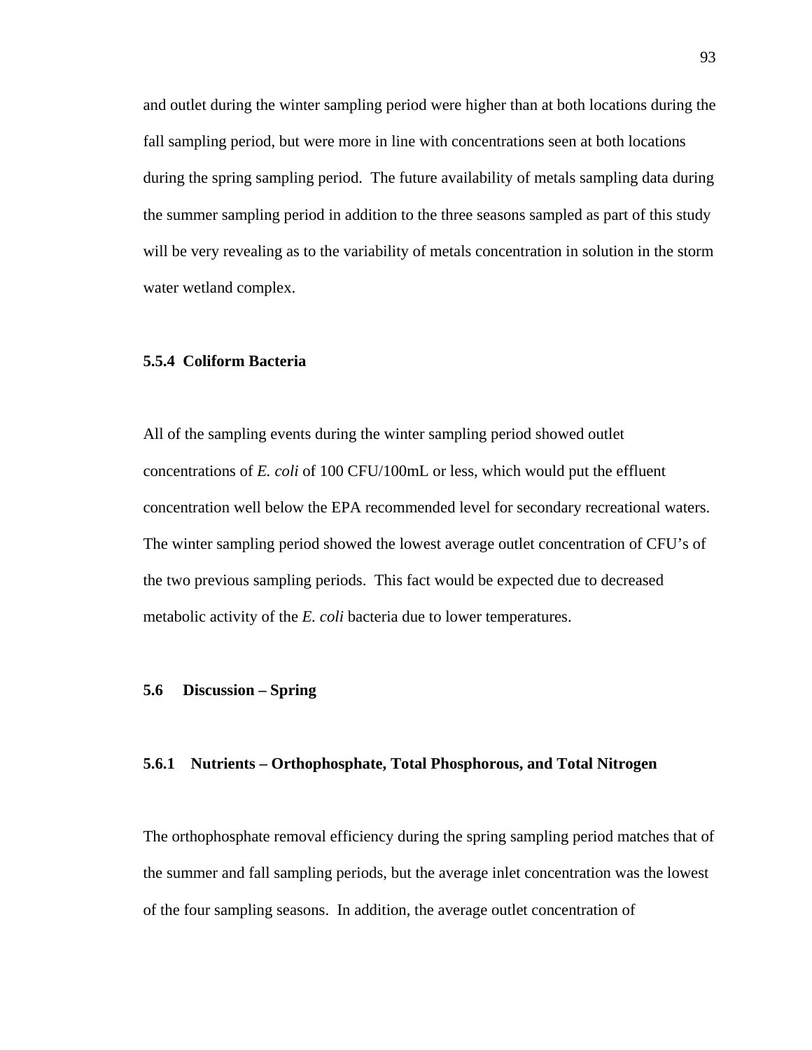and outlet during the winter sampling period were higher than at both locations during the fall sampling period, but were more in line with concentrations seen at both locations during the spring sampling period. The future availability of metals sampling data during the summer sampling period in addition to the three seasons sampled as part of this study will be very revealing as to the variability of metals concentration in solution in the storm water wetland complex.

### 5.5.4 Coliform Bacteria

All of the sampling events during the winter sampling period showed outlet concentrations of *E. coli* of 100 CFU/100mL or less, which would put the effluent concentration well below the EPA recommended level for secondary recreational waters. The winter sampling period showed the lowest average outlet concentration of CFU's of the two previous sampling periods. This fact would be expected due to decreased metabolic activity of the *E. coli* bacteria due to lower temperatures.

## 5.6 Discussion – Spring

### 5.6.1 Nutrients – Orthophosphate, Total Phosphorous, and Total Nitrogen

The orthophosphate removal efficiency during the spring sampling period matches that of the summer and fall sampling periods, but the average inlet concentration was the lowest of the four sampling seasons. In addition, the average outlet concentration of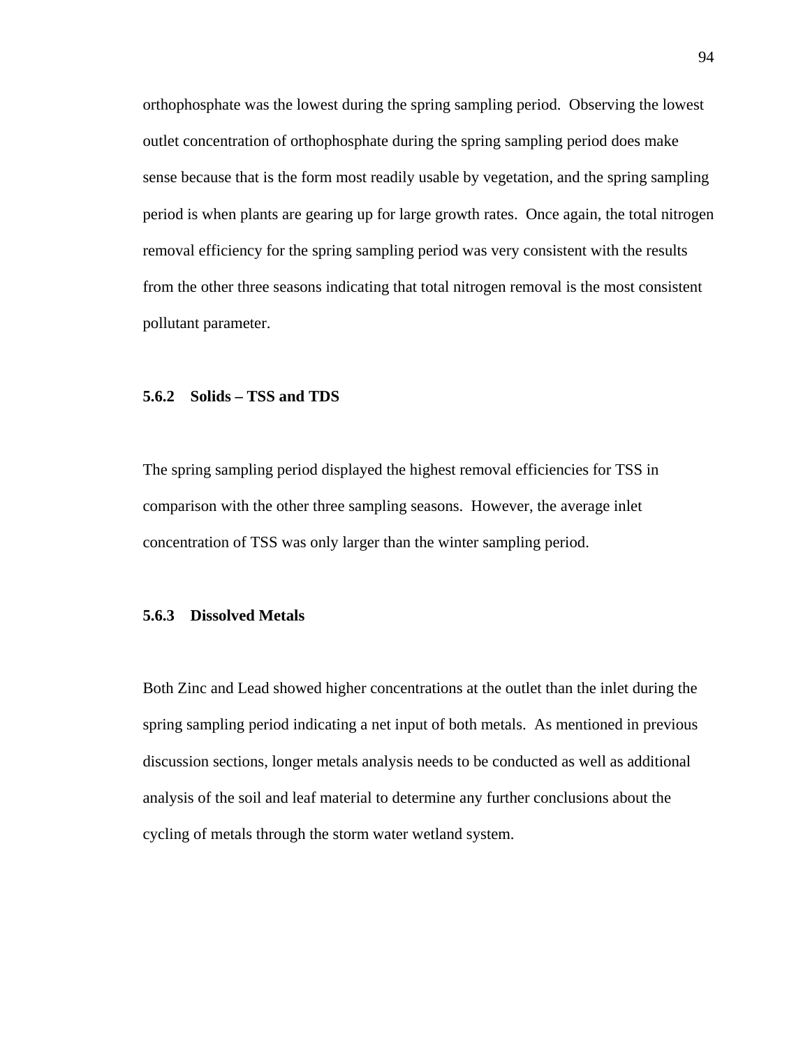orthophosphate was the lowest during the spring sampling period. Observing the lowest outlet concentration of orthophosphate during the spring sampling period does make sense because that is the form most readily usable by vegetation, and the spring sampling period is when plants are gearing up for large growth rates. Once again, the total nitrogen removal efficiency for the spring sampling period was very consistent with the results from the other three seasons indicating that total nitrogen removal is the most consistent pollutant parameter.

### 5.6.2 Solids – TSS and TDS

The spring sampling period displayed the highest removal efficiencies for TSS in comparison with the other three sampling seasons. However, the average inlet concentration of TSS was only larger than the winter sampling period.

### 5.6.3 Dissolved Metals

Both Zinc and Lead showed higher concentrations at the outlet than the inlet during the spring sampling period indicating a net input of both metals. As mentioned in previous discussion sections, longer metals analysis needs to be conducted as well as additional analysis of the soil and leaf material to determine any further conclusions about the cycling of metals through the storm water wetland system.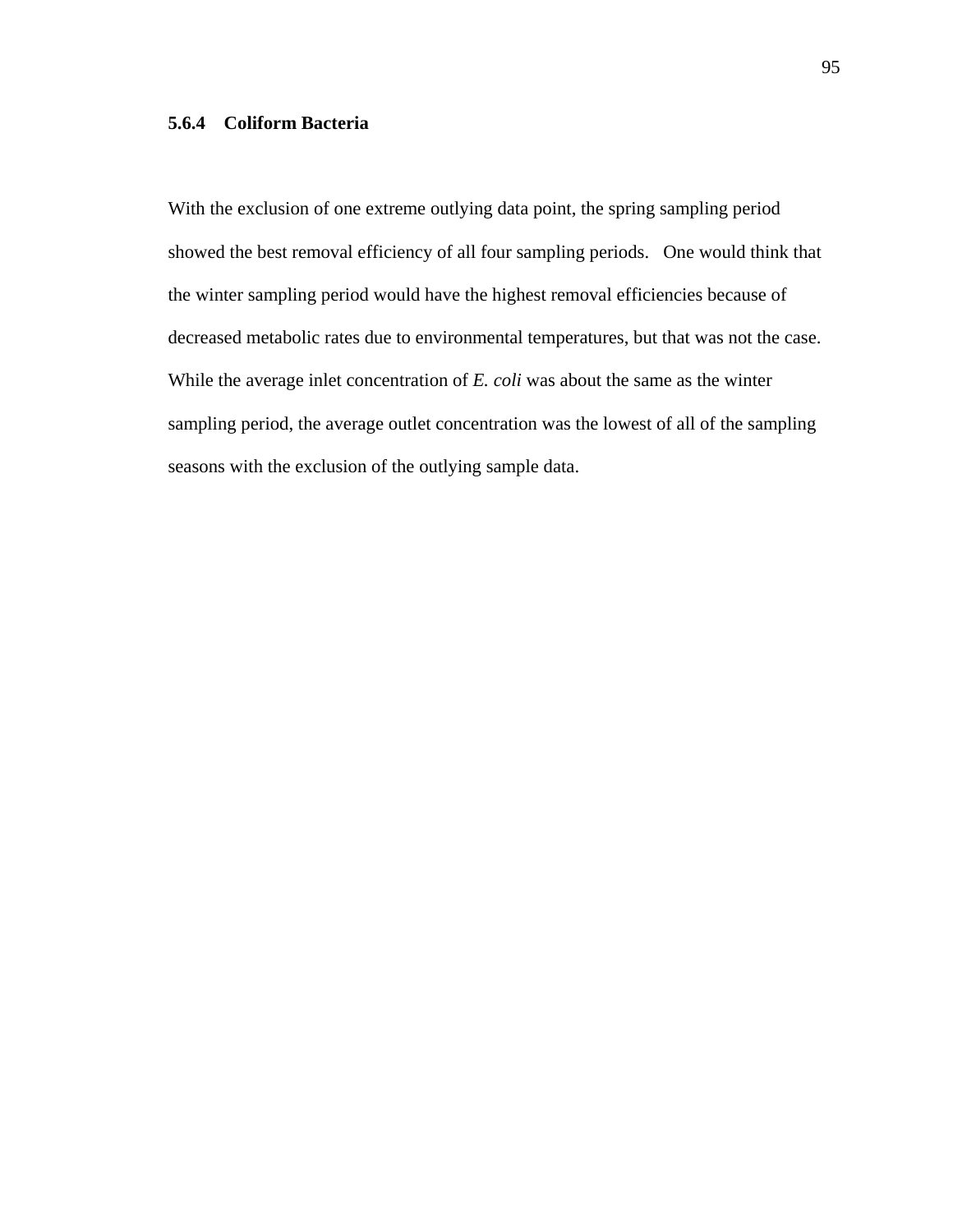### 5.6.4 Coliform Bacteria

With the exclusion of one extreme outlying data point, the spring sampling period showed the best removal efficiency of all four sampling periods. One would think that the winter sampling period would have the highest removal efficiencies because of decreased metabolic rates due to environmental temperatures, but that was not the case. While the average inlet concentration of *E. coli* was about the same as the winter sampling period, the average outlet concentration was the lowest of all of the sampling seasons with the exclusion of the outlying sample data.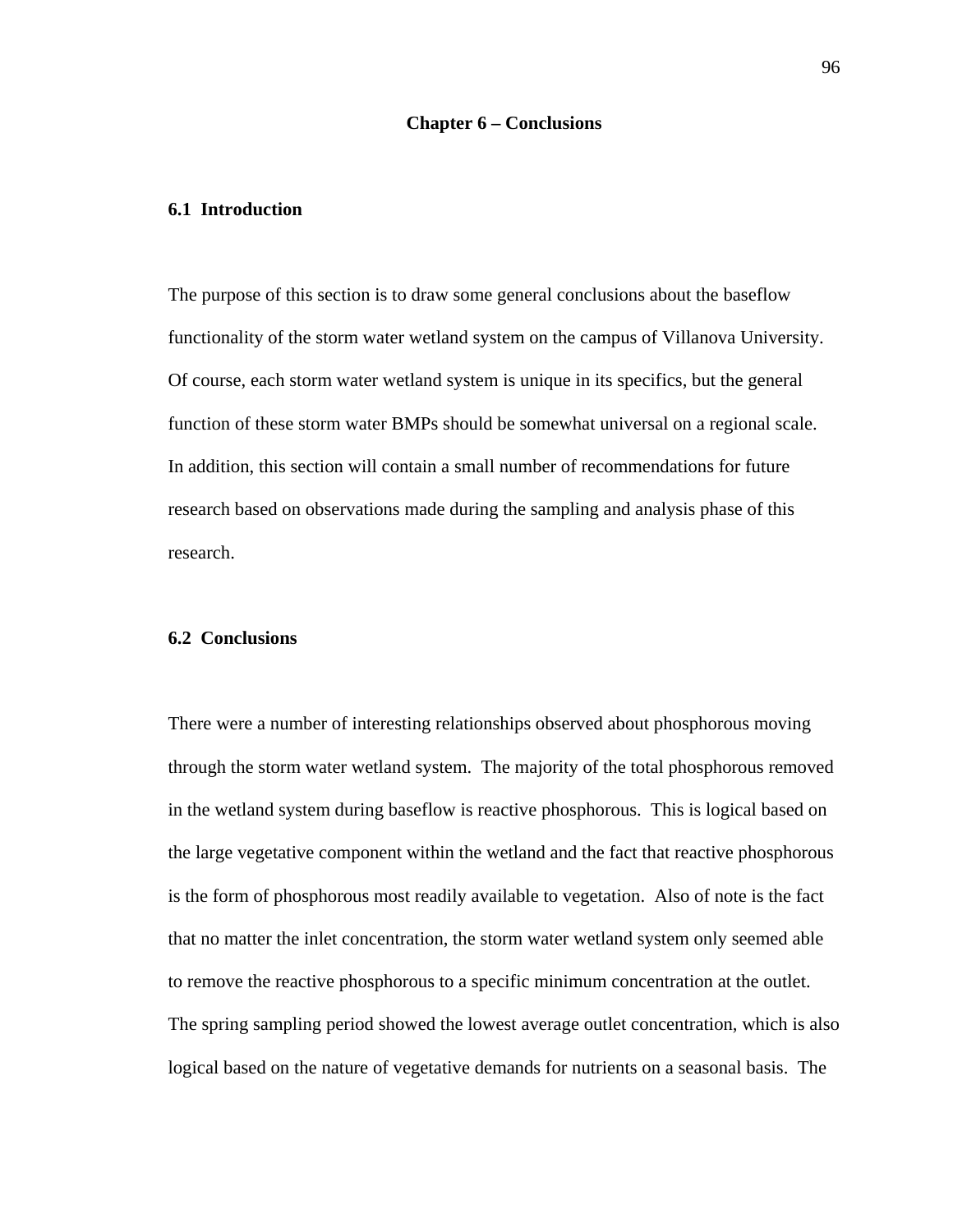# Chapter 6 – Conclusions

## 6.1 Introduction

The purpose of this section is to draw some general conclusions about the baseflow functionality of the storm water wetland system on the campus of Villanova University. Of course, each storm water wetland system is unique in its specifics, but the general function of these storm water BMPs should be somewhat universal on a regional scale. In addition, this section will contain a small number of recommendations for future research based on observations made during the sampling and analysis phase of this research.

## 6.2 Conclusions

There were a number of interesting relationships observed about phosphorous moving through the storm water wetland system. The majority of the total phosphorous removed in the wetland system during baseflow is reactive phosphorous. This is logical based on the large vegetative component within the wetland and the fact that reactive phosphorous is the form of phosphorous most readily available to vegetation. Also of note is the fact that no matter the inlet concentration, the storm water wetland system only seemed able to remove the reactive phosphorous to a specific minimum concentration at the outlet. The spring sampling period showed the lowest average outlet concentration, which is also logical based on the nature of vegetative demands for nutrients on a seasonal basis. The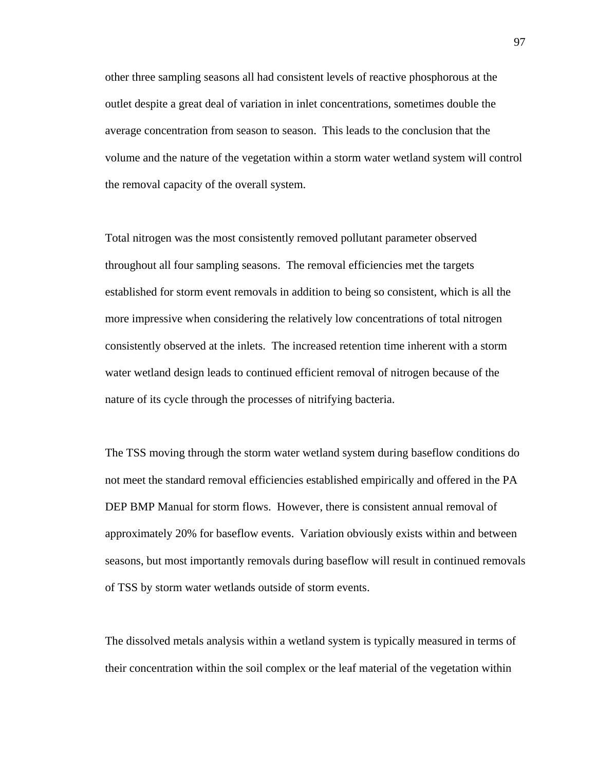other three sampling seasons all had consistent levels of reactive phosphorous at the outlet despite a great deal of variation in inlet concentrations, sometimes double the average concentration from season to season. This leads to the conclusion that the volume and the nature of the vegetation within a storm water wetland system will control the removal capacity of the overall system.

Total nitrogen was the most consistently removed pollutant parameter observed throughout all four sampling seasons. The removal efficiencies met the targets established for storm event removals in addition to being so consistent, which is all the more impressive when considering the relatively low concentrations of total nitrogen consistently observed at the inlets. The increased retention time inherent with a storm water wetland design leads to continued efficient removal of nitrogen because of the nature of its cycle through the processes of nitrifying bacteria.

The TSS moving through the storm water wetland system during baseflow conditions do not meet the standard removal efficiencies established empirically and offered in the PA DEP BMP Manual for storm flows. However, there is consistent annual removal of approximately 20% for baseflow events. Variation obviously exists within and between seasons, but most importantly removals during baseflow will result in continued removals of TSS by storm water wetlands outside of storm events.

The dissolved metals analysis within a wetland system is typically measured in terms of their concentration within the soil complex or the leaf material of the vegetation within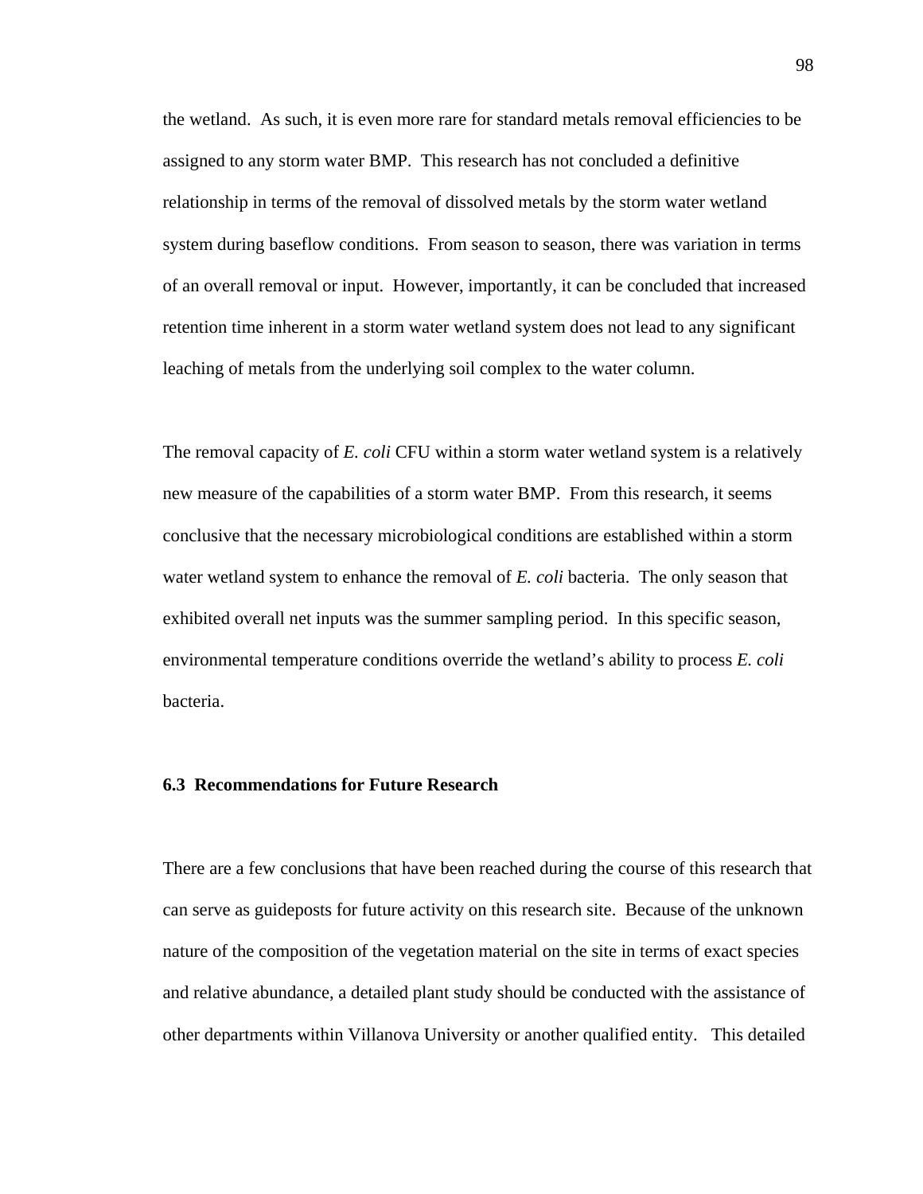the wetland.  As such, it is even more rare for standard metals removal efficiencies to be assigned to any storm water BMP.  This research has not concluded a definitive relationship in terms of the removal of dissolved metals by the storm water wetland system during baseflow conditions.  From season to season, there was variation in terms of an overall removal or input.  However, importantly, it can be concluded that increased retention time inherent in a storm water wetland system does not lead to any significant leaching of metals from the underlying soil complex to the water column.

The removal capacity of *E. coli* CFU within a storm water wetland system is a relatively new measure of the capabilities of a storm water BMP.  From this research, it seems conclusive that the necessary microbiological conditions are established within a storm water wetland system to enhance the removal of *E. coli* bacteria.  The only season that exhibited overall net inputs was the summer sampling period.  In this specific season, environmental temperature conditions override the wetland's ability to process *E. coli* bacteria.

### 6.3  Recommendations for Future Research

There are a few conclusions that have been reached during the course of this research that can serve as guideposts for future activity on this research site.  Because of the unknown nature of the composition of the vegetation material on the site in terms of exact species and relative abundance, a detailed plant study should be conducted with the assistance of other departments within Villanova University or another qualified entity.   This detailed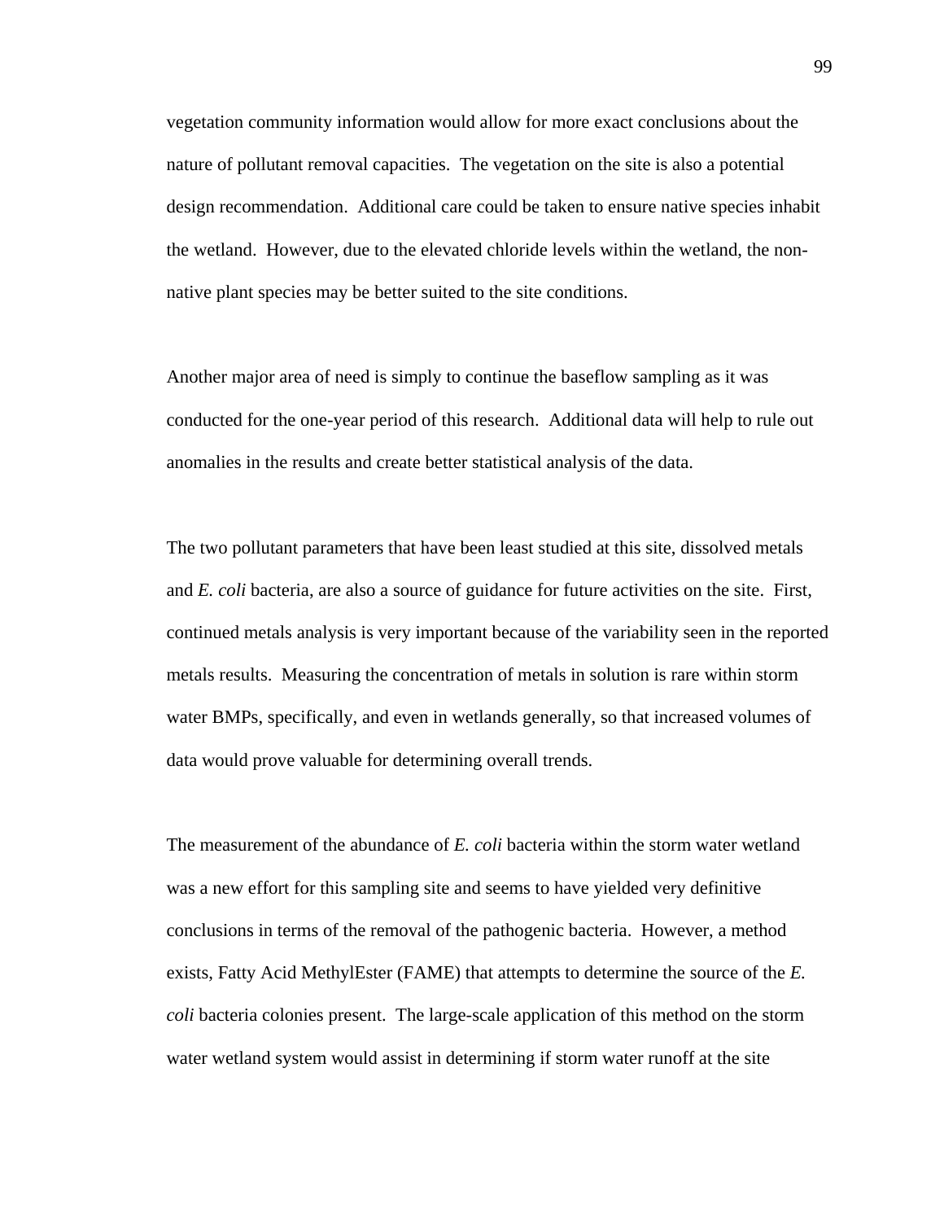vegetation community information would allow for more exact conclusions about the nature of pollutant removal capacities. The vegetation on the site is also a potential design recommendation. Additional care could be taken to ensure native species inhabit the wetland. However, due to the elevated chloride levels within the wetland, the non-native plant species may be better suited to the site conditions.

Another major area of need is simply to continue the baseflow sampling as it was conducted for the one-year period of this research. Additional data will help to rule out anomalies in the results and create better statistical analysis of the data.

The two pollutant parameters that have been least studied at this site, dissolved metals and *E. coli* bacteria, are also a source of guidance for future activities on the site. First, continued metals analysis is very important because of the variability seen in the reported metals results. Measuring the concentration of metals in solution is rare within storm water BMPs, specifically, and even in wetlands generally, so that increased volumes of data would prove valuable for determining overall trends.

The measurement of the abundance of *E. coli* bacteria within the storm water wetland was a new effort for this sampling site and seems to have yielded very definitive conclusions in terms of the removal of the pathogenic bacteria. However, a method exists, Fatty Acid MethylEster (FAME) that attempts to determine the source of the *E. coli* bacteria colonies present. The large-scale application of this method on the storm water wetland system would assist in determining if storm water runoff at the site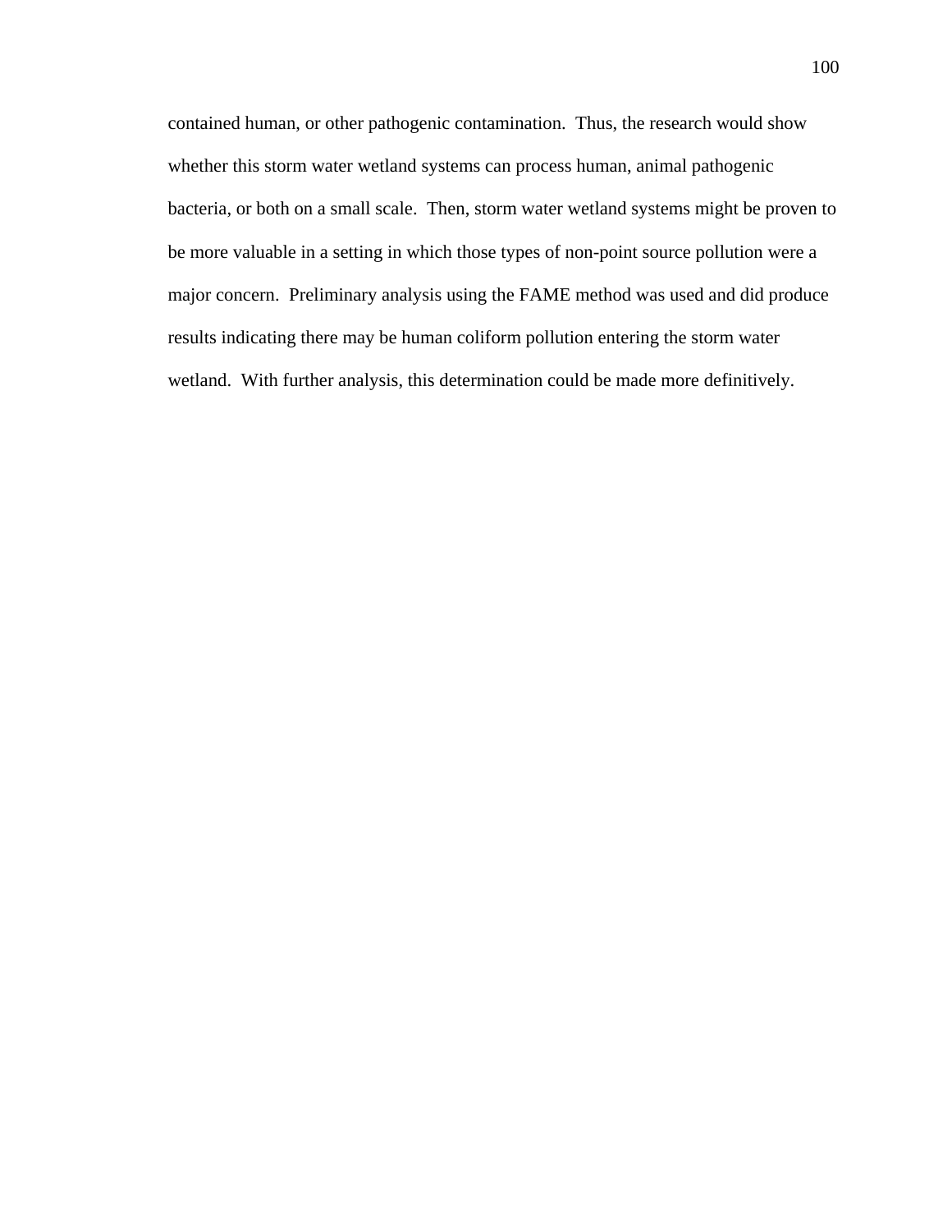contained human, or other pathogenic contamination. Thus, the research would show whether this storm water wetland systems can process human, animal pathogenic bacteria, or both on a small scale. Then, storm water wetland systems might be proven to be more valuable in a setting in which those types of non-point source pollution were a major concern. Preliminary analysis using the FAME method was used and did produce results indicating there may be human coliform pollution entering the storm water wetland. With further analysis, this determination could be made more definitively.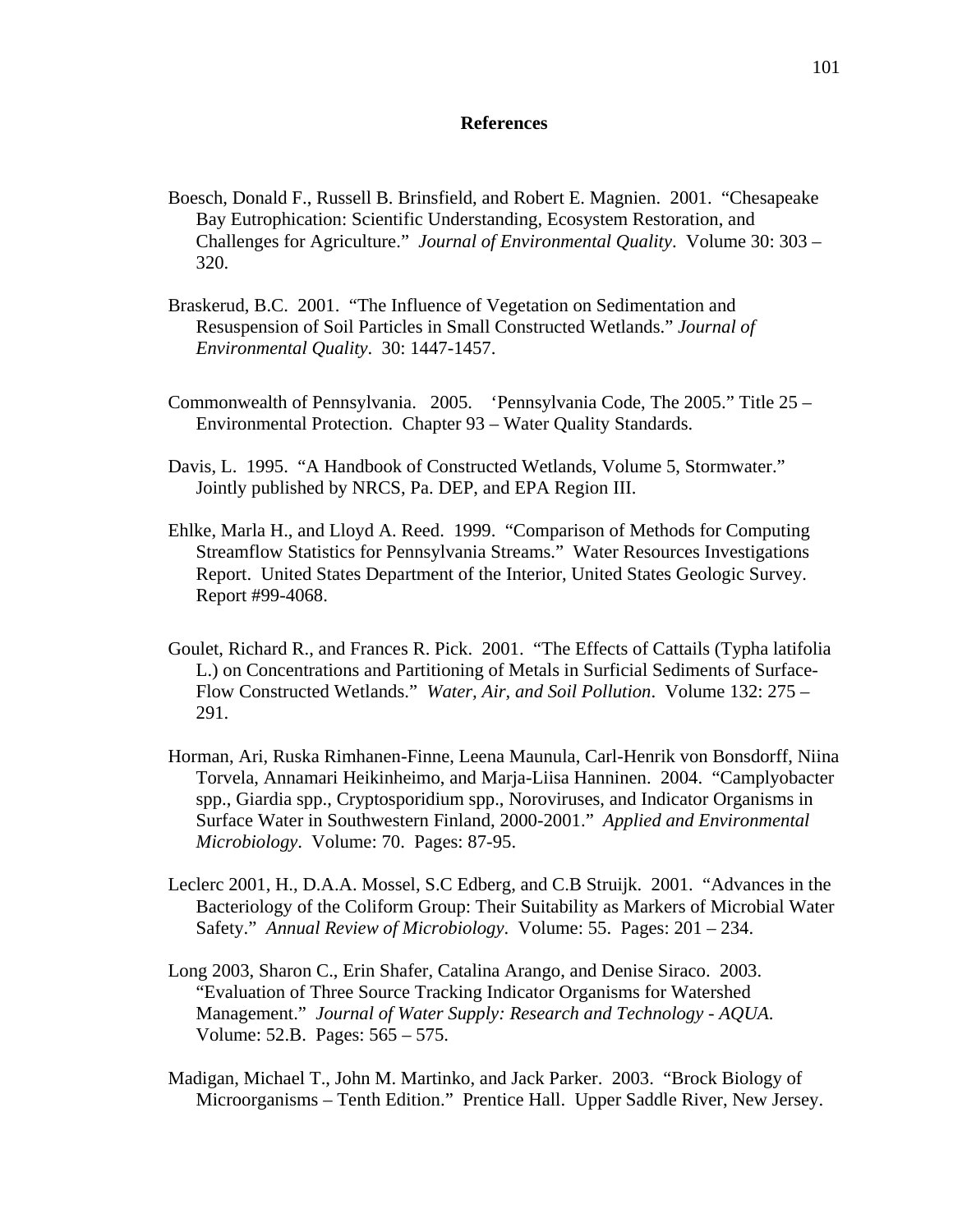## References

Boesch, Donald F., Russell B. Brinsfield, and Robert E. Magnien. 2001. "Chesapeake Bay Eutrophication: Scientific Understanding, Ecosystem Restoration, and Challenges for Agriculture." *Journal of Environmental Quality*. Volume 30: 303 – 320.

Braskerud, B.C. 2001. "The Influence of Vegetation on Sedimentation and Resuspension of Soil Particles in Small Constructed Wetlands." *Journal of Environmental Quality*. 30: 1447-1457.

Commonwealth of Pennsylvania. 2005. 'Pennsylvania Code, The 2005." Title 25 – Environmental Protection. Chapter 93 – Water Quality Standards.

Davis, L. 1995. "A Handbook of Constructed Wetlands, Volume 5, Stormwater." Jointly published by NRCS, Pa. DEP, and EPA Region III.

Ehlke, Marla H., and Lloyd A. Reed. 1999. "Comparison of Methods for Computing Streamflow Statistics for Pennsylvania Streams." Water Resources Investigations Report. United States Department of the Interior, United States Geologic Survey. Report #99-4068.

Goulet, Richard R., and Frances R. Pick. 2001. "The Effects of Cattails (Typha latifolia L.) on Concentrations and Partitioning of Metals in Surficial Sediments of Surface-Flow Constructed Wetlands." *Water, Air, and Soil Pollution*. Volume 132: 275 – 291.

Horman, Ari, Ruska Rimhanen-Finne, Leena Maunula, Carl-Henrik von Bonsdorff, Niina Torvela, Annamari Heikinheimo, and Marja-Liisa Hanninen. 2004. "Camplyobacter spp., Giardia spp., Cryptosporidium spp., Noroviruses, and Indicator Organisms in Surface Water in Southwestern Finland, 2000-2001." *Applied and Environmental Microbiology*. Volume: 70. Pages: 87-95.

Leclerc 2001, H., D.A.A. Mossel, S.C Edberg, and C.B Struijk. 2001. "Advances in the Bacteriology of the Coliform Group: Their Suitability as Markers of Microbial Water Safety." *Annual Review of Microbiology*. Volume: 55. Pages: 201 – 234.

Long 2003, Sharon C., Erin Shafer, Catalina Arango, and Denise Siraco. 2003. "Evaluation of Three Source Tracking Indicator Organisms for Watershed Management." *Journal of Water Supply: Research and Technology - AQUA.* Volume: 52.B. Pages: 565 – 575.

Madigan, Michael T., John M. Martinko, and Jack Parker. 2003. "Brock Biology of Microorganisms – Tenth Edition." Prentice Hall. Upper Saddle River, New Jersey.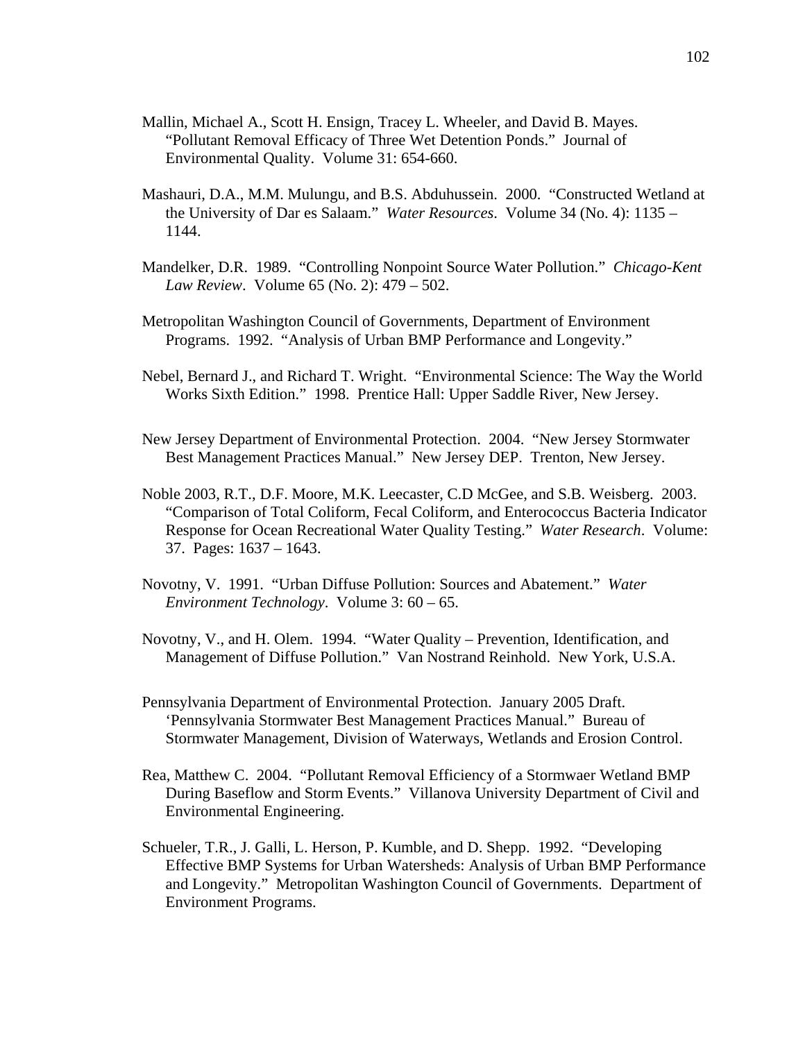Mallin, Michael A., Scott H. Ensign, Tracey L. Wheeler, and David B. Mayes. "Pollutant Removal Efficacy of Three Wet Detention Ponds." Journal of Environmental Quality. Volume 31: 654-660.

Mashauri, D.A., M.M. Mulungu, and B.S. Abduhussein. 2000. "Constructed Wetland at the University of Dar es Salaam." *Water Resources*. Volume 34 (No. 4): 1135 – 1144.

Mandelker, D.R. 1989. "Controlling Nonpoint Source Water Pollution." *Chicago-Kent Law Review*. Volume 65 (No. 2): 479 – 502.

Metropolitan Washington Council of Governments, Department of Environment Programs. 1992. "Analysis of Urban BMP Performance and Longevity."

Nebel, Bernard J., and Richard T. Wright. "Environmental Science: The Way the World Works Sixth Edition." 1998. Prentice Hall: Upper Saddle River, New Jersey.

New Jersey Department of Environmental Protection. 2004. "New Jersey Stormwater Best Management Practices Manual." New Jersey DEP. Trenton, New Jersey.

Noble 2003, R.T., D.F. Moore, M.K. Leecaster, C.D McGee, and S.B. Weisberg. 2003. "Comparison of Total Coliform, Fecal Coliform, and Enterococcus Bacteria Indicator Response for Ocean Recreational Water Quality Testing." *Water Research*. Volume: 37. Pages: 1637 – 1643.

Novotny, V. 1991. "Urban Diffuse Pollution: Sources and Abatement." *Water Environment Technology*. Volume 3: 60 – 65.

Novotny, V., and H. Olem. 1994. "Water Quality – Prevention, Identification, and Management of Diffuse Pollution." Van Nostrand Reinhold. New York, U.S.A.

Pennsylvania Department of Environmental Protection. January 2005 Draft. 'Pennsylvania Stormwater Best Management Practices Manual." Bureau of Stormwater Management, Division of Waterways, Wetlands and Erosion Control.

Rea, Matthew C. 2004. "Pollutant Removal Efficiency of a Stormwaer Wetland BMP During Baseflow and Storm Events." Villanova University Department of Civil and Environmental Engineering.

Schueler, T.R., J. Galli, L. Herson, P. Kumble, and D. Shepp. 1992. "Developing Effective BMP Systems for Urban Watersheds: Analysis of Urban BMP Performance and Longevity." Metropolitan Washington Council of Governments. Department of Environment Programs.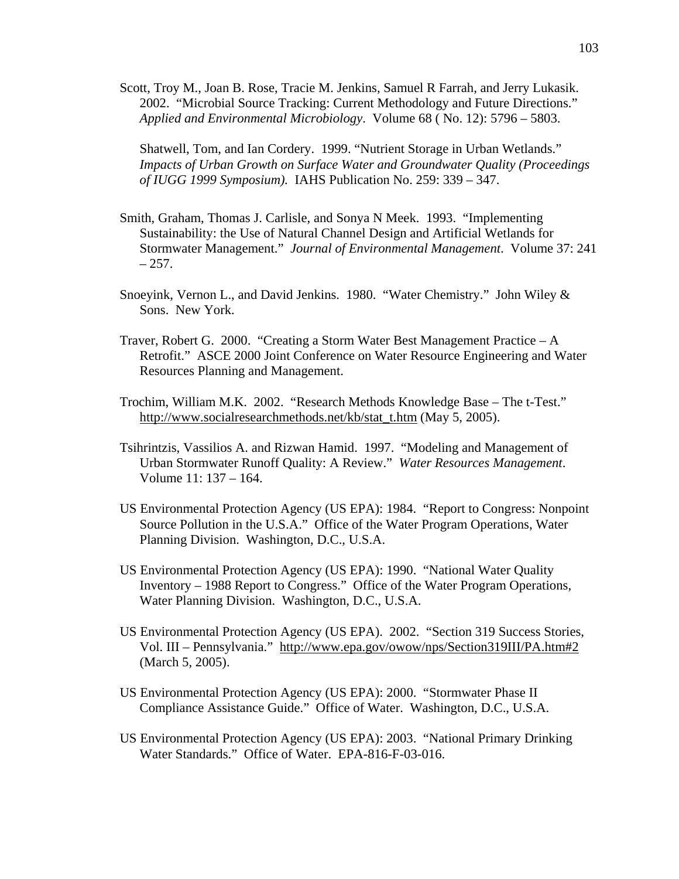Scott, Troy M., Joan B. Rose, Tracie M. Jenkins, Samuel R Farrah, and Jerry Lukasik. 2002. "Microbial Source Tracking: Current Methodology and Future Directions." *Applied and Environmental Microbiology*. Volume 68 ( No. 12): 5796 – 5803.

Shatwell, Tom, and Ian Cordery. 1999. "Nutrient Storage in Urban Wetlands." *Impacts of Urban Growth on Surface Water and Groundwater Quality (Proceedings of IUGG 1999 Symposium).* IAHS Publication No. 259: 339 – 347.

Smith, Graham, Thomas J. Carlisle, and Sonya N Meek. 1993. "Implementing Sustainability: the Use of Natural Channel Design and Artificial Wetlands for Stormwater Management." *Journal of Environmental Management*. Volume 37: 241 – 257.

Snoeyink, Vernon L., and David Jenkins. 1980. "Water Chemistry." John Wiley & Sons. New York.

Traver, Robert G. 2000. "Creating a Storm Water Best Management Practice – A Retrofit." ASCE 2000 Joint Conference on Water Resource Engineering and Water Resources Planning and Management.

Trochim, William M.K. 2002. "Research Methods Knowledge Base – The t-Test." http://www.socialresearchmethods.net/kb/stat_t.htm (May 5, 2005).

Tsihrintzis, Vassilios A. and Rizwan Hamid. 1997. "Modeling and Management of Urban Stormwater Runoff Quality: A Review." *Water Resources Management*. Volume 11: 137 – 164.

US Environmental Protection Agency (US EPA): 1984. "Report to Congress: Nonpoint Source Pollution in the U.S.A." Office of the Water Program Operations, Water Planning Division. Washington, D.C., U.S.A.

US Environmental Protection Agency (US EPA): 1990. "National Water Quality Inventory – 1988 Report to Congress." Office of the Water Program Operations, Water Planning Division. Washington, D.C., U.S.A.

US Environmental Protection Agency (US EPA). 2002. "Section 319 Success Stories, Vol. III – Pennsylvania." http://www.epa.gov/owow/nps/Section319III/PA.htm#2 (March 5, 2005).

US Environmental Protection Agency (US EPA): 2000. "Stormwater Phase II Compliance Assistance Guide." Office of Water. Washington, D.C., U.S.A.

US Environmental Protection Agency (US EPA): 2003. "National Primary Drinking Water Standards." Office of Water. EPA-816-F-03-016.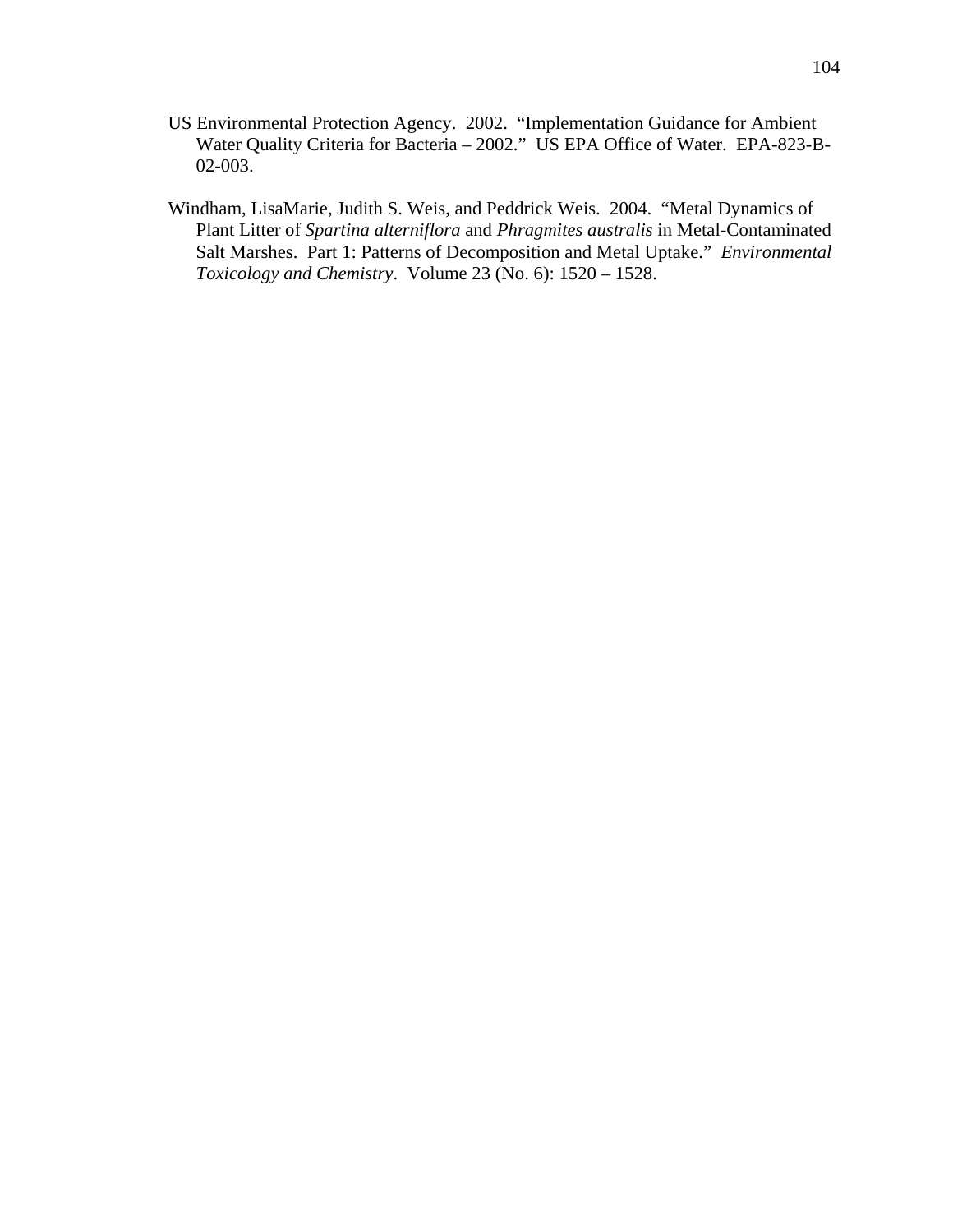US Environmental Protection Agency. 2002. "Implementation Guidance for Ambient Water Quality Criteria for Bacteria – 2002." US EPA Office of Water. EPA-823-B-02-003.

Windham, LisaMarie, Judith S. Weis, and Peddrick Weis. 2004. "Metal Dynamics of Plant Litter of *Spartina alterniflora* and *Phragmites australis* in Metal-Contaminated Salt Marshes. Part 1: Patterns of Decomposition and Metal Uptake." *Environmental Toxicology and Chemistry*. Volume 23 (No. 6): 1520 – 1528.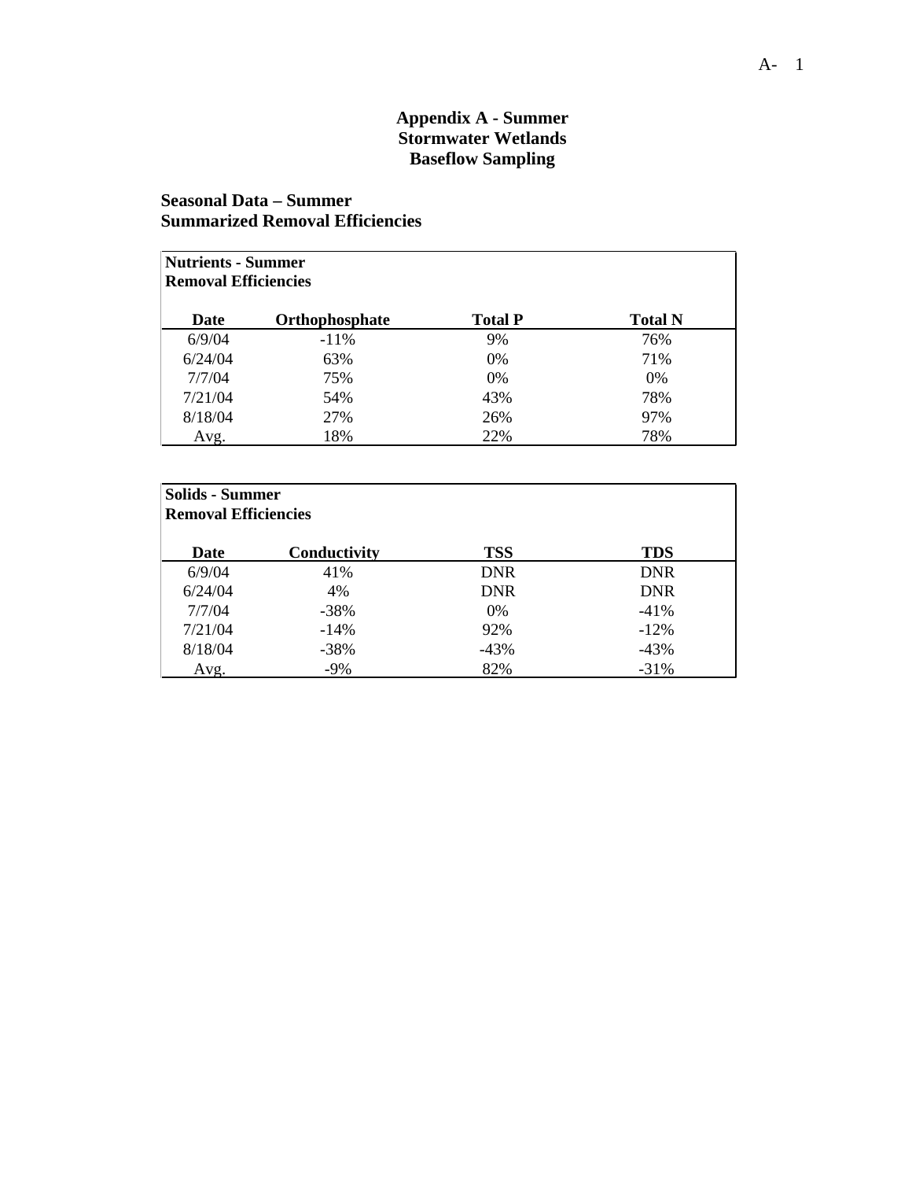# Appendix A - Summer
# Stormwater Wetlands
# Baseflow Sampling

## Seasonal Data – Summer
## Summarized Removal Efficiencies

**Nutrients - Summer**
**Removal Efficiencies**

| Date | Orthophosphate | Total P | Total N |
|---|---|---|---|
| 6/9/04 | -11% | 9% | 76% |
| 6/24/04 | 63% | 0% | 71% |
| 7/7/04 | 75% | 0% | 0% |
| 7/21/04 | 54% | 43% | 78% |
| 8/18/04 | 27% | 26% | 97% |
| Avg. | 18% | 22% | 78% |

**Solids - Summer**
**Removal Efficiencies**

| Date | Conductivity | TSS | TDS |
|---|---|---|---|
| 6/9/04 | 41% | DNR | DNR |
| 6/24/04 | 4% | DNR | DNR |
| 7/7/04 | -38% | 0% | -41% |
| 7/21/04 | -14% | 92% | -12% |
| 8/18/04 | -38% | -43% | -43% |
| Avg. | -9% | 82% | -31% |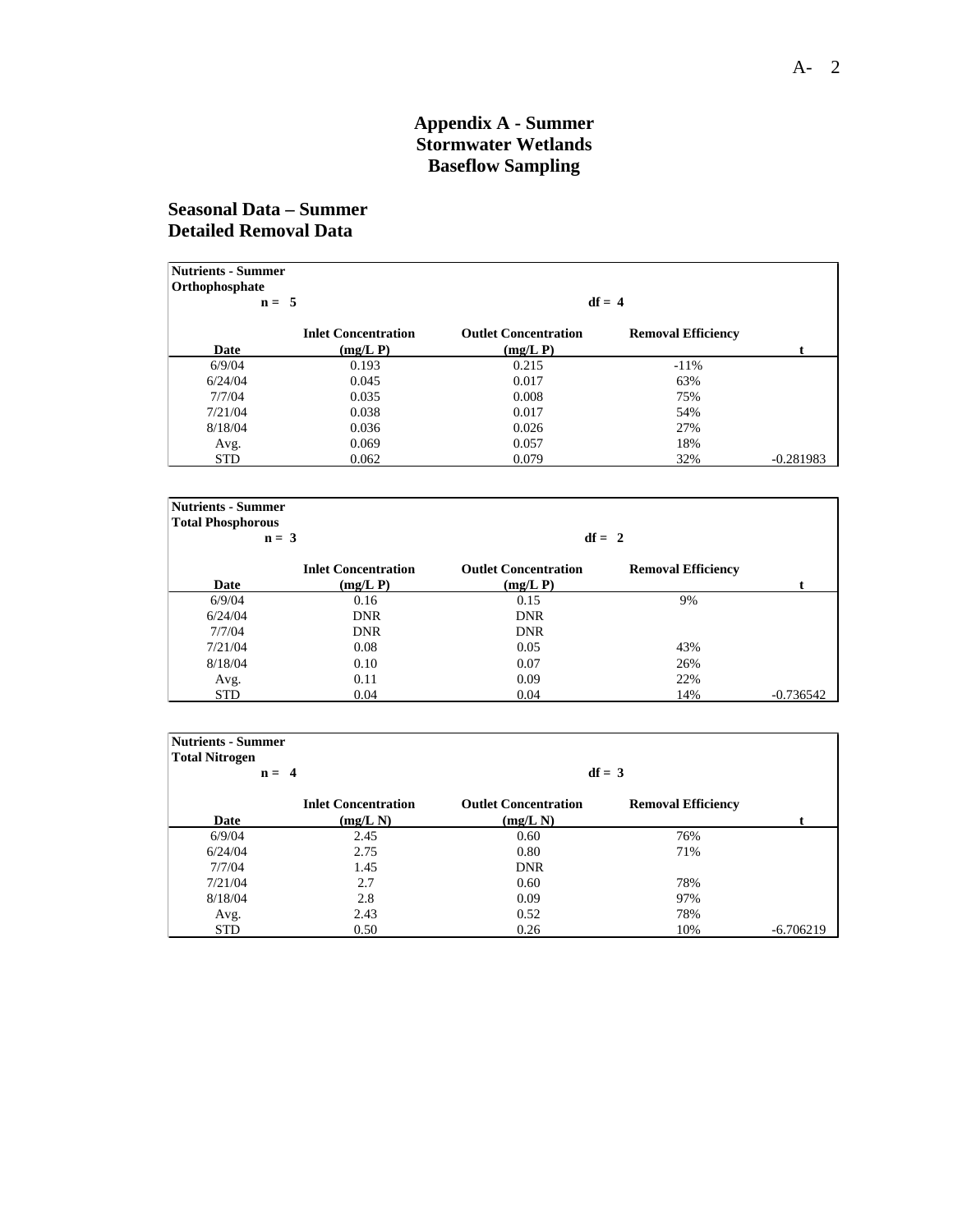# Appendix A - Summer
# Stormwater Wetlands
# Baseflow Sampling

## Seasonal Data – Summer
## Detailed Removal Data

**Nutrients - Summer**
**Orthophosphate**
**n = 5** **df = 4**

| Date | Inlet Concentration (mg/L P) | Outlet Concentration (mg/L P) | Removal Efficiency | t |
|---|---|---|---|---|
| 6/9/04 | 0.193 | 0.215 | -11% | |
| 6/24/04 | 0.045 | 0.017 | 63% | |
| 7/7/04 | 0.035 | 0.008 | 75% | |
| 7/21/04 | 0.038 | 0.017 | 54% | |
| 8/18/04 | 0.036 | 0.026 | 27% | |
| Avg. | 0.069 | 0.057 | 18% | |
| STD | 0.062 | 0.079 | 32% | -0.281983 |

**Nutrients - Summer**
**Total Phosphorous**
**n = 3** **df = 2**

| Date | Inlet Concentration (mg/L P) | Outlet Concentration (mg/L P) | Removal Efficiency | t |
|---|---|---|---|---|
| 6/9/04 | 0.16 | 0.15 | 9% | |
| 6/24/04 | DNR | DNR | | |
| 7/7/04 | DNR | DNR | | |
| 7/21/04 | 0.08 | 0.05 | 43% | |
| 8/18/04 | 0.10 | 0.07 | 26% | |
| Avg. | 0.11 | 0.09 | 22% | |
| STD | 0.04 | 0.04 | 14% | -0.736542 |

**Nutrients - Summer**
**Total Nitrogen**
**n = 4** **df = 3**

| Date | Inlet Concentration (mg/L N) | Outlet Concentration (mg/L N) | Removal Efficiency | t |
|---|---|---|---|---|
| 6/9/04 | 2.45 | 0.60 | 76% | |
| 6/24/04 | 2.75 | 0.80 | 71% | |
| 7/7/04 | 1.45 | DNR | | |
| 7/21/04 | 2.7 | 0.60 | 78% | |
| 8/18/04 | 2.8 | 0.09 | 97% | |
| Avg. | 2.43 | 0.52 | 78% | |
| STD | 0.50 | 0.26 | 10% | -6.706219 |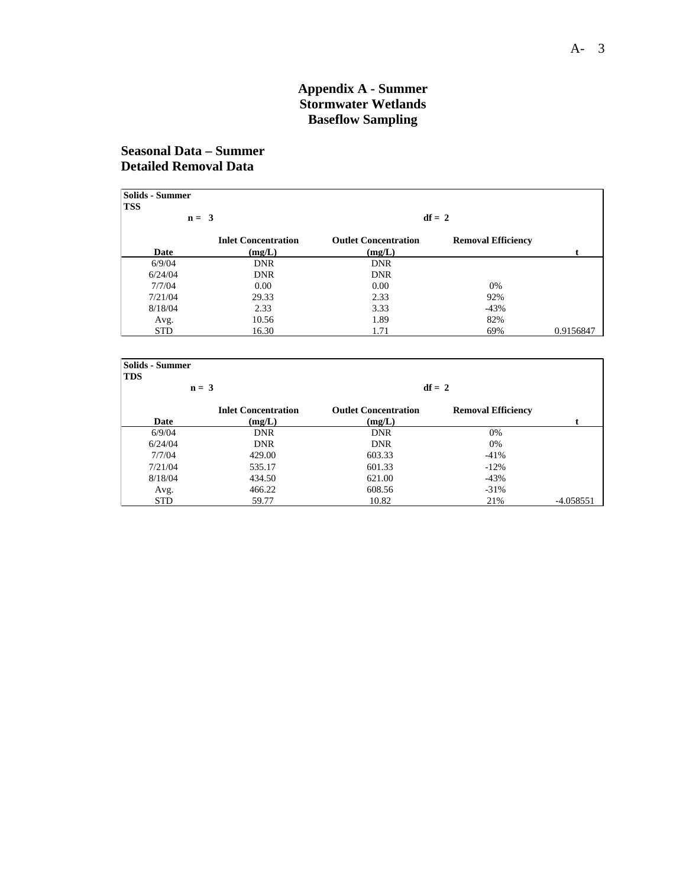# Appendix A - Summer
# Stormwater Wetlands
# Baseflow Sampling

## Seasonal Data – Summer
## Detailed Removal Data

**Solids - Summer**
**TSS**

| | n = 3 | df = 2 | | |
|---|---|---|---|---|
| **Date** | **Inlet Concentration (mg/L)** | **Outlet Concentration (mg/L)** | **Removal Efficiency** | **t** |
| 6/9/04 | DNR | DNR | | |
| 6/24/04 | DNR | DNR | | |
| 7/7/04 | 0.00 | 0.00 | 0% | |
| 7/21/04 | 29.33 | 2.33 | 92% | |
| 8/18/04 | 2.33 | 3.33 | -43% | |
| Avg. | 10.56 | 1.89 | 82% | |
| STD | 16.30 | 1.71 | 69% | 0.9156847 |

**Solids - Summer**
**TDS**

| | n = 3 | df = 2 | | |
|---|---|---|---|---|
| **Date** | **Inlet Concentration (mg/L)** | **Outlet Concentration (mg/L)** | **Removal Efficiency** | **t** |
| 6/9/04 | DNR | DNR | 0% | |
| 6/24/04 | DNR | DNR | 0% | |
| 7/7/04 | 429.00 | 603.33 | -41% | |
| 7/21/04 | 535.17 | 601.33 | -12% | |
| 8/18/04 | 434.50 | 621.00 | -43% | |
| Avg. | 466.22 | 608.56 | -31% | |
| STD | 59.77 | 10.82 | 21% | -4.058551 |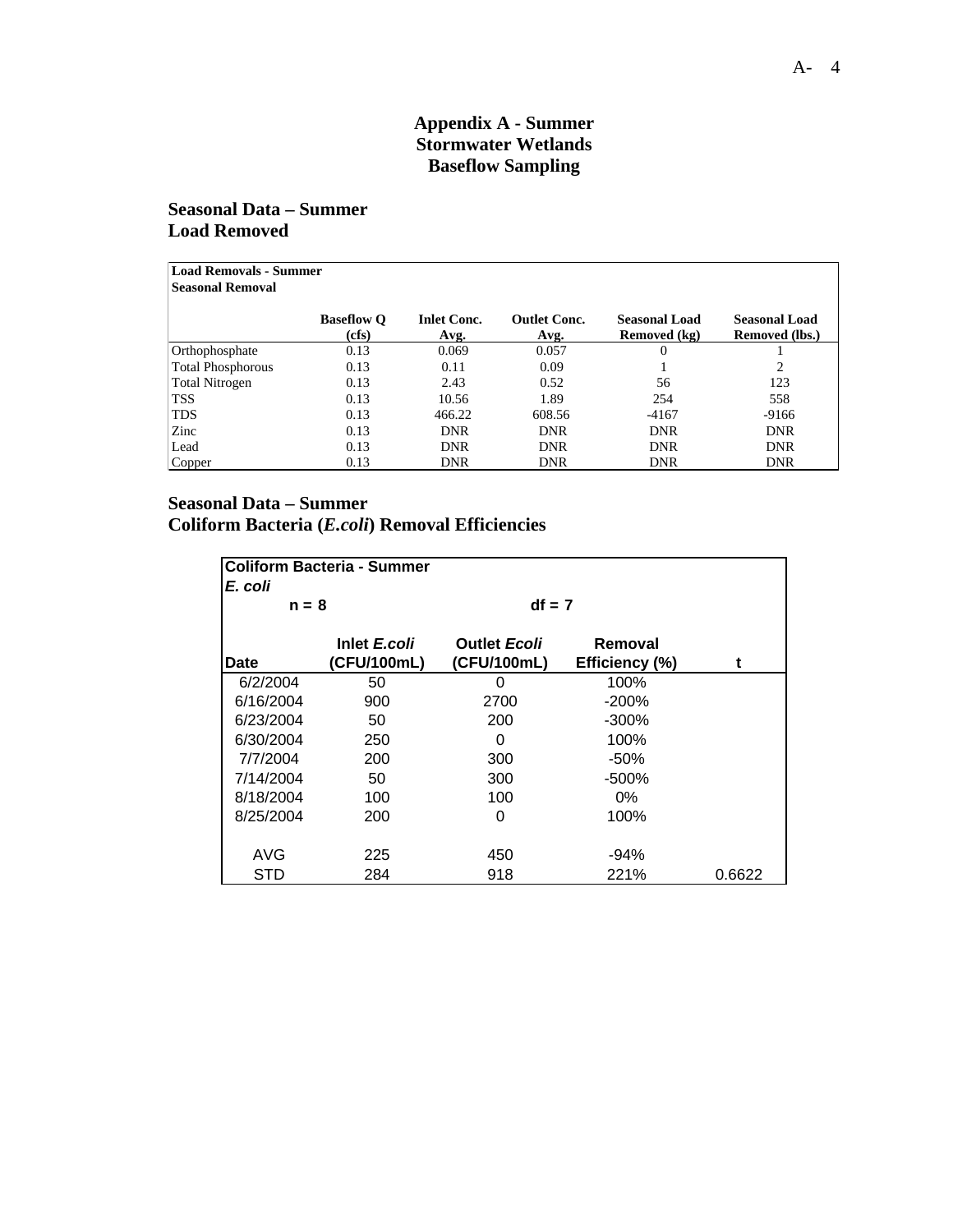# Appendix A - Summer
# Stormwater Wetlands
# Baseflow Sampling

## Seasonal Data – Summer
## Load Removed

| **Load Removals - Summer**<br>**Seasonal Removal** | | | | | |
|---|---|---|---|---|---|
| | **Baseflow Q (cfs)** | **Inlet Conc. Avg.** | **Outlet Conc. Avg.** | **Seasonal Load Removed (kg)** | **Seasonal Load Removed (lbs.)** |
| Orthophosphate | 0.13 | 0.069 | 0.057 | 0 | 1 |
| Total Phosphorous | 0.13 | 0.11 | 0.09 | 1 | 2 |
| Total Nitrogen | 0.13 | 2.43 | 0.52 | 56 | 123 |
| TSS | 0.13 | 10.56 | 1.89 | 254 | 558 |
| TDS | 0.13 | 466.22 | 608.56 | -4167 | -9166 |
| Zinc | 0.13 | DNR | DNR | DNR | DNR |
| Lead | 0.13 | DNR | DNR | DNR | DNR |
| Copper | 0.13 | DNR | DNR | DNR | DNR |

## Seasonal Data – Summer
## Coliform Bacteria (*E.coli*) Removal Efficiencies

| **Coliform Bacteria - Summer**<br>***E. coli***<br>**n = 8** | | **df = 7** | | |
|---|---|---|---|---|
| **Date** | **Inlet *E.coli* (CFU/100mL)** | **Outlet *Ecoli* (CFU/100mL)** | **Removal Efficiency (%)** | **t** |
| 6/2/2004 | 50 | 0 | 100% | |
| 6/16/2004 | 900 | 2700 | -200% | |
| 6/23/2004 | 50 | 200 | -300% | |
| 6/30/2004 | 250 | 0 | 100% | |
| 7/7/2004 | 200 | 300 | -50% | |
| 7/14/2004 | 50 | 300 | -500% | |
| 8/18/2004 | 100 | 100 | 0% | |
| 8/25/2004 | 200 | 0 | 100% | |
| AVG | 225 | 450 | -94% | |
| STD | 284 | 918 | 221% | 0.6622 |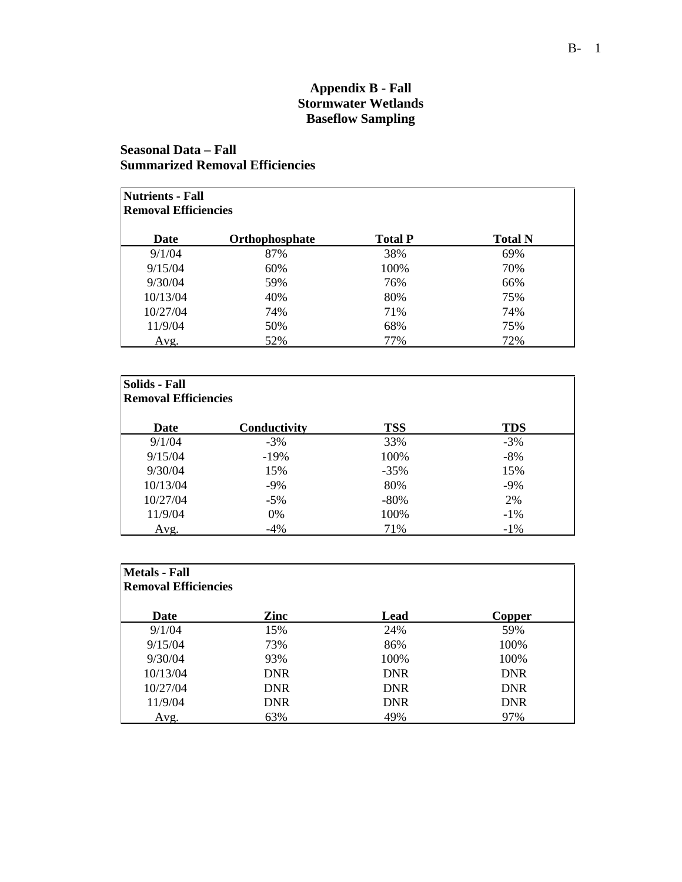# Appendix B - Fall
# Stormwater Wetlands
# Baseflow Sampling

## Seasonal Data – Fall
## Summarized Removal Efficiencies

**Nutrients - Fall**
**Removal Efficiencies**

| Date | Orthophosphate | Total P | Total N |
|---|---|---|---|
| 9/1/04 | 87% | 38% | 69% |
| 9/15/04 | 60% | 100% | 70% |
| 9/30/04 | 59% | 76% | 66% |
| 10/13/04 | 40% | 80% | 75% |
| 10/27/04 | 74% | 71% | 74% |
| 11/9/04 | 50% | 68% | 75% |
| Avg. | 52% | 77% | 72% |

**Solids - Fall**
**Removal Efficiencies**

| Date | Conductivity | TSS | TDS |
|---|---|---|---|
| 9/1/04 | -3% | 33% | -3% |
| 9/15/04 | -19% | 100% | -8% |
| 9/30/04 | 15% | -35% | 15% |
| 10/13/04 | -9% | 80% | -9% |
| 10/27/04 | -5% | -80% | 2% |
| 11/9/04 | 0% | 100% | -1% |
| Avg. | -4% | 71% | -1% |

**Metals - Fall**
**Removal Efficiencies**

| Date | Zinc | Lead | Copper |
|---|---|---|---|
| 9/1/04 | 15% | 24% | 59% |
| 9/15/04 | 73% | 86% | 100% |
| 9/30/04 | 93% | 100% | 100% |
| 10/13/04 | DNR | DNR | DNR |
| 10/27/04 | DNR | DNR | DNR |
| 11/9/04 | DNR | DNR | DNR |
| Avg. | 63% | 49% | 97% |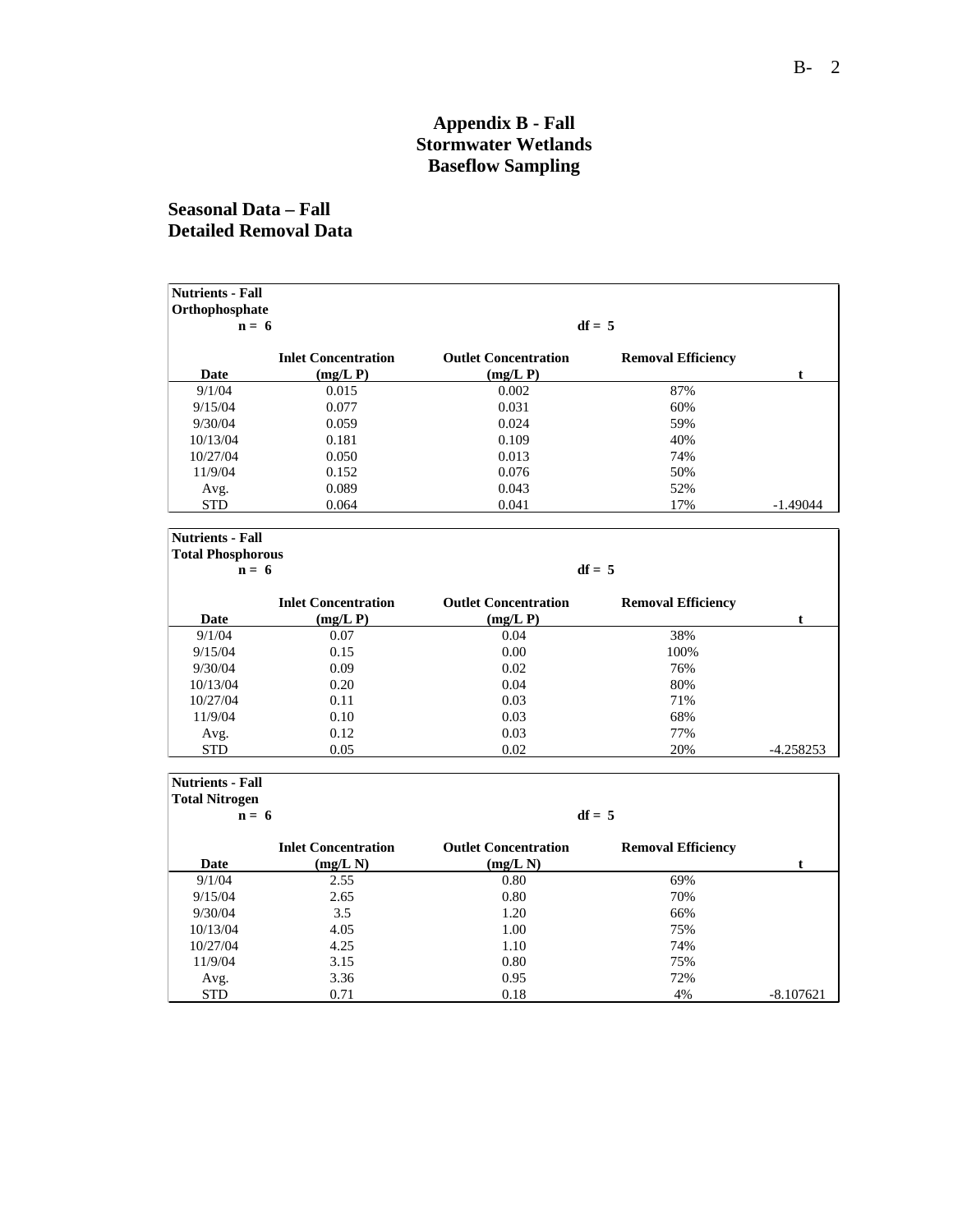# Appendix B - Fall
# Stormwater Wetlands
# Baseflow Sampling

## Seasonal Data – Fall
## Detailed Removal Data

**Nutrients - Fall**
**Orthophosphate**

| n = 6 | | df = 5 | | |
|---|---|---|---|---|
| **Date** | **Inlet Concentration (mg/L P)** | **Outlet Concentration (mg/L P)** | **Removal Efficiency** | **t** |
| 9/1/04 | 0.015 | 0.002 | 87% | |
| 9/15/04 | 0.077 | 0.031 | 60% | |
| 9/30/04 | 0.059 | 0.024 | 59% | |
| 10/13/04 | 0.181 | 0.109 | 40% | |
| 10/27/04 | 0.050 | 0.013 | 74% | |
| 11/9/04 | 0.152 | 0.076 | 50% | |
| Avg. | 0.089 | 0.043 | 52% | |
| STD | 0.064 | 0.041 | 17% | -1.49044 |

**Nutrients - Fall**
**Total Phosphorous**

| n = 6 | | df = 5 | | |
|---|---|---|---|---|
| **Date** | **Inlet Concentration (mg/L P)** | **Outlet Concentration (mg/L P)** | **Removal Efficiency** | **t** |
| 9/1/04 | 0.07 | 0.04 | 38% | |
| 9/15/04 | 0.15 | 0.00 | 100% | |
| 9/30/04 | 0.09 | 0.02 | 76% | |
| 10/13/04 | 0.20 | 0.04 | 80% | |
| 10/27/04 | 0.11 | 0.03 | 71% | |
| 11/9/04 | 0.10 | 0.03 | 68% | |
| Avg. | 0.12 | 0.03 | 77% | |
| STD | 0.05 | 0.02 | 20% | -4.258253 |

**Nutrients - Fall**
**Total Nitrogen**

| n = 6 | | df = 5 | | |
|---|---|---|---|---|
| **Date** | **Inlet Concentration (mg/L N)** | **Outlet Concentration (mg/L N)** | **Removal Efficiency** | **t** |
| 9/1/04 | 2.55 | 0.80 | 69% | |
| 9/15/04 | 2.65 | 0.80 | 70% | |
| 9/30/04 | 3.5 | 1.20 | 66% | |
| 10/13/04 | 4.05 | 1.00 | 75% | |
| 10/27/04 | 4.25 | 1.10 | 74% | |
| 11/9/04 | 3.15 | 0.80 | 75% | |
| Avg. | 3.36 | 0.95 | 72% | |
| STD | 0.71 | 0.18 | 4% | -8.107621 |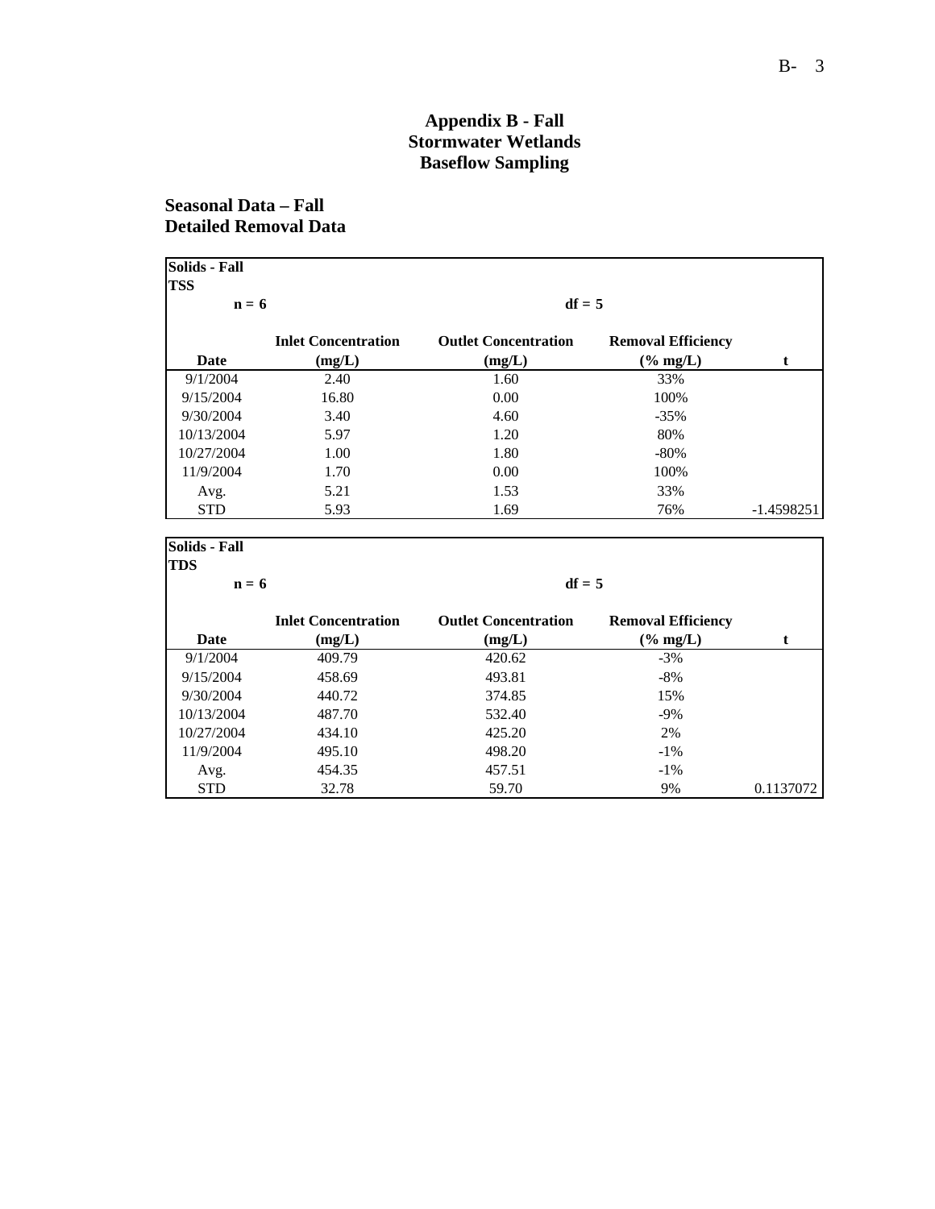# Appendix B - Fall
# Stormwater Wetlands
# Baseflow Sampling

## Seasonal Data – Fall
## Detailed Removal Data

**Solids - Fall**
**TSS**

| n = 6 | | df = 5 | | |
|---|---|---|---|---|
| **Date** | **Inlet Concentration (mg/L)** | **Outlet Concentration (mg/L)** | **Removal Efficiency (% mg/L)** | **t** |
| 9/1/2004 | 2.40 | 1.60 | 33% | |
| 9/15/2004 | 16.80 | 0.00 | 100% | |
| 9/30/2004 | 3.40 | 4.60 | -35% | |
| 10/13/2004 | 5.97 | 1.20 | 80% | |
| 10/27/2004 | 1.00 | 1.80 | -80% | |
| 11/9/2004 | 1.70 | 0.00 | 100% | |
| Avg. | 5.21 | 1.53 | 33% | |
| STD | 5.93 | 1.69 | 76% | -1.4598251 |

**Solids - Fall**
**TDS**

| n = 6 | | df = 5 | | |
|---|---|---|---|---|
| **Date** | **Inlet Concentration (mg/L)** | **Outlet Concentration (mg/L)** | **Removal Efficiency (% mg/L)** | **t** |
| 9/1/2004 | 409.79 | 420.62 | -3% | |
| 9/15/2004 | 458.69 | 493.81 | -8% | |
| 9/30/2004 | 440.72 | 374.85 | 15% | |
| 10/13/2004 | 487.70 | 532.40 | -9% | |
| 10/27/2004 | 434.10 | 425.20 | 2% | |
| 11/9/2004 | 495.10 | 498.20 | -1% | |
| Avg. | 454.35 | 457.51 | -1% | |
| STD | 32.78 | 59.70 | 9% | 0.1137072 |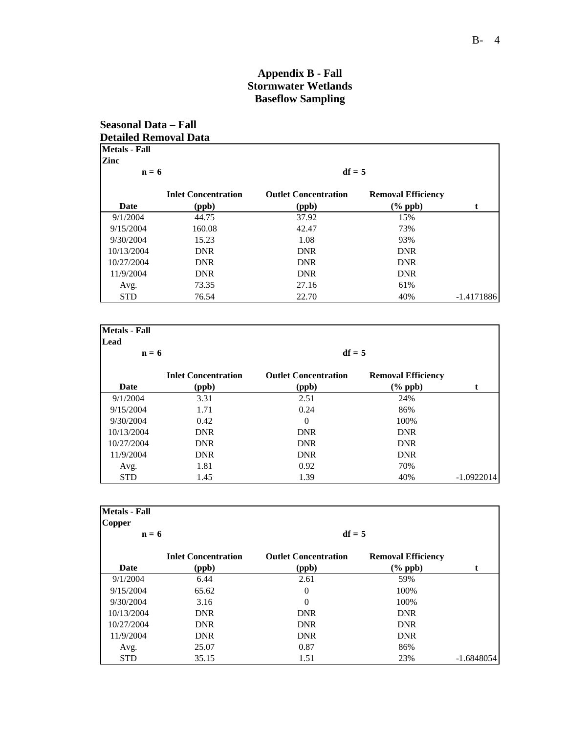# Appendix B - Fall
# Stormwater Wetlands
# Baseflow Sampling

## Seasonal Data – Fall
## Detailed Removal Data

**Metals - Fall**
**Zinc**

**n = 6** | **df = 5**

| Date | Inlet Concentration (ppb) | Outlet Concentration (ppb) | Removal Efficiency (% ppb) | t |
|---|---|---|---|---|
| 9/1/2004 | 44.75 | 37.92 | 15% | |
| 9/15/2004 | 160.08 | 42.47 | 73% | |
| 9/30/2004 | 15.23 | 1.08 | 93% | |
| 10/13/2004 | DNR | DNR | DNR | |
| 10/27/2004 | DNR | DNR | DNR | |
| 11/9/2004 | DNR | DNR | DNR | |
| Avg. | 73.35 | 27.16 | 61% | |
| STD | 76.54 | 22.70 | 40% | -1.4171886 |

**Metals - Fall**
**Lead**

**n = 6** | **df = 5**

| Date | Inlet Concentration (ppb) | Outlet Concentration (ppb) | Removal Efficiency (% ppb) | t |
|---|---|---|---|---|
| 9/1/2004 | 3.31 | 2.51 | 24% | |
| 9/15/2004 | 1.71 | 0.24 | 86% | |
| 9/30/2004 | 0.42 | 0 | 100% | |
| 10/13/2004 | DNR | DNR | DNR | |
| 10/27/2004 | DNR | DNR | DNR | |
| 11/9/2004 | DNR | DNR | DNR | |
| Avg. | 1.81 | 0.92 | 70% | |
| STD | 1.45 | 1.39 | 40% | -1.0922014 |

**Metals - Fall**
**Copper**

**n = 6** | **df = 5**

| Date | Inlet Concentration (ppb) | Outlet Concentration (ppb) | Removal Efficiency (% ppb) | t |
|---|---|---|---|---|
| 9/1/2004 | 6.44 | 2.61 | 59% | |
| 9/15/2004 | 65.62 | 0 | 100% | |
| 9/30/2004 | 3.16 | 0 | 100% | |
| 10/13/2004 | DNR | DNR | DNR | |
| 10/27/2004 | DNR | DNR | DNR | |
| 11/9/2004 | DNR | DNR | DNR | |
| Avg. | 25.07 | 0.87 | 86% | |
| STD | 35.15 | 1.51 | 23% | -1.6848054 |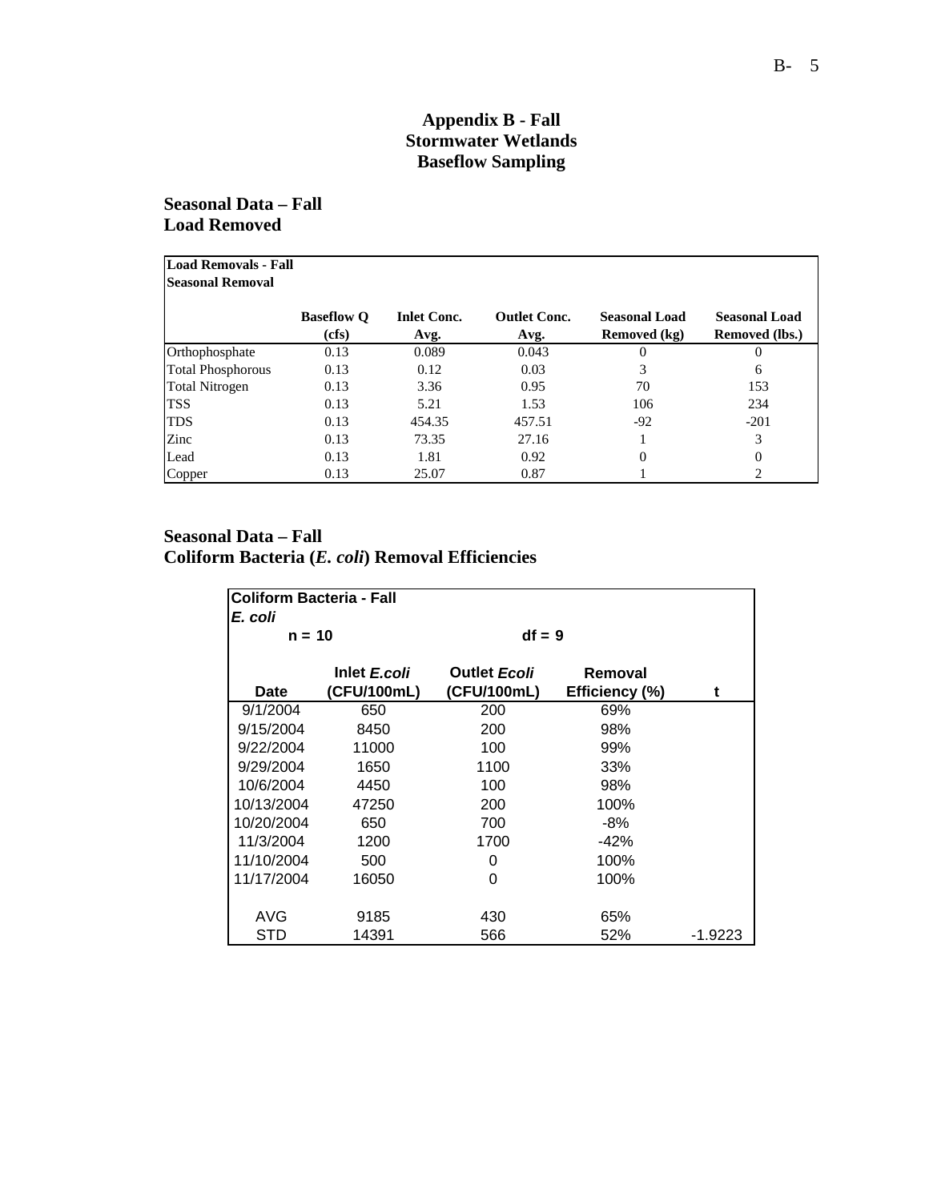# Appendix B - Fall
# Stormwater Wetlands
# Baseflow Sampling

## Seasonal Data – Fall
## Load Removed

**Load Removals - Fall**
**Seasonal Removal**

| | Baseflow Q (cfs) | Inlet Conc. Avg. | Outlet Conc. Avg. | Seasonal Load Removed (kg) | Seasonal Load Removed (lbs.) |
|---|---|---|---|---|---|
| Orthophosphate | 0.13 | 0.089 | 0.043 | 0 | 0 |
| Total Phosphorous | 0.13 | 0.12 | 0.03 | 3 | 6 |
| Total Nitrogen | 0.13 | 3.36 | 0.95 | 70 | 153 |
| TSS | 0.13 | 5.21 | 1.53 | 106 | 234 |
| TDS | 0.13 | 454.35 | 457.51 | -92 | -201 |
| Zinc | 0.13 | 73.35 | 27.16 | 1 | 3 |
| Lead | 0.13 | 1.81 | 0.92 | 0 | 0 |
| Copper | 0.13 | 25.07 | 0.87 | 1 | 2 |

## Seasonal Data – Fall
## Coliform Bacteria (*E. coli*) Removal Efficiencies

**Coliform Bacteria - Fall**
***E. coli***

n = 10 df = 9

| Date | Inlet *E.coli* (CFU/100mL) | Outlet *Ecoli* (CFU/100mL) | Removal Efficiency (%) | t |
|---|---|---|---|---|
| 9/1/2004 | 650 | 200 | 69% | |
| 9/15/2004 | 8450 | 200 | 98% | |
| 9/22/2004 | 11000 | 100 | 99% | |
| 9/29/2004 | 1650 | 1100 | 33% | |
| 10/6/2004 | 4450 | 100 | 98% | |
| 10/13/2004 | 47250 | 200 | 100% | |
| 10/20/2004 | 650 | 700 | -8% | |
| 11/3/2004 | 1200 | 1700 | -42% | |
| 11/10/2004 | 500 | 0 | 100% | |
| 11/17/2004 | 16050 | 0 | 100% | |
| AVG | 9185 | 430 | 65% | |
| STD | 14391 | 566 | 52% | -1.9223 |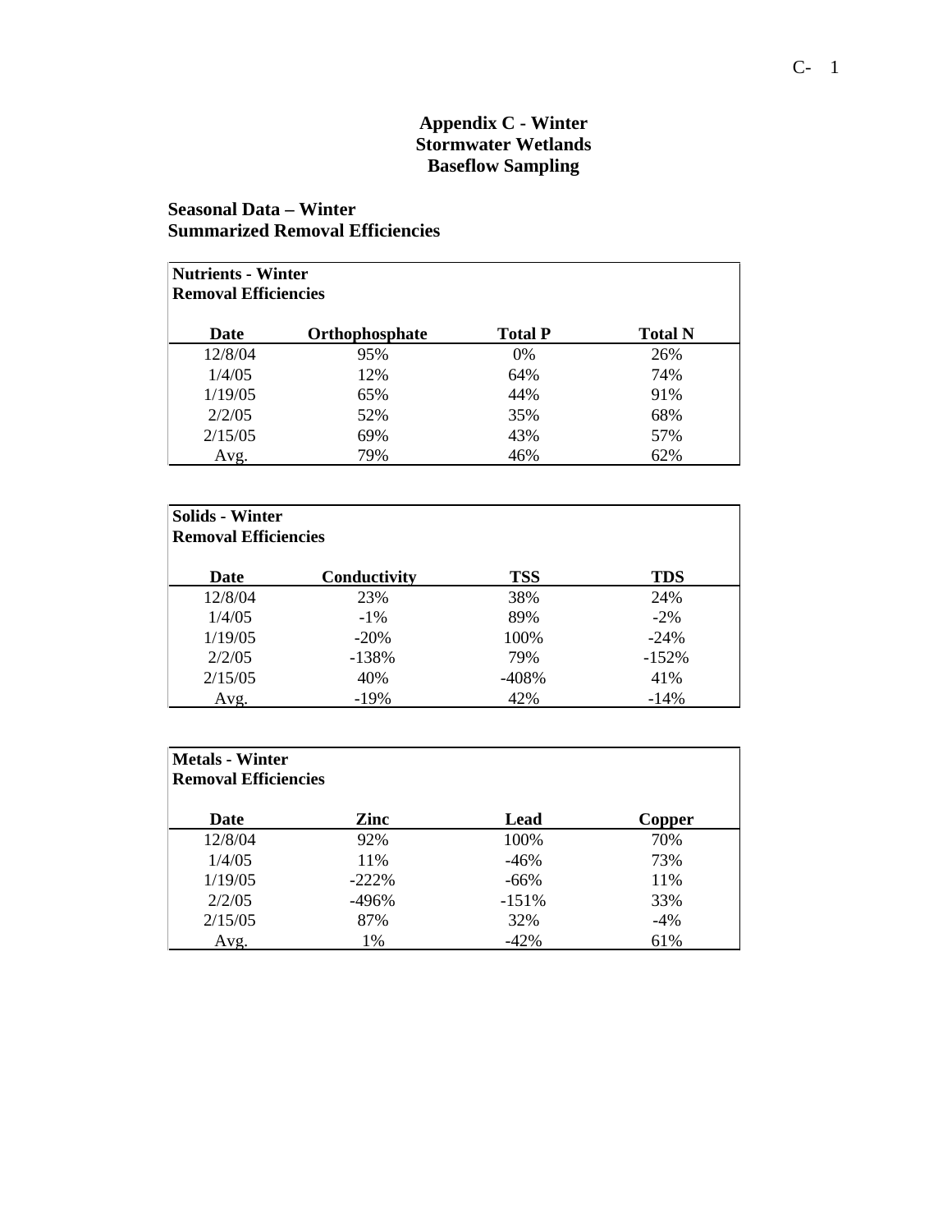# Appendix C - Winter
# Stormwater Wetlands
# Baseflow Sampling

## Seasonal Data – Winter
## Summarized Removal Efficiencies

**Nutrients - Winter**
**Removal Efficiencies**

| Date | Orthophosphate | Total P | Total N |
|---|---|---|---|
| 12/8/04 | 95% | 0% | 26% |
| 1/4/05 | 12% | 64% | 74% |
| 1/19/05 | 65% | 44% | 91% |
| 2/2/05 | 52% | 35% | 68% |
| 2/15/05 | 69% | 43% | 57% |
| Avg. | 79% | 46% | 62% |

**Solids - Winter**
**Removal Efficiencies**

| Date | Conductivity | TSS | TDS |
|---|---|---|---|
| 12/8/04 | 23% | 38% | 24% |
| 1/4/05 | -1% | 89% | -2% |
| 1/19/05 | -20% | 100% | -24% |
| 2/2/05 | -138% | 79% | -152% |
| 2/15/05 | 40% | -408% | 41% |
| Avg. | -19% | 42% | -14% |

**Metals - Winter**
**Removal Efficiencies**

| Date | Zinc | Lead | Copper |
|---|---|---|---|
| 12/8/04 | 92% | 100% | 70% |
| 1/4/05 | 11% | -46% | 73% |
| 1/19/05 | -222% | -66% | 11% |
| 2/2/05 | -496% | -151% | 33% |
| 2/15/05 | 87% | 32% | -4% |
| Avg. | 1% | -42% | 61% |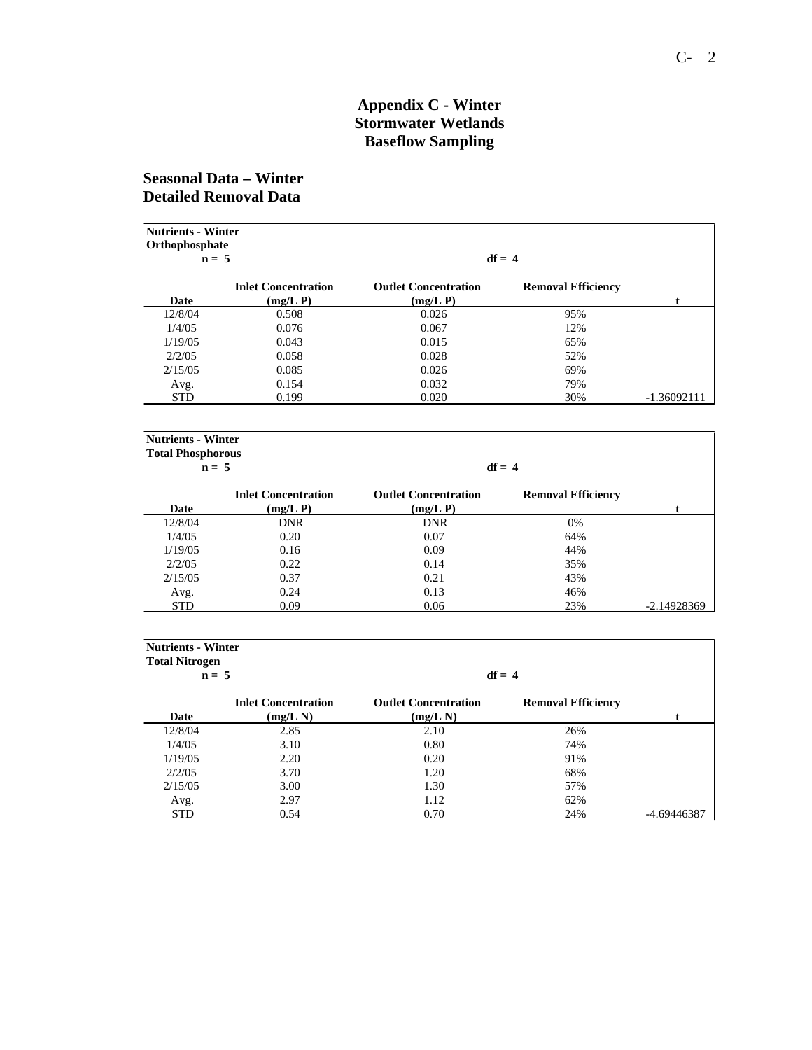# Appendix C - Winter Stormwater Wetlands Baseflow Sampling

## Seasonal Data – Winter Detailed Removal Data

**Nutrients - Winter**
**Orthophosphate**
**n = 5** **df = 4**

| Date | Inlet Concentration (mg/L P) | Outlet Concentration (mg/L P) | Removal Efficiency | t |
|---|---|---|---|---|
| 12/8/04 | 0.508 | 0.026 | 95% | |
| 1/4/05 | 0.076 | 0.067 | 12% | |
| 1/19/05 | 0.043 | 0.015 | 65% | |
| 2/2/05 | 0.058 | 0.028 | 52% | |
| 2/15/05 | 0.085 | 0.026 | 69% | |
| Avg. | 0.154 | 0.032 | 79% | |
| STD | 0.199 | 0.020 | 30% | -1.36092111 |

**Nutrients - Winter**
**Total Phosphorous**
**n = 5** **df = 4**

| Date | Inlet Concentration (mg/L P) | Outlet Concentration (mg/L P) | Removal Efficiency | t |
|---|---|---|---|---|
| 12/8/04 | DNR | DNR | 0% | |
| 1/4/05 | 0.20 | 0.07 | 64% | |
| 1/19/05 | 0.16 | 0.09 | 44% | |
| 2/2/05 | 0.22 | 0.14 | 35% | |
| 2/15/05 | 0.37 | 0.21 | 43% | |
| Avg. | 0.24 | 0.13 | 46% | |
| STD | 0.09 | 0.06 | 23% | -2.14928369 |

**Nutrients - Winter**
**Total Nitrogen**
**n = 5** **df = 4**

| Date | Inlet Concentration (mg/L N) | Outlet Concentration (mg/L N) | Removal Efficiency | t |
|---|---|---|---|---|
| 12/8/04 | 2.85 | 2.10 | 26% | |
| 1/4/05 | 3.10 | 0.80 | 74% | |
| 1/19/05 | 2.20 | 0.20 | 91% | |
| 2/2/05 | 3.70 | 1.20 | 68% | |
| 2/15/05 | 3.00 | 1.30 | 57% | |
| Avg. | 2.97 | 1.12 | 62% | |
| STD | 0.54 | 0.70 | 24% | -4.69446387 |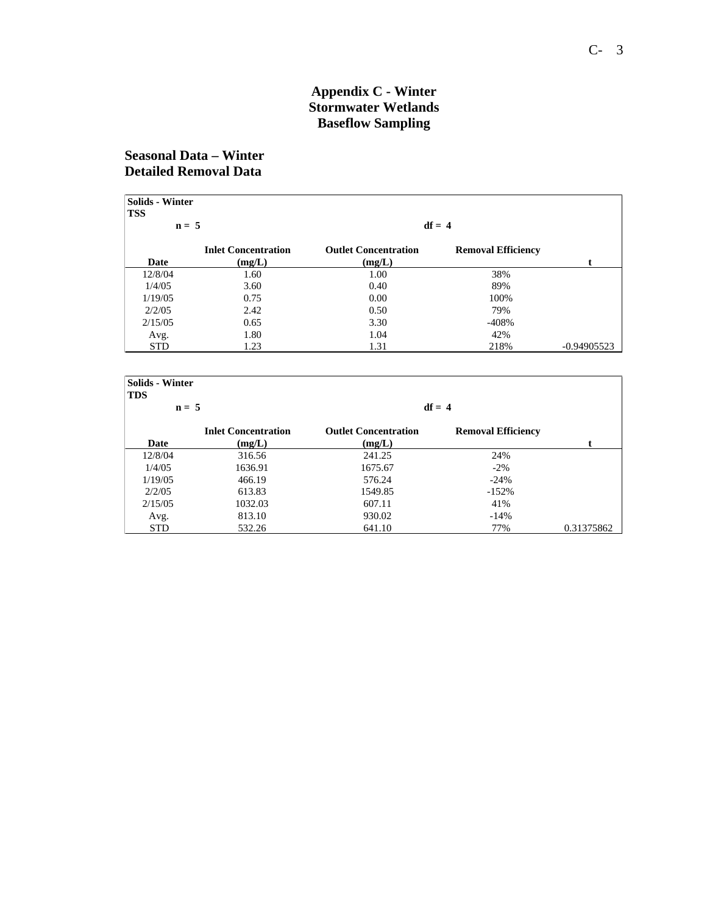# Appendix C - Winter
# Stormwater Wetlands
# Baseflow Sampling

## Seasonal Data – Winter
## Detailed Removal Data

**Solids - Winter**
**TSS**

**n = 5** **df = 4**

| Date | Inlet Concentration (mg/L) | Outlet Concentration (mg/L) | Removal Efficiency | t |
|---|---|---|---|---|
| 12/8/04 | 1.60 | 1.00 | 38% | |
| 1/4/05 | 3.60 | 0.40 | 89% | |
| 1/19/05 | 0.75 | 0.00 | 100% | |
| 2/2/05 | 2.42 | 0.50 | 79% | |
| 2/15/05 | 0.65 | 3.30 | -408% | |
| Avg. | 1.80 | 1.04 | 42% | |
| STD | 1.23 | 1.31 | 218% | -0.94905523 |

**Solids - Winter**
**TDS**

**n = 5** **df = 4**

| Date | Inlet Concentration (mg/L) | Outlet Concentration (mg/L) | Removal Efficiency | t |
|---|---|---|---|---|
| 12/8/04 | 316.56 | 241.25 | 24% | |
| 1/4/05 | 1636.91 | 1675.67 | -2% | |
| 1/19/05 | 466.19 | 576.24 | -24% | |
| 2/2/05 | 613.83 | 1549.85 | -152% | |
| 2/15/05 | 1032.03 | 607.11 | 41% | |
| Avg. | 813.10 | 930.02 | -14% | |
| STD | 532.26 | 641.10 | 77% | 0.31375862 |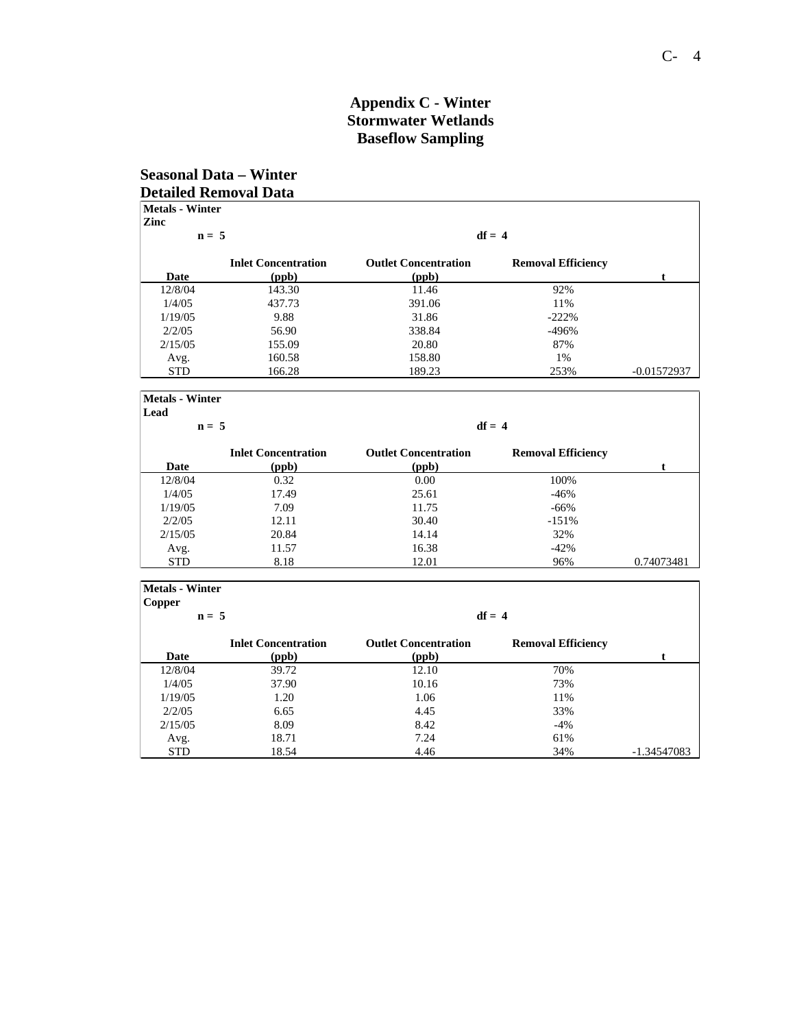# Appendix C - Winter
# Stormwater Wetlands
# Baseflow Sampling

## Seasonal Data – Winter
## Detailed Removal Data

**Metals - Winter**
**Zinc**

**n = 5** **df = 4**

| Date | Inlet Concentration (ppb) | Outlet Concentration (ppb) | Removal Efficiency | t |
|---|---|---|---|---|
| 12/8/04 | 143.30 | 11.46 | 92% | |
| 1/4/05 | 437.73 | 391.06 | 11% | |
| 1/19/05 | 9.88 | 31.86 | -222% | |
| 2/2/05 | 56.90 | 338.84 | -496% | |
| 2/15/05 | 155.09 | 20.80 | 87% | |
| Avg. | 160.58 | 158.80 | 1% | |
| STD | 166.28 | 189.23 | 253% | -0.01572937 |

**Metals - Winter**
**Lead**

**n = 5** **df = 4**

| Date | Inlet Concentration (ppb) | Outlet Concentration (ppb) | Removal Efficiency | t |
|---|---|---|---|---|
| 12/8/04 | 0.32 | 0.00 | 100% | |
| 1/4/05 | 17.49 | 25.61 | -46% | |
| 1/19/05 | 7.09 | 11.75 | -66% | |
| 2/2/05 | 12.11 | 30.40 | -151% | |
| 2/15/05 | 20.84 | 14.14 | 32% | |
| Avg. | 11.57 | 16.38 | -42% | |
| STD | 8.18 | 12.01 | 96% | 0.74073481 |

**Metals - Winter**
**Copper**

**n = 5** **df = 4**

| Date | Inlet Concentration (ppb) | Outlet Concentration (ppb) | Removal Efficiency | t |
|---|---|---|---|---|
| 12/8/04 | 39.72 | 12.10 | 70% | |
| 1/4/05 | 37.90 | 10.16 | 73% | |
| 1/19/05 | 1.20 | 1.06 | 11% | |
| 2/2/05 | 6.65 | 4.45 | 33% | |
| 2/15/05 | 8.09 | 8.42 | -4% | |
| Avg. | 18.71 | 7.24 | 61% | |
| STD | 18.54 | 4.46 | 34% | -1.34547083 |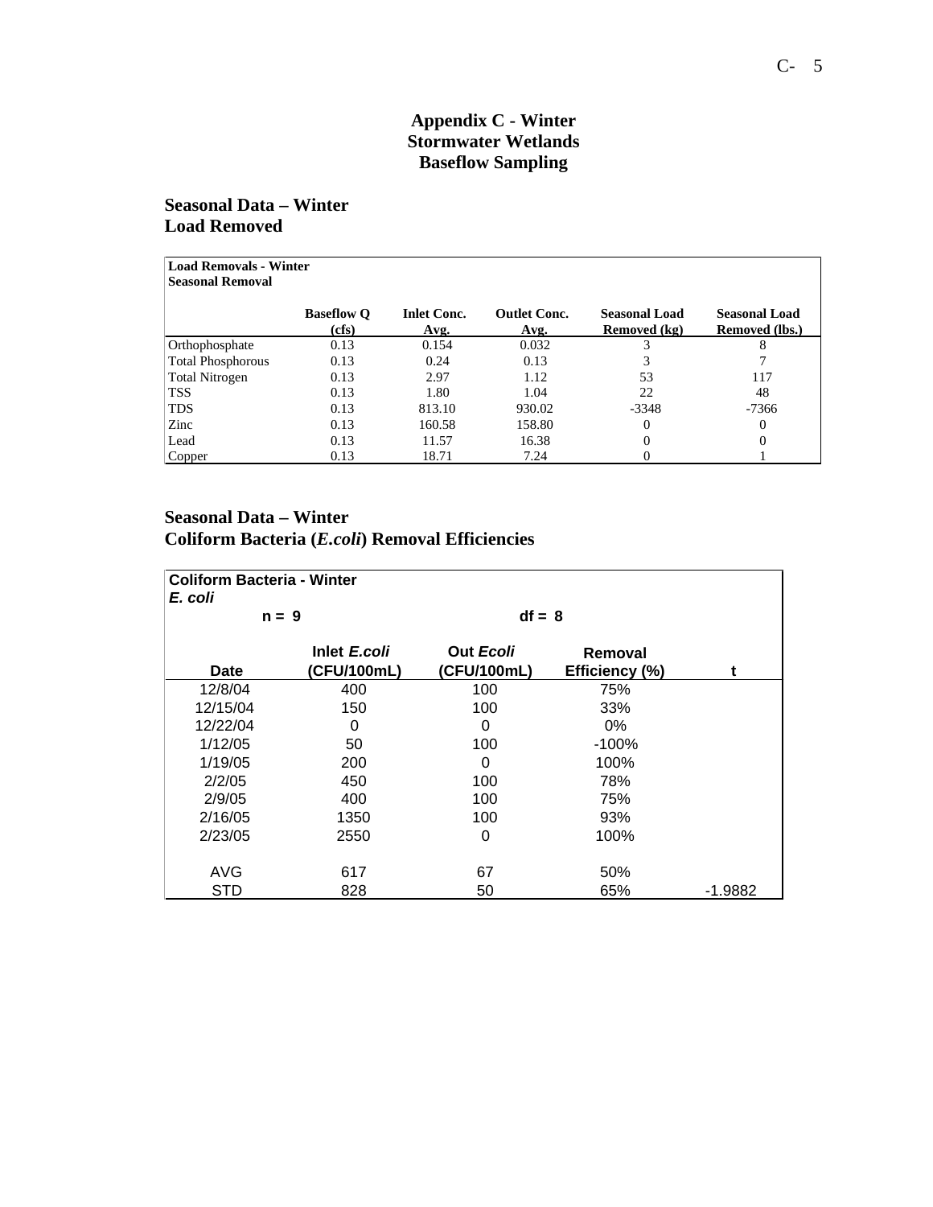# Appendix C - Winter
# Stormwater Wetlands
# Baseflow Sampling

## Seasonal Data – Winter
## Load Removed

**Load Removals - Winter**
**Seasonal Removal**

| | Baseflow Q (cfs) | Inlet Conc. Avg. | Outlet Conc. Avg. | Seasonal Load Removed (kg) | Seasonal Load Removed (lbs.) |
|---|---|---|---|---|---|
| Orthophosphate | 0.13 | 0.154 | 0.032 | 3 | 8 |
| Total Phosphorous | 0.13 | 0.24 | 0.13 | 3 | 7 |
| Total Nitrogen | 0.13 | 2.97 | 1.12 | 53 | 117 |
| TSS | 0.13 | 1.80 | 1.04 | 22 | 48 |
| TDS | 0.13 | 813.10 | 930.02 | -3348 | -7366 |
| Zinc | 0.13 | 160.58 | 158.80 | 0 | 0 |
| Lead | 0.13 | 11.57 | 16.38 | 0 | 0 |
| Copper | 0.13 | 18.71 | 7.24 | 0 | 1 |

## Seasonal Data – Winter
## Coliform Bacteria (*E.coli*) Removal Efficiencies

**Coliform Bacteria - Winter**
***E. coli***

n = 9 &nbsp;&nbsp;&nbsp;&nbsp; df = 8

| Date | Inlet *E.coli* (CFU/100mL) | Out *Ecoli* (CFU/100mL) | Removal Efficiency (%) | t |
|---|---|---|---|---|
| 12/8/04 | 400 | 100 | 75% | |
| 12/15/04 | 150 | 100 | 33% | |
| 12/22/04 | 0 | 0 | 0% | |
| 1/12/05 | 50 | 100 | -100% | |
| 1/19/05 | 200 | 0 | 100% | |
| 2/2/05 | 450 | 100 | 78% | |
| 2/9/05 | 400 | 100 | 75% | |
| 2/16/05 | 1350 | 100 | 93% | |
| 2/23/05 | 2550 | 0 | 100% | |
| AVG | 617 | 67 | 50% | |
| STD | 828 | 50 | 65% | -1.9882 |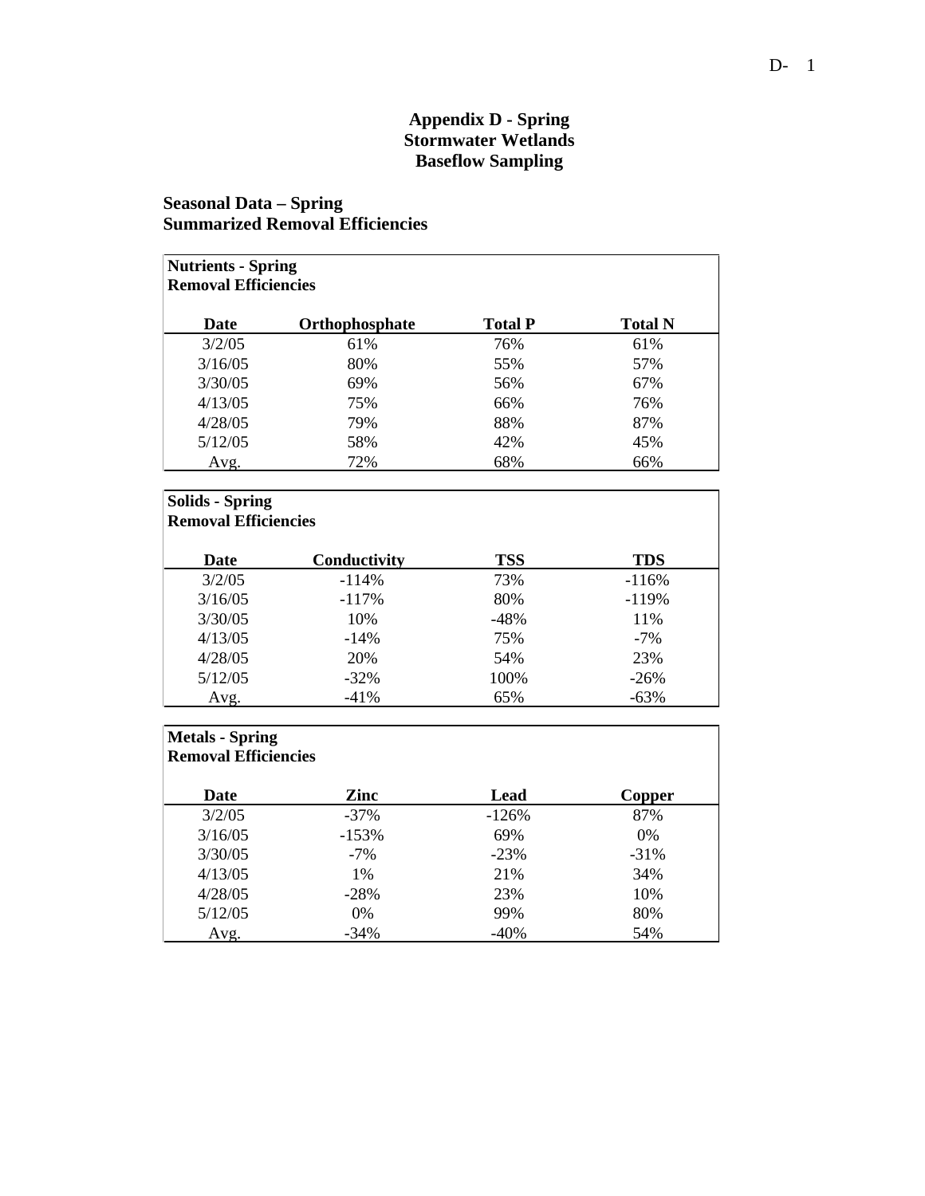# Appendix D - Spring
## Stormwater Wetlands
## Baseflow Sampling

### Seasonal Data – Spring
### Summarized Removal Efficiencies

**Nutrients - Spring**
**Removal Efficiencies**

| Date | Orthophosphate | Total P | Total N |
|---|---|---|---|
| 3/2/05 | 61% | 76% | 61% |
| 3/16/05 | 80% | 55% | 57% |
| 3/30/05 | 69% | 56% | 67% |
| 4/13/05 | 75% | 66% | 76% |
| 4/28/05 | 79% | 88% | 87% |
| 5/12/05 | 58% | 42% | 45% |
| Avg. | 72% | 68% | 66% |

**Solids - Spring**
**Removal Efficiencies**

| Date | Conductivity | TSS | TDS |
|---|---|---|---|
| 3/2/05 | -114% | 73% | -116% |
| 3/16/05 | -117% | 80% | -119% |
| 3/30/05 | 10% | -48% | 11% |
| 4/13/05 | -14% | 75% | -7% |
| 4/28/05 | 20% | 54% | 23% |
| 5/12/05 | -32% | 100% | -26% |
| Avg. | -41% | 65% | -63% |

**Metals - Spring**
**Removal Efficiencies**

| Date | Zinc | Lead | Copper |
|---|---|---|---|
| 3/2/05 | -37% | -126% | 87% |
| 3/16/05 | -153% | 69% | 0% |
| 3/30/05 | -7% | -23% | -31% |
| 4/13/05 | 1% | 21% | 34% |
| 4/28/05 | -28% | 23% | 10% |
| 5/12/05 | 0% | 99% | 80% |
| Avg. | -34% | -40% | 54% |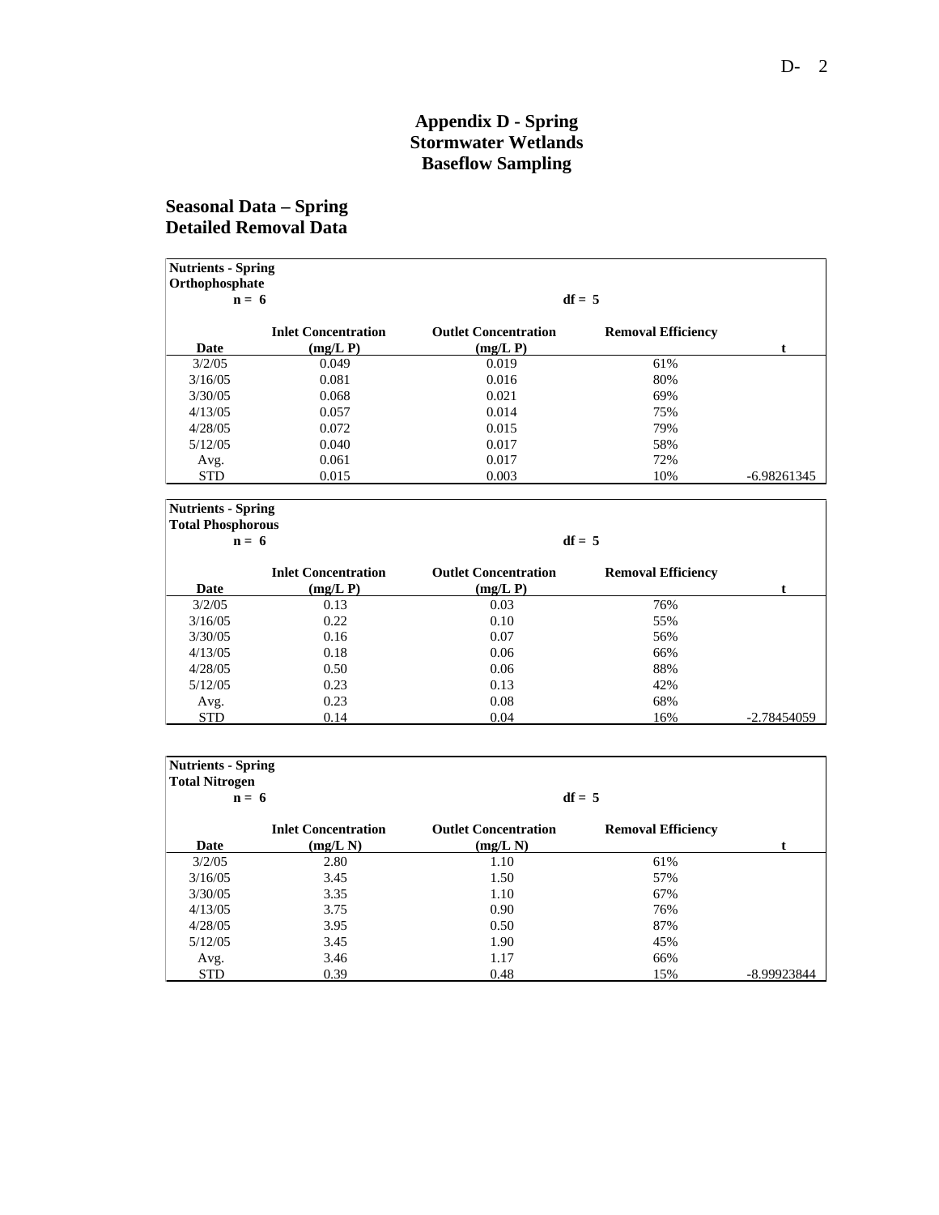# Appendix D - Spring
## Stormwater Wetlands
## Baseflow Sampling

### Seasonal Data – Spring
### Detailed Removal Data

**Nutrients - Spring**
**Orthophosphate**
**n = 6** **df = 5**

| Date | Inlet Concentration (mg/L P) | Outlet Concentration (mg/L P) | Removal Efficiency | t |
|---|---|---|---|---|
| 3/2/05 | 0.049 | 0.019 | 61% | |
| 3/16/05 | 0.081 | 0.016 | 80% | |
| 3/30/05 | 0.068 | 0.021 | 69% | |
| 4/13/05 | 0.057 | 0.014 | 75% | |
| 4/28/05 | 0.072 | 0.015 | 79% | |
| 5/12/05 | 0.040 | 0.017 | 58% | |
| Avg. | 0.061 | 0.017 | 72% | |
| STD | 0.015 | 0.003 | 10% | -6.98261345 |

**Nutrients - Spring**
**Total Phosphorous**
**n = 6** **df = 5**

| Date | Inlet Concentration (mg/L P) | Outlet Concentration (mg/L P) | Removal Efficiency | t |
|---|---|---|---|---|
| 3/2/05 | 0.13 | 0.03 | 76% | |
| 3/16/05 | 0.22 | 0.10 | 55% | |
| 3/30/05 | 0.16 | 0.07 | 56% | |
| 4/13/05 | 0.18 | 0.06 | 66% | |
| 4/28/05 | 0.50 | 0.06 | 88% | |
| 5/12/05 | 0.23 | 0.13 | 42% | |
| Avg. | 0.23 | 0.08 | 68% | |
| STD | 0.14 | 0.04 | 16% | -2.78454059 |

**Nutrients - Spring**
**Total Nitrogen**
**n = 6** **df = 5**

| Date | Inlet Concentration (mg/L N) | Outlet Concentration (mg/L N) | Removal Efficiency | t |
|---|---|---|---|---|
| 3/2/05 | 2.80 | 1.10 | 61% | |
| 3/16/05 | 3.45 | 1.50 | 57% | |
| 3/30/05 | 3.35 | 1.10 | 67% | |
| 4/13/05 | 3.75 | 0.90 | 76% | |
| 4/28/05 | 3.95 | 0.50 | 87% | |
| 5/12/05 | 3.45 | 1.90 | 45% | |
| Avg. | 3.46 | 1.17 | 66% | |
| STD | 0.39 | 0.48 | 15% | -8.99923844 |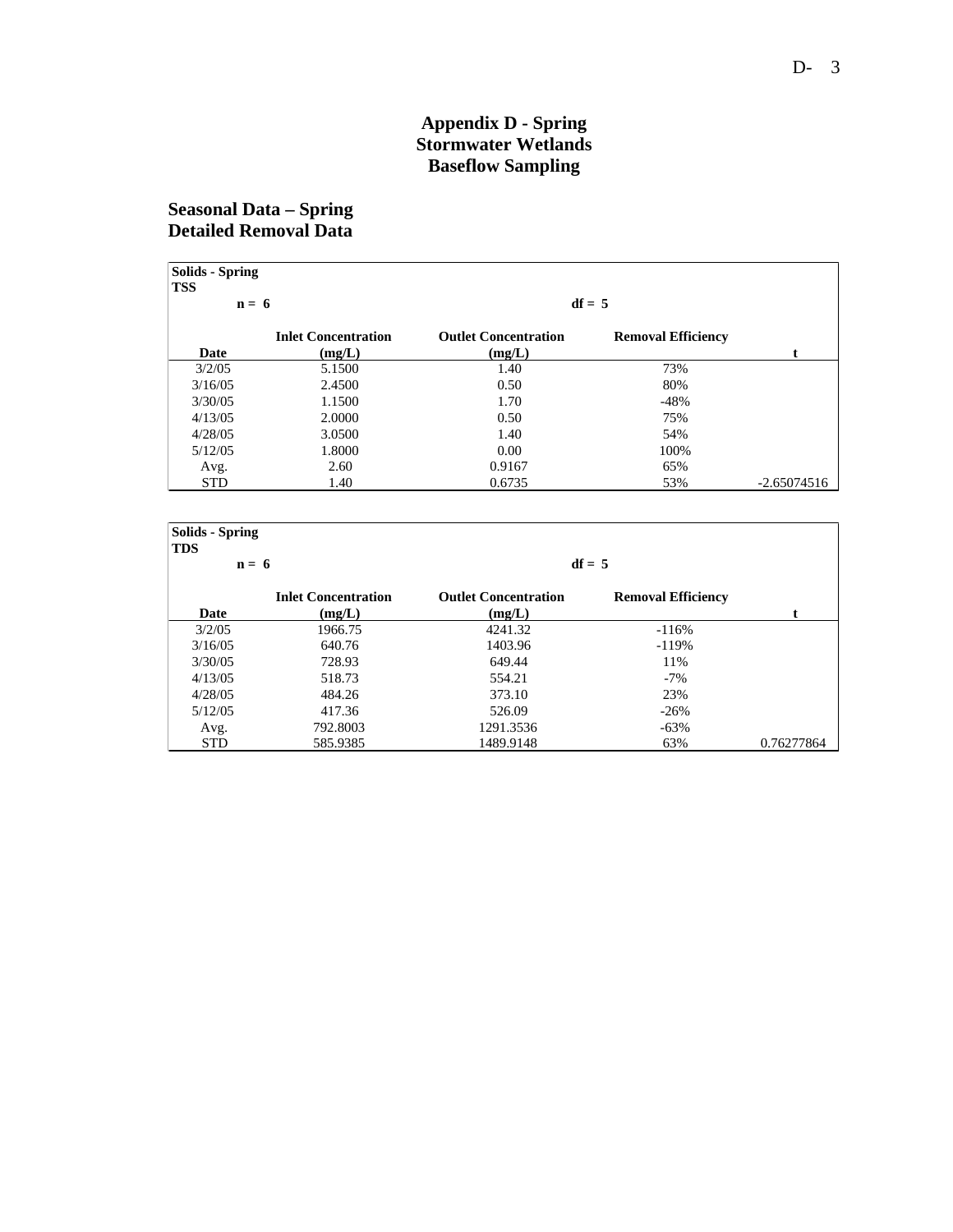# Appendix D - Spring
# Stormwater Wetlands
# Baseflow Sampling

## Seasonal Data – Spring
## Detailed Removal Data

**Solids - Spring**
**TSS**

| | n = 6 | df = 5 | | |
|---|---|---|---|---|
| **Date** | **Inlet Concentration (mg/L)** | **Outlet Concentration (mg/L)** | **Removal Efficiency** | **t** |
| 3/2/05 | 5.1500 | 1.40 | 73% | |
| 3/16/05 | 2.4500 | 0.50 | 80% | |
| 3/30/05 | 1.1500 | 1.70 | -48% | |
| 4/13/05 | 2.0000 | 0.50 | 75% | |
| 4/28/05 | 3.0500 | 1.40 | 54% | |
| 5/12/05 | 1.8000 | 0.00 | 100% | |
| Avg. | 2.60 | 0.9167 | 65% | |
| STD | 1.40 | 0.6735 | 53% | -2.65074516 |

**Solids - Spring**
**TDS**

| | n = 6 | df = 5 | | |
|---|---|---|---|---|
| **Date** | **Inlet Concentration (mg/L)** | **Outlet Concentration (mg/L)** | **Removal Efficiency** | **t** |
| 3/2/05 | 1966.75 | 4241.32 | -116% | |
| 3/16/05 | 640.76 | 1403.96 | -119% | |
| 3/30/05 | 728.93 | 649.44 | 11% | |
| 4/13/05 | 518.73 | 554.21 | -7% | |
| 4/28/05 | 484.26 | 373.10 | 23% | |
| 5/12/05 | 417.36 | 526.09 | -26% | |
| Avg. | 792.8003 | 1291.3536 | -63% | |
| STD | 585.9385 | 1489.9148 | 63% | 0.76277864 |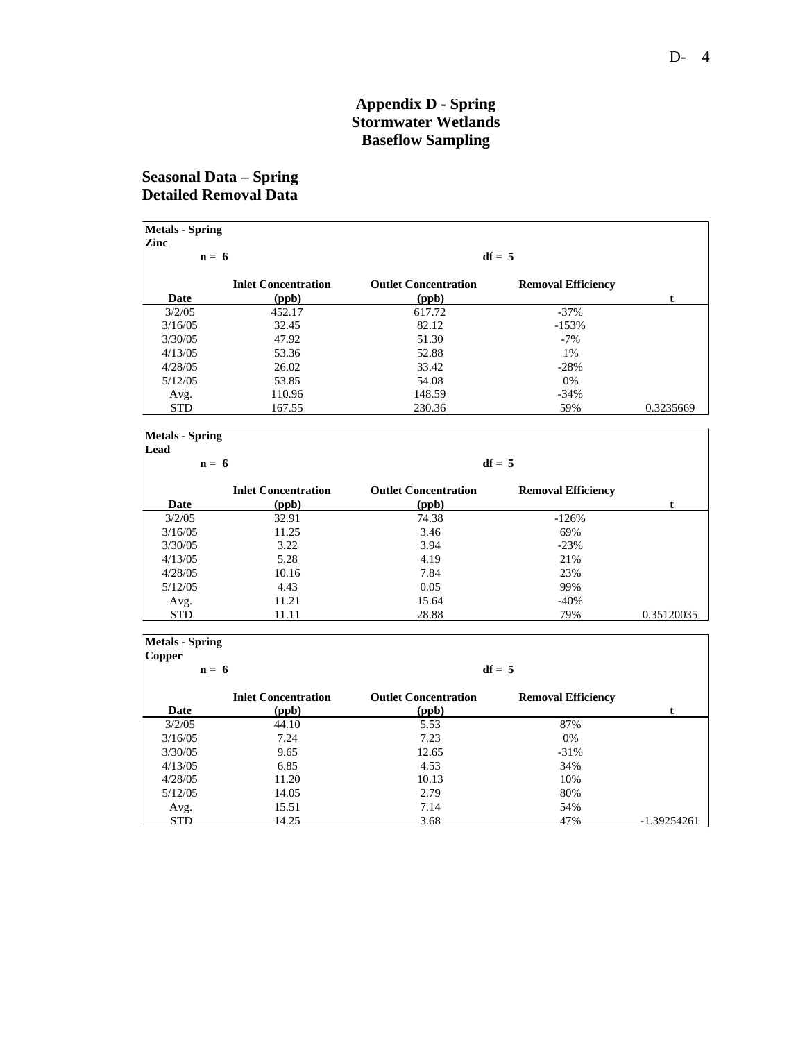# Appendix D - Spring
# Stormwater Wetlands
# Baseflow Sampling

## Seasonal Data – Spring
## Detailed Removal Data

**Metals - Spring**
**Zinc**

**n = 6** **df = 5**

| Date | Inlet Concentration (ppb) | Outlet Concentration (ppb) | Removal Efficiency | t |
|---|---|---|---|---|
| 3/2/05 | 452.17 | 617.72 | -37% | |
| 3/16/05 | 32.45 | 82.12 | -153% | |
| 3/30/05 | 47.92 | 51.30 | -7% | |
| 4/13/05 | 53.36 | 52.88 | 1% | |
| 4/28/05 | 26.02 | 33.42 | -28% | |
| 5/12/05 | 53.85 | 54.08 | 0% | |
| Avg. | 110.96 | 148.59 | -34% | |
| STD | 167.55 | 230.36 | 59% | 0.3235669 |

**Metals - Spring**
**Lead**

**n = 6** **df = 5**

| Date | Inlet Concentration (ppb) | Outlet Concentration (ppb) | Removal Efficiency | t |
|---|---|---|---|---|
| 3/2/05 | 32.91 | 74.38 | -126% | |
| 3/16/05 | 11.25 | 3.46 | 69% | |
| 3/30/05 | 3.22 | 3.94 | -23% | |
| 4/13/05 | 5.28 | 4.19 | 21% | |
| 4/28/05 | 10.16 | 7.84 | 23% | |
| 5/12/05 | 4.43 | 0.05 | 99% | |
| Avg. | 11.21 | 15.64 | -40% | |
| STD | 11.11 | 28.88 | 79% | 0.35120035 |

**Metals - Spring**
**Copper**

**n = 6** **df = 5**

| Date | Inlet Concentration (ppb) | Outlet Concentration (ppb) | Removal Efficiency | t |
|---|---|---|---|---|
| 3/2/05 | 44.10 | 5.53 | 87% | |
| 3/16/05 | 7.24 | 7.23 | 0% | |
| 3/30/05 | 9.65 | 12.65 | -31% | |
| 4/13/05 | 6.85 | 4.53 | 34% | |
| 4/28/05 | 11.20 | 10.13 | 10% | |
| 5/12/05 | 14.05 | 2.79 | 80% | |
| Avg. | 15.51 | 7.14 | 54% | |
| STD | 14.25 | 3.68 | 47% | -1.39254261 |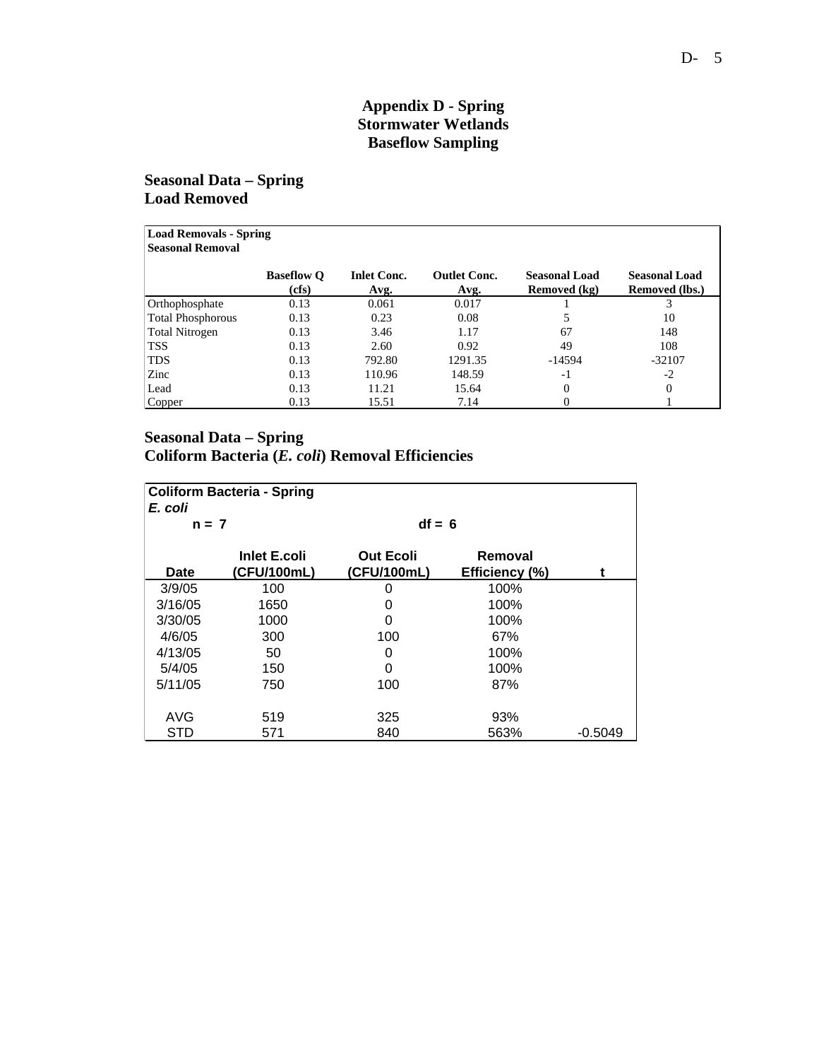# Appendix D - Spring
# Stormwater Wetlands
# Baseflow Sampling

## Seasonal Data – Spring
## Load Removed

**Load Removals - Spring**
**Seasonal Removal**

| | Baseflow Q (cfs) | Inlet Conc. Avg. | Outlet Conc. Avg. | Seasonal Load Removed (kg) | Seasonal Load Removed (lbs.) |
|---|---|---|---|---|---|
| Orthophosphate | 0.13 | 0.061 | 0.017 | 1 | 3 |
| Total Phosphorous | 0.13 | 0.23 | 0.08 | 5 | 10 |
| Total Nitrogen | 0.13 | 3.46 | 1.17 | 67 | 148 |
| TSS | 0.13 | 2.60 | 0.92 | 49 | 108 |
| TDS | 0.13 | 792.80 | 1291.35 | -14594 | -32107 |
| Zinc | 0.13 | 110.96 | 148.59 | -1 | -2 |
| Lead | 0.13 | 11.21 | 15.64 | 0 | 0 |
| Copper | 0.13 | 15.51 | 7.14 | 0 | 1 |

## Seasonal Data – Spring
## Coliform Bacteria (*E. coli*) Removal Efficiencies

**Coliform Bacteria - Spring**
***E. coli***
**n = 7** **df = 6**

| Date | Inlet E.coli (CFU/100mL) | Out Ecoli (CFU/100mL) | Removal Efficiency (%) | t |
|---|---|---|---|---|
| 3/9/05 | 100 | 0 | 100% | |
| 3/16/05 | 1650 | 0 | 100% | |
| 3/30/05 | 1000 | 0 | 100% | |
| 4/6/05 | 300 | 100 | 67% | |
| 4/13/05 | 50 | 0 | 100% | |
| 5/4/05 | 150 | 0 | 100% | |
| 5/11/05 | 750 | 100 | 87% | |
| AVG | 519 | 325 | 93% | |
| STD | 571 | 840 | 563% | -0.5049 |